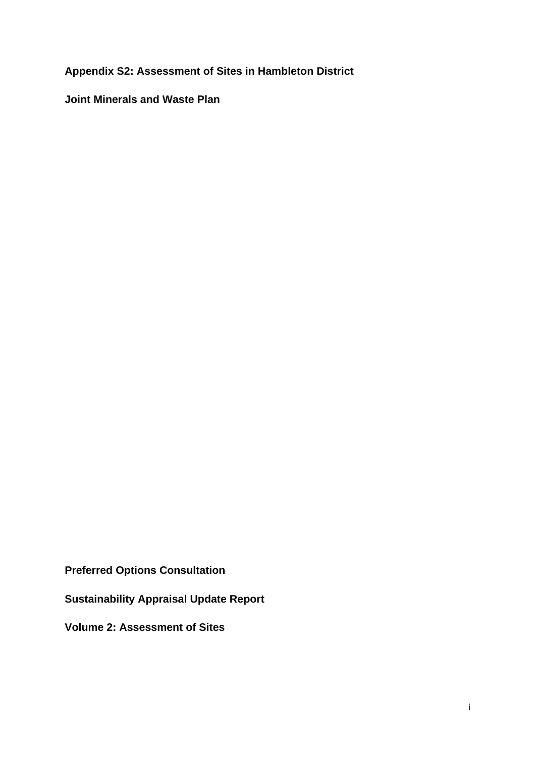**Appendix S2: Assessment of Sites in Hambleton District**

**Joint Minerals and Waste Plan**

**Preferred Options Consultation**

**Sustainability Appraisal Update Report**

**Volume 2: Assessment of Sites**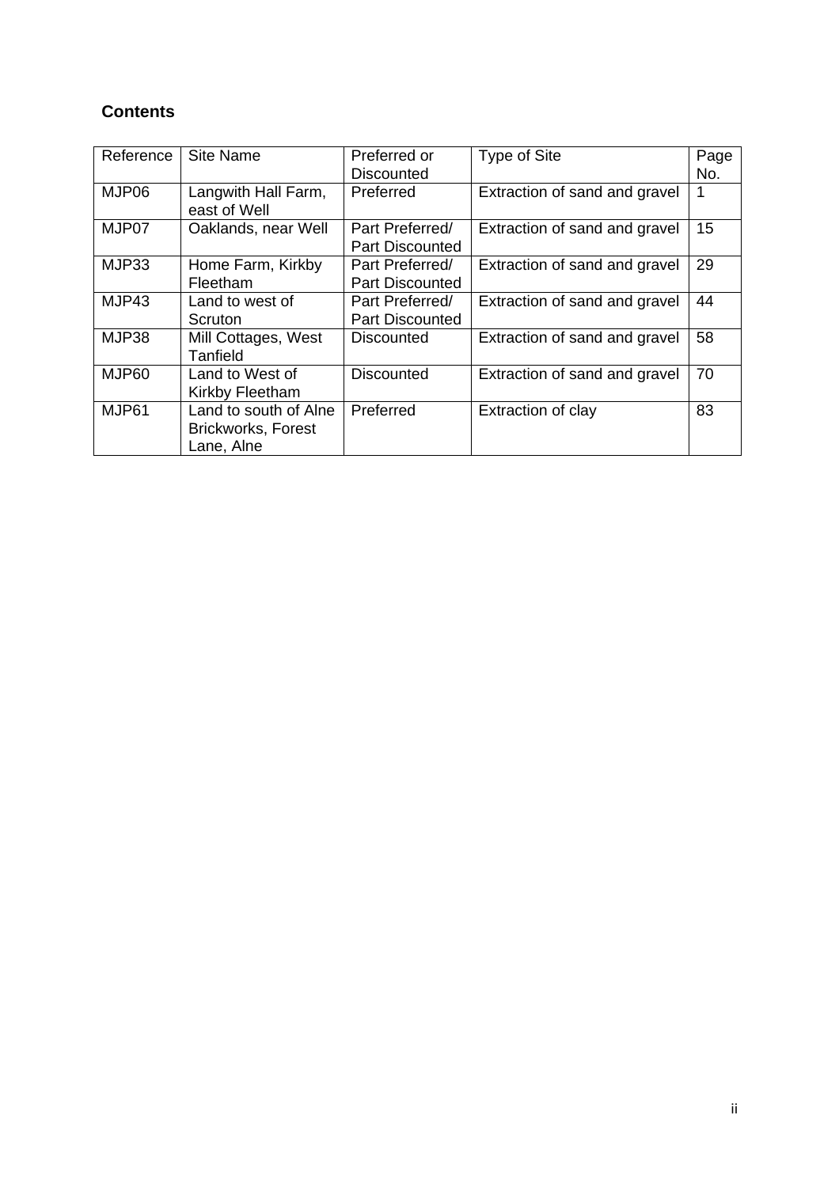**Contents**

| Reference | Site Name | Preferred or Discounted | Type of Site | Page No. |
|---|---|---|---|---|
| MJP06 | Langwith Hall Farm, east of Well | Preferred | Extraction of sand and gravel | 1 |
| MJP07 | Oaklands, near Well | Part Preferred/ Part Discounted | Extraction of sand and gravel | 15 |
| MJP33 | Home Farm, Kirkby Fleetham | Part Preferred/ Part Discounted | Extraction of sand and gravel | 29 |
| MJP43 | Land to west of Scruton | Part Preferred/ Part Discounted | Extraction of sand and gravel | 44 |
| MJP38 | Mill Cottages, West Tanfield | Discounted | Extraction of sand and gravel | 58 |
| MJP60 | Land to West of Kirkby Fleetham | Discounted | Extraction of sand and gravel | 70 |
| MJP61 | Land to south of Alne Brickworks, Forest Lane, Alne | Preferred | Extraction of clay | 83 |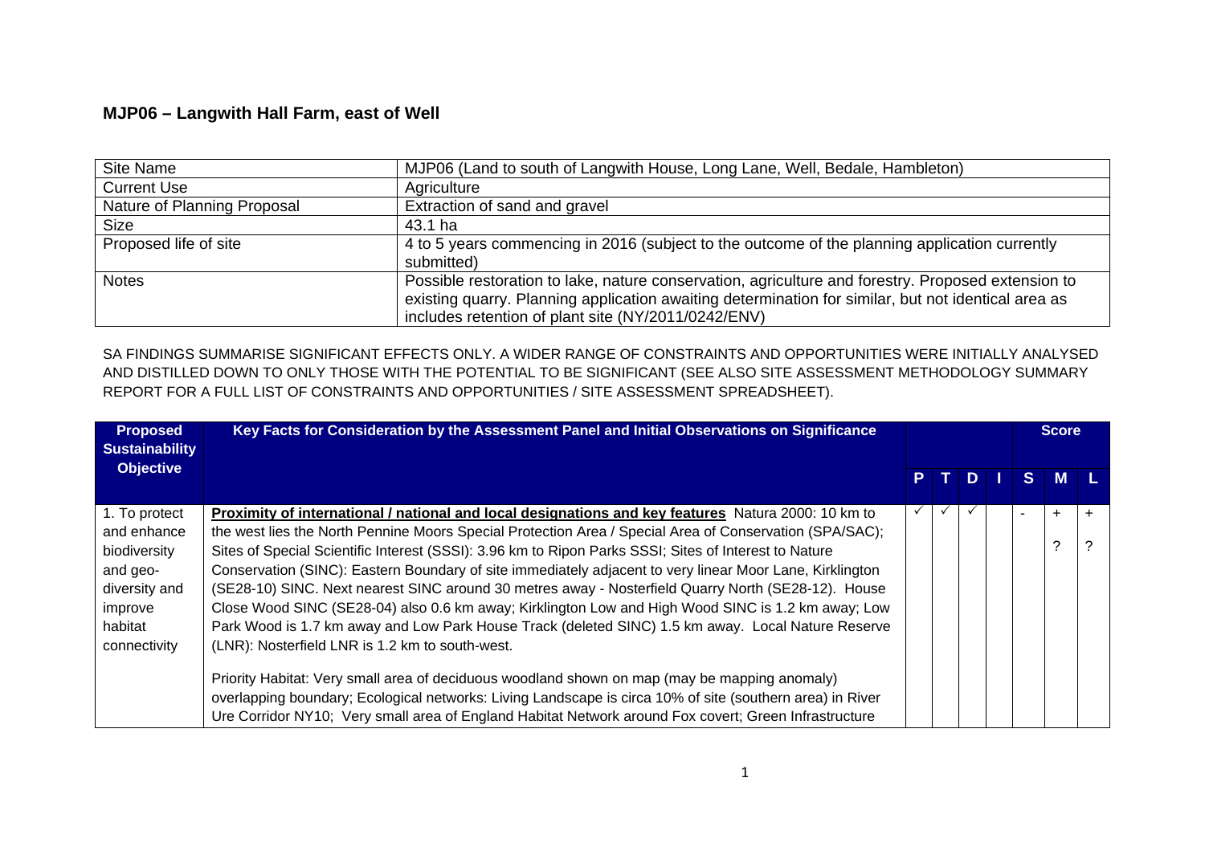## MJP06 – Langwith Hall Farm, east of Well

| Site Name | MJP06 (Land to south of Langwith House, Long Lane, Well, Bedale, Hambleton) |
|---|---|
| Current Use | Agriculture |
| Nature of Planning Proposal | Extraction of sand and gravel |
| Size | 43.1 ha |
| Proposed life of site | 4 to 5 years commencing in 2016 (subject to the outcome of the planning application currently submitted) |
| Notes | Possible restoration to lake, nature conservation, agriculture and forestry. Proposed extension to existing quarry. Planning application awaiting determination for similar, but not identical area as includes retention of plant site (NY/2011/0242/ENV) |

SA FINDINGS SUMMARISE SIGNIFICANT EFFECTS ONLY. A WIDER RANGE OF CONSTRAINTS AND OPPORTUNITIES WERE INITIALLY ANALYSED AND DISTILLED DOWN TO ONLY THOSE WITH THE POTENTIAL TO BE SIGNIFICANT (SEE ALSO SITE ASSESSMENT METHODOLOGY SUMMARY REPORT FOR A FULL LIST OF CONSTRAINTS AND OPPORTUNITIES / SITE ASSESSMENT SPREADSHEET).

| Proposed Sustainability Objective | Key Facts for Consideration by the Assessment Panel and Initial Observations on Significance | P | T | D | I | S | M | L |
|---|---|---|---|---|---|---|---|---|
| 1. To protect and enhance biodiversity and geo-diversity and improve habitat connectivity | **Proximity of international / national and local designations and key features** Natura 2000: 10 km to the west lies the North Pennine Moors Special Protection Area / Special Area of Conservation (SPA/SAC); Sites of Special Scientific Interest (SSSI): 3.96 km to Ripon Parks SSSI; Sites of Interest to Nature Conservation (SINC): Eastern Boundary of site immediately adjacent to very linear Moor Lane, Kirklington (SE28-10) SINC. Next nearest SINC around 30 metres away - Nosterfield Quarry North (SE28-12). House Close Wood SINC (SE28-04) also 0.6 km away; Kirklington Low and High Wood SINC is 1.2 km away; Low Park Wood is 1.7 km away and Low Park House Track (deleted SINC) 1.5 km away. Local Nature Reserve (LNR): Nosterfield LNR is 1.2 km to south-west.<br><br>Priority Habitat: Very small area of deciduous woodland shown on map (may be mapping anomaly) overlapping boundary; Ecological networks: Living Landscape is circa 10% of site (southern area) in River Ure Corridor NY10; Very small area of England Habitat Network around Fox covert; Green Infrastructure | ✓ | ✓ | ✓ | | - | +<br>? | +<br>? |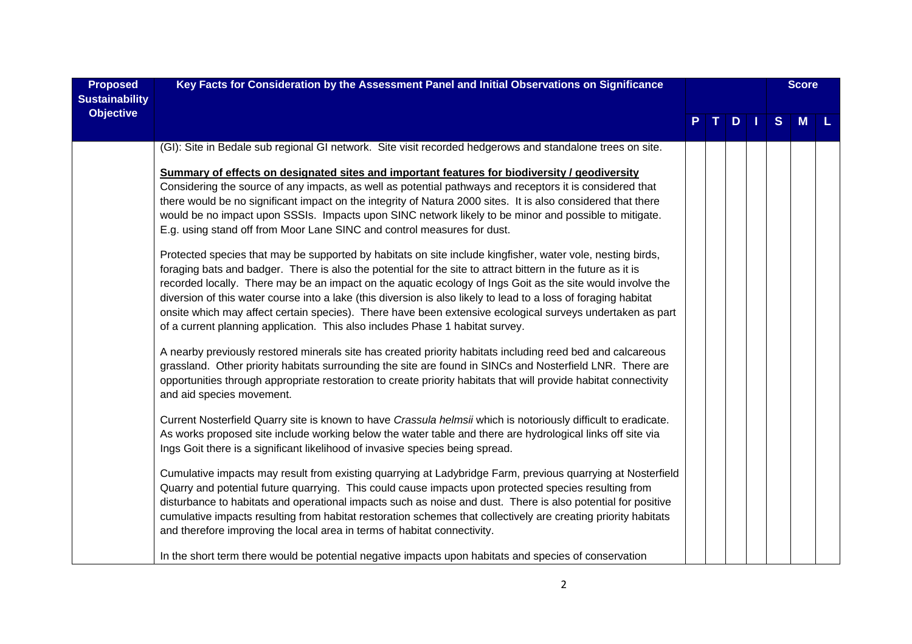| Proposed Sustainability Objective | Key Facts for Consideration by the Assessment Panel and Initial Observations on Significance | P | T | D | I | S | M | L |
|---|---|---|---|---|---|---|---|---|
| | (GI): Site in Bedale sub regional GI network. Site visit recorded hedgerows and standalone trees on site.<br><br>**Summary of effects on designated sites and important features for biodiversity / geodiversity**<br>Considering the source of any impacts, as well as potential pathways and receptors it is considered that there would be no significant impact on the integrity of Natura 2000 sites. It is also considered that there would be no impact upon SSSIs. Impacts upon SINC network likely to be minor and possible to mitigate. E.g. using stand off from Moor Lane SINC and control measures for dust.<br><br>Protected species that may be supported by habitats on site include kingfisher, water vole, nesting birds, foraging bats and badger. There is also the potential for the site to attract bittern in the future as it is recorded locally. There may be an impact on the aquatic ecology of Ings Goit as the site would involve the diversion of this water course into a lake (this diversion is also likely to lead to a loss of foraging habitat onsite which may affect certain species). There have been extensive ecological surveys undertaken as part of a current planning application. This also includes Phase 1 habitat survey.<br><br>A nearby previously restored minerals site has created priority habitats including reed bed and calcareous grassland. Other priority habitats surrounding the site are found in SINCs and Nosterfield LNR. There are opportunities through appropriate restoration to create priority habitats that will provide habitat connectivity and aid species movement.<br><br>Current Nosterfield Quarry site is known to have *Crassula helmsii* which is notoriously difficult to eradicate. As works proposed site include working below the water table and there are hydrological links off site via Ings Goit there is a significant likelihood of invasive species being spread.<br><br>Cumulative impacts may result from existing quarrying at Ladybridge Farm, previous quarrying at Nosterfield Quarry and potential future quarrying. This could cause impacts upon protected species resulting from disturbance to habitats and operational impacts such as noise and dust. There is also potential for positive cumulative impacts resulting from habitat restoration schemes that collectively are creating priority habitats and therefore improving the local area in terms of habitat connectivity.<br><br>In the short term there would be potential negative impacts upon habitats and species of conservation | | | | | | | |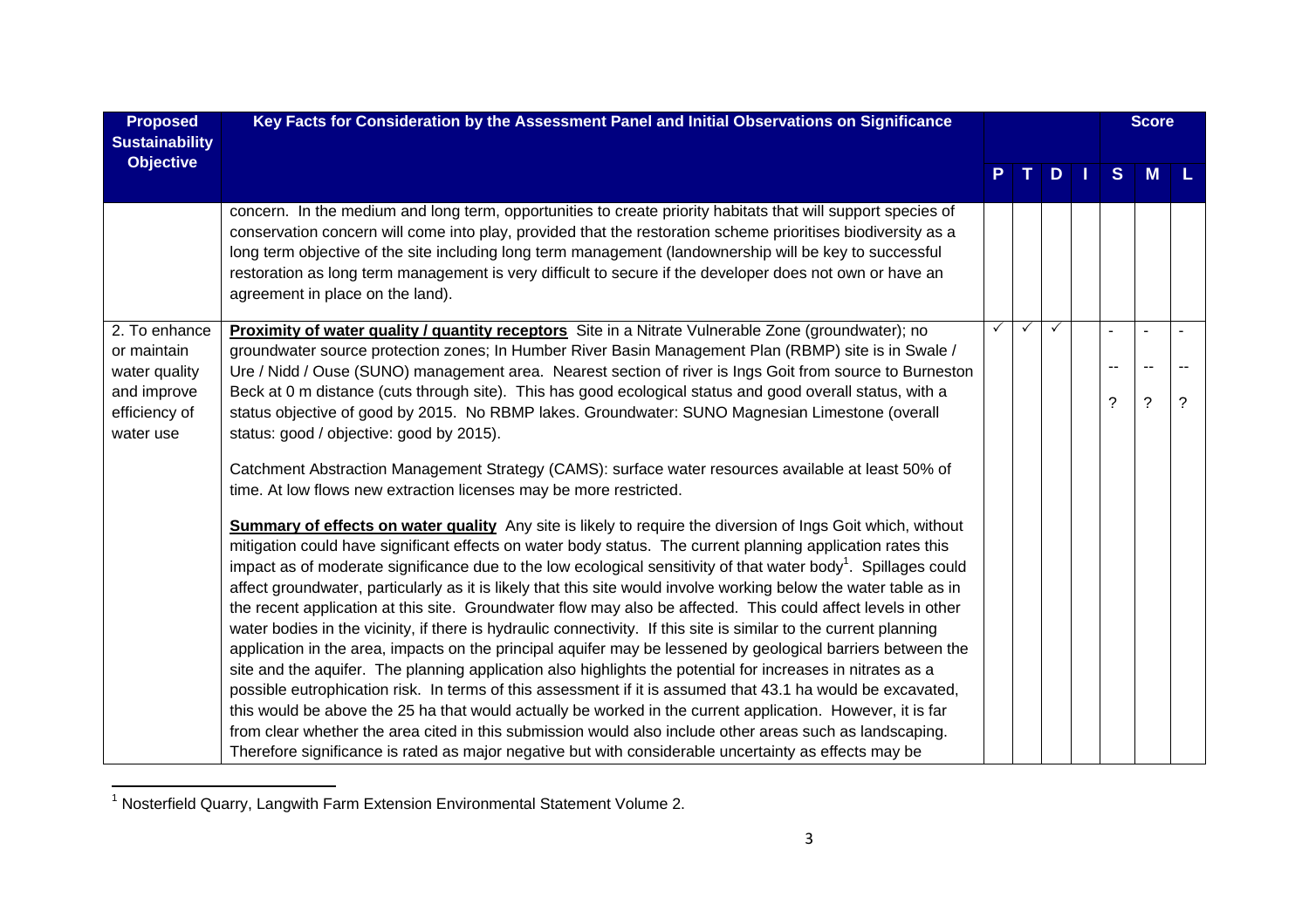| Proposed Sustainability Objective | Key Facts for Consideration by the Assessment Panel and Initial Observations on Significance | P | T | D | I | S | M | L |
|---|---|---|---|---|---|---|---|---|
| | concern. In the medium and long term, opportunities to create priority habitats that will support species of conservation concern will come into play, provided that the restoration scheme prioritises biodiversity as a long term objective of the site including long term management (landownership will be key to successful restoration as long term management is very difficult to secure if the developer does not own or have an agreement in place on the land). | | | | | | | |
| 2. To enhance or maintain water quality and improve efficiency of water use | **Proximity of water quality / quantity receptors** Site in a Nitrate Vulnerable Zone (groundwater); no groundwater source protection zones; In Humber River Basin Management Plan (RBMP) site is in Swale / Ure / Nidd / Ouse (SUNO) management area. Nearest section of river is Ings Goit from source to Burneston Beck at 0 m distance (cuts through site). This has good ecological status and good overall status, with a status objective of good by 2015. No RBMP lakes. Groundwater: SUNO Magnesian Limestone (overall status: good / objective: good by 2015).<br><br>Catchment Abstraction Management Strategy (CAMS): surface water resources available at least 50% of time. At low flows new extraction licenses may be more restricted.<br><br>**Summary of effects on water quality** Any site is likely to require the diversion of Ings Goit which, without mitigation could have significant effects on water body status. The current planning application rates this impact as of moderate significance due to the low ecological sensitivity of that water body[1]. Spillages could affect groundwater, particularly as it is likely that this site would involve working below the water table as in the recent application at this site. Groundwater flow may also be affected. This could affect levels in other water bodies in the vicinity, if there is hydraulic connectivity. If this site is similar to the current planning application in the area, impacts on the principal aquifer may be lessened by geological barriers between the site and the aquifer. The planning application also highlights the potential for increases in nitrates as a possible eutrophication risk. In terms of this assessment if it is assumed that 43.1 ha would be excavated, this would be above the 25 ha that would actually be worked in the current application. However, it is far from clear whether the area cited in this submission would also include other areas such as landscaping. Therefore significance is rated as major negative but with considerable uncertainty as effects may be | ✓ | ✓ | ✓ | | - <br>-- <br>? | - <br>-- <br>? | - <br>-- <br>? |

[1] Nosterfield Quarry, Langwith Farm Extension Environmental Statement Volume 2.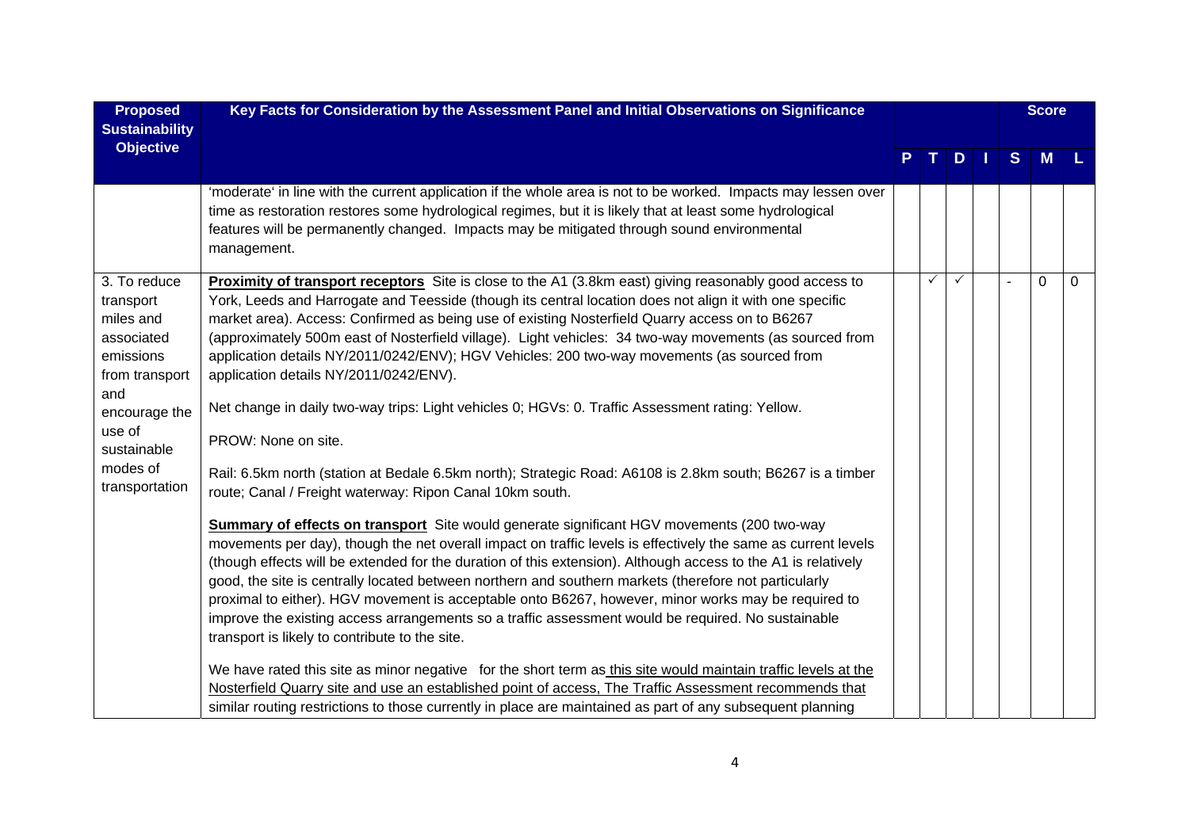| Proposed Sustainability Objective | Key Facts for Consideration by the Assessment Panel and Initial Observations on Significance | P | T | D | I | S | M | L |
|---|---|---|---|---|---|---|---|---|
| | | | | | | Score | | |
| | 'moderate' in line with the current application if the whole area is not to be worked. Impacts may lessen over time as restoration restores some hydrological regimes, but it is likely that at least some hydrological features will be permanently changed. Impacts may be mitigated through sound environmental management. | | | | | | | |
| 3. To reduce transport miles and associated emissions from transport and encourage the use of sustainable modes of transportation | **<u>Proximity of transport receptors</u>** Site is close to the A1 (3.8km east) giving reasonably good access to York, Leeds and Harrogate and Teesside (though its central location does not align it with one specific market area). Access: Confirmed as being use of existing Nosterfield Quarry access on to B6267 (approximately 500m east of Nosterfield village). Light vehicles: 34 two-way movements (as sourced from application details NY/2011/0242/ENV); HGV Vehicles: 200 two-way movements (as sourced from application details NY/2011/0242/ENV).<br><br>Net change in daily two-way trips: Light vehicles 0; HGVs: 0. Traffic Assessment rating: Yellow.<br><br>PROW: None on site.<br><br>Rail: 6.5km north (station at Bedale 6.5km north); Strategic Road: A6108 is 2.8km south; B6267 is a timber route; Canal / Freight waterway: Ripon Canal 10km south.<br><br>**<u>Summary of effects on transport</u>** Site would generate significant HGV movements (200 two-way movements per day), though the net overall impact on traffic levels is effectively the same as current levels (though effects will be extended for the duration of this extension). Although access to the A1 is relatively good, the site is centrally located between northern and southern markets (therefore not particularly proximal to either). HGV movement is acceptable onto B6267, however, minor works may be required to improve the existing access arrangements so a traffic assessment would be required. No sustainable transport is likely to contribute to the site.<br><br>We have rated this site as minor negative for the short term as <u>this site would maintain traffic levels at the Nosterfield Quarry site and use an established point of access, The Traffic Assessment recommends that similar routing restrictions to those currently in place are maintained as part of any subsequent planning</u> | | ✓ | ✓ | | - | 0 | 0 |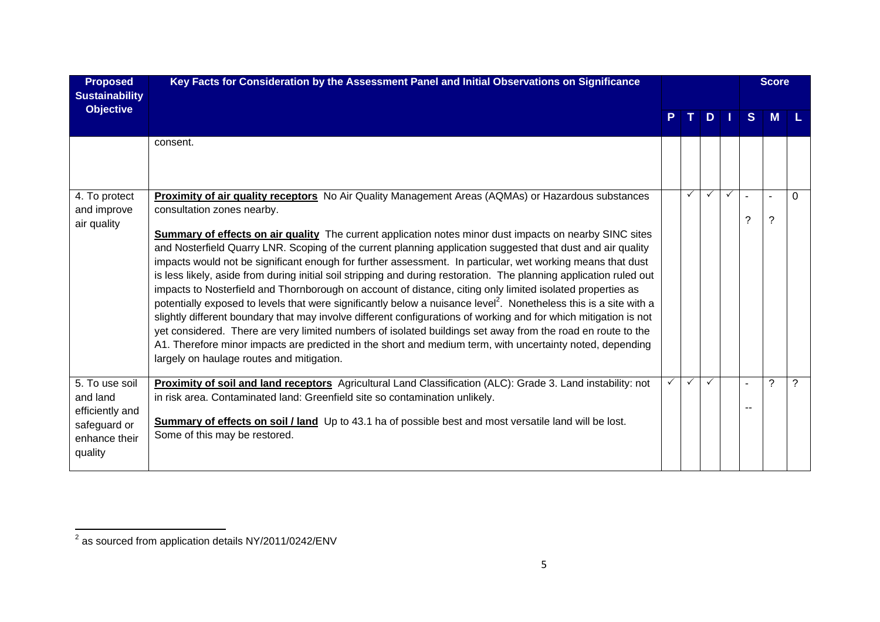| Proposed Sustainability Objective | Key Facts for Consideration by the Assessment Panel and Initial Observations on Significance | P | T | D | I | Score S | Score M | Score L |
|---|---|---|---|---|---|---|---|---|
| | consent. | | | | | | | |
| 4. To protect and improve air quality | **Proximity of air quality receptors** No Air Quality Management Areas (AQMAs) or Hazardous substances consultation zones nearby.<br><br>**Summary of effects on air quality** The current application notes minor dust impacts on nearby SINC sites and Nosterfield Quarry LNR. Scoping of the current planning application suggested that dust and air quality impacts would not be significant enough for further assessment. In particular, wet working means that dust is less likely, aside from during initial soil stripping and during restoration. The planning application ruled out impacts to Nosterfield and Thornborough on account of distance, citing only limited isolated properties as potentially exposed to levels that were significantly below a nuisance level[2]. Nonetheless this is a site with a slightly different boundary that may involve different configurations of working and for which mitigation is not yet considered. There are very limited numbers of isolated buildings set away from the road en route to the A1. Therefore minor impacts are predicted in the short and medium term, with uncertainty noted, depending largely on haulage routes and mitigation. | | ✓ | ✓ | ✓ | - ? | - ? | 0 |
| 5. To use soil and land efficiently and safeguard or enhance their quality | **Proximity of soil and land receptors** Agricultural Land Classification (ALC): Grade 3. Land instability: not in risk area. Contaminated land: Greenfield site so contamination unlikely.<br><br>**Summary of effects on soil / land** Up to 43.1 ha of possible best and most versatile land will be lost. Some of this may be restored. | ✓ | ✓ | ✓ | | - -- | ? | ? |

[2] as sourced from application details NY/2011/0242/ENV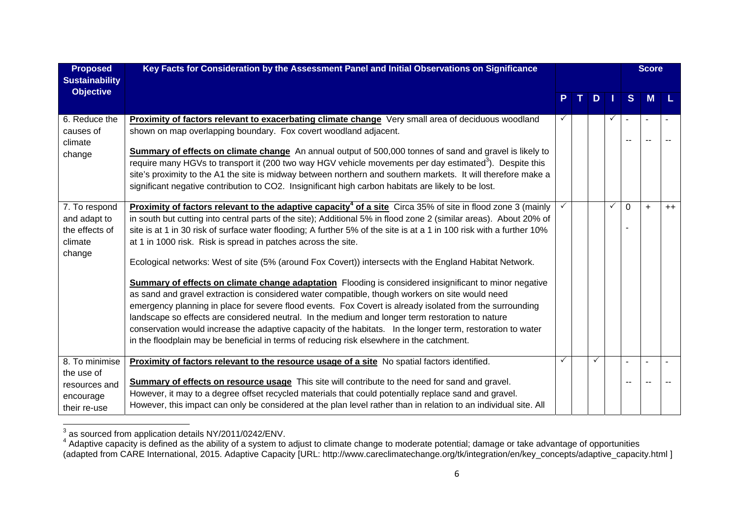| Proposed Sustainability Objective | Key Facts for Consideration by the Assessment Panel and Initial Observations on Significance | P | T | D | I | S | M | L |
|---|---|---|---|---|---|---|---|---|
| | | | | | | **Score** | | |
| 6. Reduce the causes of climate change | **Proximity of factors relevant to exacerbating climate change** Very small area of deciduous woodland shown on map overlapping boundary. Fox covert woodland adjacent.<br><br>**Summary of effects on climate change** An annual output of 500,000 tonnes of sand and gravel is likely to require many HGVs to transport it (200 two way HGV vehicle movements per day estimated[3]). Despite this site's proximity to the A1 the site is midway between northern and southern markets. It will therefore make a significant negative contribution to CO2. Insignificant high carbon habitats are likely to be lost. | ✓ | | | ✓ | -<br>-- | -<br>-- | -<br>-- |
| 7. To respond and adapt to the effects of climate change | **Proximity of factors relevant to the adaptive capacity[4] of a site** Circa 35% of site in flood zone 3 (mainly in south but cutting into central parts of the site); Additional 5% in flood zone 2 (similar areas). About 20% of site is at 1 in 30 risk of surface water flooding; A further 5% of the site is at a 1 in 100 risk with a further 10% at 1 in 1000 risk. Risk is spread in patches across the site.<br><br>Ecological networks: West of site (5% (around Fox Covert)) intersects with the England Habitat Network.<br><br>**Summary of effects on climate change adaptation** Flooding is considered insignificant to minor negative as sand and gravel extraction is considered water compatible, though workers on site would need emergency planning in place for severe flood events. Fox Covert is already isolated from the surrounding landscape so effects are considered neutral. In the medium and longer term restoration to nature conservation would increase the adaptive capacity of the habitats. In the longer term, restoration to water in the floodplain may be beneficial in terms of reducing risk elsewhere in the catchment. | ✓ | | | ✓ | 0<br>- | + | ++ |
| 8. To minimise the use of resources and encourage their re-use | **Proximity of factors relevant to the resource usage of a site** No spatial factors identified.<br><br>**Summary of effects on resource usage** This site will contribute to the need for sand and gravel. However, it may to a degree offset recycled materials that could potentially replace sand and gravel. However, this impact can only be considered at the plan level rather than in relation to an individual site. All | ✓ | | ✓ | | -<br>-- | -<br>-- | -<br>-- |

[3] as sourced from application details NY/2011/0242/ENV.

[4] Adaptive capacity is defined as the ability of a system to adjust to climate change to moderate potential; damage or take advantage of opportunities (adapted from CARE International, 2015. Adaptive Capacity [URL: http://www.careclimatechange.org/tk/integration/en/key_concepts/adaptive_capacity.html ]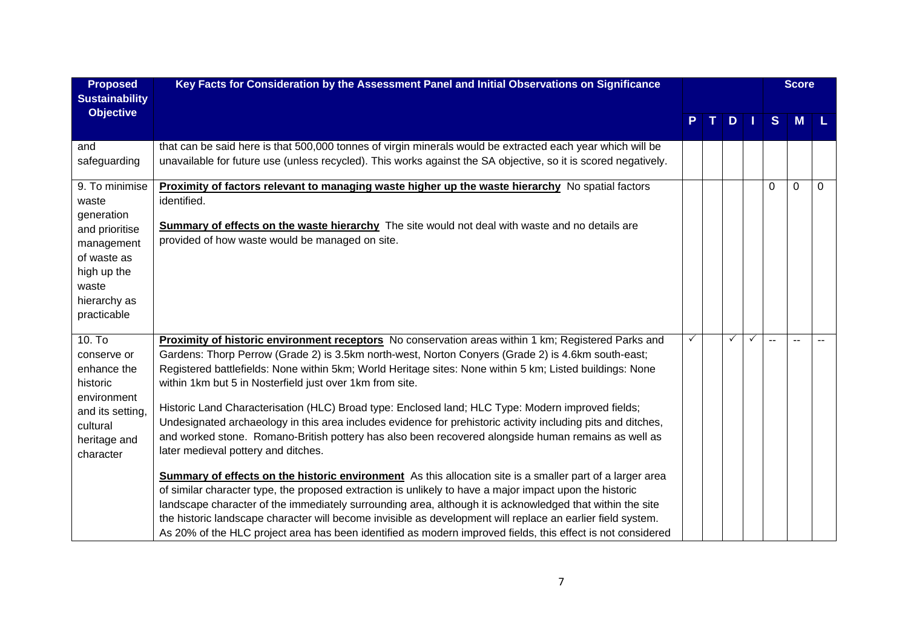| Proposed Sustainability Objective | Key Facts for Consideration by the Assessment Panel and Initial Observations on Significance | | | | | Score | | |
|---|---|---|---|---|---|---|---|---|
| | | P | T | D | I | S | M | L |
| and safeguarding | that can be said here is that 500,000 tonnes of virgin minerals would be extracted each year which will be unavailable for future use (unless recycled). This works against the SA objective, so it is scored negatively. | | | | | | | |
| 9. To minimise waste generation and prioritise management of waste as high up the waste hierarchy as practicable | **Proximity of factors relevant to managing waste higher up the waste hierarchy** No spatial factors identified.<br><br>**Summary of effects on the waste hierarchy** The site would not deal with waste and no details are provided of how waste would be managed on site. | | | | | 0 | 0 | 0 |
| 10. To conserve or enhance the historic environment and its setting, cultural heritage and character | **Proximity of historic environment receptors** No conservation areas within 1 km; Registered Parks and Gardens: Thorp Perrow (Grade 2) is 3.5km north-west, Norton Conyers (Grade 2) is 4.6km south-east; Registered battlefields: None within 5km; World Heritage sites: None within 5 km; Listed buildings: None within 1km but 5 in Nosterfield just over 1km from site.<br><br>Historic Land Characterisation (HLC) Broad type: Enclosed land; HLC Type: Modern improved fields; Undesignated archaeology in this area includes evidence for prehistoric activity including pits and ditches, and worked stone. Romano-British pottery has also been recovered alongside human remains as well as later medieval pottery and ditches.<br><br>**Summary of effects on the historic environment** As this allocation site is a smaller part of a larger area of similar character type, the proposed extraction is unlikely to have a major impact upon the historic landscape character of the immediately surrounding area, although it is acknowledged that within the site the historic landscape character will become invisible as development will replace an earlier field system. As 20% of the HLC project area has been identified as modern improved fields, this effect is not considered | ✓ | | ✓ | ✓ | -- | -- | -- |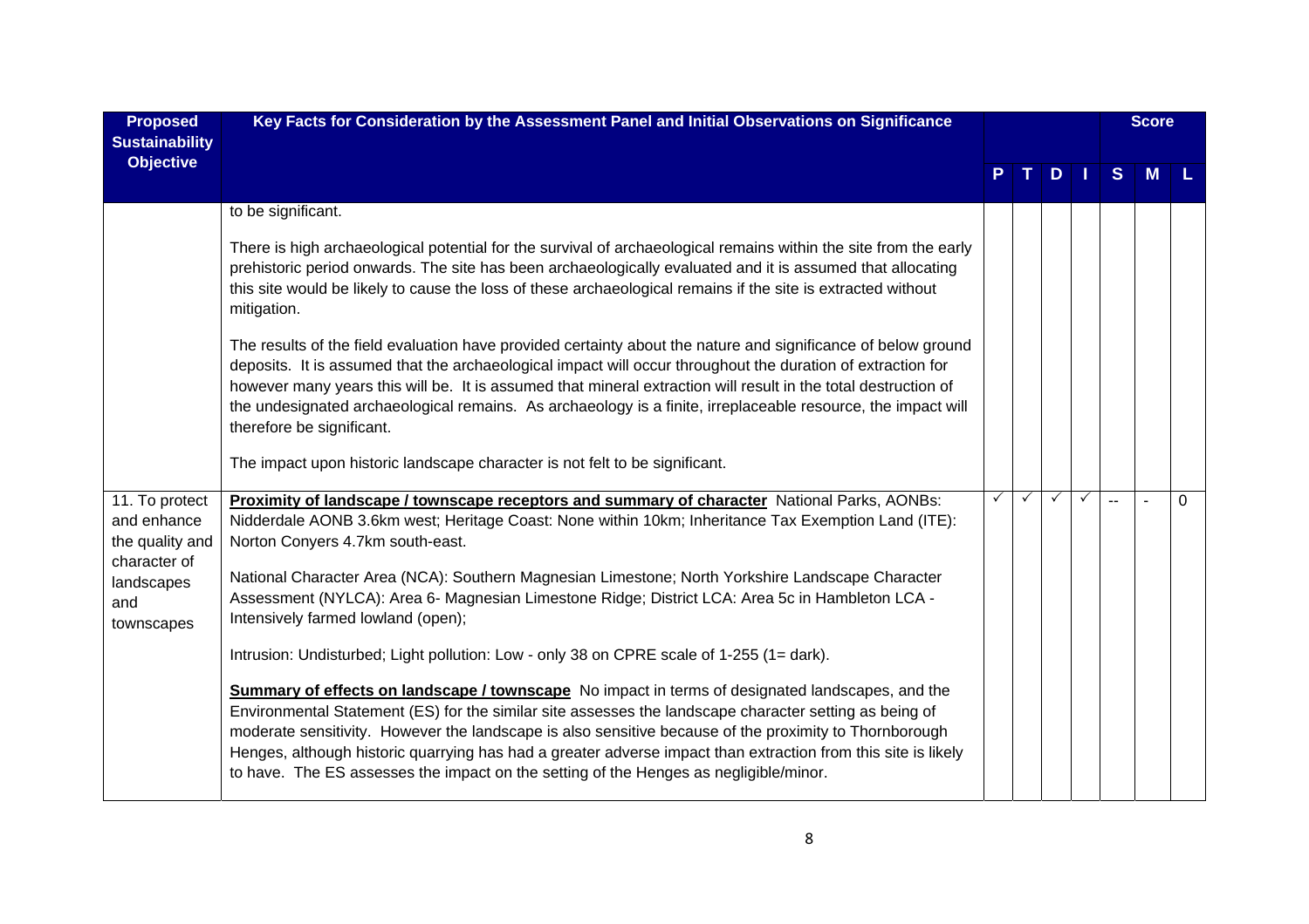| Proposed Sustainability Objective | Key Facts for Consideration by the Assessment Panel and Initial Observations on Significance | P | T | D | I | S | M | L |
|---|---|---|---|---|---|---|---|---|
| | | | | | | | Score | |
| | to be significant.<br><br>There is high archaeological potential for the survival of archaeological remains within the site from the early prehistoric period onwards. The site has been archaeologically evaluated and it is assumed that allocating this site would be likely to cause the loss of these archaeological remains if the site is extracted without mitigation.<br><br>The results of the field evaluation have provided certainty about the nature and significance of below ground deposits. It is assumed that the archaeological impact will occur throughout the duration of extraction for however many years this will be. It is assumed that mineral extraction will result in the total destruction of the undesignated archaeological remains. As archaeology is a finite, irreplaceable resource, the impact will therefore be significant.<br><br>The impact upon historic landscape character is not felt to be significant. | | | | | | | |
| 11. To protect and enhance the quality and character of landscapes and townscapes | **Proximity of landscape / townscape receptors and summary of character** National Parks, AONBs: Nidderdale AONB 3.6km west; Heritage Coast: None within 10km; Inheritance Tax Exemption Land (ITE): Norton Conyers 4.7km south-east.<br><br>National Character Area (NCA): Southern Magnesian Limestone; North Yorkshire Landscape Character Assessment (NYLCA): Area 6- Magnesian Limestone Ridge; District LCA: Area 5c in Hambleton LCA - Intensively farmed lowland (open);<br><br>Intrusion: Undisturbed; Light pollution: Low - only 38 on CPRE scale of 1-255 (1= dark).<br><br>**Summary of effects on landscape / townscape** No impact in terms of designated landscapes, and the Environmental Statement (ES) for the similar site assesses the landscape character setting as being of moderate sensitivity. However the landscape is also sensitive because of the proximity to Thornborough Henges, although historic quarrying has had a greater adverse impact than extraction from this site is likely to have. The ES assesses the impact on the setting of the Henges as negligible/minor. | ✓ | ✓ | ✓ | ✓ | -- | - | 0 |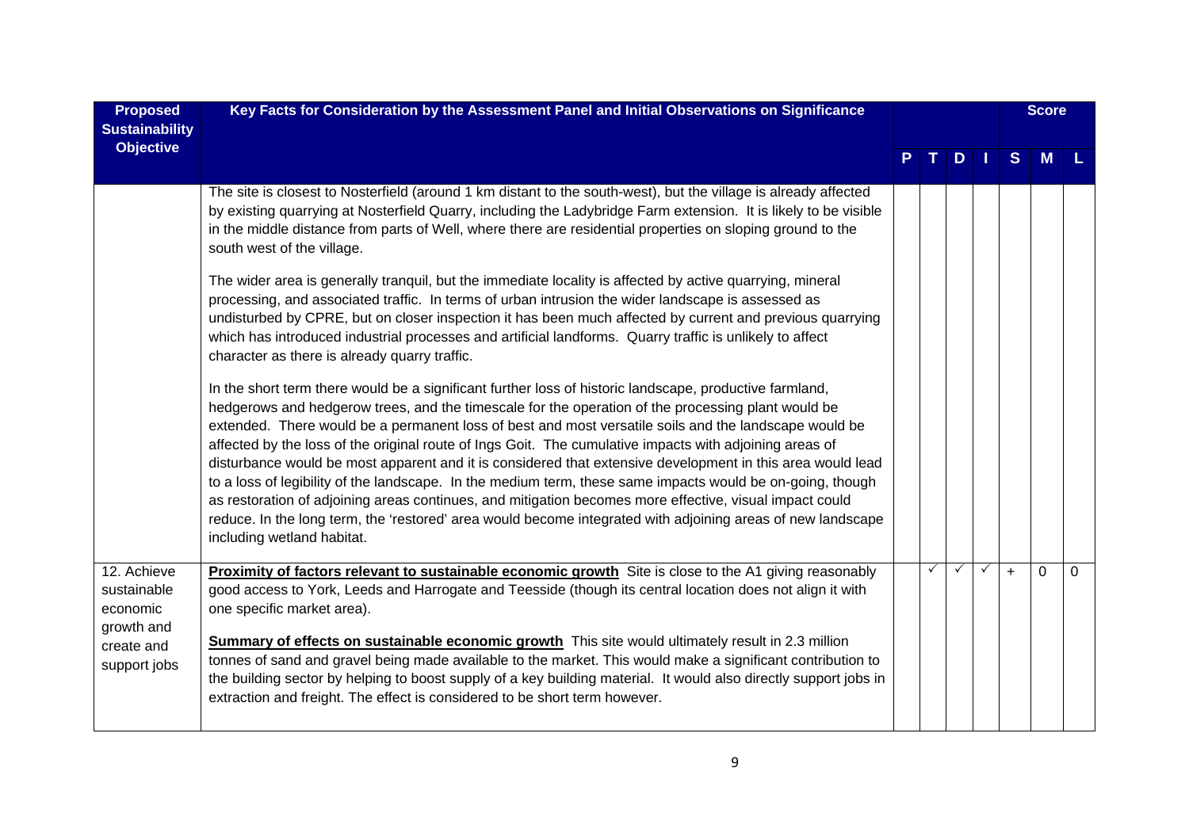| Proposed Sustainability Objective | Key Facts for Consideration by the Assessment Panel and Initial Observations on Significance | P | T | D | I | S | M | L |
|---|---|---|---|---|---|---|---|---|
| | | | | | | **Score** | | |
| | The site is closest to Nosterfield (around 1 km distant to the south-west), but the village is already affected by existing quarrying at Nosterfield Quarry, including the Ladybridge Farm extension. It is likely to be visible in the middle distance from parts of Well, where there are residential properties on sloping ground to the south west of the village.<br><br>The wider area is generally tranquil, but the immediate locality is affected by active quarrying, mineral processing, and associated traffic. In terms of urban intrusion the wider landscape is assessed as undisturbed by CPRE, but on closer inspection it has been much affected by current and previous quarrying which has introduced industrial processes and artificial landforms. Quarry traffic is unlikely to affect character as there is already quarry traffic.<br><br>In the short term there would be a significant further loss of historic landscape, productive farmland, hedgerows and hedgerow trees, and the timescale for the operation of the processing plant would be extended. There would be a permanent loss of best and most versatile soils and the landscape would be affected by the loss of the original route of Ings Goit. The cumulative impacts with adjoining areas of disturbance would be most apparent and it is considered that extensive development in this area would lead to a loss of legibility of the landscape. In the medium term, these same impacts would be on-going, though as restoration of adjoining areas continues, and mitigation becomes more effective, visual impact could reduce. In the long term, the 'restored' area would become integrated with adjoining areas of new landscape including wetland habitat. | | | | | | | |
| 12. Achieve sustainable economic growth and create and support jobs | **Proximity of factors relevant to sustainable economic growth** Site is close to the A1 giving reasonably good access to York, Leeds and Harrogate and Teesside (though its central location does not align it with one specific market area).<br><br>**Summary of effects on sustainable economic growth** This site would ultimately result in 2.3 million tonnes of sand and gravel being made available to the market. This would make a significant contribution to the building sector by helping to boost supply of a key building material. It would also directly support jobs in extraction and freight. The effect is considered to be short term however. | | ✓ | ✓ | ✓ | + | 0 | 0 |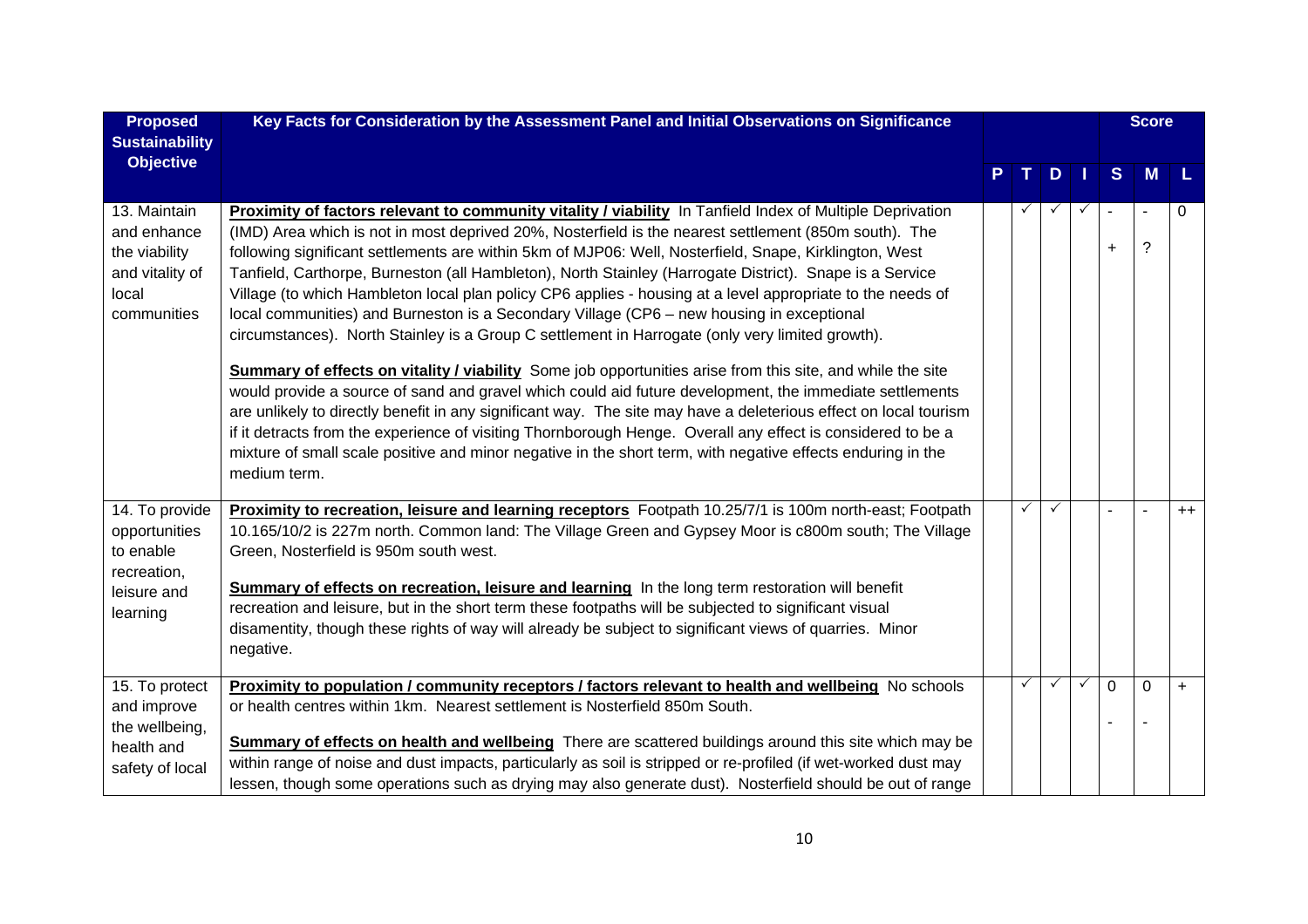| Proposed Sustainability Objective | Key Facts for Consideration by the Assessment Panel and Initial Observations on Significance | P | T | D | I | S | M | L |
|---|---|---|---|---|---|---|---|---|
| 13. Maintain and enhance the viability and vitality of local communities | **Proximity of factors relevant to community vitality / viability** In Tanfield Index of Multiple Deprivation (IMD) Area which is not in most deprived 20%, Nosterfield is the nearest settlement (850m south). The following significant settlements are within 5km of MJP06: Well, Nosterfield, Snape, Kirklington, West Tanfield, Carthorpe, Burneston (all Hambleton), North Stainley (Harrogate District). Snape is a Service Village (to which Hambleton local plan policy CP6 applies - housing at a level appropriate to the needs of local communities) and Burneston is a Secondary Village (CP6 – new housing in exceptional circumstances). North Stainley is a Group C settlement in Harrogate (only very limited growth).<br><br>**Summary of effects on vitality / viability** Some job opportunities arise from this site, and while the site would provide a source of sand and gravel which could aid future development, the immediate settlements are unlikely to directly benefit in any significant way. The site may have a deleterious effect on local tourism if it detracts from the experience of visiting Thornborough Henge. Overall any effect is considered to be a mixture of small scale positive and minor negative in the short term, with negative effects enduring in the medium term. | | ✓ | ✓ | ✓ | -<br>+ | -<br>? | 0 |
| 14. To provide opportunities to enable recreation, leisure and learning | **Proximity to recreation, leisure and learning receptors** Footpath 10.25/7/1 is 100m north-east; Footpath 10.165/10/2 is 227m north. Common land: The Village Green and Gypsey Moor is c800m south; The Village Green, Nosterfield is 950m south west.<br><br>**Summary of effects on recreation, leisure and learning** In the long term restoration will benefit recreation and leisure, but in the short term these footpaths will be subjected to significant visual disamentity, though these rights of way will already be subject to significant views of quarries. Minor negative. | | ✓ | ✓ | | - | - | ++ |
| 15. To protect and improve the wellbeing, health and safety of local | **Proximity to population / community receptors / factors relevant to health and wellbeing** No schools or health centres within 1km. Nearest settlement is Nosterfield 850m South.<br><br>**Summary of effects on health and wellbeing** There are scattered buildings around this site which may be within range of noise and dust impacts, particularly as soil is stripped or re-profiled (if wet-worked dust may lessen, though some operations such as drying may also generate dust). Nosterfield should be out of range | | ✓ | ✓ | ✓ | 0<br>- | 0<br>- | + |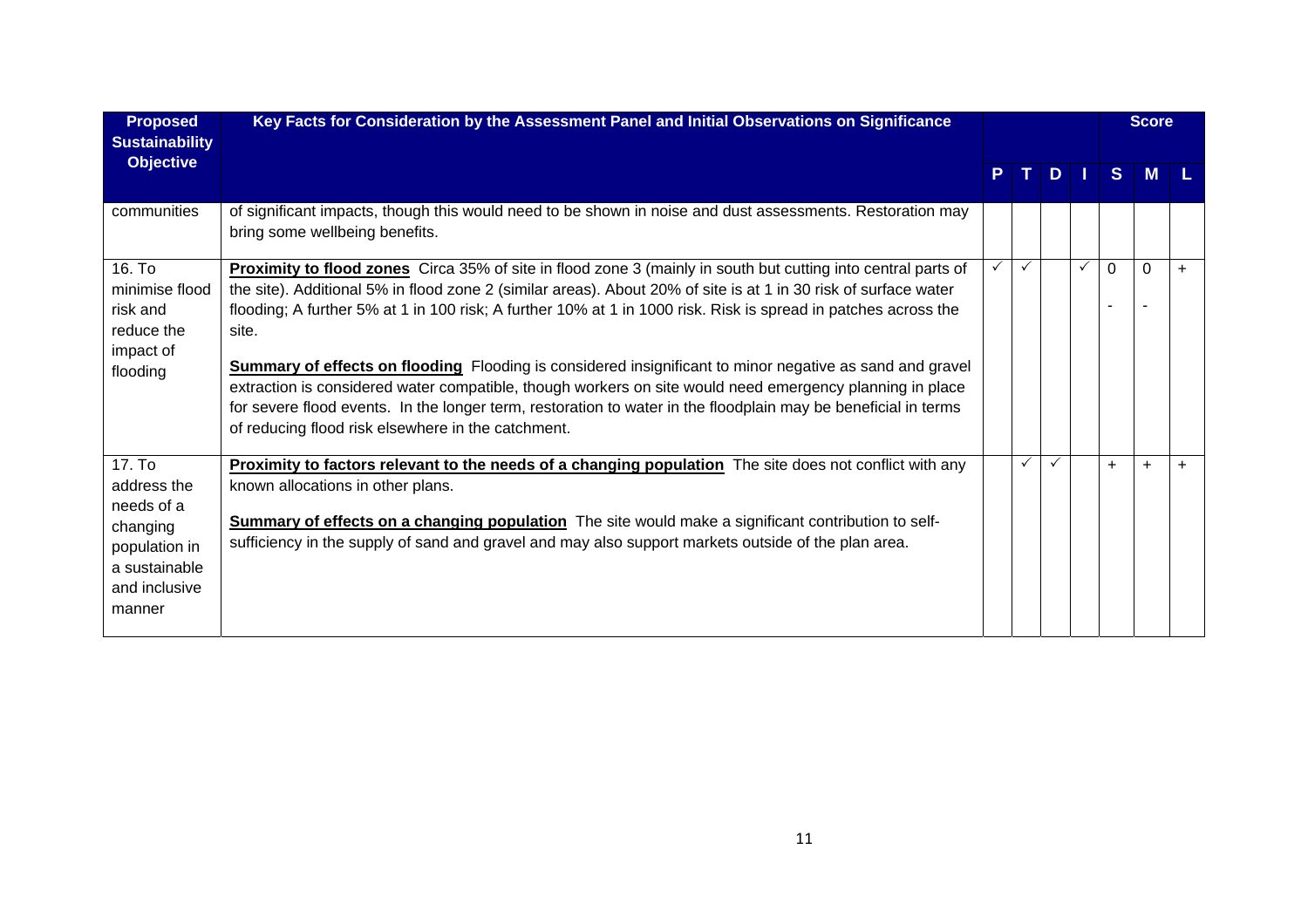| Proposed Sustainability Objective | Key Facts for Consideration by the Assessment Panel and Initial Observations on Significance | P | T | D | I | Score S | M | L |
|---|---|---|---|---|---|---|---|---|
| communities | of significant impacts, though this would need to be shown in noise and dust assessments. Restoration may bring some wellbeing benefits. | | | | | | | |
| 16. To minimise flood risk and reduce the impact of flooding | **Proximity to flood zones** Circa 35% of site in flood zone 3 (mainly in south but cutting into central parts of the site). Additional 5% in flood zone 2 (similar areas). About 20% of site is at 1 in 30 risk of surface water flooding; A further 5% at 1 in 100 risk; A further 10% at 1 in 1000 risk. Risk is spread in patches across the site.<br><br>**Summary of effects on flooding** Flooding is considered insignificant to minor negative as sand and gravel extraction is considered water compatible, though workers on site would need emergency planning in place for severe flood events. In the longer term, restoration to water in the floodplain may be beneficial in terms of reducing flood risk elsewhere in the catchment. | ✓ | ✓ | | ✓ | 0<br>- | 0<br>- | + |
| 17. To address the needs of a changing population in a sustainable and inclusive manner | **Proximity to factors relevant to the needs of a changing population** The site does not conflict with any known allocations in other plans.<br><br>**Summary of effects on a changing population** The site would make a significant contribution to self-sufficiency in the supply of sand and gravel and may also support markets outside of the plan area. | | ✓ | ✓ | | + | + | + |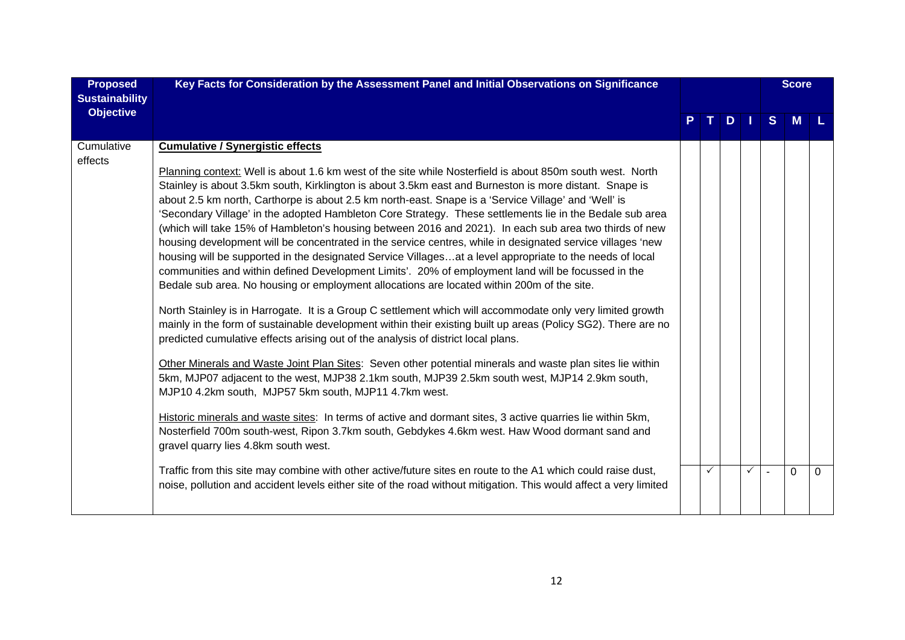| Proposed Sustainability Objective | Key Facts for Consideration by the Assessment Panel and Initial Observations on Significance | P | T | D | I | S | M | L |
|---|---|---|---|---|---|---|---|---|
| | | | | | | Score | | |
| Cumulative effects | **Cumulative / Synergistic effects**<br><br>Planning context: Well is about 1.6 km west of the site while Nosterfield is about 850m south west. North Stainley is about 3.5km south, Kirklington is about 3.5km east and Burneston is more distant. Snape is about 2.5 km north, Carthorpe is about 2.5 km north-east. Snape is a 'Service Village' and 'Well' is 'Secondary Village' in the adopted Hambleton Core Strategy. These settlements lie in the Bedale sub area (which will take 15% of Hambleton's housing between 2016 and 2021). In each sub area two thirds of new housing development will be concentrated in the service centres, while in designated service villages 'new housing will be supported in the designated Service Villages…at a level appropriate to the needs of local communities and within defined Development Limits'. 20% of employment land will be focussed in the Bedale sub area. No housing or employment allocations are located within 200m of the site.<br><br>North Stainley is in Harrogate. It is a Group C settlement which will accommodate only very limited growth mainly in the form of sustainable development within their existing built up areas (Policy SG2). There are no predicted cumulative effects arising out of the analysis of district local plans.<br><br>Other Minerals and Waste Joint Plan Sites: Seven other potential minerals and waste plan sites lie within 5km, MJP07 adjacent to the west, MJP38 2.1km south, MJP39 2.5km south west, MJP14 2.9km south, MJP10 4.2km south, MJP57 5km south, MJP11 4.7km west.<br><br>Historic minerals and waste sites: In terms of active and dormant sites, 3 active quarries lie within 5km, Nosterfield 700m south-west, Ripon 3.7km south, Gebdykes 4.6km west. Haw Wood dormant sand and gravel quarry lies 4.8km south west. | | | | | | | |
| | Traffic from this site may combine with other active/future sites en route to the A1 which could raise dust, noise, pollution and accident levels either site of the road without mitigation. This would affect a very limited | | ✓ | | ✓ | - | 0 | 0 |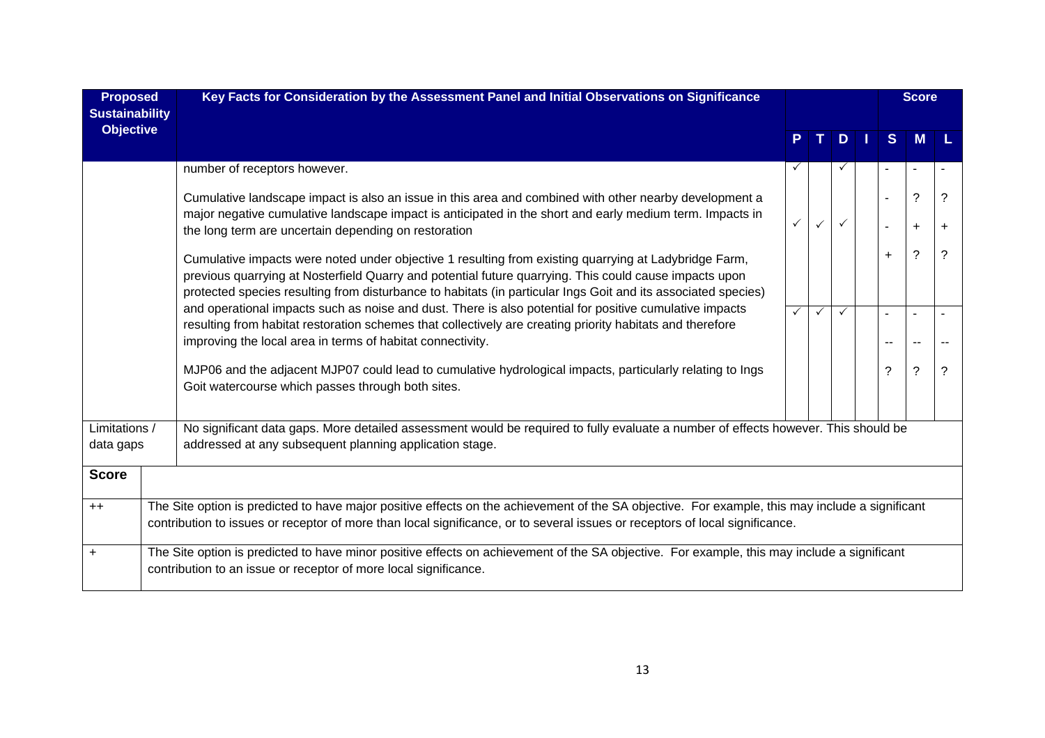| Proposed Sustainability Objective | Key Facts for Consideration by the Assessment Panel and Initial Observations on Significance | P | T | D | I | S | M | L |
|---|---|---|---|---|---|---|---|---|
| | number of receptors however. | ✓ | | ✓ | | - | - | - |
| | Cumulative landscape impact is also an issue in this area and combined with other nearby development a major negative cumulative landscape impact is anticipated in the short and early medium term. Impacts in the long term are uncertain depending on restoration | ✓ | ✓ | ✓ | | - | ? | ? |
| | | | | | | - | + | + |
| | Cumulative impacts were noted under objective 1 resulting from existing quarrying at Ladybridge Farm, previous quarrying at Nosterfield Quarry and potential future quarrying. This could cause impacts upon protected species resulting from disturbance to habitats (in particular Ings Goit and its associated species) and operational impacts such as noise and dust. There is also potential for positive cumulative impacts resulting from habitat restoration schemes that collectively are creating priority habitats and therefore improving the local area in terms of habitat connectivity. | | | | | + | ? | ? |
| | | ✓ | ✓ | ✓ | | - | - | - |
| | | | | | | -- | -- | -- |
| | MJP06 and the adjacent MJP07 could lead to cumulative hydrological impacts, particularly relating to Ings Goit watercourse which passes through both sites. | | | | | ? | ? | ? |
| Limitations / data gaps | No significant data gaps. More detailed assessment would be required to fully evaluate a number of effects however. This should be addressed at any subsequent planning application stage. | | | | | | | |

| Score | |
|---|---|
| ++ | The Site option is predicted to have major positive effects on the achievement of the SA objective. For example, this may include a significant contribution to issues or receptor of more than local significance, or to several issues or receptors of local significance. |
| + | The Site option is predicted to have minor positive effects on achievement of the SA objective. For example, this may include a significant contribution to an issue or receptor of more local significance. |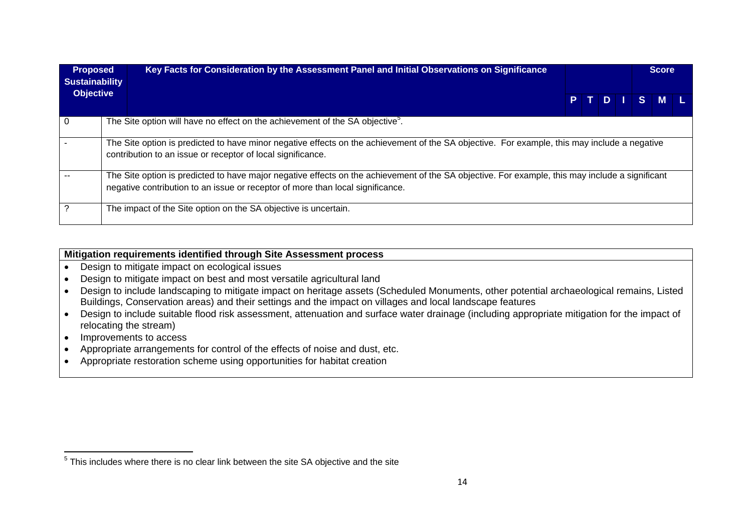| Proposed Sustainability Objective | Key Facts for Consideration by the Assessment Panel and Initial Observations on Significance | P | T | D | I | Score S | M | L |
|---|---|---|---|---|---|---|---|---|
| 0 | The Site option will have no effect on the achievement of the SA objective[5]. | | | | | | | |
| - | The Site option is predicted to have minor negative effects on the achievement of the SA objective. For example, this may include a negative contribution to an issue or receptor of local significance. | | | | | | | |
| -- | The Site option is predicted to have major negative effects on the achievement of the SA objective. For example, this may include a significant negative contribution to an issue or receptor of more than local significance. | | | | | | | |
| ? | The impact of the Site option on the SA objective is uncertain. | | | | | | | |

**Mitigation requirements identified through Site Assessment process**

- Design to mitigate impact on ecological issues
- Design to mitigate impact on best and most versatile agricultural land
- Design to include landscaping to mitigate impact on heritage assets (Scheduled Monuments, other potential archaeological remains, Listed Buildings, Conservation areas) and their settings and the impact on villages and local landscape features
- Design to include suitable flood risk assessment, attenuation and surface water drainage (including appropriate mitigation for the impact of relocating the stream)
- Improvements to access
- Appropriate arrangements for control of the effects of noise and dust, etc.
- Appropriate restoration scheme using opportunities for habitat creation

[5] This includes where there is no clear link between the site SA objective and the site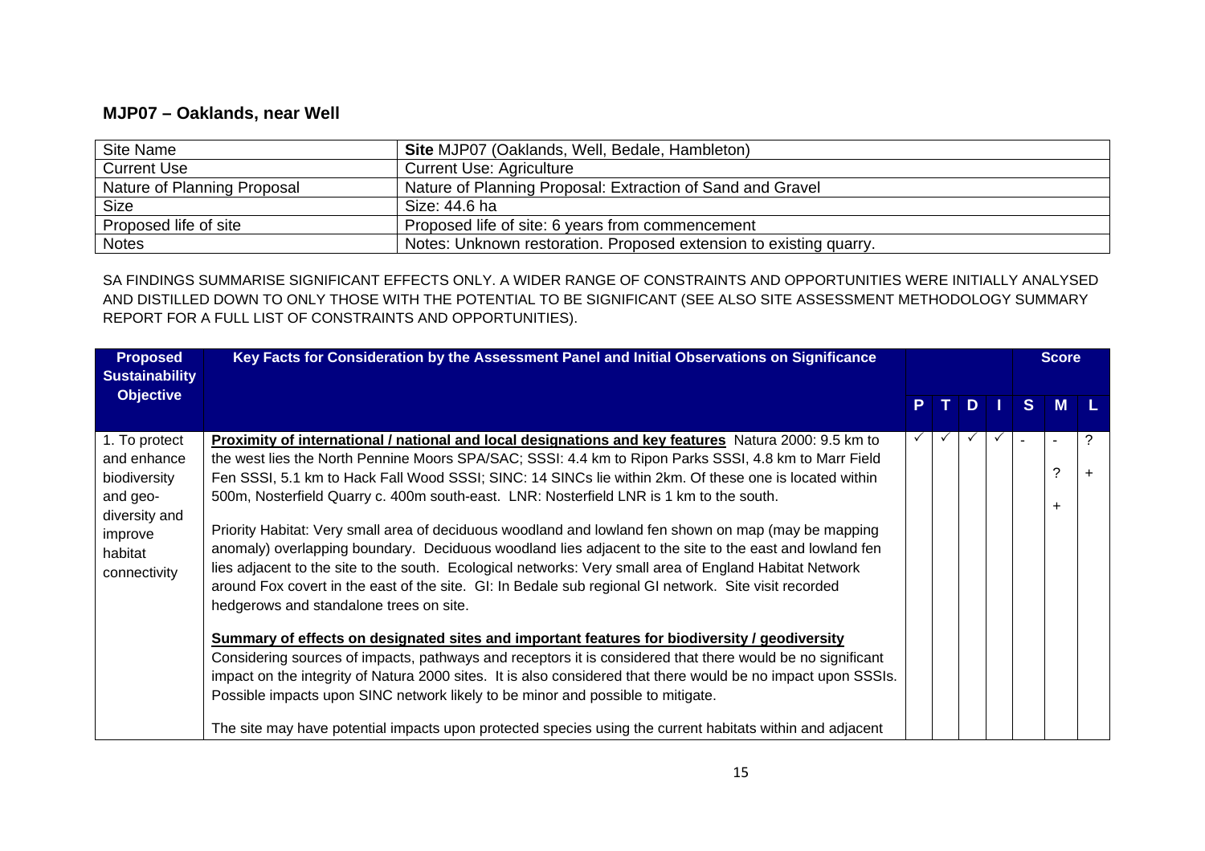## MJP07 – Oaklands, near Well

| Site Name | **Site** MJP07 (Oaklands, Well, Bedale, Hambleton) |
|---|---|
| Current Use | Current Use: Agriculture |
| Nature of Planning Proposal | Nature of Planning Proposal: Extraction of Sand and Gravel |
| Size | Size: 44.6 ha |
| Proposed life of site | Proposed life of site: 6 years from commencement |
| Notes | Notes: Unknown restoration. Proposed extension to existing quarry. |

SA FINDINGS SUMMARISE SIGNIFICANT EFFECTS ONLY. A WIDER RANGE OF CONSTRAINTS AND OPPORTUNITIES WERE INITIALLY ANALYSED AND DISTILLED DOWN TO ONLY THOSE WITH THE POTENTIAL TO BE SIGNIFICANT (SEE ALSO SITE ASSESSMENT METHODOLOGY SUMMARY REPORT FOR A FULL LIST OF CONSTRAINTS AND OPPORTUNITIES).

| Proposed Sustainability Objective | Key Facts for Consideration by the Assessment Panel and Initial Observations on Significance | P | T | D | I | S | M | L |
|---|---|---|---|---|---|---|---|---|
| 1. To protect and enhance biodiversity and geo-diversity and improve habitat connectivity | **Proximity of international / national and local designations and key features** Natura 2000: 9.5 km to the west lies the North Pennine Moors SPA/SAC; SSSI: 4.4 km to Ripon Parks SSSI, 4.8 km to Marr Field Fen SSSI, 5.1 km to Hack Fall Wood SSSI; SINC: 14 SINCs lie within 2km. Of these one is located within 500m, Nosterfield Quarry c. 400m south-east. LNR: Nosterfield LNR is 1 km to the south.<br><br>Priority Habitat: Very small area of deciduous woodland and lowland fen shown on map (may be mapping anomaly) overlapping boundary. Deciduous woodland lies adjacent to the site to the east and lowland fen lies adjacent to the site to the south. Ecological networks: Very small area of England Habitat Network around Fox covert in the east of the site. GI: In Bedale sub regional GI network. Site visit recorded hedgerows and standalone trees on site.<br><br>**Summary of effects on designated sites and important features for biodiversity / geodiversity**<br>Considering sources of impacts, pathways and receptors it is considered that there would be no significant impact on the integrity of Natura 2000 sites. It is also considered that there would be no impact upon SSSIs. Possible impacts upon SINC network likely to be minor and possible to mitigate.<br><br>The site may have potential impacts upon protected species using the current habitats within and adjacent | ✓ | ✓ | ✓ | ✓ | - | -<br>?<br>+ | ?<br>+ |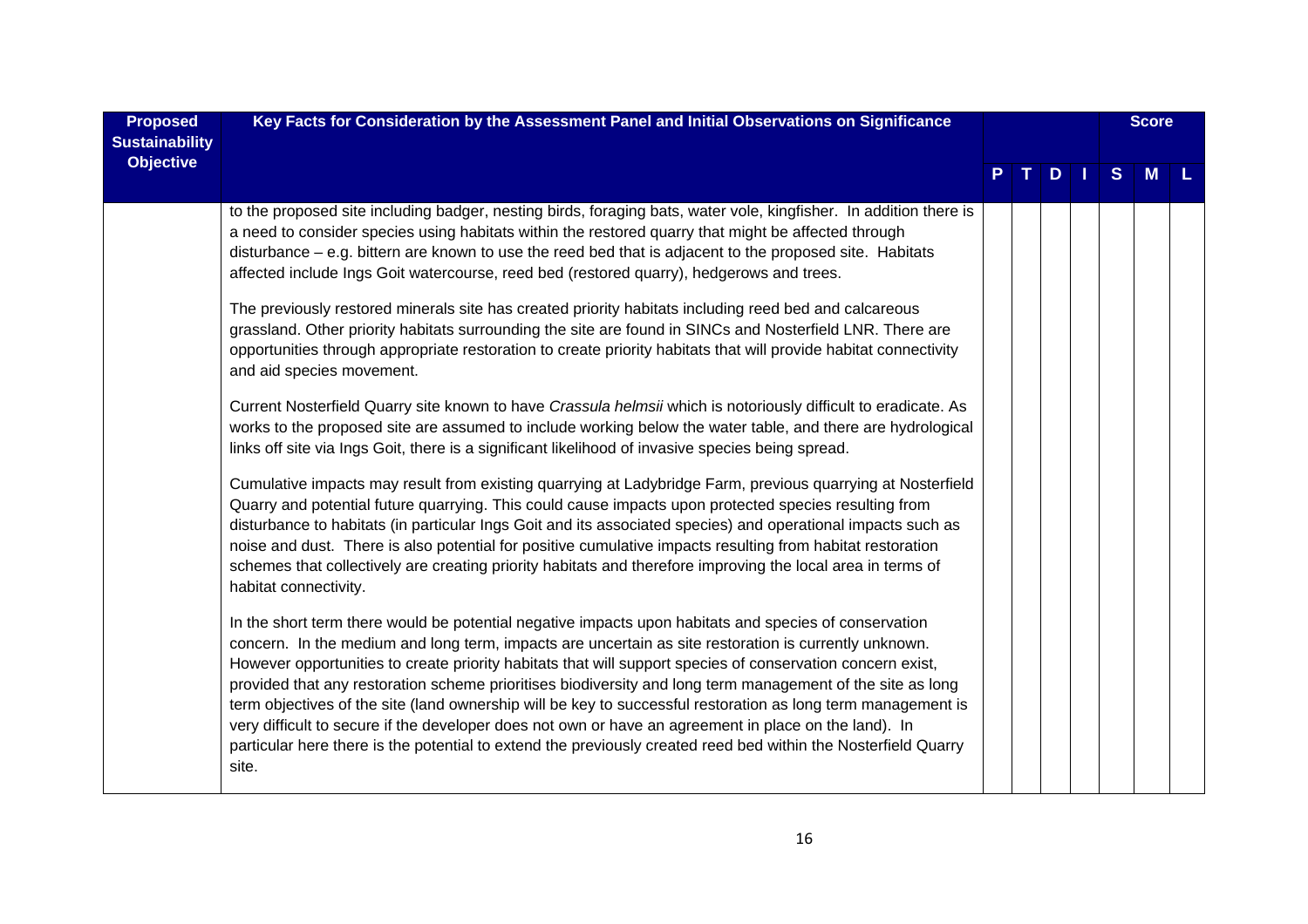| Proposed Sustainability Objective | Key Facts for Consideration by the Assessment Panel and Initial Observations on Significance | | | | | Score | | |
|---|---|---|---|---|---|---|---|---|
| | | P | T | D | I | S | M | L |
| | to the proposed site including badger, nesting birds, foraging bats, water vole, kingfisher. In addition there is a need to consider species using habitats within the restored quarry that might be affected through disturbance – e.g. bittern are known to use the reed bed that is adjacent to the proposed site. Habitats affected include Ings Goit watercourse, reed bed (restored quarry), hedgerows and trees.<br><br>The previously restored minerals site has created priority habitats including reed bed and calcareous grassland. Other priority habitats surrounding the site are found in SINCs and Nosterfield LNR. There are opportunities through appropriate restoration to create priority habitats that will provide habitat connectivity and aid species movement.<br><br>Current Nosterfield Quarry site known to have *Crassula helmsii* which is notoriously difficult to eradicate. As works to the proposed site are assumed to include working below the water table, and there are hydrological links off site via Ings Goit, there is a significant likelihood of invasive species being spread.<br><br>Cumulative impacts may result from existing quarrying at Ladybridge Farm, previous quarrying at Nosterfield Quarry and potential future quarrying. This could cause impacts upon protected species resulting from disturbance to habitats (in particular Ings Goit and its associated species) and operational impacts such as noise and dust. There is also potential for positive cumulative impacts resulting from habitat restoration schemes that collectively are creating priority habitats and therefore improving the local area in terms of habitat connectivity.<br><br>In the short term there would be potential negative impacts upon habitats and species of conservation concern. In the medium and long term, impacts are uncertain as site restoration is currently unknown. However opportunities to create priority habitats that will support species of conservation concern exist, provided that any restoration scheme prioritises biodiversity and long term management of the site as long term objectives of the site (land ownership will be key to successful restoration as long term management is very difficult to secure if the developer does not own or have an agreement in place on the land). In particular here there is the potential to extend the previously created reed bed within the Nosterfield Quarry site. | | | | | | | |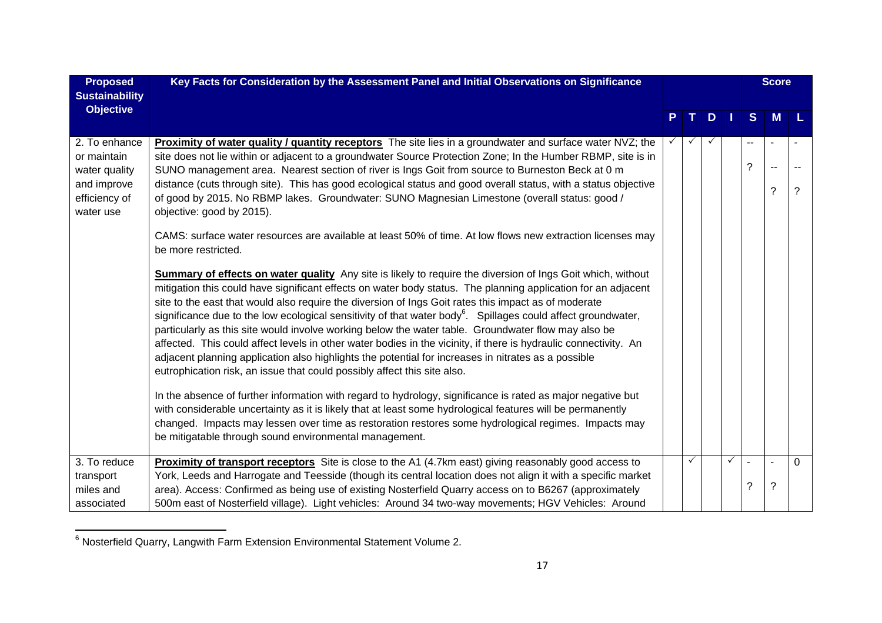| Proposed Sustainability Objective | Key Facts for Consideration by the Assessment Panel and Initial Observations on Significance | P | T | D | I | S | M | L |
|---|---|---|---|---|---|---|---|---|
| 2. To enhance or maintain water quality and improve efficiency of water use | **Proximity of water quality / quantity receptors** The site lies in a groundwater and surface water NVZ; the site does not lie within or adjacent to a groundwater Source Protection Zone; In the Humber RBMP, site is in SUNO management area. Nearest section of river is Ings Goit from source to Burneston Beck at 0 m distance (cuts through site). This has good ecological status and good overall status, with a status objective of good by 2015. No RBMP lakes. Groundwater: SUNO Magnesian Limestone (overall status: good / objective: good by 2015).<br><br>CAMS: surface water resources are available at least 50% of time. At low flows new extraction licenses may be more restricted.<br><br>**Summary of effects on water quality** Any site is likely to require the diversion of Ings Goit which, without mitigation this could have significant effects on water body status. The planning application for an adjacent site to the east that would also require the diversion of Ings Goit rates this impact as of moderate significance due to the low ecological sensitivity of that water body[6]. Spillages could affect groundwater, particularly as this site would involve working below the water table. Groundwater flow may also be affected. This could affect levels in other water bodies in the vicinity, if there is hydraulic connectivity. An adjacent planning application also highlights the potential for increases in nitrates as a possible eutrophication risk, an issue that could possibly affect this site also.<br><br>In the absence of further information with regard to hydrology, significance is rated as major negative but with considerable uncertainty as it is likely that at least some hydrological features will be permanently changed. Impacts may lessen over time as restoration restores some hydrological regimes. Impacts may be mitigatable through sound environmental management. | ✓ | ✓ | ✓ | | --<br>? | -<br>--<br>? | -<br>--<br>? |
| 3. To reduce transport miles and associated | **Proximity of transport receptors** Site is close to the A1 (4.7km east) giving reasonably good access to York, Leeds and Harrogate and Teesside (though its central location does not align it with a specific market area). Access: Confirmed as being use of existing Nosterfield Quarry access on to B6267 (approximately 500m east of Nosterfield village). Light vehicles: Around 34 two-way movements; HGV Vehicles: Around | | ✓ | | ✓ | -<br>? | -<br>? | 0 |

[6] Nosterfield Quarry, Langwith Farm Extension Environmental Statement Volume 2.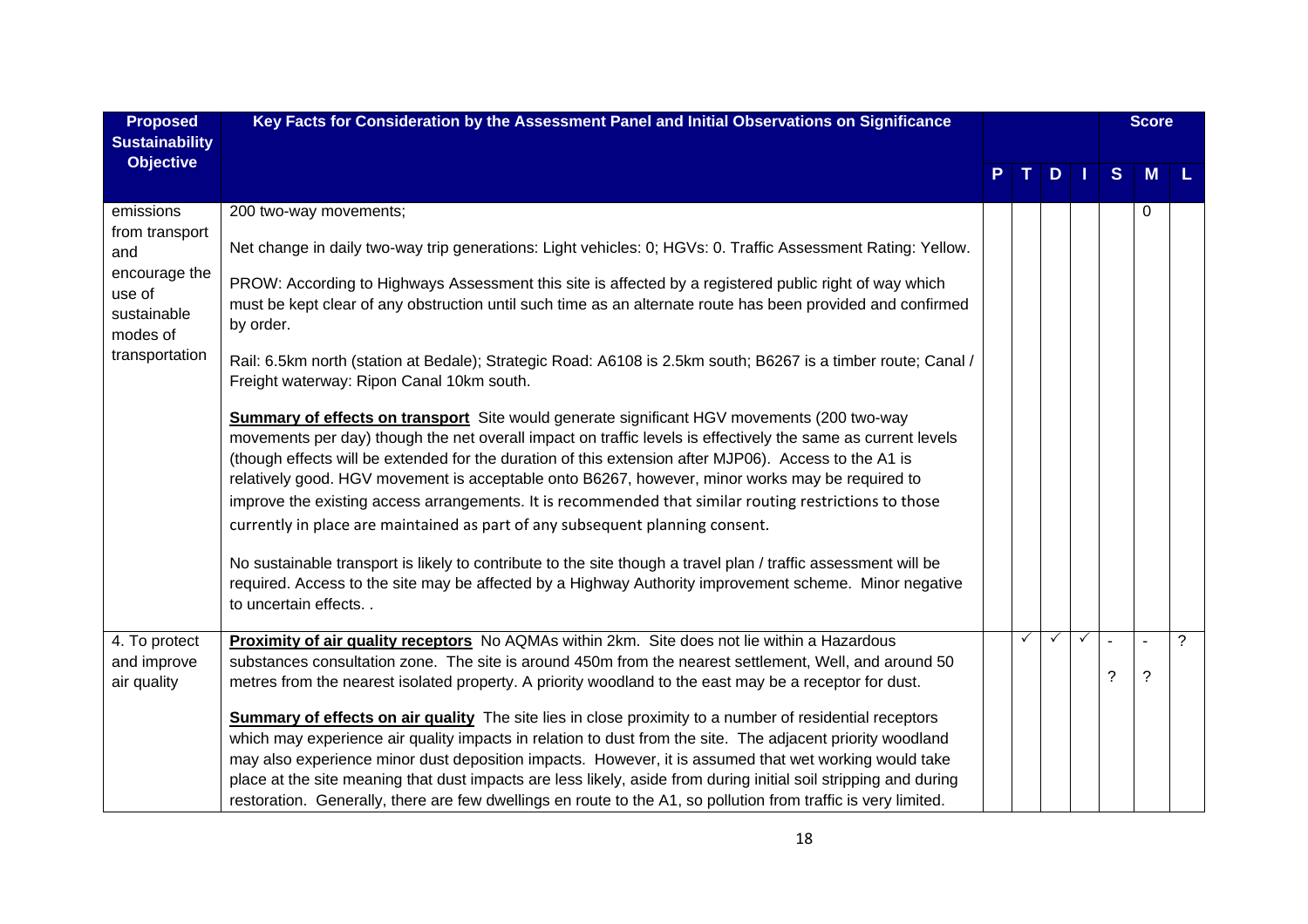| Proposed Sustainability Objective | Key Facts for Consideration by the Assessment Panel and Initial Observations on Significance | P | T | D | I | S | M | L |
|---|---|---|---|---|---|---|---|---|
| emissions from transport and encourage the use of sustainable modes of transportation | 200 two-way movements;<br><br>Net change in daily two-way trip generations: Light vehicles: 0; HGVs: 0. Traffic Assessment Rating: Yellow.<br><br>PROW: According to Highways Assessment this site is affected by a registered public right of way which must be kept clear of any obstruction until such time as an alternate route has been provided and confirmed by order.<br><br>Rail: 6.5km north (station at Bedale); Strategic Road: A6108 is 2.5km south; B6267 is a timber route; Canal / Freight waterway: Ripon Canal 10km south.<br><br>**Summary of effects on transport** Site would generate significant HGV movements (200 two-way movements per day) though the net overall impact on traffic levels is effectively the same as current levels (though effects will be extended for the duration of this extension after MJP06). Access to the A1 is relatively good. HGV movement is acceptable onto B6267, however, minor works may be required to improve the existing access arrangements. It is recommended that similar routing restrictions to those currently in place are maintained as part of any subsequent planning consent.<br><br>No sustainable transport is likely to contribute to the site though a travel plan / traffic assessment will be required. Access to the site may be affected by a Highway Authority improvement scheme. Minor negative to uncertain effects. . | | | | | | 0 | |
| 4. To protect and improve air quality | **Proximity of air quality receptors** No AQMAs within 2km. Site does not lie within a Hazardous substances consultation zone. The site is around 450m from the nearest settlement, Well, and around 50 metres from the nearest isolated property. A priority woodland to the east may be a receptor for dust.<br><br>**Summary of effects on air quality** The site lies in close proximity to a number of residential receptors which may experience air quality impacts in relation to dust from the site. The adjacent priority woodland may also experience minor dust deposition impacts. However, it is assumed that wet working would take place at the site meaning that dust impacts are less likely, aside from during initial soil stripping and during restoration. Generally, there are few dwellings en route to the A1, so pollution from traffic is very limited. | | ✓ | ✓ | ✓ | -<br>? | -<br>? | ? |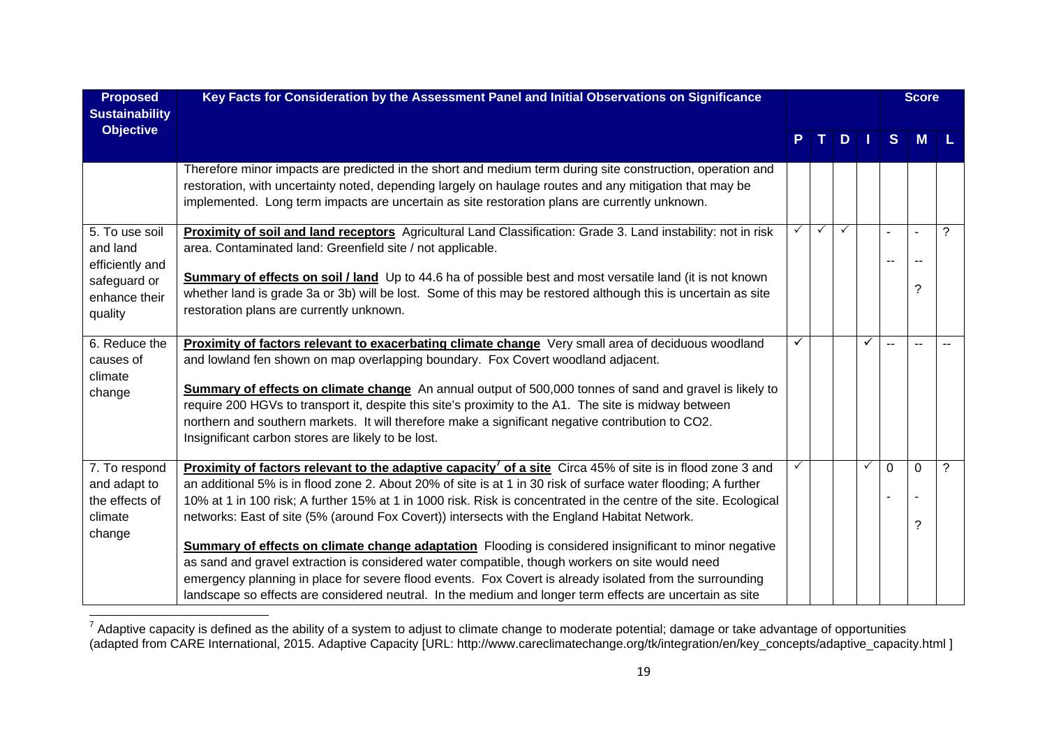| Proposed Sustainability Objective | Key Facts for Consideration by the Assessment Panel and Initial Observations on Significance | P | T | D | I | S | M | L |
|---|---|---|---|---|---|---|---|---|
| | | | | | | | **Score** | |
| | Therefore minor impacts are predicted in the short and medium term during site construction, operation and restoration, with uncertainty noted, depending largely on haulage routes and any mitigation that may be implemented. Long term impacts are uncertain as site restoration plans are currently unknown. | | | | | | | |
| 5. To use soil and land efficiently and safeguard or enhance their quality | **Proximity of soil and land receptors** Agricultural Land Classification: Grade 3. Land instability: not in risk area. Contaminated land: Greenfield site / not applicable.<br><br>**Summary of effects on soil / land** Up to 44.6 ha of possible best and most versatile land (it is not known whether land is grade 3a or 3b) will be lost. Some of this may be restored although this is uncertain as site restoration plans are currently unknown. | ✓ | ✓ | ✓ | | -<br>-- | -<br>--<br>? | ? |
| 6. Reduce the causes of climate change | **Proximity of factors relevant to exacerbating climate change** Very small area of deciduous woodland and lowland fen shown on map overlapping boundary. Fox Covert woodland adjacent.<br><br>**Summary of effects on climate change** An annual output of 500,000 tonnes of sand and gravel is likely to require 200 HGVs to transport it, despite this site's proximity to the A1. The site is midway between northern and southern markets. It will therefore make a significant negative contribution to CO2. Insignificant carbon stores are likely to be lost. | ✓ | | | ✓ | -- | -- | -- |
| 7. To respond and adapt to the effects of climate change | **Proximity of factors relevant to the adaptive capacity[7] of a site** Circa 45% of site is in flood zone 3 and an additional 5% is in flood zone 2. About 20% of site is at 1 in 30 risk of surface water flooding; A further 10% at 1 in 100 risk; A further 15% at 1 in 1000 risk. Risk is concentrated in the centre of the site. Ecological networks: East of site (5% (around Fox Covert)) intersects with the England Habitat Network.<br><br>**Summary of effects on climate change adaptation** Flooding is considered insignificant to minor negative as sand and gravel extraction is considered water compatible, though workers on site would need emergency planning in place for severe flood events. Fox Covert is already isolated from the surrounding landscape so effects are considered neutral. In the medium and longer term effects are uncertain as site | ✓ | | | ✓ | 0<br>- | 0<br>-<br>? | ? |

[7] Adaptive capacity is defined as the ability of a system to adjust to climate change to moderate potential; damage or take advantage of opportunities (adapted from CARE International, 2015. Adaptive Capacity [URL: http://www.careclimatechange.org/tk/integration/en/key_concepts/adaptive_capacity.html ]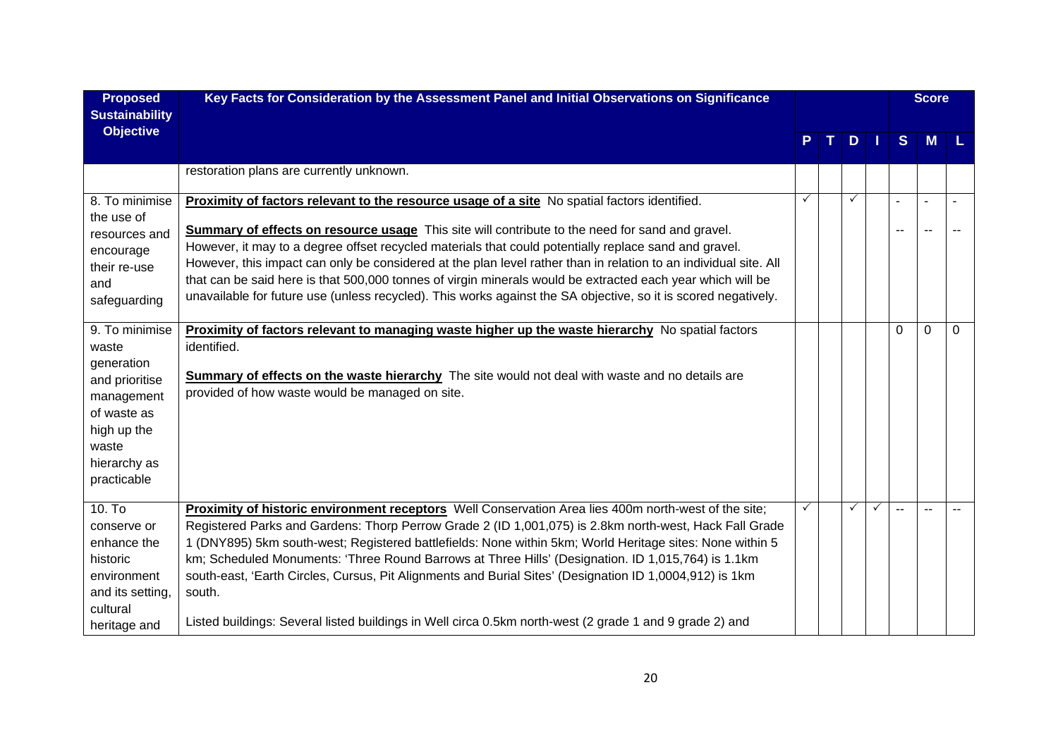| Proposed Sustainability Objective | Key Facts for Consideration by the Assessment Panel and Initial Observations on Significance | P | T | D | I | S | M | L |
|---|---|---|---|---|---|---|---|---|
| | restoration plans are currently unknown. | | | | | | | |
| 8. To minimise the use of resources and encourage their re-use and safeguarding | **Proximity of factors relevant to the resource usage of a site** No spatial factors identified.<br><br>**Summary of effects on resource usage** This site will contribute to the need for sand and gravel. However, it may to a degree offset recycled materials that could potentially replace sand and gravel. However, this impact can only be considered at the plan level rather than in relation to an individual site. All that can be said here is that 500,000 tonnes of virgin minerals would be extracted each year which will be unavailable for future use (unless recycled). This works against the SA objective, so it is scored negatively. | ✓ | | ✓ | | -<br><br>-- | -<br><br>-- | -<br><br>-- |
| 9. To minimise waste generation and prioritise management of waste as high up the waste hierarchy as practicable | **Proximity of factors relevant to managing waste higher up the waste hierarchy** No spatial factors identified.<br><br>**Summary of effects on the waste hierarchy** The site would not deal with waste and no details are provided of how waste would be managed on site. | | | | | 0 | 0 | 0 |
| 10. To conserve or enhance the historic environment and its setting, cultural heritage and | **Proximity of historic environment receptors** Well Conservation Area lies 400m north-west of the site; Registered Parks and Gardens: Thorp Perrow Grade 2 (ID 1,001,075) is 2.8km north-west, Hack Fall Grade 1 (DNY895) 5km south-west; Registered battlefields: None within 5km; World Heritage sites: None within 5 km; Scheduled Monuments: 'Three Round Barrows at Three Hills' (Designation. ID 1,015,764) is 1.1km south-east, 'Earth Circles, Cursus, Pit Alignments and Burial Sites' (Designation ID 1,0004,912) is 1km south.<br><br>Listed buildings: Several listed buildings in Well circa 0.5km north-west (2 grade 1 and 9 grade 2) and | ✓ | | ✓ | ✓ | -- | -- | -- |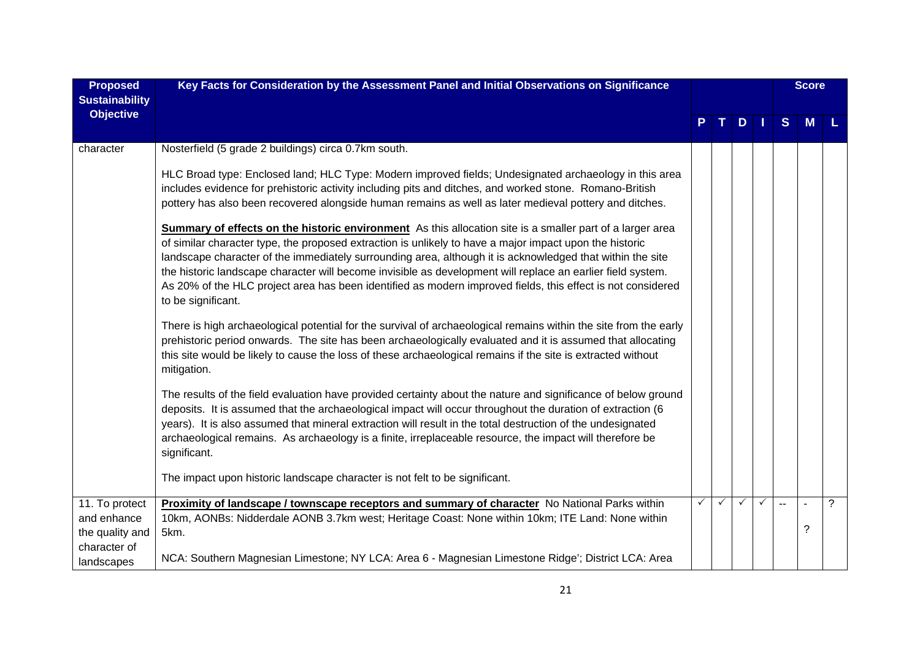| Proposed Sustainability Objective | Key Facts for Consideration by the Assessment Panel and Initial Observations on Significance | P | T | D | I | S | M | L |
|---|---|---|---|---|---|---|---|---|
| | | | | | | | Score | |
| character | Nosterfield (5 grade 2 buildings) circa 0.7km south.<br><br>HLC Broad type: Enclosed land; HLC Type: Modern improved fields; Undesignated archaeology in this area includes evidence for prehistoric activity including pits and ditches, and worked stone. Romano-British pottery has also been recovered alongside human remains as well as later medieval pottery and ditches.<br><br>**Summary of effects on the historic environment** As this allocation site is a smaller part of a larger area of similar character type, the proposed extraction is unlikely to have a major impact upon the historic landscape character of the immediately surrounding area, although it is acknowledged that within the site the historic landscape character will become invisible as development will replace an earlier field system. As 20% of the HLC project area has been identified as modern improved fields, this effect is not considered to be significant.<br><br>There is high archaeological potential for the survival of archaeological remains within the site from the early prehistoric period onwards. The site has been archaeologically evaluated and it is assumed that allocating this site would be likely to cause the loss of these archaeological remains if the site is extracted without mitigation.<br><br>The results of the field evaluation have provided certainty about the nature and significance of below ground deposits. It is assumed that the archaeological impact will occur throughout the duration of extraction (6 years). It is also assumed that mineral extraction will result in the total destruction of the undesignated archaeological remains. As archaeology is a finite, irreplaceable resource, the impact will therefore be significant.<br><br>The impact upon historic landscape character is not felt to be significant. | | | | | | | |
| 11. To protect and enhance the quality and character of landscapes | **Proximity of landscape / townscape receptors and summary of character** No National Parks within 10km, AONBs: Nidderdale AONB 3.7km west; Heritage Coast: None within 10km; ITE Land: None within 5km.<br><br>NCA: Southern Magnesian Limestone; NY LCA: Area 6 - Magnesian Limestone Ridge'; District LCA: Area | ✓ | ✓ | ✓ | ✓ | -- | -<br>? | ? |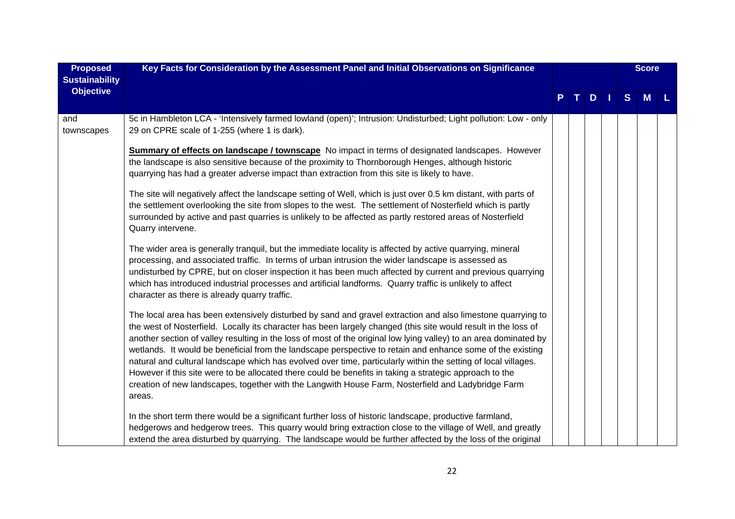| Proposed Sustainability Objective | Key Facts for Consideration by the Assessment Panel and Initial Observations on Significance | P | T | D | I | S | M | L |
|---|---|---|---|---|---|---|---|---|
| and townscapes | 5c in Hambleton LCA - 'Intensively farmed lowland (open)'; Intrusion: Undisturbed; Light pollution: Low - only 29 on CPRE scale of 1-255 (where 1 is dark).<br><br>**Summary of effects on landscape / townscape** No impact in terms of designated landscapes. However the landscape is also sensitive because of the proximity to Thornborough Henges, although historic quarrying has had a greater adverse impact than extraction from this site is likely to have.<br><br>The site will negatively affect the landscape setting of Well, which is just over 0.5 km distant, with parts of the settlement overlooking the site from slopes to the west. The settlement of Nosterfield which is partly surrounded by active and past quarries is unlikely to be affected as partly restored areas of Nosterfield Quarry intervene.<br><br>The wider area is generally tranquil, but the immediate locality is affected by active quarrying, mineral processing, and associated traffic. In terms of urban intrusion the wider landscape is assessed as undisturbed by CPRE, but on closer inspection it has been much affected by current and previous quarrying which has introduced industrial processes and artificial landforms. Quarry traffic is unlikely to affect character as there is already quarry traffic.<br><br>The local area has been extensively disturbed by sand and gravel extraction and also limestone quarrying to the west of Nosterfield. Locally its character has been largely changed (this site would result in the loss of another section of valley resulting in the loss of most of the original low lying valley) to an area dominated by wetlands. It would be beneficial from the landscape perspective to retain and enhance some of the existing natural and cultural landscape which has evolved over time, particularly within the setting of local villages. However if this site were to be allocated there could be benefits in taking a strategic approach to the creation of new landscapes, together with the Langwith House Farm, Nosterfield and Ladybridge Farm areas.<br><br>In the short term there would be a significant further loss of historic landscape, productive farmland, hedgerows and hedgerow trees. This quarry would bring extraction close to the village of Well, and greatly extend the area disturbed by quarrying. The landscape would be further affected by the loss of the original | | | | | | | |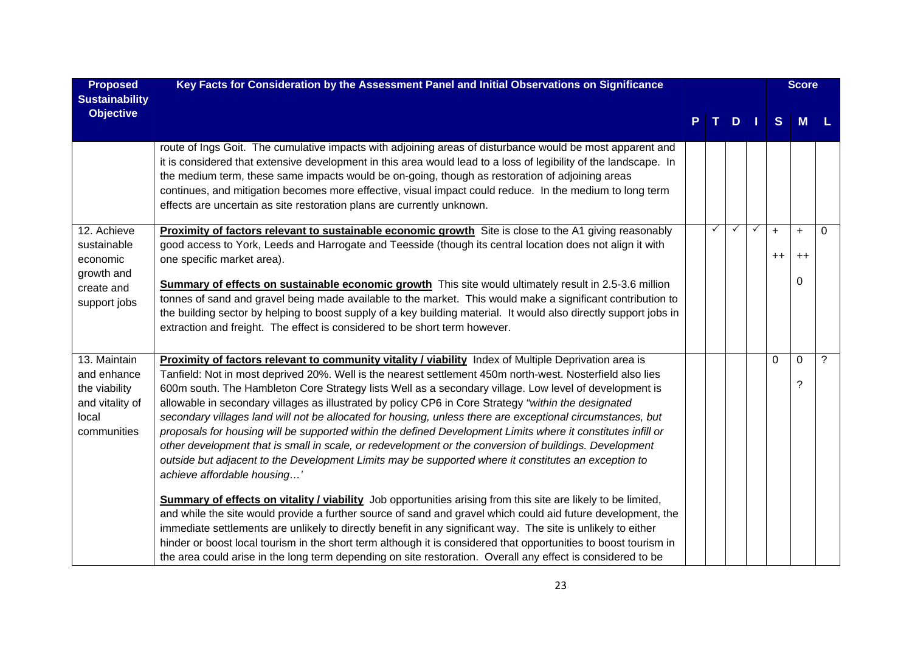| Proposed Sustainability Objective | Key Facts for Consideration by the Assessment Panel and Initial Observations on Significance | P | T | D | I | Score S | Score M | Score L |
|---|---|---|---|---|---|---|---|---|
| | route of Ings Goit. The cumulative impacts with adjoining areas of disturbance would be most apparent and it is considered that extensive development in this area would lead to a loss of legibility of the landscape. In the medium term, these same impacts would be on-going, though as restoration of adjoining areas continues, and mitigation becomes more effective, visual impact could reduce. In the medium to long term effects are uncertain as site restoration plans are currently unknown. | | | | | | | |
| 12. Achieve sustainable economic growth and create and support jobs | **Proximity of factors relevant to sustainable economic growth** Site is close to the A1 giving reasonably good access to York, Leeds and Harrogate and Teesside (though its central location does not align it with one specific market area).<br><br>**Summary of effects on sustainable economic growth** This site would ultimately result in 2.5-3.6 million tonnes of sand and gravel being made available to the market. This would make a significant contribution to the building sector by helping to boost supply of a key building material. It would also directly support jobs in extraction and freight. The effect is considered to be short term however. | | ✓ | ✓ | ✓ | +<br>++ | +<br>++<br>0 | 0 |
| 13. Maintain and enhance the viability and vitality of local communities | **Proximity of factors relevant to community vitality / viability** Index of Multiple Deprivation area is Tanfield: Not in most deprived 20%. Well is the nearest settlement 450m north-west. Nosterfield also lies 600m south. The Hambleton Core Strategy lists Well as a secondary village. Low level of development is allowable in secondary villages as illustrated by policy CP6 in Core Strategy *"within the designated secondary villages land will not be allocated for housing, unless there are exceptional circumstances, but proposals for housing will be supported within the defined Development Limits where it constitutes infill or other development that is small in scale, or redevelopment or the conversion of buildings. Development outside but adjacent to the Development Limits may be supported where it constitutes an exception to achieve affordable housing…'*<br><br>**Summary of effects on vitality / viability** Job opportunities arising from this site are likely to be limited, and while the site would provide a further source of sand and gravel which could aid future development, the immediate settlements are unlikely to directly benefit in any significant way. The site is unlikely to either hinder or boost local tourism in the short term although it is considered that opportunities to boost tourism in the area could arise in the long term depending on site restoration. Overall any effect is considered to be | | | | | 0 | 0<br>? | ? |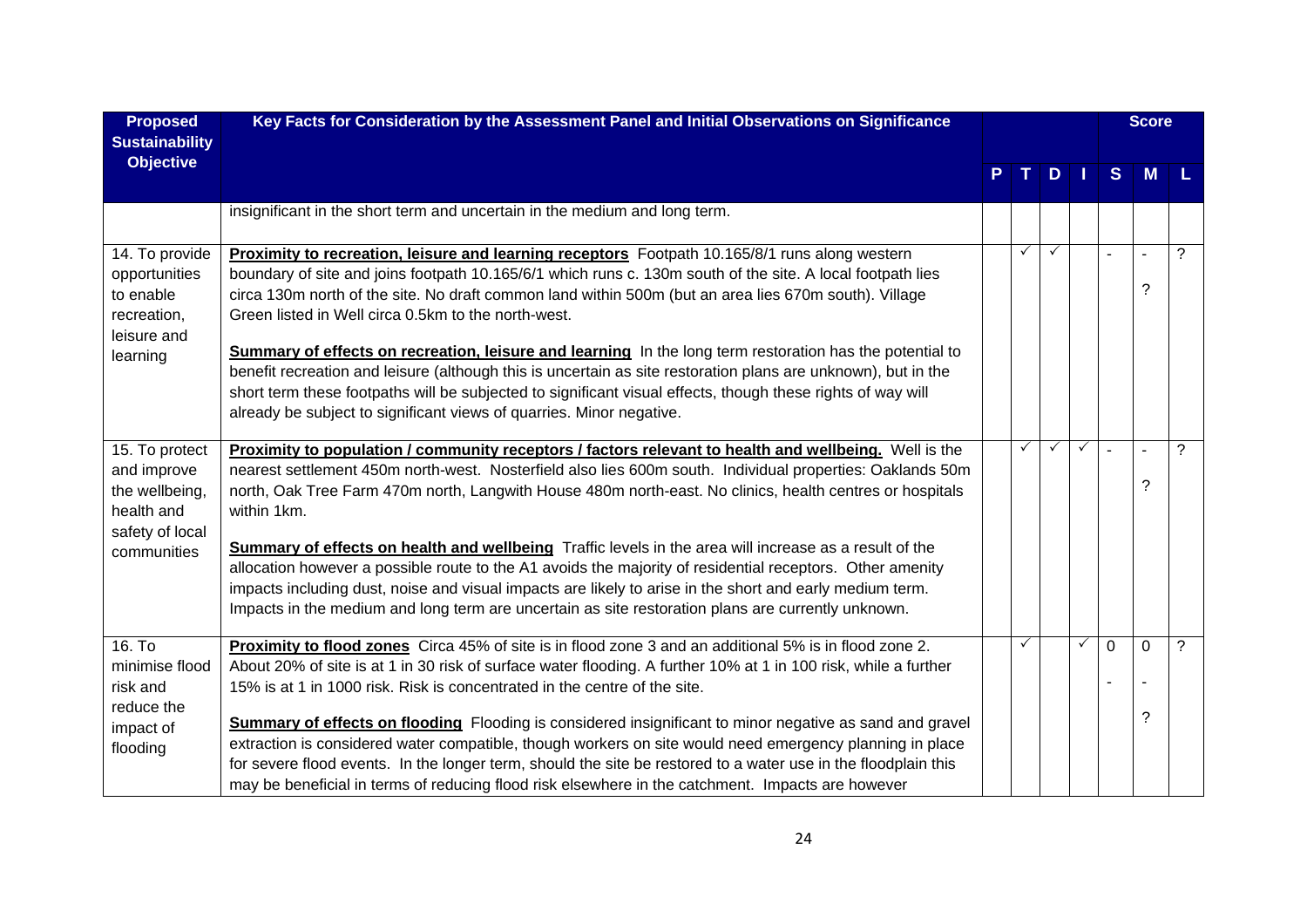| Proposed Sustainability Objective | Key Facts for Consideration by the Assessment Panel and Initial Observations on Significance | P | T | D | I | S | M | L |
|---|---|---|---|---|---|---|---|---|
| | insignificant in the short term and uncertain in the medium and long term. | | | | | | | |
| 14. To provide opportunities to enable recreation, leisure and learning | **Proximity to recreation, leisure and learning receptors** Footpath 10.165/8/1 runs along western boundary of site and joins footpath 10.165/6/1 which runs c. 130m south of the site. A local footpath lies circa 130m north of the site. No draft common land within 500m (but an area lies 670m south). Village Green listed in Well circa 0.5km to the north-west.<br><br>**Summary of effects on recreation, leisure and learning** In the long term restoration has the potential to benefit recreation and leisure (although this is uncertain as site restoration plans are unknown), but in the short term these footpaths will be subjected to significant visual effects, though these rights of way will already be subject to significant views of quarries. Minor negative. | | ✓ | ✓ | | - | -<br>? | ? |
| 15. To protect and improve the wellbeing, health and safety of local communities | **Proximity to population / community receptors / factors relevant to health and wellbeing.** Well is the nearest settlement 450m north-west. Nosterfield also lies 600m south. Individual properties: Oaklands 50m north, Oak Tree Farm 470m north, Langwith House 480m north-east. No clinics, health centres or hospitals within 1km.<br><br>**Summary of effects on health and wellbeing** Traffic levels in the area will increase as a result of the allocation however a possible route to the A1 avoids the majority of residential receptors. Other amenity impacts including dust, noise and visual impacts are likely to arise in the short and early medium term. Impacts in the medium and long term are uncertain as site restoration plans are currently unknown. | | ✓ | ✓ | ✓ | - | -<br>? | ? |
| 16. To minimise flood risk and reduce the impact of flooding | **Proximity to flood zones** Circa 45% of site is in flood zone 3 and an additional 5% is in flood zone 2. About 20% of site is at 1 in 30 risk of surface water flooding. A further 10% at 1 in 100 risk, while a further 15% is at 1 in 1000 risk. Risk is concentrated in the centre of the site.<br><br>**Summary of effects on flooding** Flooding is considered insignificant to minor negative as sand and gravel extraction is considered water compatible, though workers on site would need emergency planning in place for severe flood events. In the longer term, should the site be restored to a water use in the floodplain this may be beneficial in terms of reducing flood risk elsewhere in the catchment. Impacts are however | | ✓ | | ✓ | 0<br>- | 0<br>-<br>? | ? |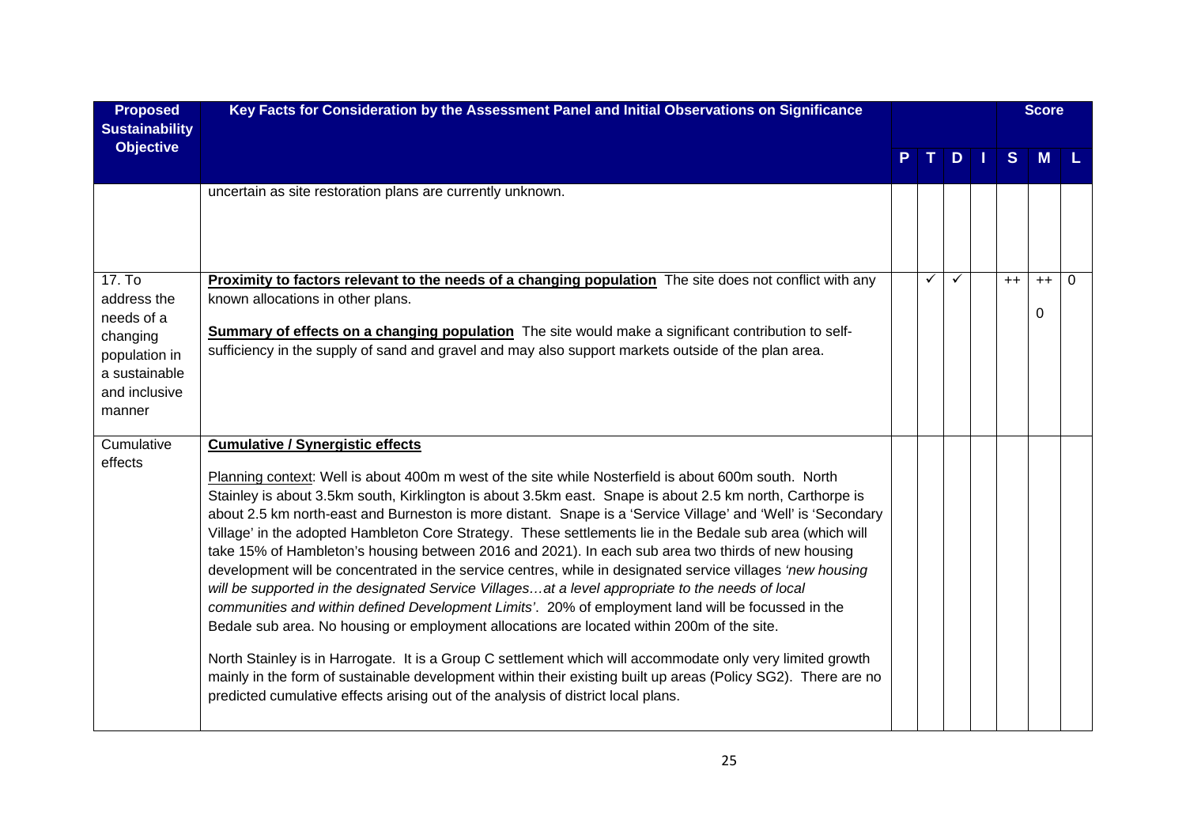| Proposed Sustainability Objective | Key Facts for Consideration by the Assessment Panel and Initial Observations on Significance | P | T | D | I | Score S | Score M | Score L |
|---|---|---|---|---|---|---|---|---|
| | uncertain as site restoration plans are currently unknown. | | | | | | | |
| 17. To address the needs of a changing population in a sustainable and inclusive manner | **Proximity to factors relevant to the needs of a changing population** The site does not conflict with any known allocations in other plans.<br><br>**Summary of effects on a changing population** The site would make a significant contribution to self-sufficiency in the supply of sand and gravel and may also support markets outside of the plan area. | | ✓ | ✓ | | ++ | ++<br>0 | 0 |
| Cumulative effects | **Cumulative / Synergistic effects**<br><br>Planning context: Well is about 400m m west of the site while Nosterfield is about 600m south. North Stainley is about 3.5km south, Kirklington is about 3.5km east. Snape is about 2.5 km north, Carthorpe is about 2.5 km north-east and Burneston is more distant. Snape is a 'Service Village' and 'Well' is 'Secondary Village' in the adopted Hambleton Core Strategy. These settlements lie in the Bedale sub area (which will take 15% of Hambleton's housing between 2016 and 2021). In each sub area two thirds of new housing development will be concentrated in the service centres, while in designated service villages *'new housing will be supported in the designated Service Villages…at a level appropriate to the needs of local communities and within defined Development Limits'*. 20% of employment land will be focussed in the Bedale sub area. No housing or employment allocations are located within 200m of the site.<br><br>North Stainley is in Harrogate. It is a Group C settlement which will accommodate only very limited growth mainly in the form of sustainable development within their existing built up areas (Policy SG2). There are no predicted cumulative effects arising out of the analysis of district local plans. | | | | | | | |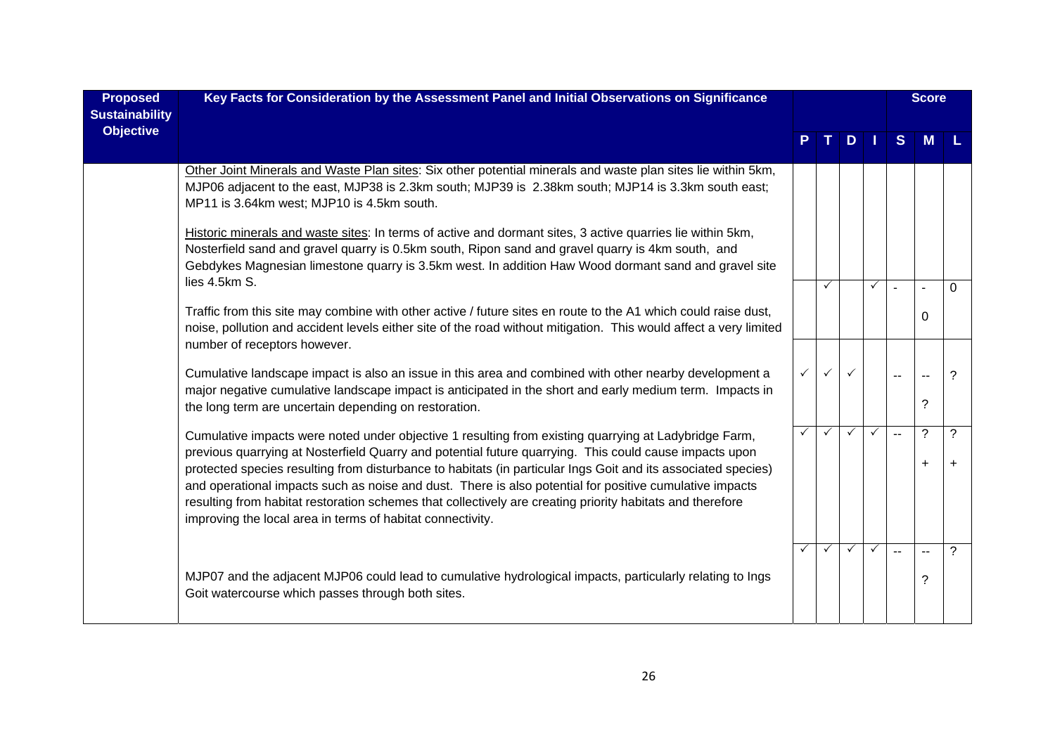| Proposed Sustainability Objective | Key Facts for Consideration by the Assessment Panel and Initial Observations on Significance | P | T | D | I | S | M | L |
|---|---|---|---|---|---|---|---|---|
| | Other Joint Minerals and Waste Plan sites: Six other potential minerals and waste plan sites lie within 5km, MJP06 adjacent to the east, MJP38 is 2.3km south; MJP39 is 2.38km south; MJP14 is 3.3km south east; MP11 is 3.64km west; MJP10 is 4.5km south.<br><br>Historic minerals and waste sites: In terms of active and dormant sites, 3 active quarries lie within 5km, Nosterfield sand and gravel quarry is 0.5km south, Ripon sand and gravel quarry is 4km south, and Gebdykes Magnesian limestone quarry is 3.5km west. In addition Haw Wood dormant sand and gravel site lies 4.5km S.<br><br>Traffic from this site may combine with other active / future sites en route to the A1 which could raise dust, noise, pollution and accident levels either site of the road without mitigation. This would affect a very limited number of receptors however. | | ✓ | | ✓ | - | -<br>0 | 0 |
| | Cumulative landscape impact is also an issue in this area and combined with other nearby development a major negative cumulative landscape impact is anticipated in the short and early medium term. Impacts in the long term are uncertain depending on restoration. | ✓ | ✓ | ✓ | | -- | --<br>? | ? |
| | Cumulative impacts were noted under objective 1 resulting from existing quarrying at Ladybridge Farm, previous quarrying at Nosterfield Quarry and potential future quarrying. This could cause impacts upon protected species resulting from disturbance to habitats (in particular Ings Goit and its associated species) and operational impacts such as noise and dust. There is also potential for positive cumulative impacts resulting from habitat restoration schemes that collectively are creating priority habitats and therefore improving the local area in terms of habitat connectivity. | ✓ | ✓ | ✓ | ✓ | -- | ?<br>+ | ?<br>+ |
| | MJP07 and the adjacent MJP06 could lead to cumulative hydrological impacts, particularly relating to Ings Goit watercourse which passes through both sites. | ✓ | ✓ | ✓ | ✓ | -- | --<br>? | ? |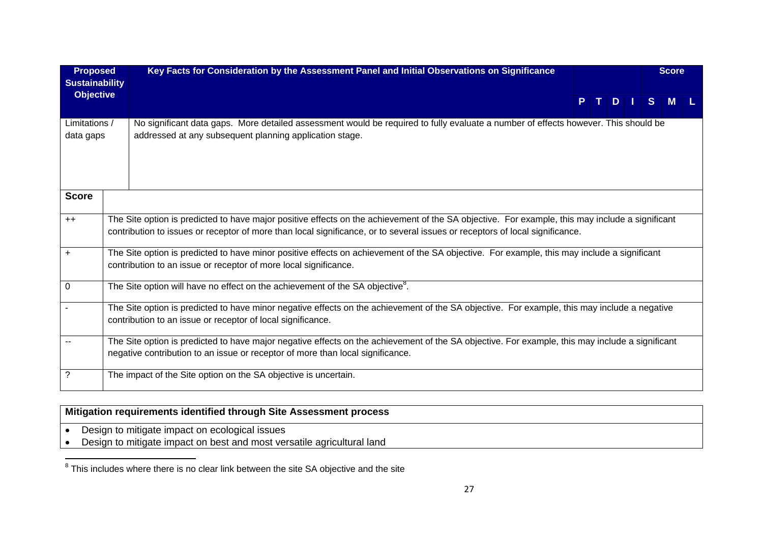| Proposed Sustainability Objective | Key Facts for Consideration by the Assessment Panel and Initial Observations on Significance | P | T | D | I | S | M | L |
|---|---|---|---|---|---|---|---|---|
| | | | | | | Score | | |
| Limitations / data gaps | No significant data gaps. More detailed assessment would be required to fully evaluate a number of effects however. This should be addressed at any subsequent planning application stage. | | | | | | | |

| Score | |
|---|---|
| ++ | The Site option is predicted to have major positive effects on the achievement of the SA objective. For example, this may include a significant contribution to issues or receptor of more than local significance, or to several issues or receptors of local significance. |
| + | The Site option is predicted to have minor positive effects on achievement of the SA objective. For example, this may include a significant contribution to an issue or receptor of more local significance. |
| 0 | The Site option will have no effect on the achievement of the SA objective[8]. |
| - | The Site option is predicted to have minor negative effects on the achievement of the SA objective. For example, this may include a negative contribution to an issue or receptor of local significance. |
| -- | The Site option is predicted to have major negative effects on the achievement of the SA objective. For example, this may include a significant negative contribution to an issue or receptor of more than local significance. |
| ? | The impact of the Site option on the SA objective is uncertain. |

| Mitigation requirements identified through Site Assessment process |
|---|
| • Design to mitigate impact on ecological issues<br>• Design to mitigate impact on best and most versatile agricultural land |

[8] This includes where there is no clear link between the site SA objective and the site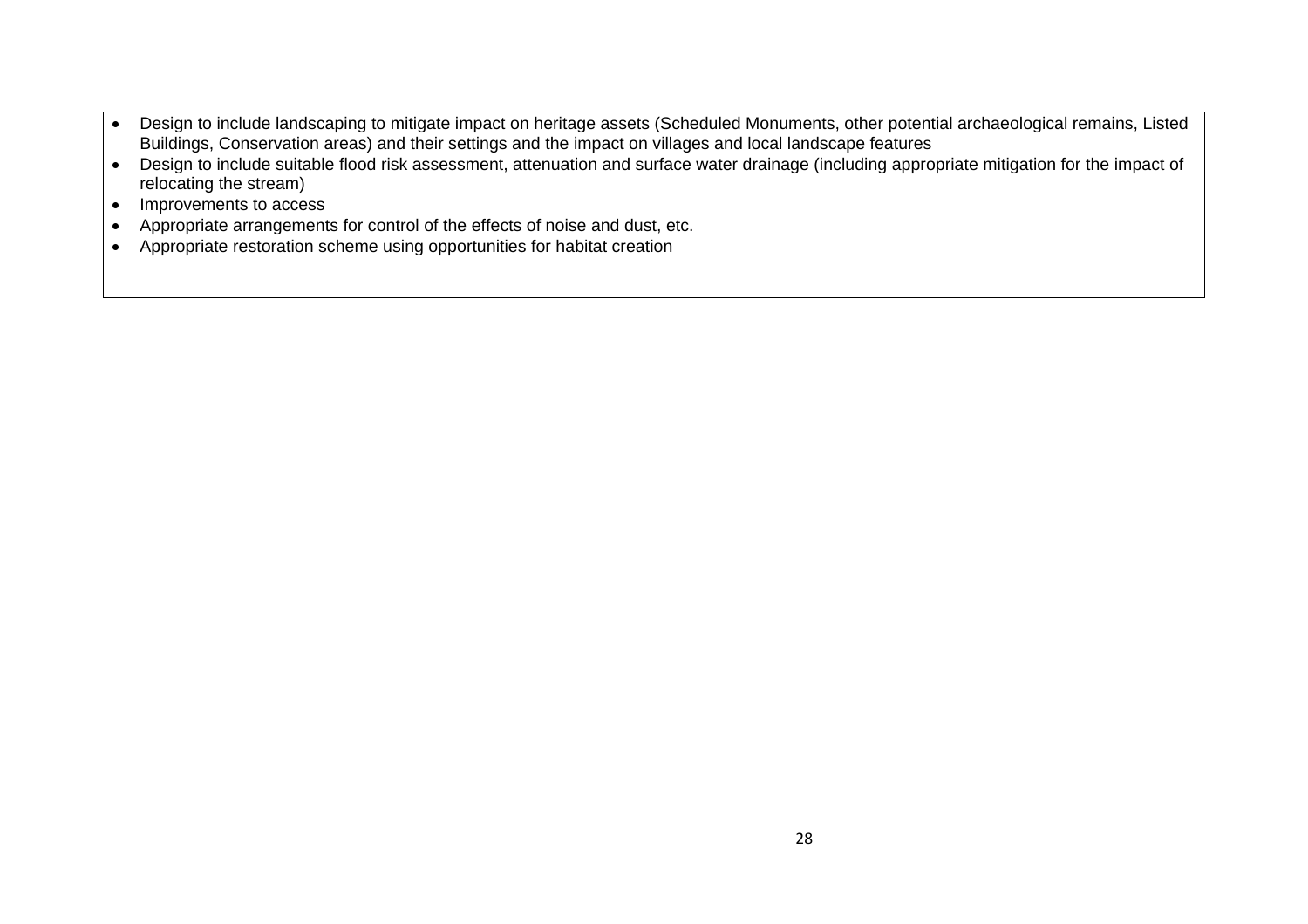- Design to include landscaping to mitigate impact on heritage assets (Scheduled Monuments, other potential archaeological remains, Listed Buildings, Conservation areas) and their settings and the impact on villages and local landscape features
- Design to include suitable flood risk assessment, attenuation and surface water drainage (including appropriate mitigation for the impact of relocating the stream)
- Improvements to access
- Appropriate arrangements for control of the effects of noise and dust, etc.
- Appropriate restoration scheme using opportunities for habitat creation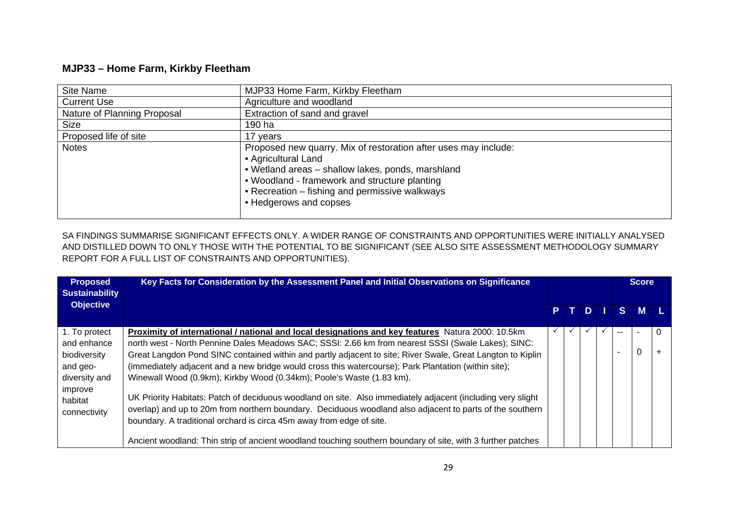## MJP33 – Home Farm, Kirkby Fleetham

| Site Name | MJP33 Home Farm, Kirkby Fleetham |
|---|---|
| Current Use | Agriculture and woodland |
| Nature of Planning Proposal | Extraction of sand and gravel |
| Size | 190 ha |
| Proposed life of site | 17 years |
| Notes | Proposed new quarry. Mix of restoration after uses may include:<br>• Agricultural Land<br>• Wetland areas – shallow lakes, ponds, marshland<br>• Woodland - framework and structure planting<br>• Recreation – fishing and permissive walkways<br>• Hedgerows and copses |

SA FINDINGS SUMMARISE SIGNIFICANT EFFECTS ONLY. A WIDER RANGE OF CONSTRAINTS AND OPPORTUNITIES WERE INITIALLY ANALYSED AND DISTILLED DOWN TO ONLY THOSE WITH THE POTENTIAL TO BE SIGNIFICANT (SEE ALSO SITE ASSESSMENT METHODOLOGY SUMMARY REPORT FOR A FULL LIST OF CONSTRAINTS AND OPPORTUNITIES).

| Proposed Sustainability Objective | Key Facts for Consideration by the Assessment Panel and Initial Observations on Significance | | | | | Score | | |
|---|---|---|---|---|---|---|---|---|
| | | P | T | D | I | S | M | L |
| 1. To protect and enhance biodiversity and geo-diversity and improve habitat connectivity | **Proximity of international / national and local designations and key features** Natura 2000: 10.5km north west - North Pennine Dales Meadows SAC; SSSI: 2.66 km from nearest SSSI (Swale Lakes); SINC: Great Langdon Pond SINC contained within and partly adjacent to site; River Swale, Great Langton to Kiplin (immediately adjacent and a new bridge would cross this watercourse); Park Plantation (within site); Winewall Wood (0.9km); Kirkby Wood (0.34km); Poole's Waste (1.83 km).<br><br>UK Priority Habitats: Patch of deciduous woodland on site. Also immediately adjacent (including very slight overlap) and up to 20m from northern boundary. Deciduous woodland also adjacent to parts of the southern boundary. A traditional orchard is circa 45m away from edge of site.<br><br>Ancient woodland: Thin strip of ancient woodland touching southern boundary of site, with 3 further patches | ✓ | ✓ | ✓ | ✓ | --<br><br>- | -<br><br>0 | 0<br><br>+ |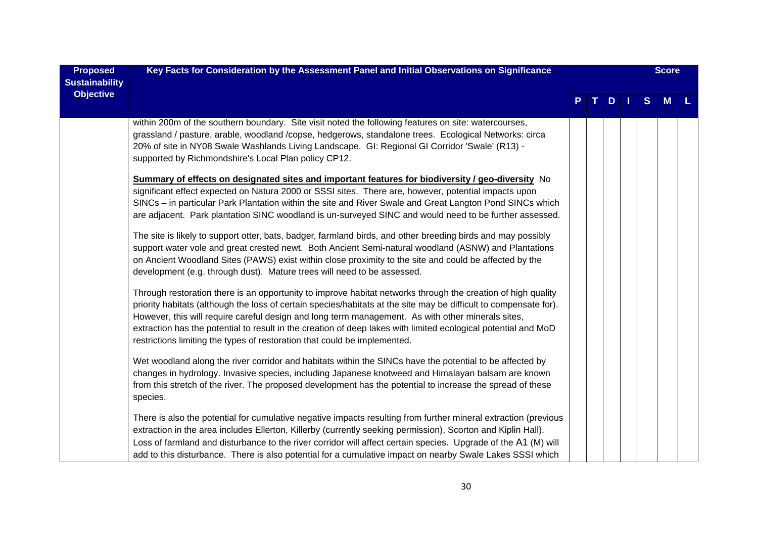| Proposed Sustainability Objective | Key Facts for Consideration by the Assessment Panel and Initial Observations on Significance | | | | | Score | | |
|---|---|---|---|---|---|---|---|---|
| | | P | T | D | I | S | M | L |
| | within 200m of the southern boundary. Site visit noted the following features on site: watercourses, grassland / pasture, arable, woodland /copse, hedgerows, standalone trees. Ecological Networks: circa 20% of site in NY08 Swale Washlands Living Landscape. GI: Regional GI Corridor 'Swale' (R13) - supported by Richmondshire's Local Plan policy CP12.<br><br>**Summary of effects on designated sites and important features for biodiversity / geo-diversity** No significant effect expected on Natura 2000 or SSSI sites. There are, however, potential impacts upon SINCs – in particular Park Plantation within the site and River Swale and Great Langton Pond SINCs which are adjacent. Park plantation SINC woodland is un-surveyed SINC and would need to be further assessed.<br><br>The site is likely to support otter, bats, badger, farmland birds, and other breeding birds and may possibly support water vole and great crested newt. Both Ancient Semi-natural woodland (ASNW) and Plantations on Ancient Woodland Sites (PAWS) exist within close proximity to the site and could be affected by the development (e.g. through dust). Mature trees will need to be assessed.<br><br>Through restoration there is an opportunity to improve habitat networks through the creation of high quality priority habitats (although the loss of certain species/habitats at the site may be difficult to compensate for). However, this will require careful design and long term management. As with other minerals sites, extraction has the potential to result in the creation of deep lakes with limited ecological potential and MoD restrictions limiting the types of restoration that could be implemented.<br><br>Wet woodland along the river corridor and habitats within the SINCs have the potential to be affected by changes in hydrology. Invasive species, including Japanese knotweed and Himalayan balsam are known from this stretch of the river. The proposed development has the potential to increase the spread of these species.<br><br>There is also the potential for cumulative negative impacts resulting from further mineral extraction (previous extraction in the area includes Ellerton, Killerby (currently seeking permission), Scorton and Kiplin Hall). Loss of farmland and disturbance to the river corridor will affect certain species. Upgrade of the A1 (M) will add to this disturbance. There is also potential for a cumulative impact on nearby Swale Lakes SSSI which | | | | | | | |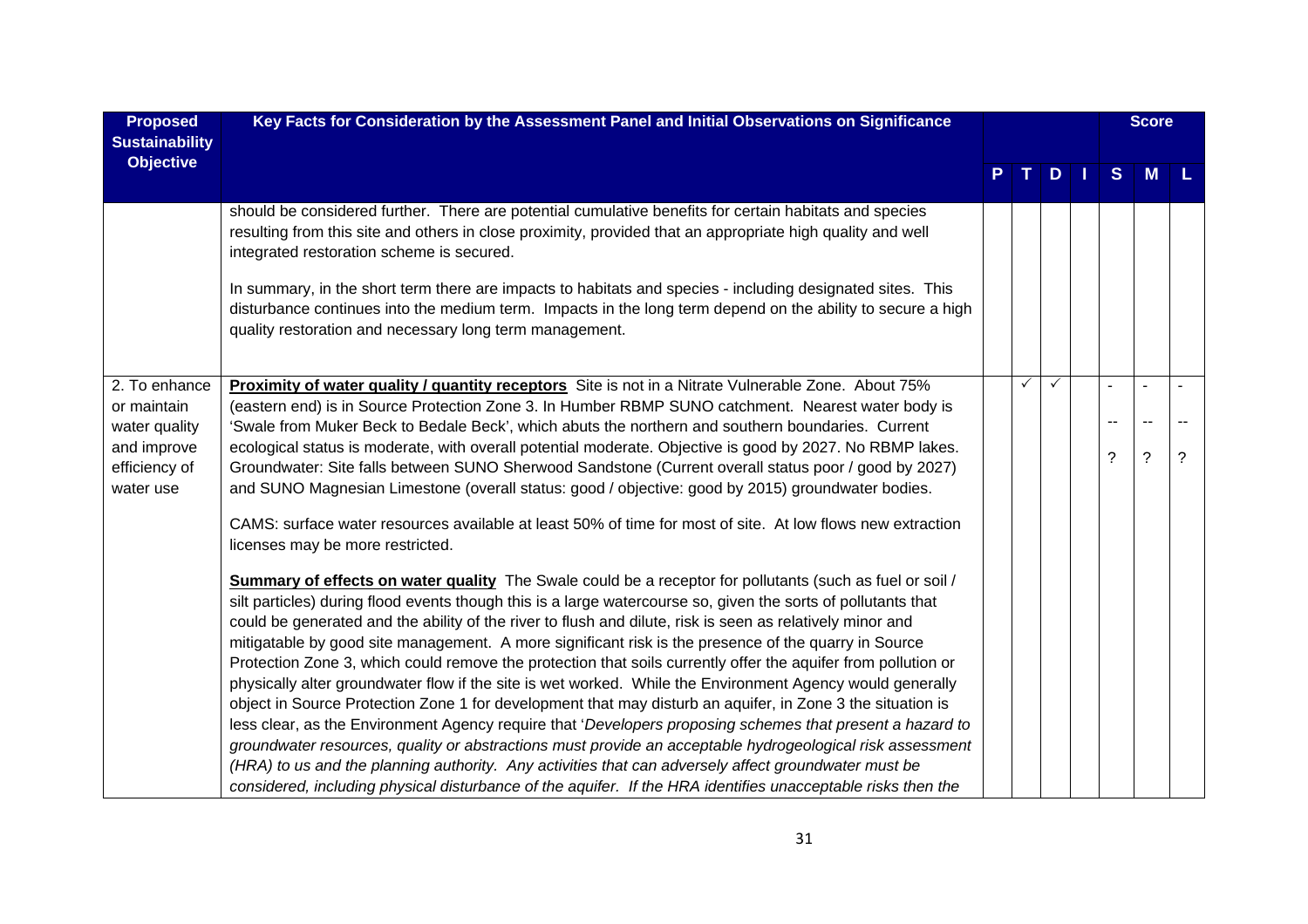| Proposed Sustainability Objective | Key Facts for Consideration by the Assessment Panel and Initial Observations on Significance | P | T | D | I | Score S | Score M | Score L |
|---|---|---|---|---|---|---|---|---|
| | should be considered further. There are potential cumulative benefits for certain habitats and species resulting from this site and others in close proximity, provided that an appropriate high quality and well integrated restoration scheme is secured.<br><br>In summary, in the short term there are impacts to habitats and species - including designated sites. This disturbance continues into the medium term. Impacts in the long term depend on the ability to secure a high quality restoration and necessary long term management. | | | | | | | |
| 2. To enhance or maintain water quality and improve efficiency of water use | **Proximity of water quality / quantity receptors** Site is not in a Nitrate Vulnerable Zone. About 75% (eastern end) is in Source Protection Zone 3. In Humber RBMP SUNO catchment. Nearest water body is 'Swale from Muker Beck to Bedale Beck', which abuts the northern and southern boundaries. Current ecological status is moderate, with overall potential moderate. Objective is good by 2027. No RBMP lakes. Groundwater: Site falls between SUNO Sherwood Sandstone (Current overall status poor / good by 2027) and SUNO Magnesian Limestone (overall status: good / objective: good by 2015) groundwater bodies.<br><br>CAMS: surface water resources available at least 50% of time for most of site. At low flows new extraction licenses may be more restricted.<br><br>**Summary of effects on water quality** The Swale could be a receptor for pollutants (such as fuel or soil / silt particles) during flood events though this is a large watercourse so, given the sorts of pollutants that could be generated and the ability of the river to flush and dilute, risk is seen as relatively minor and mitigatable by good site management. A more significant risk is the presence of the quarry in Source Protection Zone 3, which could remove the protection that soils currently offer the aquifer from pollution or physically alter groundwater flow if the site is wet worked. While the Environment Agency would generally object in Source Protection Zone 1 for development that may disturb an aquifer, in Zone 3 the situation is less clear, as the Environment Agency require that '*Developers proposing schemes that present a hazard to groundwater resources, quality or abstractions must provide an acceptable hydrogeological risk assessment (HRA) to us and the planning authority. Any activities that can adversely affect groundwater must be considered, including physical disturbance of the aquifer. If the HRA identifies unacceptable risks then the* | | ✓ | ✓ | | -<br>--<br>? | -<br>--<br>? | -<br>--<br>? |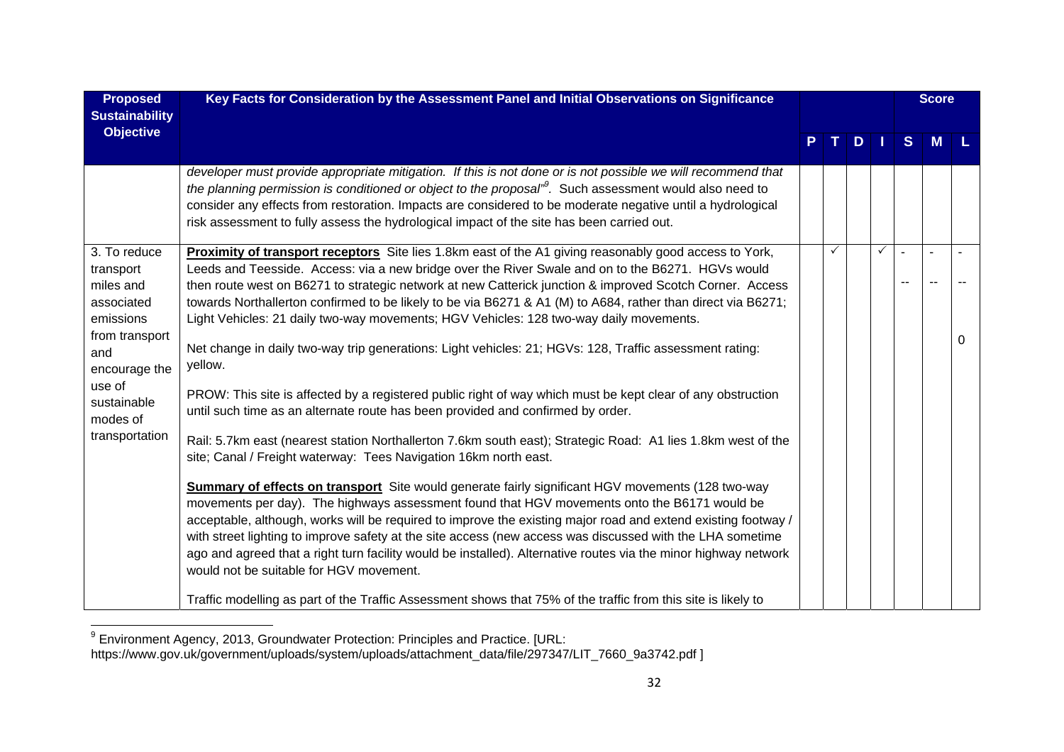| Proposed Sustainability Objective | Key Facts for Consideration by the Assessment Panel and Initial Observations on Significance | P | T | D | I | S | M | L |
|---|---|---|---|---|---|---|---|---|
| | *developer must provide appropriate mitigation. If this is not done or is not possible we will recommend that the planning permission is conditioned or object to the proposal"*[9]. Such assessment would also need to consider any effects from restoration. Impacts are considered to be moderate negative until a hydrological risk assessment to fully assess the hydrological impact of the site has been carried out. | | | | | | | |
| 3. To reduce transport miles and associated emissions from transport and encourage the use of sustainable modes of transportation | **Proximity of transport receptors** Site lies 1.8km east of the A1 giving reasonably good access to York, Leeds and Teesside. Access: via a new bridge over the River Swale and on to the B6271. HGVs would then route west on B6271 to strategic network at new Catterick junction & improved Scotch Corner. Access towards Northallerton confirmed to be likely to be via B6271 & A1 (M) to A684, rather than direct via B6271; Light Vehicles: 21 daily two-way movements; HGV Vehicles: 128 two-way daily movements.<br><br>Net change in daily two-way trip generations: Light vehicles: 21; HGVs: 128, Traffic assessment rating: yellow.<br><br>PROW: This site is affected by a registered public right of way which must be kept clear of any obstruction until such time as an alternate route has been provided and confirmed by order.<br><br>Rail: 5.7km east (nearest station Northallerton 7.6km south east); Strategic Road: A1 lies 1.8km west of the site; Canal / Freight waterway: Tees Navigation 16km north east.<br><br>**Summary of effects on transport** Site would generate fairly significant HGV movements (128 two-way movements per day). The highways assessment found that HGV movements onto the B6171 would be acceptable, although, works will be required to improve the existing major road and extend existing footway / with street lighting to improve safety at the site access (new access was discussed with the LHA sometime ago and agreed that a right turn facility would be installed). Alternative routes via the minor highway network would not be suitable for HGV movement.<br><br>Traffic modelling as part of the Traffic Assessment shows that 75% of the traffic from this site is likely to | | ✓ | | ✓ | -<br><br>-- | -<br><br>-- | -<br><br>--<br><br>0 |

[9] Environment Agency, 2013, Groundwater Protection: Principles and Practice. [URL: https://www.gov.uk/government/uploads/system/uploads/attachment_data/file/297347/LIT_7660_9a3742.pdf ]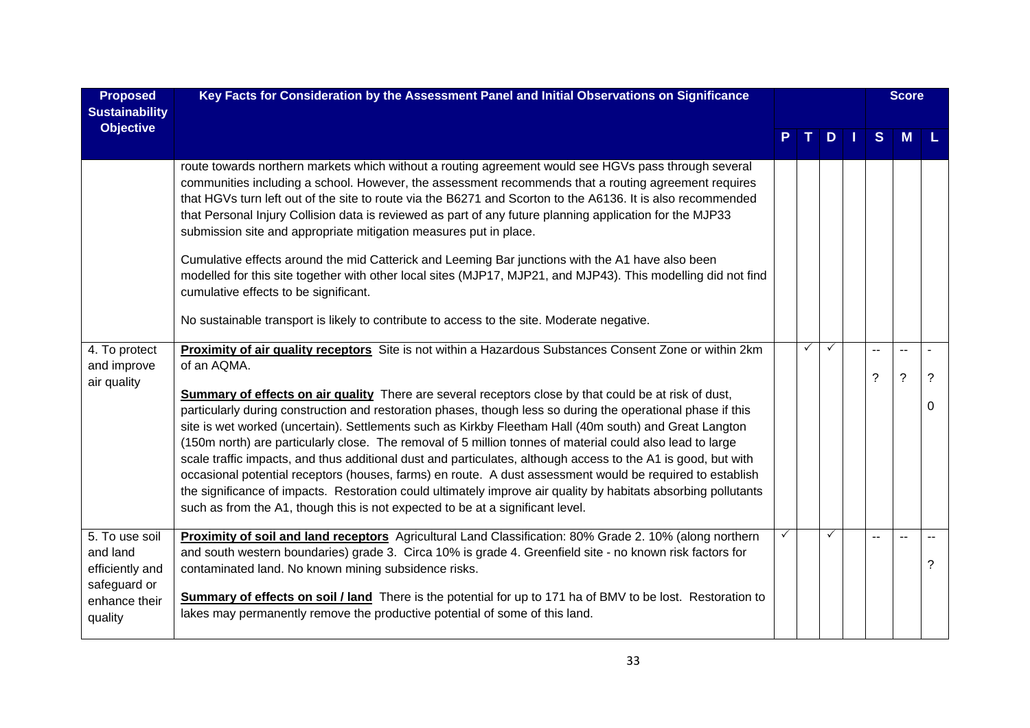| Proposed Sustainability Objective | Key Facts for Consideration by the Assessment Panel and Initial Observations on Significance | P | T | D | I | S | M | L |
|---|---|---|---|---|---|---|---|---|
| | route towards northern markets which without a routing agreement would see HGVs pass through several communities including a school. However, the assessment recommends that a routing agreement requires that HGVs turn left out of the site to route via the B6271 and Scorton to the A6136. It is also recommended that Personal Injury Collision data is reviewed as part of any future planning application for the MJP33 submission site and appropriate mitigation measures put in place.<br><br>Cumulative effects around the mid Catterick and Leeming Bar junctions with the A1 have also been modelled for this site together with other local sites (MJP17, MJP21, and MJP43). This modelling did not find cumulative effects to be significant.<br><br>No sustainable transport is likely to contribute to access to the site. Moderate negative. | | | | | | | |
| 4. To protect and improve air quality | **Proximity of air quality receptors** Site is not within a Hazardous Substances Consent Zone or within 2km of an AQMA.<br><br>**Summary of effects on air quality** There are several receptors close by that could be at risk of dust, particularly during construction and restoration phases, though less so during the operational phase if this site is wet worked (uncertain). Settlements such as Kirkby Fleetham Hall (40m south) and Great Langton (150m north) are particularly close. The removal of 5 million tonnes of material could also lead to large scale traffic impacts, and thus additional dust and particulates, although access to the A1 is good, but with occasional potential receptors (houses, farms) en route. A dust assessment would be required to establish the significance of impacts. Restoration could ultimately improve air quality by habitats absorbing pollutants such as from the A1, though this is not expected to be at a significant level. | | ✓ | ✓ | | --<br>? | --<br>? | -<br>?<br>0 |
| 5. To use soil and land efficiently and safeguard or enhance their quality | **Proximity of soil and land receptors** Agricultural Land Classification: 80% Grade 2. 10% (along northern and south western boundaries) grade 3. Circa 10% is grade 4. Greenfield site - no known risk factors for contaminated land. No known mining subsidence risks.<br><br>**Summary of effects on soil / land** There is the potential for up to 171 ha of BMV to be lost. Restoration to lakes may permanently remove the productive potential of some of this land. | ✓ | | ✓ | | -- | -- | --<br>? |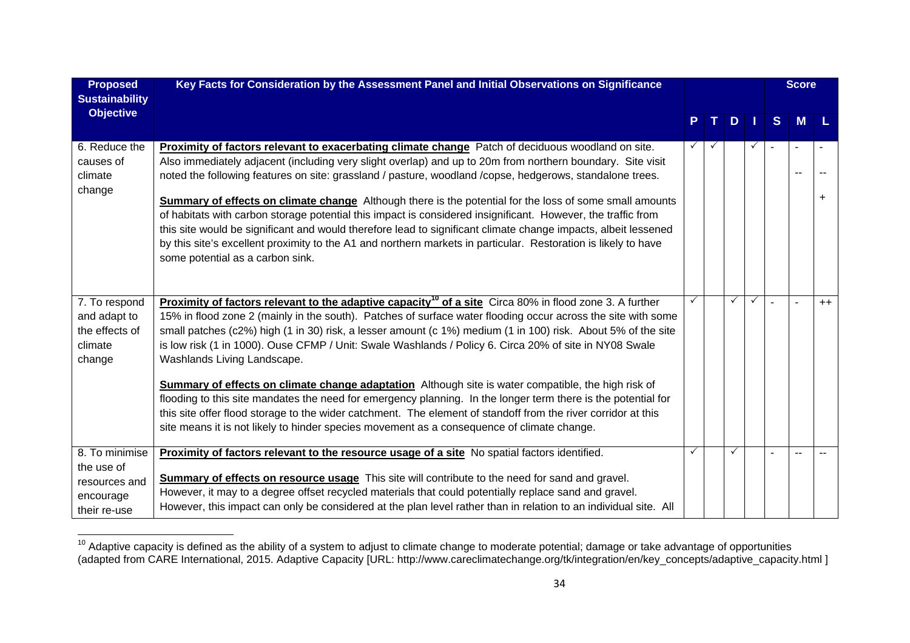| Proposed Sustainability Objective | Key Facts for Consideration by the Assessment Panel and Initial Observations on Significance | P | T | D | I | Score S | Score M | Score L |
|---|---|---|---|---|---|---|---|---|
| 6. Reduce the causes of climate change | **Proximity of factors relevant to exacerbating climate change** Patch of deciduous woodland on site. Also immediately adjacent (including very slight overlap) and up to 20m from northern boundary. Site visit noted the following features on site: grassland / pasture, woodland /copse, hedgerows, standalone trees.<br><br>**Summary of effects on climate change** Although there is the potential for the loss of some small amounts of habitats with carbon storage potential this impact is considered insignificant. However, the traffic from this site would be significant and would therefore lead to significant climate change impacts, albeit lessened by this site's excellent proximity to the A1 and northern markets in particular. Restoration is likely to have some potential as a carbon sink. | ✓ | ✓ | | ✓ | - | -<br>-- | -<br>--<br>+ |
| 7. To respond and adapt to the effects of climate change | **Proximity of factors relevant to the adaptive capacity[10] of a site** Circa 80% in flood zone 3. A further 15% in flood zone 2 (mainly in the south). Patches of surface water flooding occur across the site with some small patches (c2%) high (1 in 30) risk, a lesser amount (c 1%) medium (1 in 100) risk. About 5% of the site is low risk (1 in 1000). Ouse CFMP / Unit: Swale Washlands / Policy 6. Circa 20% of site in NY08 Swale Washlands Living Landscape.<br><br>**Summary of effects on climate change adaptation** Although site is water compatible, the high risk of flooding to this site mandates the need for emergency planning. In the longer term there is the potential for this site offer flood storage to the wider catchment. The element of standoff from the river corridor at this site means it is not likely to hinder species movement as a consequence of climate change. | ✓ | | ✓ | ✓ | - | - | ++ |
| 8. To minimise the use of resources and encourage their re-use | **Proximity of factors relevant to the resource usage of a site** No spatial factors identified.<br><br>**Summary of effects on resource usage** This site will contribute to the need for sand and gravel. However, it may to a degree offset recycled materials that could potentially replace sand and gravel. However, this impact can only be considered at the plan level rather than in relation to an individual site. All | ✓ | | ✓ | | - | -- | -- |

[10] Adaptive capacity is defined as the ability of a system to adjust to climate change to moderate potential; damage or take advantage of opportunities (adapted from CARE International, 2015. Adaptive Capacity [URL: http://www.careclimatechange.org/tk/integration/en/key_concepts/adaptive_capacity.html ]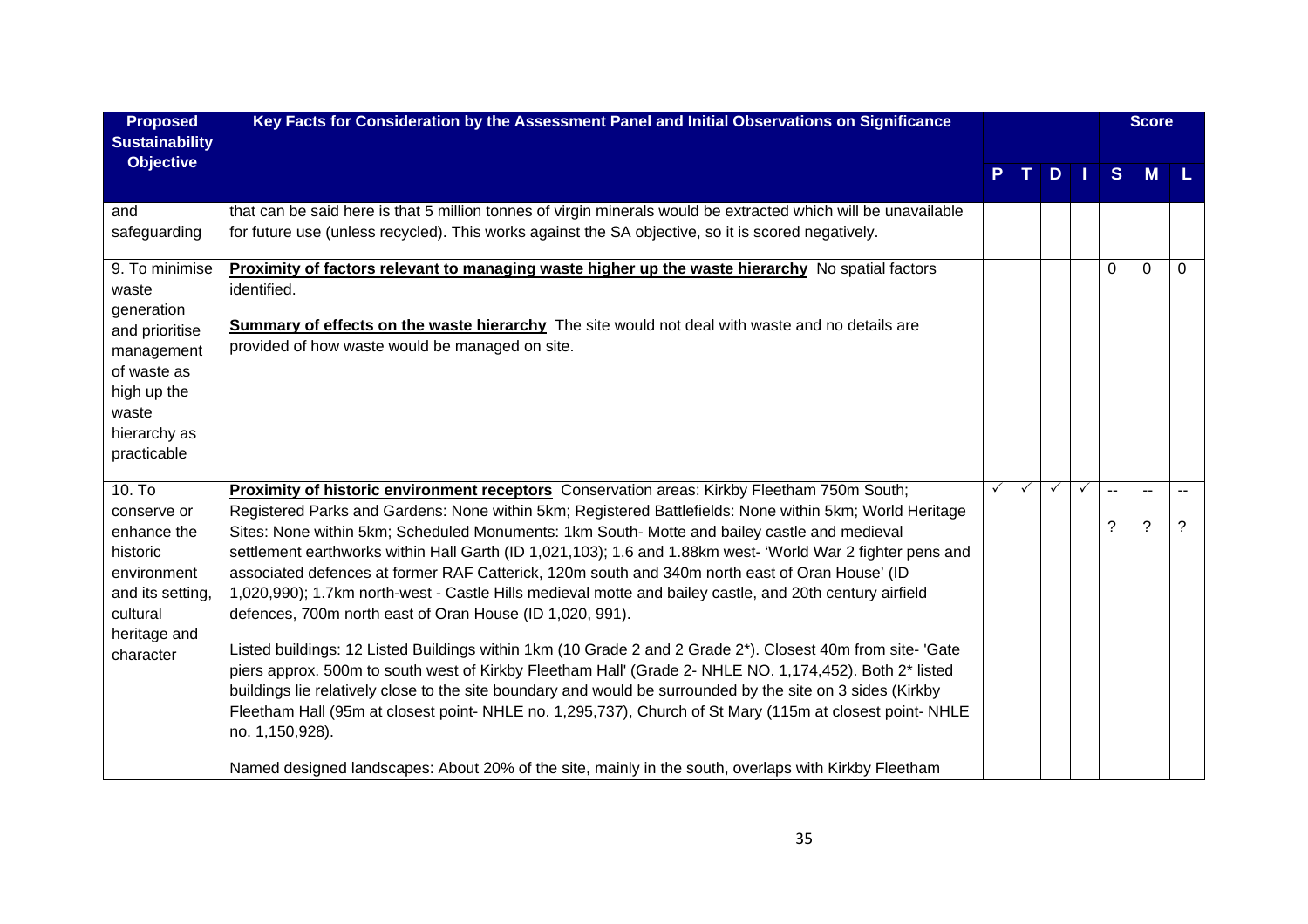| Proposed Sustainability Objective | Key Facts for Consideration by the Assessment Panel and Initial Observations on Significance | P | T | D | I | S | M | L |
|---|---|---|---|---|---|---|---|---|
| and safeguarding | that can be said here is that 5 million tonnes of virgin minerals would be extracted which will be unavailable for future use (unless recycled). This works against the SA objective, so it is scored negatively. | | | | | | | |
| 9. To minimise waste generation and prioritise management of waste as high up the waste hierarchy as practicable | **Proximity of factors relevant to managing waste higher up the waste hierarchy** No spatial factors identified.<br><br>**Summary of effects on the waste hierarchy** The site would not deal with waste and no details are provided of how waste would be managed on site. | | | | | 0 | 0 | 0 |
| 10. To conserve or enhance the historic environment and its setting, cultural heritage and character | **Proximity of historic environment receptors** Conservation areas: Kirkby Fleetham 750m South; Registered Parks and Gardens: None within 5km; Registered Battlefields: None within 5km; World Heritage Sites: None within 5km; Scheduled Monuments: 1km South- Motte and bailey castle and medieval settlement earthworks within Hall Garth (ID 1,021,103); 1.6 and 1.88km west- 'World War 2 fighter pens and associated defences at former RAF Catterick, 120m south and 340m north east of Oran House' (ID 1,020,990); 1.7km north-west - Castle Hills medieval motte and bailey castle, and 20th century airfield defences, 700m north east of Oran House (ID 1,020, 991).<br><br>Listed buildings: 12 Listed Buildings within 1km (10 Grade 2 and 2 Grade 2*). Closest 40m from site- 'Gate piers approx. 500m to south west of Kirkby Fleetham Hall' (Grade 2- NHLE NO. 1,174,452). Both 2* listed buildings lie relatively close to the site boundary and would be surrounded by the site on 3 sides (Kirkby Fleetham Hall (95m at closest point- NHLE no. 1,295,737), Church of St Mary (115m at closest point- NHLE no. 1,150,928).<br><br>Named designed landscapes: About 20% of the site, mainly in the south, overlaps with Kirkby Fleetham | ✓ | ✓ | ✓ | ✓ | --<br><br>? | --<br><br>? | --<br><br>? |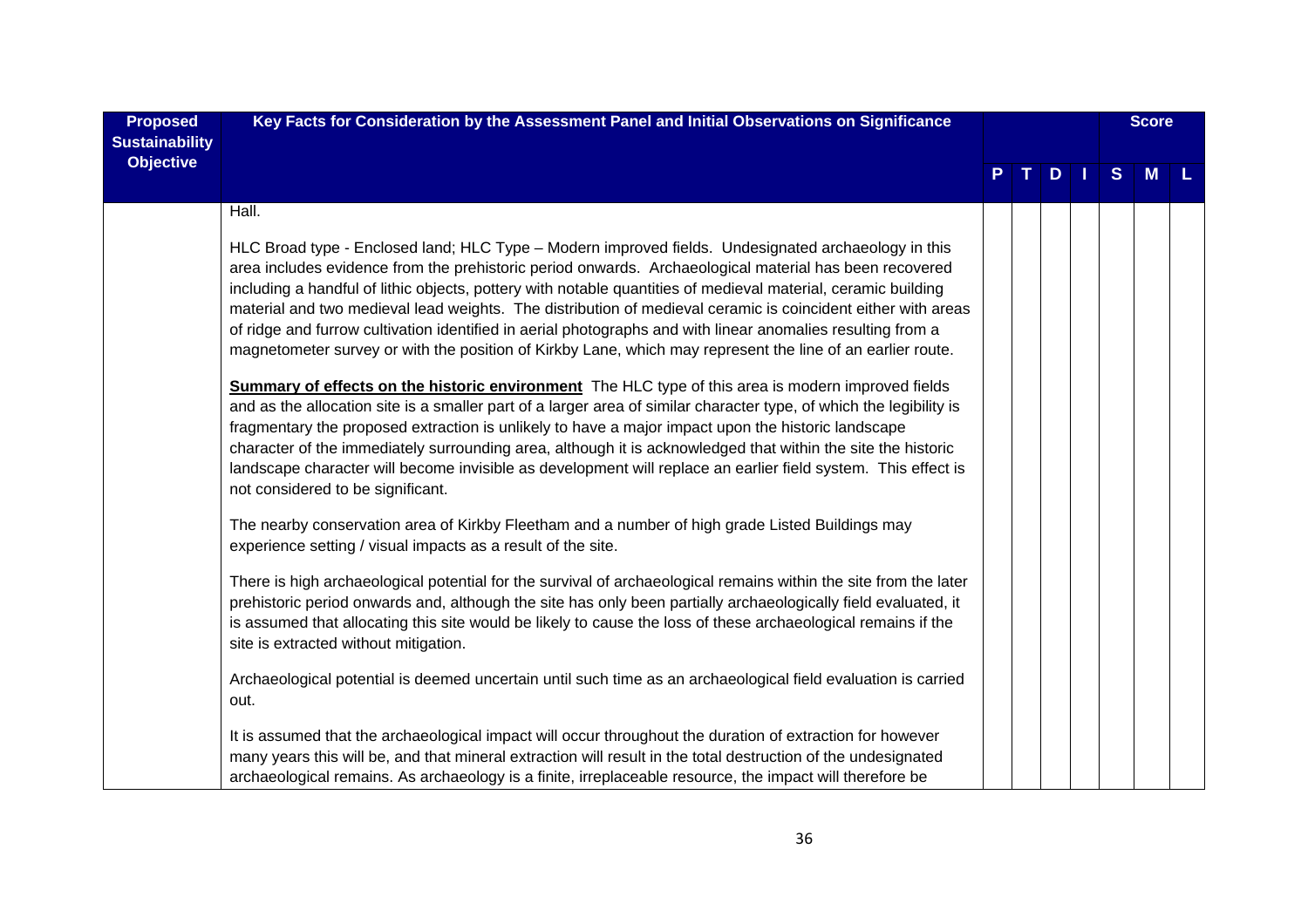| Proposed Sustainability Objective | Key Facts for Consideration by the Assessment Panel and Initial Observations on Significance | P | T | D | I | S | M | L |
|---|---|---|---|---|---|---|---|---|
| | | | | | | | Score | |
| | Hall.<br><br>HLC Broad type - Enclosed land; HLC Type – Modern improved fields. Undesignated archaeology in this area includes evidence from the prehistoric period onwards. Archaeological material has been recovered including a handful of lithic objects, pottery with notable quantities of medieval material, ceramic building material and two medieval lead weights. The distribution of medieval ceramic is coincident either with areas of ridge and furrow cultivation identified in aerial photographs and with linear anomalies resulting from a magnetometer survey or with the position of Kirkby Lane, which may represent the line of an earlier route.<br><br>**Summary of effects on the historic environment** The HLC type of this area is modern improved fields and as the allocation site is a smaller part of a larger area of similar character type, of which the legibility is fragmentary the proposed extraction is unlikely to have a major impact upon the historic landscape character of the immediately surrounding area, although it is acknowledged that within the site the historic landscape character will become invisible as development will replace an earlier field system. This effect is not considered to be significant.<br><br>The nearby conservation area of Kirkby Fleetham and a number of high grade Listed Buildings may experience setting / visual impacts as a result of the site.<br><br>There is high archaeological potential for the survival of archaeological remains within the site from the later prehistoric period onwards and, although the site has only been partially archaeologically field evaluated, it is assumed that allocating this site would be likely to cause the loss of these archaeological remains if the site is extracted without mitigation.<br><br>Archaeological potential is deemed uncertain until such time as an archaeological field evaluation is carried out.<br><br>It is assumed that the archaeological impact will occur throughout the duration of extraction for however many years this will be, and that mineral extraction will result in the total destruction of the undesignated archaeological remains. As archaeology is a finite, irreplaceable resource, the impact will therefore be | | | | | | | |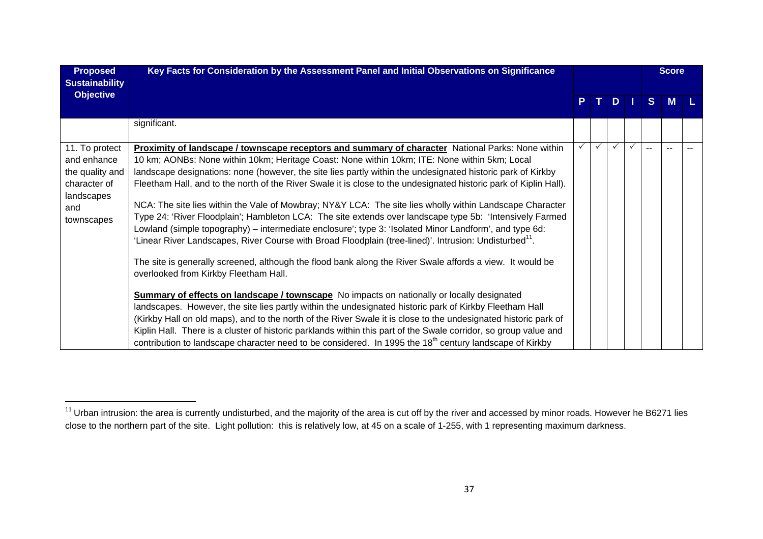| Proposed Sustainability Objective | Key Facts for Consideration by the Assessment Panel and Initial Observations on Significance | P | T | D | I | Score S | Score M | Score L |
|---|---|---|---|---|---|---|---|---|
| | significant. | | | | | | | |
| 11. To protect and enhance the quality and character of landscapes and townscapes | **Proximity of landscape / townscape receptors and summary of character** National Parks: None within 10 km; AONBs: None within 10km; Heritage Coast: None within 10km; ITE: None within 5km; Local landscape designations: none (however, the site lies partly within the undesignated historic park of Kirkby Fleetham Hall, and to the north of the River Swale it is close to the undesignated historic park of Kiplin Hall).<br><br>NCA: The site lies within the Vale of Mowbray; NY&Y LCA: The site lies wholly within Landscape Character Type 24: 'River Floodplain'; Hambleton LCA: The site extends over landscape type 5b: 'Intensively Farmed Lowland (simple topography) – intermediate enclosure'; type 3: 'Isolated Minor Landform', and type 6d: 'Linear River Landscapes, River Course with Broad Floodplain (tree-lined)'. Intrusion: Undisturbed[11].<br><br>The site is generally screened, although the flood bank along the River Swale affords a view. It would be overlooked from Kirkby Fleetham Hall.<br><br>**Summary of effects on landscape / townscape** No impacts on nationally or locally designated landscapes. However, the site lies partly within the undesignated historic park of Kirkby Fleetham Hall (Kirkby Hall on old maps), and to the north of the River Swale it is close to the undesignated historic park of Kiplin Hall. There is a cluster of historic parklands within this part of the Swale corridor, so group value and contribution to landscape character need to be considered. In 1995 the 18th century landscape of Kirkby | ✓ | ✓ | ✓ | ✓ | -- | -- | -- |

[11] Urban intrusion: the area is currently undisturbed, and the majority of the area is cut off by the river and accessed by minor roads. However he B6271 lies close to the northern part of the site. Light pollution: this is relatively low, at 45 on a scale of 1-255, with 1 representing maximum darkness.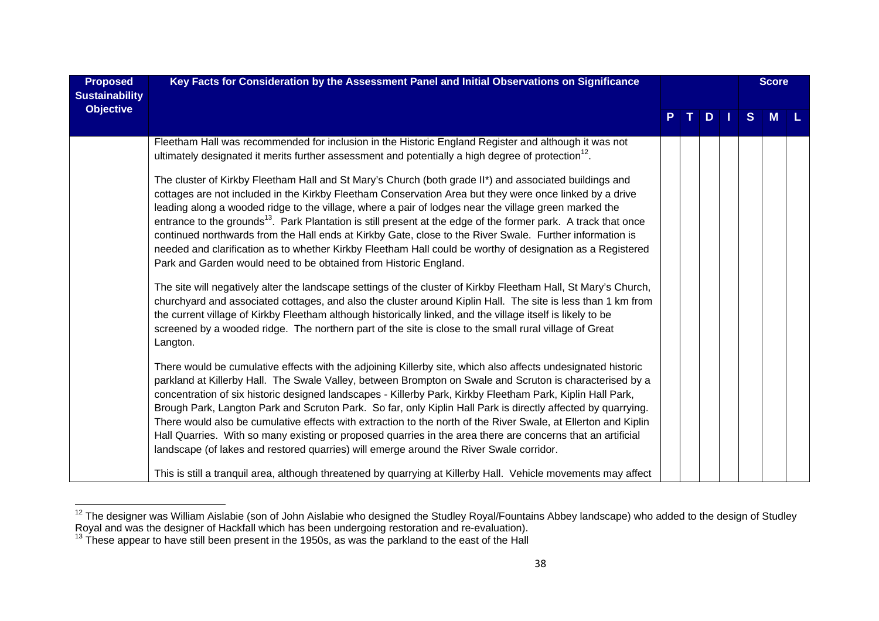| Proposed Sustainability Objective | Key Facts for Consideration by the Assessment Panel and Initial Observations on Significance | P | T | D | I | S | M | L |
|---|---|---|---|---|---|---|---|---|
| | Fleetham Hall was recommended for inclusion in the Historic England Register and although it was not ultimately designated it merits further assessment and potentially a high degree of protection[12].<br><br>The cluster of Kirkby Fleetham Hall and St Mary's Church (both grade II*) and associated buildings and cottages are not included in the Kirkby Fleetham Conservation Area but they were once linked by a drive leading along a wooded ridge to the village, where a pair of lodges near the village green marked the entrance to the grounds[13]. Park Plantation is still present at the edge of the former park. A track that once continued northwards from the Hall ends at Kirkby Gate, close to the River Swale. Further information is needed and clarification as to whether Kirkby Fleetham Hall could be worthy of designation as a Registered Park and Garden would need to be obtained from Historic England.<br><br>The site will negatively alter the landscape settings of the cluster of Kirkby Fleetham Hall, St Mary's Church, churchyard and associated cottages, and also the cluster around Kiplin Hall. The site is less than 1 km from the current village of Kirkby Fleetham although historically linked, and the village itself is likely to be screened by a wooded ridge. The northern part of the site is close to the small rural village of Great Langton.<br><br>There would be cumulative effects with the adjoining Killerby site, which also affects undesignated historic parkland at Killerby Hall. The Swale Valley, between Brompton on Swale and Scruton is characterised by a concentration of six historic designed landscapes - Killerby Park, Kirkby Fleetham Park, Kiplin Hall Park, Brough Park, Langton Park and Scruton Park. So far, only Kiplin Hall Park is directly affected by quarrying. There would also be cumulative effects with extraction to the north of the River Swale, at Ellerton and Kiplin Hall Quarries. With so many existing or proposed quarries in the area there are concerns that an artificial landscape (of lakes and restored quarries) will emerge around the River Swale corridor.<br><br>This is still a tranquil area, although threatened by quarrying at Killerby Hall. Vehicle movements may affect | | | | | | | |

[12] The designer was William Aislabie (son of John Aislabie who designed the Studley Royal/Fountains Abbey landscape) who added to the design of Studley Royal and was the designer of Hackfall which has been undergoing restoration and re-evaluation).

[13] These appear to have still been present in the 1950s, as was the parkland to the east of the Hall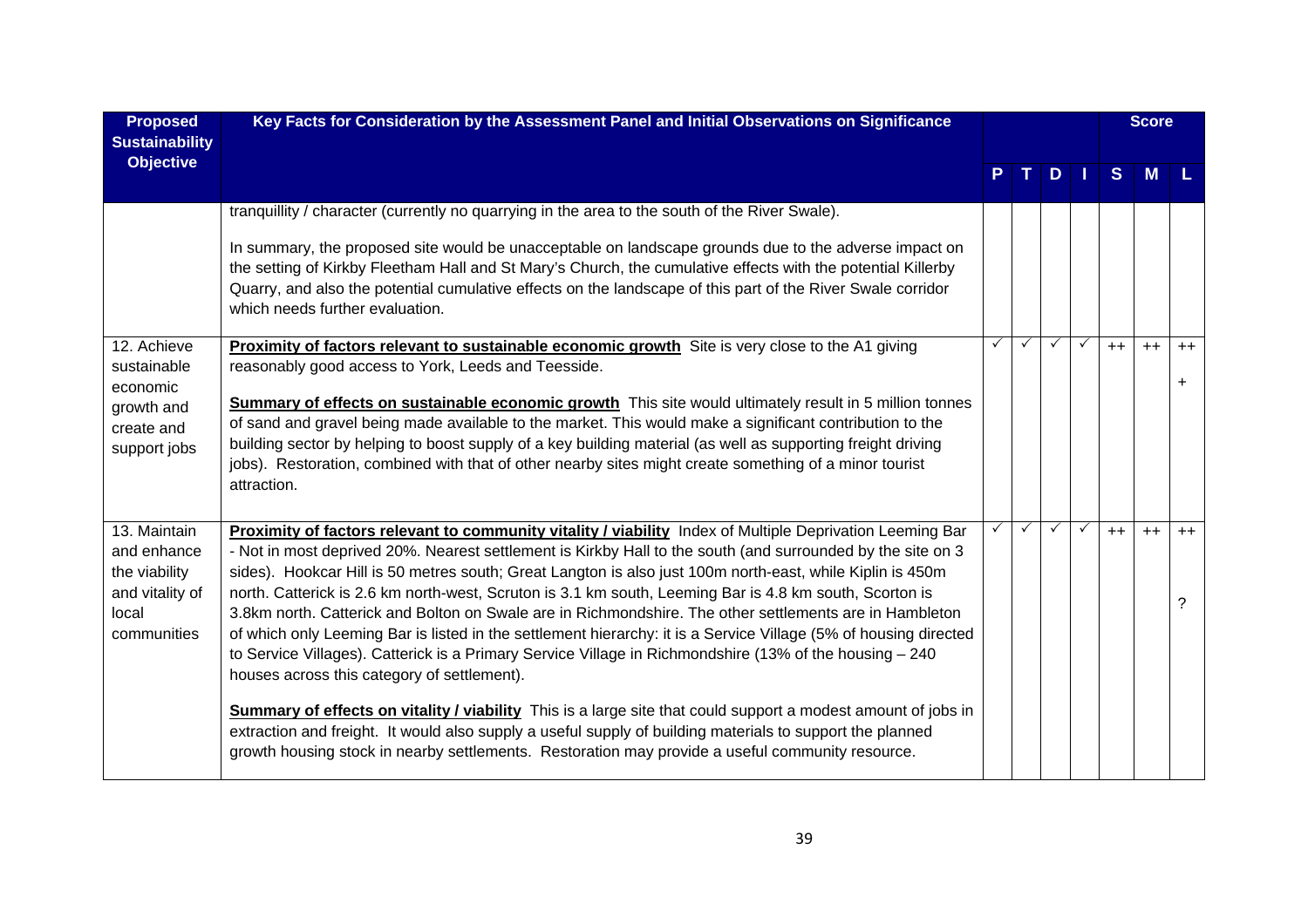| Proposed Sustainability Objective | Key Facts for Consideration by the Assessment Panel and Initial Observations on Significance | P | T | D | I | Score S | M | L |
|---|---|---|---|---|---|---|---|---|
| | tranquillity / character (currently no quarrying in the area to the south of the River Swale).<br><br>In summary, the proposed site would be unacceptable on landscape grounds due to the adverse impact on the setting of Kirkby Fleetham Hall and St Mary's Church, the cumulative effects with the potential Killerby Quarry, and also the potential cumulative effects on the landscape of this part of the River Swale corridor which needs further evaluation. | | | | | | | |
| 12. Achieve sustainable economic growth and create and support jobs | **Proximity of factors relevant to sustainable economic growth** Site is very close to the A1 giving reasonably good access to York, Leeds and Teesside.<br><br>**Summary of effects on sustainable economic growth** This site would ultimately result in 5 million tonnes of sand and gravel being made available to the market. This would make a significant contribution to the building sector by helping to boost supply of a key building material (as well as supporting freight driving jobs). Restoration, combined with that of other nearby sites might create something of a minor tourist attraction. | ✓ | ✓ | ✓ | ✓ | ++ | ++ | ++<br><br>+ |
| 13. Maintain and enhance the viability and vitality of local communities | **Proximity of factors relevant to community vitality / viability** Index of Multiple Deprivation Leeming Bar - Not in most deprived 20%. Nearest settlement is Kirkby Hall to the south (and surrounded by the site on 3 sides). Hookcar Hill is 50 metres south; Great Langton is also just 100m north-east, while Kiplin is 450m north. Catterick is 2.6 km north-west, Scruton is 3.1 km south, Leeming Bar is 4.8 km south, Scorton is 3.8km north. Catterick and Bolton on Swale are in Richmondshire. The other settlements are in Hambleton of which only Leeming Bar is listed in the settlement hierarchy: it is a Service Village (5% of housing directed to Service Villages). Catterick is a Primary Service Village in Richmondshire (13% of the housing – 240 houses across this category of settlement).<br><br>**Summary of effects on vitality / viability** This is a large site that could support a modest amount of jobs in extraction and freight. It would also supply a useful supply of building materials to support the planned growth housing stock in nearby settlements. Restoration may provide a useful community resource. | ✓ | ✓ | ✓ | ✓ | ++ | ++ | ++<br><br>? |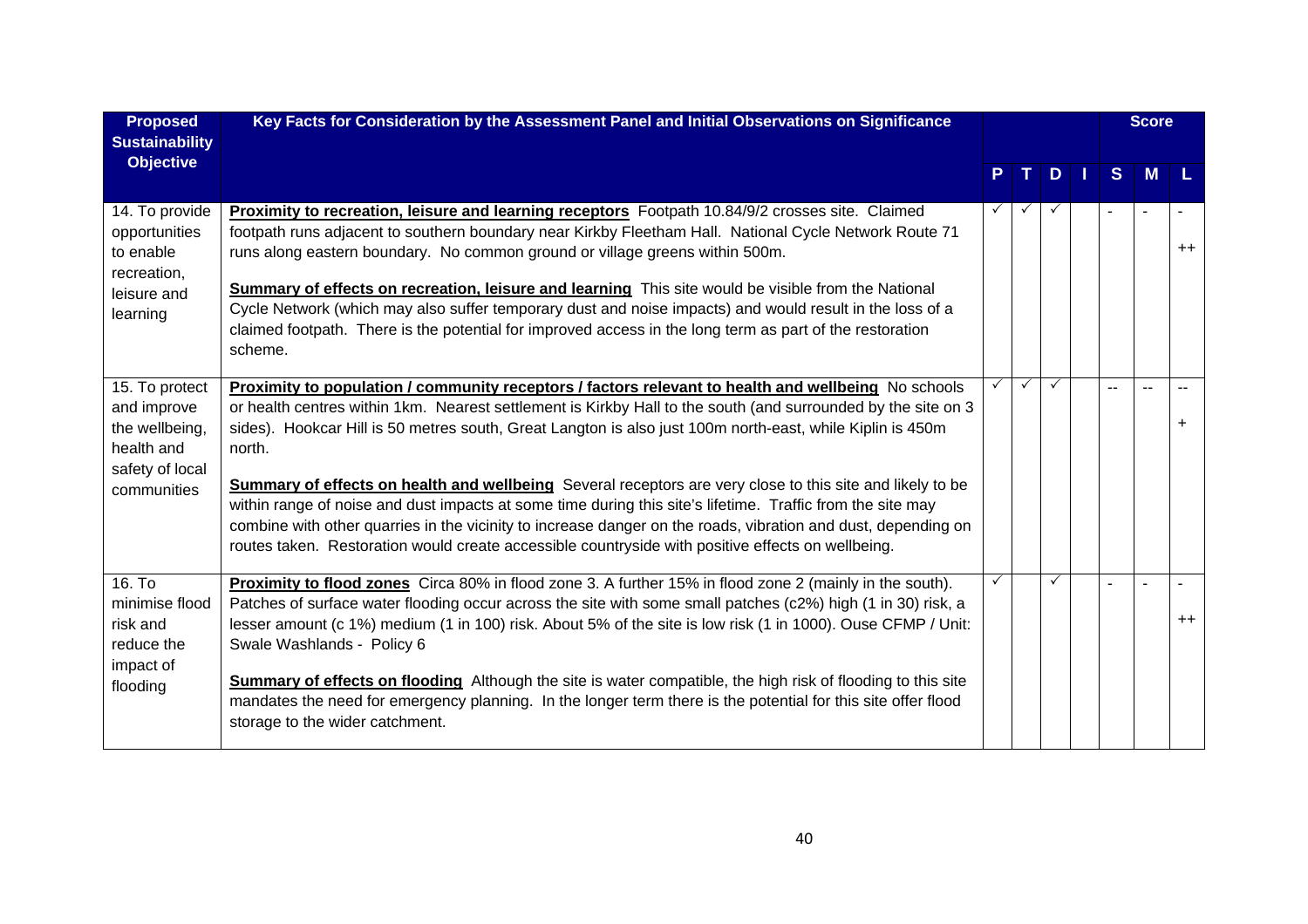| Proposed Sustainability Objective | Key Facts for Consideration by the Assessment Panel and Initial Observations on Significance | P | T | D | I | S | M | L |
|---|---|---|---|---|---|---|---|---|
| 14. To provide opportunities to enable recreation, leisure and learning | **Proximity to recreation, leisure and learning receptors** Footpath 10.84/9/2 crosses site. Claimed footpath runs adjacent to southern boundary near Kirkby Fleetham Hall. National Cycle Network Route 71 runs along eastern boundary. No common ground or village greens within 500m.<br><br>**Summary of effects on recreation, leisure and learning** This site would be visible from the National Cycle Network (which may also suffer temporary dust and noise impacts) and would result in the loss of a claimed footpath. There is the potential for improved access in the long term as part of the restoration scheme. | ✓ | ✓ | ✓ | | - | - | -<br>++ |
| 15. To protect and improve the wellbeing, health and safety of local communities | **Proximity to population / community receptors / factors relevant to health and wellbeing** No schools or health centres within 1km. Nearest settlement is Kirkby Hall to the south (and surrounded by the site on 3 sides). Hookcar Hill is 50 metres south, Great Langton is also just 100m north-east, while Kiplin is 450m north.<br><br>**Summary of effects on health and wellbeing** Several receptors are very close to this site and likely to be within range of noise and dust impacts at some time during this site's lifetime. Traffic from the site may combine with other quarries in the vicinity to increase danger on the roads, vibration and dust, depending on routes taken. Restoration would create accessible countryside with positive effects on wellbeing. | ✓ | ✓ | ✓ | | -- | -- | --<br>+ |
| 16. To minimise flood risk and reduce the impact of flooding | **Proximity to flood zones** Circa 80% in flood zone 3. A further 15% in flood zone 2 (mainly in the south). Patches of surface water flooding occur across the site with some small patches (c2%) high (1 in 30) risk, a lesser amount (c 1%) medium (1 in 100) risk. About 5% of the site is low risk (1 in 1000). Ouse CFMP / Unit: Swale Washlands - Policy 6<br><br>**Summary of effects on flooding** Although the site is water compatible, the high risk of flooding to this site mandates the need for emergency planning. In the longer term there is the potential for this site offer flood storage to the wider catchment. | ✓ | | ✓ | | - | - | -<br>++ |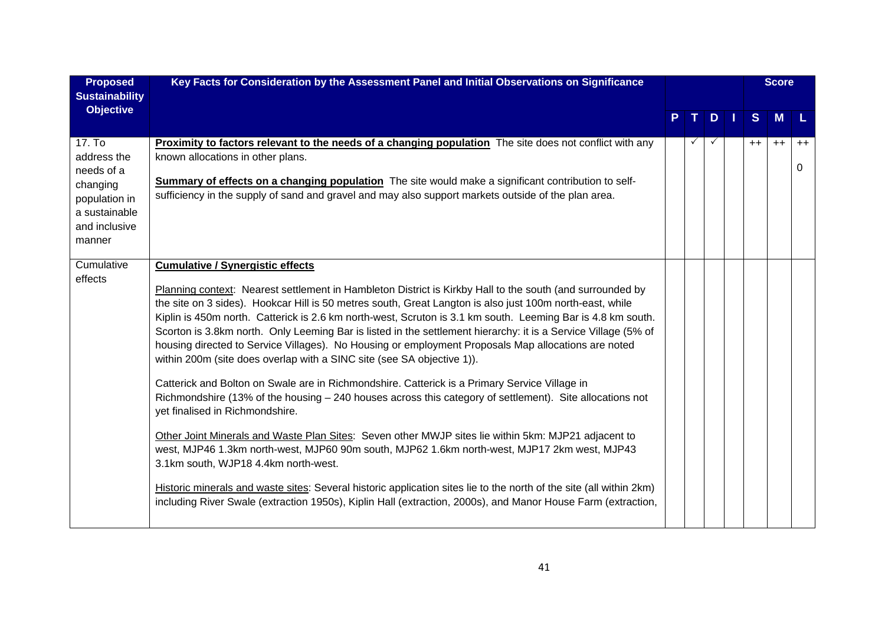| Proposed Sustainability Objective | Key Facts for Consideration by the Assessment Panel and Initial Observations on Significance | P | T | D | I | Score S | Score M | Score L |
|---|---|---|---|---|---|---|---|---|
| 17. To address the needs of a changing population in a sustainable and inclusive manner | **Proximity to factors relevant to the needs of a changing population** The site does not conflict with any known allocations in other plans.<br><br>**Summary of effects on a changing population** The site would make a significant contribution to self-sufficiency in the supply of sand and gravel and may also support markets outside of the plan area. | | ✓ | ✓ | | ++ | ++ | ++<br><br>0 |
| Cumulative effects | **Cumulative / Synergistic effects**<br><br>Planning context: Nearest settlement in Hambleton District is Kirkby Hall to the south (and surrounded by the site on 3 sides). Hookcar Hill is 50 metres south, Great Langton is also just 100m north-east, while Kiplin is 450m north. Catterick is 2.6 km north-west, Scruton is 3.1 km south. Leeming Bar is 4.8 km south. Scorton is 3.8km north. Only Leeming Bar is listed in the settlement hierarchy: it is a Service Village (5% of housing directed to Service Villages). No Housing or employment Proposals Map allocations are noted within 200m (site does overlap with a SINC site (see SA objective 1)).<br><br>Catterick and Bolton on Swale are in Richmondshire. Catterick is a Primary Service Village in Richmondshire (13% of the housing – 240 houses across this category of settlement). Site allocations not yet finalised in Richmondshire.<br><br>Other Joint Minerals and Waste Plan Sites: Seven other MWJP sites lie within 5km: MJP21 adjacent to west, MJP46 1.3km north-west, MJP60 90m south, MJP62 1.6km north-west, MJP17 2km west, MJP43 3.1km south, WJP18 4.4km north-west.<br><br>Historic minerals and waste sites: Several historic application sites lie to the north of the site (all within 2km) including River Swale (extraction 1950s), Kiplin Hall (extraction, 2000s), and Manor House Farm (extraction, | | | | | | | |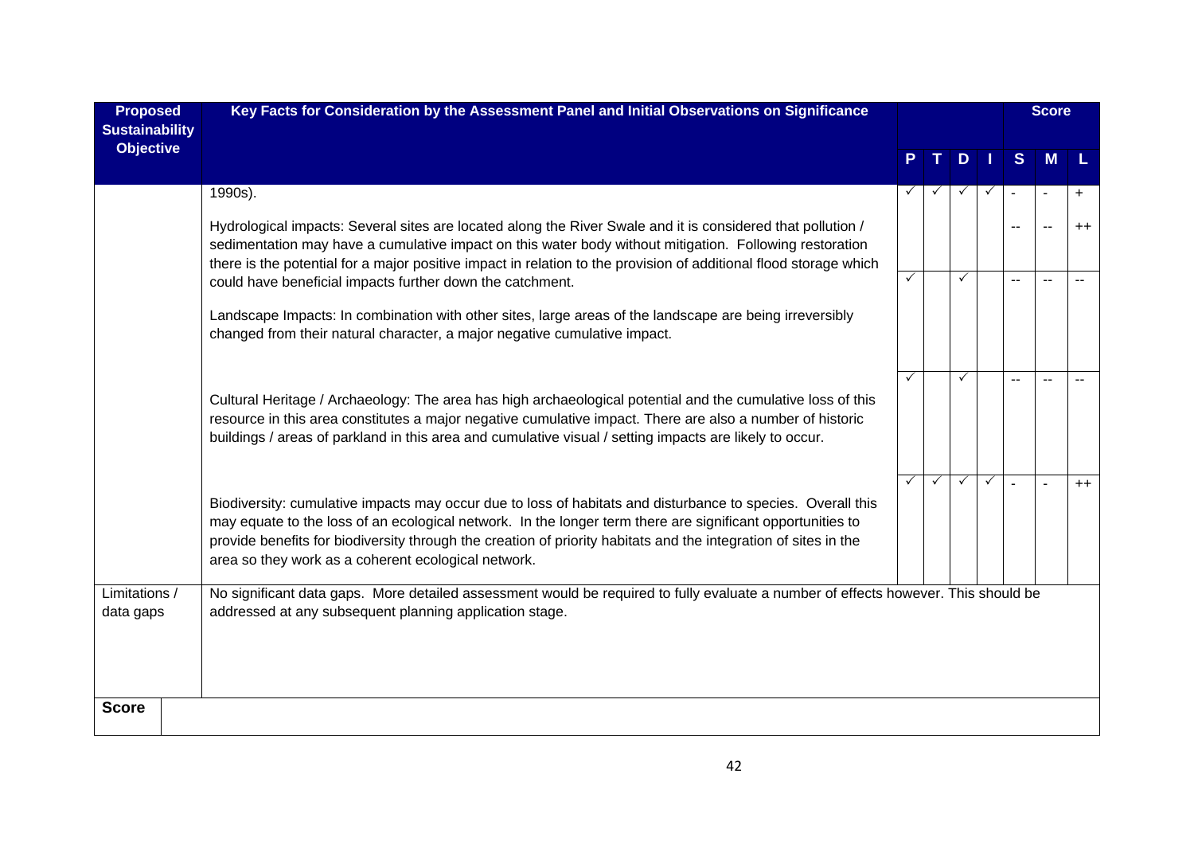| Proposed Sustainability Objective | Key Facts for Consideration by the Assessment Panel and Initial Observations on Significance | P | T | D | I | S | M | L |
|---|---|---|---|---|---|---|---|---|
| | 1990s). | ✓ | ✓ | ✓ | ✓ | - | - | + |
| | Hydrological impacts: Several sites are located along the River Swale and it is considered that pollution / sedimentation may have a cumulative impact on this water body without mitigation. Following restoration there is the potential for a major positive impact in relation to the provision of additional flood storage which could have beneficial impacts further down the catchment. | | | | | -- | -- | ++ |
| | Landscape Impacts: In combination with other sites, large areas of the landscape are being irreversibly changed from their natural character, a major negative cumulative impact. | ✓ | | ✓ | | -- | -- | -- |
| | Cultural Heritage / Archaeology: The area has high archaeological potential and the cumulative loss of this resource in this area constitutes a major negative cumulative impact. There are also a number of historic buildings / areas of parkland in this area and cumulative visual / setting impacts are likely to occur. | ✓ | | ✓ | | -- | -- | -- |
| | Biodiversity: cumulative impacts may occur due to loss of habitats and disturbance to species. Overall this may equate to the loss of an ecological network. In the longer term there are significant opportunities to provide benefits for biodiversity through the creation of priority habitats and the integration of sites in the area so they work as a coherent ecological network. | ✓ | ✓ | ✓ | ✓ | - | - | ++ |
| Limitations / data gaps | No significant data gaps. More detailed assessment would be required to fully evaluate a number of effects however. This should be addressed at any subsequent planning application stage. | | | | | | | |
| **Score** | | | | | | | | |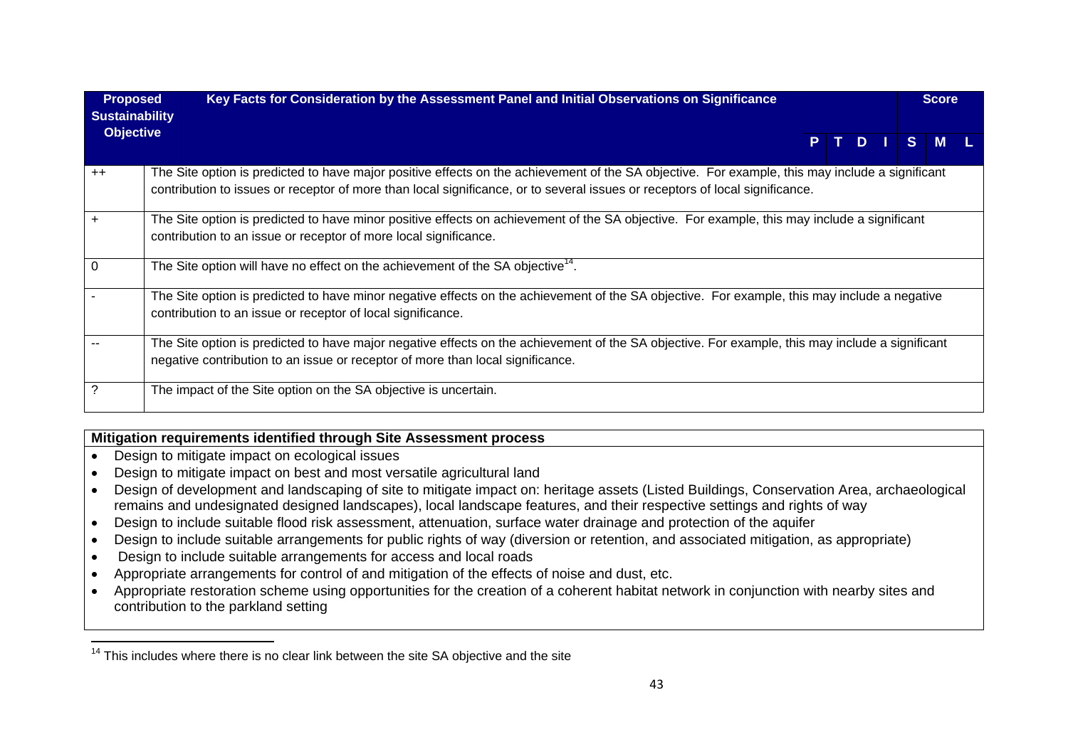| Proposed Sustainability Objective | Key Facts for Consideration by the Assessment Panel and Initial Observations on Significance | P | T | D | I | Score S | M | L |
|---|---|---|---|---|---|---|---|---|
| ++ | The Site option is predicted to have major positive effects on the achievement of the SA objective. For example, this may include a significant contribution to issues or receptor of more than local significance, or to several issues or receptors of local significance. | | | | | | | |
| + | The Site option is predicted to have minor positive effects on achievement of the SA objective. For example, this may include a significant contribution to an issue or receptor of more local significance. | | | | | | | |
| 0 | The Site option will have no effect on the achievement of the SA objective[14]. | | | | | | | |
| - | The Site option is predicted to have minor negative effects on the achievement of the SA objective. For example, this may include a negative contribution to an issue or receptor of local significance. | | | | | | | |
| -- | The Site option is predicted to have major negative effects on the achievement of the SA objective. For example, this may include a significant negative contribution to an issue or receptor of more than local significance. | | | | | | | |
| ? | The impact of the Site option on the SA objective is uncertain. | | | | | | | |

**Mitigation requirements identified through Site Assessment process**

- Design to mitigate impact on ecological issues
- Design to mitigate impact on best and most versatile agricultural land
- Design of development and landscaping of site to mitigate impact on: heritage assets (Listed Buildings, Conservation Area, archaeological remains and undesignated designed landscapes), local landscape features, and their respective settings and rights of way
- Design to include suitable flood risk assessment, attenuation, surface water drainage and protection of the aquifer
- Design to include suitable arrangements for public rights of way (diversion or retention, and associated mitigation, as appropriate)
- Design to include suitable arrangements for access and local roads
- Appropriate arrangements for control of and mitigation of the effects of noise and dust, etc.
- Appropriate restoration scheme using opportunities for the creation of a coherent habitat network in conjunction with nearby sites and contribution to the parkland setting

[14] This includes where there is no clear link between the site SA objective and the site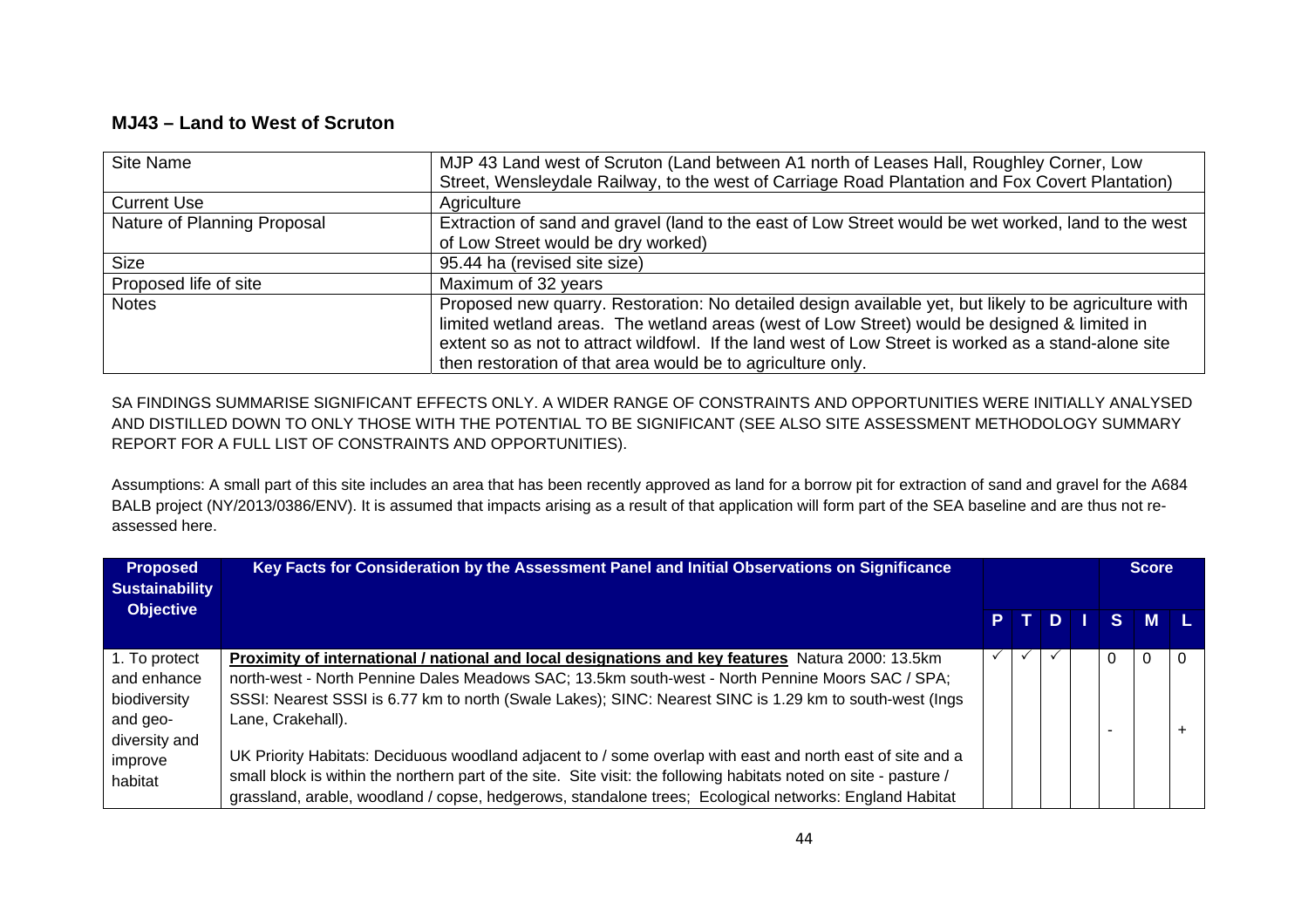## MJ43 – Land to West of Scruton

| Site Name | MJP 43 Land west of Scruton (Land between A1 north of Leases Hall, Roughley Corner, Low Street, Wensleydale Railway, to the west of Carriage Road Plantation and Fox Covert Plantation) |
|---|---|
| Current Use | Agriculture |
| Nature of Planning Proposal | Extraction of sand and gravel (land to the east of Low Street would be wet worked, land to the west of Low Street would be dry worked) |
| Size | 95.44 ha (revised site size) |
| Proposed life of site | Maximum of 32 years |
| Notes | Proposed new quarry. Restoration: No detailed design available yet, but likely to be agriculture with limited wetland areas. The wetland areas (west of Low Street) would be designed & limited in extent so as not to attract wildfowl. If the land west of Low Street is worked as a stand-alone site then restoration of that area would be to agriculture only. |

SA FINDINGS SUMMARISE SIGNIFICANT EFFECTS ONLY. A WIDER RANGE OF CONSTRAINTS AND OPPORTUNITIES WERE INITIALLY ANALYSED AND DISTILLED DOWN TO ONLY THOSE WITH THE POTENTIAL TO BE SIGNIFICANT (SEE ALSO SITE ASSESSMENT METHODOLOGY SUMMARY REPORT FOR A FULL LIST OF CONSTRAINTS AND OPPORTUNITIES).

Assumptions: A small part of this site includes an area that has been recently approved as land for a borrow pit for extraction of sand and gravel for the A684 BALB project (NY/2013/0386/ENV). It is assumed that impacts arising as a result of that application will form part of the SEA baseline and are thus not re-assessed here.

| Proposed Sustainability Objective | Key Facts for Consideration by the Assessment Panel and Initial Observations on Significance | P | T | D | I | Score S | M | L |
|---|---|---|---|---|---|---|---|---|
| 1. To protect and enhance biodiversity and geo-diversity and improve habitat | **Proximity of international / national and local designations and key features** Natura 2000: 13.5km north-west - North Pennine Dales Meadows SAC; 13.5km south-west - North Pennine Moors SAC / SPA; SSSI: Nearest SSSI is 6.77 km to north (Swale Lakes); SINC: Nearest SINC is 1.29 km to south-west (Ings Lane, Crakehall).<br><br>UK Priority Habitats: Deciduous woodland adjacent to / some overlap with east and north east of site and a small block is within the northern part of the site. Site visit: the following habitats noted on site - pasture / grassland, arable, woodland / copse, hedgerows, standalone trees; Ecological networks: England Habitat | ✓ | ✓ | ✓ | | 0<br><br>- | 0 | 0<br><br>+ |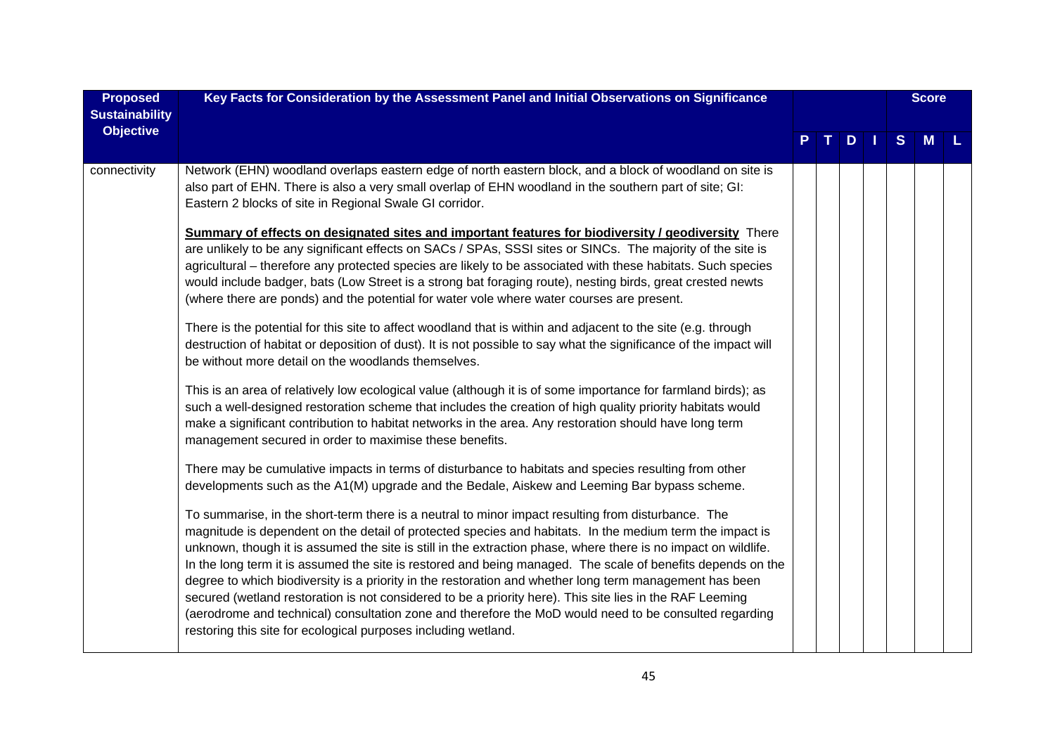| Proposed Sustainability Objective | Key Facts for Consideration by the Assessment Panel and Initial Observations on Significance | P | T | D | I | S | M | L |
|---|---|---|---|---|---|---|---|---|
| connectivity | Network (EHN) woodland overlaps eastern edge of north eastern block, and a block of woodland on site is also part of EHN. There is also a very small overlap of EHN woodland in the southern part of site; GI: Eastern 2 blocks of site in Regional Swale GI corridor.<br><br>**Summary of effects on designated sites and important features for biodiversity / geodiversity** There are unlikely to be any significant effects on SACs / SPAs, SSSI sites or SINCs. The majority of the site is agricultural – therefore any protected species are likely to be associated with these habitats. Such species would include badger, bats (Low Street is a strong bat foraging route), nesting birds, great crested newts (where there are ponds) and the potential for water vole where water courses are present.<br><br>There is the potential for this site to affect woodland that is within and adjacent to the site (e.g. through destruction of habitat or deposition of dust). It is not possible to say what the significance of the impact will be without more detail on the woodlands themselves.<br><br>This is an area of relatively low ecological value (although it is of some importance for farmland birds); as such a well-designed restoration scheme that includes the creation of high quality priority habitats would make a significant contribution to habitat networks in the area. Any restoration should have long term management secured in order to maximise these benefits.<br><br>There may be cumulative impacts in terms of disturbance to habitats and species resulting from other developments such as the A1(M) upgrade and the Bedale, Aiskew and Leeming Bar bypass scheme.<br><br>To summarise, in the short-term there is a neutral to minor impact resulting from disturbance. The magnitude is dependent on the detail of protected species and habitats. In the medium term the impact is unknown, though it is assumed the site is still in the extraction phase, where there is no impact on wildlife. In the long term it is assumed the site is restored and being managed. The scale of benefits depends on the degree to which biodiversity is a priority in the restoration and whether long term management has been secured (wetland restoration is not considered to be a priority here). This site lies in the RAF Leeming (aerodrome and technical) consultation zone and therefore the MoD would need to be consulted regarding restoring this site for ecological purposes including wetland. | | | | | | | |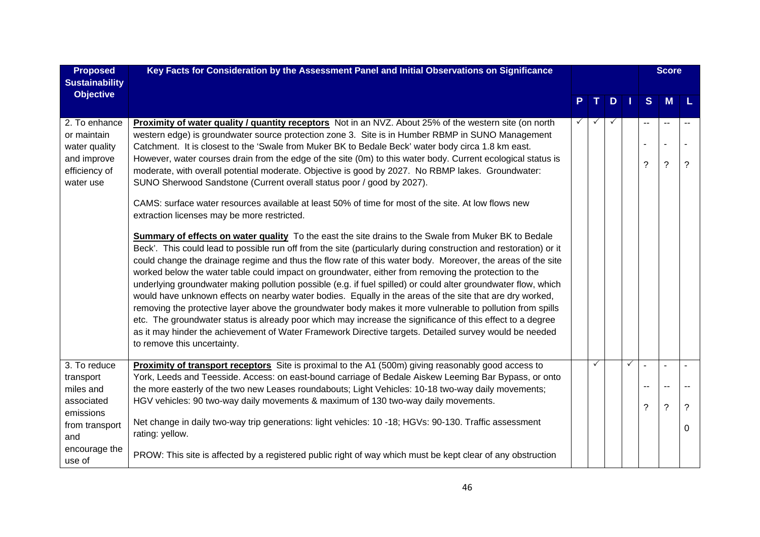| Proposed Sustainability Objective | Key Facts for Consideration by the Assessment Panel and Initial Observations on Significance | P | T | D | I | Score S | Score M | Score L |
|---|---|---|---|---|---|---|---|---|
| 2. To enhance or maintain water quality and improve efficiency of water use | **Proximity of water quality / quantity receptors** Not in an NVZ. About 25% of the western site (on north western edge) is groundwater source protection zone 3. Site is in Humber RBMP in SUNO Management Catchment. It is closest to the 'Swale from Muker BK to Bedale Beck' water body circa 1.8 km east. However, water courses drain from the edge of the site (0m) to this water body. Current ecological status is moderate, with overall potential moderate. Objective is good by 2027. No RBMP lakes. Groundwater: SUNO Sherwood Sandstone (Current overall status poor / good by 2027).<br><br>CAMS: surface water resources available at least 50% of time for most of the site. At low flows new extraction licenses may be more restricted.<br><br>**Summary of effects on water quality** To the east the site drains to the Swale from Muker BK to Bedale Beck'. This could lead to possible run off from the site (particularly during construction and restoration) or it could change the drainage regime and thus the flow rate of this water body. Moreover, the areas of the site worked below the water table could impact on groundwater, either from removing the protection to the underlying groundwater making pollution possible (e.g. if fuel spilled) or could alter groundwater flow, which would have unknown effects on nearby water bodies. Equally in the areas of the site that are dry worked, removing the protective layer above the groundwater body makes it more vulnerable to pollution from spills etc. The groundwater status is already poor which may increase the significance of this effect to a degree as it may hinder the achievement of Water Framework Directive targets. Detailed survey would be needed to remove this uncertainty. | ✓ | ✓ | ✓ | | --<br>-<br>? | --<br>-<br>? | --<br>-<br>? |
| 3. To reduce transport miles and associated emissions from transport and encourage the use of | **Proximity of transport receptors** Site is proximal to the A1 (500m) giving reasonably good access to York, Leeds and Teesside. Access: on east-bound carriage of Bedale Aiskew Leeming Bar Bypass, or onto the more easterly of the two new Leases roundabouts; Light Vehicles: 10-18 two-way daily movements; HGV vehicles: 90 two-way daily movements & maximum of 130 two-way daily movements.<br><br>Net change in daily two-way trip generations: light vehicles: 10 -18; HGVs: 90-130. Traffic assessment rating: yellow.<br><br>PROW: This site is affected by a registered public right of way which must be kept clear of any obstruction | | ✓ | | ✓ | -<br>--<br>? | -<br>--<br>? | -<br>--<br>?<br>0 |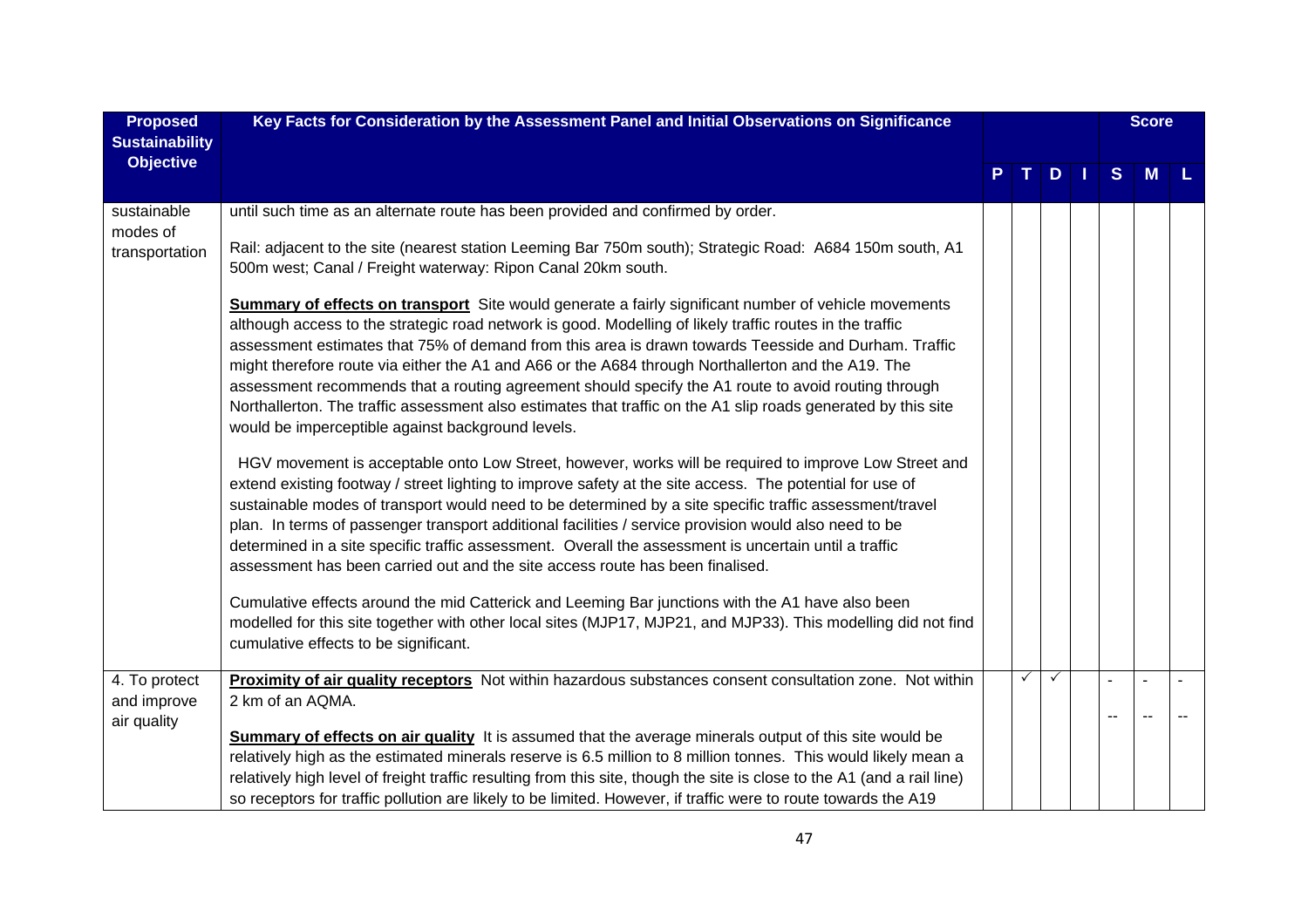| Proposed Sustainability Objective | Key Facts for Consideration by the Assessment Panel and Initial Observations on Significance | P | T | D | I | Score S | M | L |
|---|---|---|---|---|---|---|---|---|
| sustainable modes of transportation | until such time as an alternate route has been provided and confirmed by order.<br><br>Rail: adjacent to the site (nearest station Leeming Bar 750m south); Strategic Road: A684 150m south, A1 500m west; Canal / Freight waterway: Ripon Canal 20km south.<br><br>**Summary of effects on transport** Site would generate a fairly significant number of vehicle movements although access to the strategic road network is good. Modelling of likely traffic routes in the traffic assessment estimates that 75% of demand from this area is drawn towards Teesside and Durham. Traffic might therefore route via either the A1 and A66 or the A684 through Northallerton and the A19. The assessment recommends that a routing agreement should specify the A1 route to avoid routing through Northallerton. The traffic assessment also estimates that traffic on the A1 slip roads generated by this site would be imperceptible against background levels.<br><br>HGV movement is acceptable onto Low Street, however, works will be required to improve Low Street and extend existing footway / street lighting to improve safety at the site access. The potential for use of sustainable modes of transport would need to be determined by a site specific traffic assessment/travel plan. In terms of passenger transport additional facilities / service provision would also need to be determined in a site specific traffic assessment. Overall the assessment is uncertain until a traffic assessment has been carried out and the site access route has been finalised.<br><br>Cumulative effects around the mid Catterick and Leeming Bar junctions with the A1 have also been modelled for this site together with other local sites (MJP17, MJP21, and MJP33). This modelling did not find cumulative effects to be significant. | | | | | | | |
| 4. To protect and improve air quality | **Proximity of air quality receptors** Not within hazardous substances consent consultation zone. Not within 2 km of an AQMA.<br><br>**Summary of effects on air quality** It is assumed that the average minerals output of this site would be relatively high as the estimated minerals reserve is 6.5 million to 8 million tonnes. This would likely mean a relatively high level of freight traffic resulting from this site, though the site is close to the A1 (and a rail line) so receptors for traffic pollution are likely to be limited. However, if traffic were to route towards the A19 | | ✓ | ✓ | | -<br>-- | -<br>-- | -<br>-- |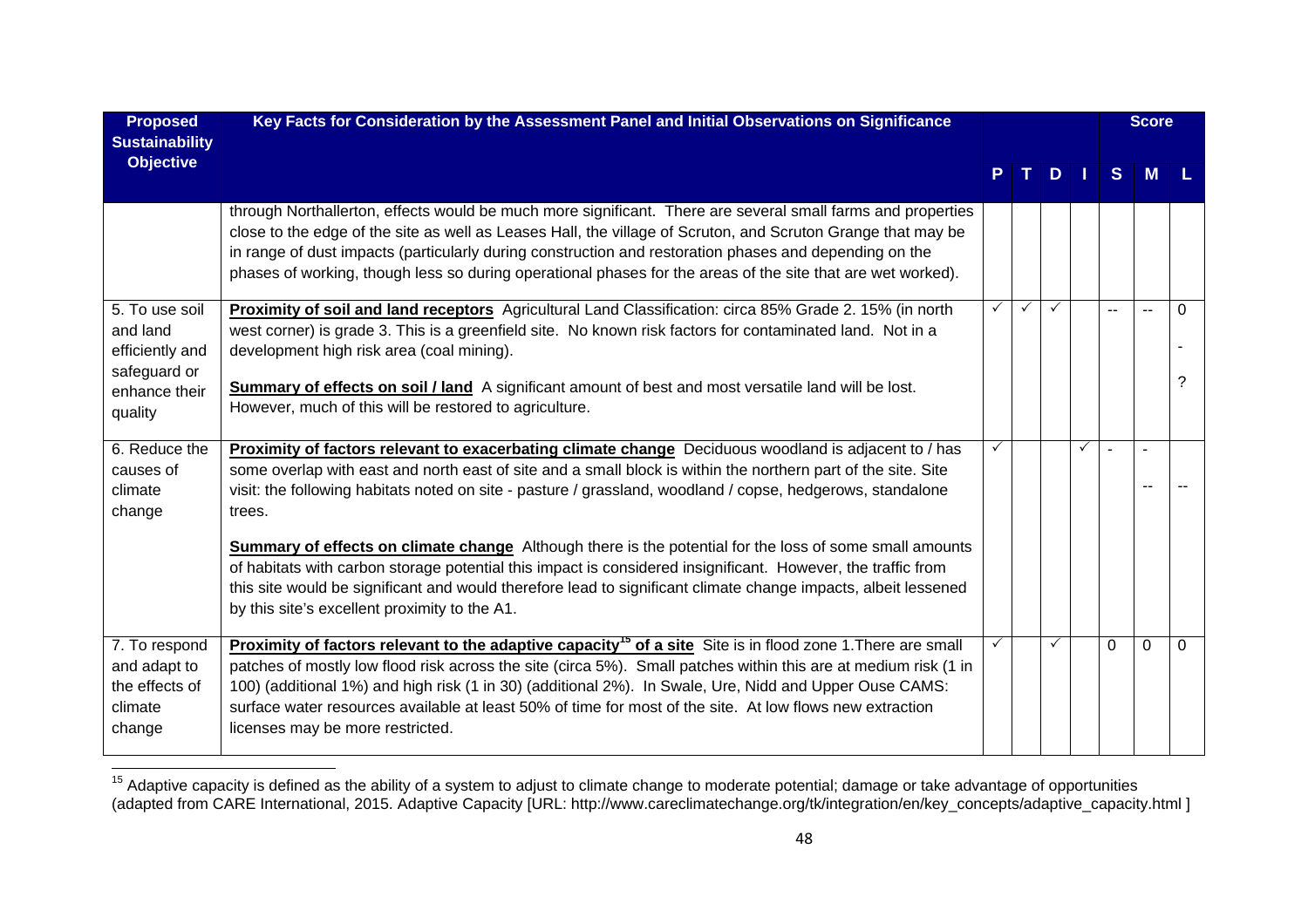| Proposed Sustainability Objective | Key Facts for Consideration by the Assessment Panel and Initial Observations on Significance | P | T | D | I | S | M | L |
|---|---|---|---|---|---|---|---|---|
| | | | | | | | **Score** | |
| | through Northallerton, effects would be much more significant. There are several small farms and properties close to the edge of the site as well as Leases Hall, the village of Scruton, and Scruton Grange that may be in range of dust impacts (particularly during construction and restoration phases and depending on the phases of working, though less so during operational phases for the areas of the site that are wet worked). | | | | | | | |
| 5. To use soil and land efficiently and safeguard or enhance their quality | **Proximity of soil and land receptors** Agricultural Land Classification: circa 85% Grade 2. 15% (in north west corner) is grade 3. This is a greenfield site. No known risk factors for contaminated land. Not in a development high risk area (coal mining).<br><br>**Summary of effects on soil / land** A significant amount of best and most versatile land will be lost. However, much of this will be restored to agriculture. | ✓ | ✓ | ✓ | | -- | -- | 0<br><br>-<br><br>? |
| 6. Reduce the causes of climate change | **Proximity of factors relevant to exacerbating climate change** Deciduous woodland is adjacent to / has some overlap with east and north east of site and a small block is within the northern part of the site. Site visit: the following habitats noted on site - pasture / grassland, woodland / copse, hedgerows, standalone trees.<br><br>**Summary of effects on climate change** Although there is the potential for the loss of some small amounts of habitats with carbon storage potential this impact is considered insignificant. However, the traffic from this site would be significant and would therefore lead to significant climate change impacts, albeit lessened by this site's excellent proximity to the A1. | ✓ | | | ✓ | - | -<br><br>-- | --- |
| 7. To respond and adapt to the effects of climate change | **Proximity of factors relevant to the adaptive capacity[15] of a site** Site is in flood zone 1.There are small patches of mostly low flood risk across the site (circa 5%). Small patches within this are at medium risk (1 in 100) (additional 1%) and high risk (1 in 30) (additional 2%). In Swale, Ure, Nidd and Upper Ouse CAMS: surface water resources available at least 50% of time for most of the site. At low flows new extraction licenses may be more restricted. | ✓ | | ✓ | | 0 | 0 | 0 |

[15] Adaptive capacity is defined as the ability of a system to adjust to climate change to moderate potential; damage or take advantage of opportunities (adapted from CARE International, 2015. Adaptive Capacity [URL: http://www.careclimatechange.org/tk/integration/en/key_concepts/adaptive_capacity.html ]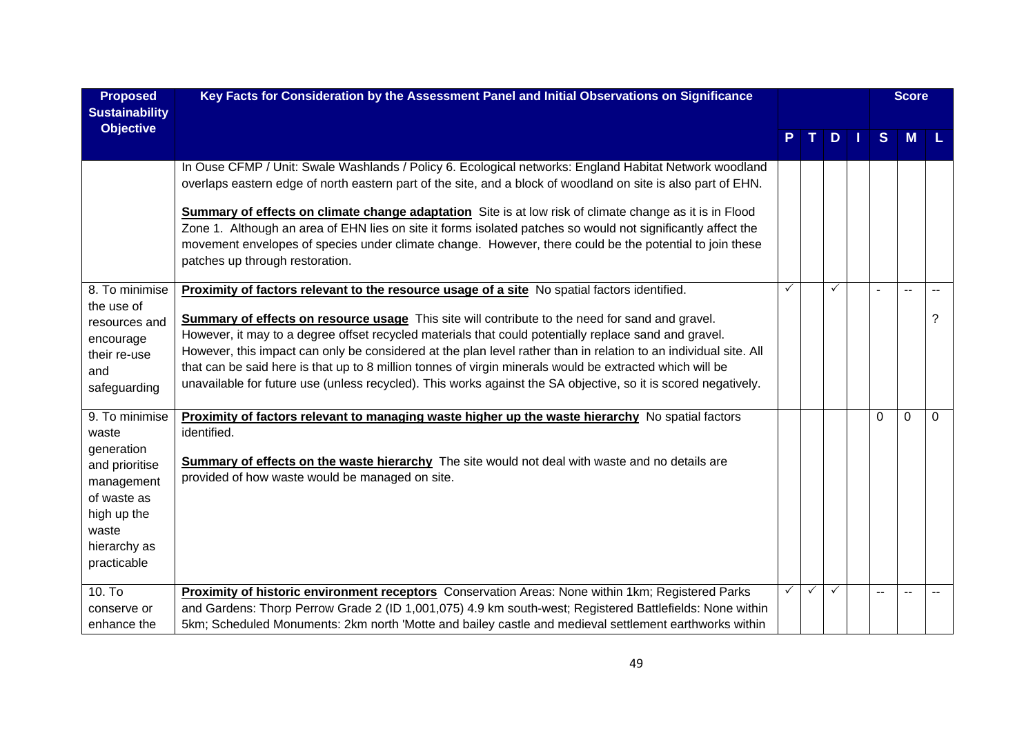| Proposed Sustainability Objective | Key Facts for Consideration by the Assessment Panel and Initial Observations on Significance | P | T | D | I | S | M | L |
|---|---|---|---|---|---|---|---|---|
| | | | | | | | Score | |
| | In Ouse CFMP / Unit: Swale Washlands / Policy 6. Ecological networks: England Habitat Network woodland overlaps eastern edge of north eastern part of the site, and a block of woodland on site is also part of EHN.<br><br>**Summary of effects on climate change adaptation** Site is at low risk of climate change as it is in Flood Zone 1. Although an area of EHN lies on site it forms isolated patches so would not significantly affect the movement envelopes of species under climate change. However, there could be the potential to join these patches up through restoration. | | | | | | | |
| 8. To minimise the use of resources and encourage their re-use and safeguarding | **Proximity of factors relevant to the resource usage of a site** No spatial factors identified.<br><br>**Summary of effects on resource usage** This site will contribute to the need for sand and gravel. However, it may to a degree offset recycled materials that could potentially replace sand and gravel. However, this impact can only be considered at the plan level rather than in relation to an individual site. All that can be said here is that up to 8 million tonnes of virgin minerals would be extracted which will be unavailable for future use (unless recycled). This works against the SA objective, so it is scored negatively. | ✓ | | ✓ | | - | -- | --<br>? |
| 9. To minimise waste generation and prioritise management of waste as high up the waste hierarchy as practicable | **Proximity of factors relevant to managing waste higher up the waste hierarchy** No spatial factors identified.<br><br>**Summary of effects on the waste hierarchy** The site would not deal with waste and no details are provided of how waste would be managed on site. | | | | | 0 | 0 | 0 |
| 10. To conserve or enhance the | **Proximity of historic environment receptors** Conservation Areas: None within 1km; Registered Parks and Gardens: Thorp Perrow Grade 2 (ID 1,001,075) 4.9 km south-west; Registered Battlefields: None within 5km; Scheduled Monuments: 2km north 'Motte and bailey castle and medieval settlement earthworks within | ✓ | ✓ | ✓ | | -- | -- | -- |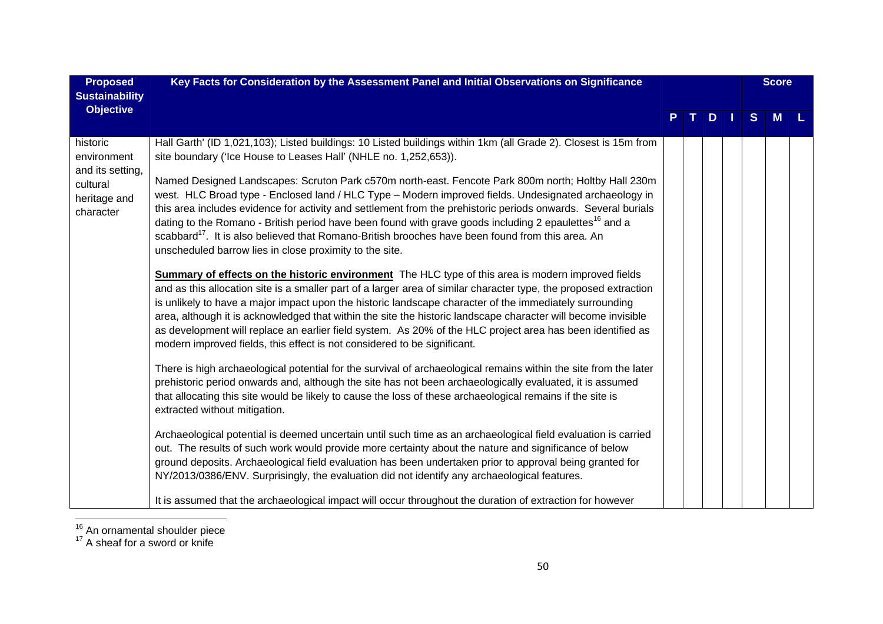| Proposed Sustainability Objective | Key Facts for Consideration by the Assessment Panel and Initial Observations on Significance | | | | | Score | | |
|---|---|---|---|---|---|---|---|---|
| | | P | T | D | I | S | M | L |
| historic environment and its setting, cultural heritage and character | Hall Garth' (ID 1,021,103); Listed buildings: 10 Listed buildings within 1km (all Grade 2). Closest is 15m from site boundary ('Ice House to Leases Hall' (NHLE no. 1,252,653)).<br><br>Named Designed Landscapes: Scruton Park c570m north-east. Fencote Park 800m north; Holtby Hall 230m west. HLC Broad type - Enclosed land / HLC Type – Modern improved fields. Undesignated archaeology in this area includes evidence for activity and settlement from the prehistoric periods onwards. Several burials dating to the Romano - British period have been found with grave goods including 2 epaulettes[16] and a scabbard[17]. It is also believed that Romano-British brooches have been found from this area. An unscheduled barrow lies in close proximity to the site.<br><br>**Summary of effects on the historic environment** The HLC type of this area is modern improved fields and as this allocation site is a smaller part of a larger area of similar character type, the proposed extraction is unlikely to have a major impact upon the historic landscape character of the immediately surrounding area, although it is acknowledged that within the site the historic landscape character will become invisible as development will replace an earlier field system. As 20% of the HLC project area has been identified as modern improved fields, this effect is not considered to be significant.<br><br>There is high archaeological potential for the survival of archaeological remains within the site from the later prehistoric period onwards and, although the site has not been archaeologically evaluated, it is assumed that allocating this site would be likely to cause the loss of these archaeological remains if the site is extracted without mitigation.<br><br>Archaeological potential is deemed uncertain until such time as an archaeological field evaluation is carried out. The results of such work would provide more certainty about the nature and significance of below ground deposits. Archaeological field evaluation has been undertaken prior to approval being granted for NY/2013/0386/ENV. Surprisingly, the evaluation did not identify any archaeological features.<br><br>It is assumed that the archaeological impact will occur throughout the duration of extraction for however | | | | | | | |

[16] An ornamental shoulder piece
[17] A sheaf for a sword or knife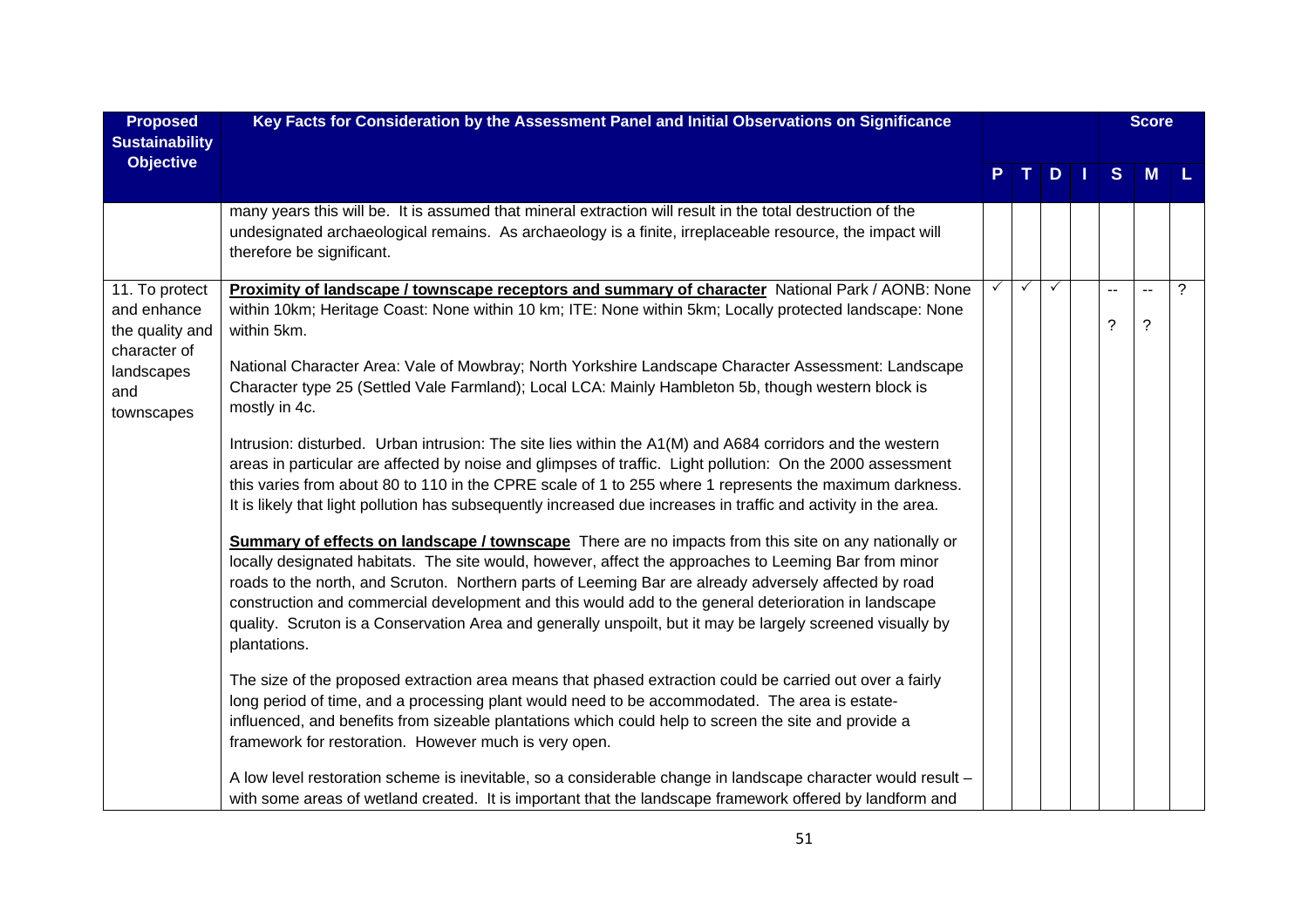| Proposed Sustainability Objective | Key Facts for Consideration by the Assessment Panel and Initial Observations on Significance | P | T | D | I | S | M | L |
|---|---|---|---|---|---|---|---|---|
| | many years this will be. It is assumed that mineral extraction will result in the total destruction of the undesignated archaeological remains. As archaeology is a finite, irreplaceable resource, the impact will therefore be significant. | | | | | | | |
| 11. To protect and enhance the quality and character of landscapes and townscapes | **Proximity of landscape / townscape receptors and summary of character** National Park / AONB: None within 10km; Heritage Coast: None within 10 km; ITE: None within 5km; Locally protected landscape: None within 5km.<br><br>National Character Area: Vale of Mowbray; North Yorkshire Landscape Character Assessment: Landscape Character type 25 (Settled Vale Farmland); Local LCA: Mainly Hambleton 5b, though western block is mostly in 4c.<br><br>Intrusion: disturbed. Urban intrusion: The site lies within the A1(M) and A684 corridors and the western areas in particular are affected by noise and glimpses of traffic. Light pollution: On the 2000 assessment this varies from about 80 to 110 in the CPRE scale of 1 to 255 where 1 represents the maximum darkness. It is likely that light pollution has subsequently increased due increases in traffic and activity in the area.<br><br>**Summary of effects on landscape / townscape** There are no impacts from this site on any nationally or locally designated habitats. The site would, however, affect the approaches to Leeming Bar from minor roads to the north, and Scruton. Northern parts of Leeming Bar are already adversely affected by road construction and commercial development and this would add to the general deterioration in landscape quality. Scruton is a Conservation Area and generally unspoilt, but it may be largely screened visually by plantations.<br><br>The size of the proposed extraction area means that phased extraction could be carried out over a fairly long period of time, and a processing plant would need to be accommodated. The area is estate-influenced, and benefits from sizeable plantations which could help to screen the site and provide a framework for restoration. However much is very open.<br><br>A low level restoration scheme is inevitable, so a considerable change in landscape character would result – with some areas of wetland created. It is important that the landscape framework offered by landform and | ✓ | ✓ | ✓ | | --<br>? | --<br>? | ? |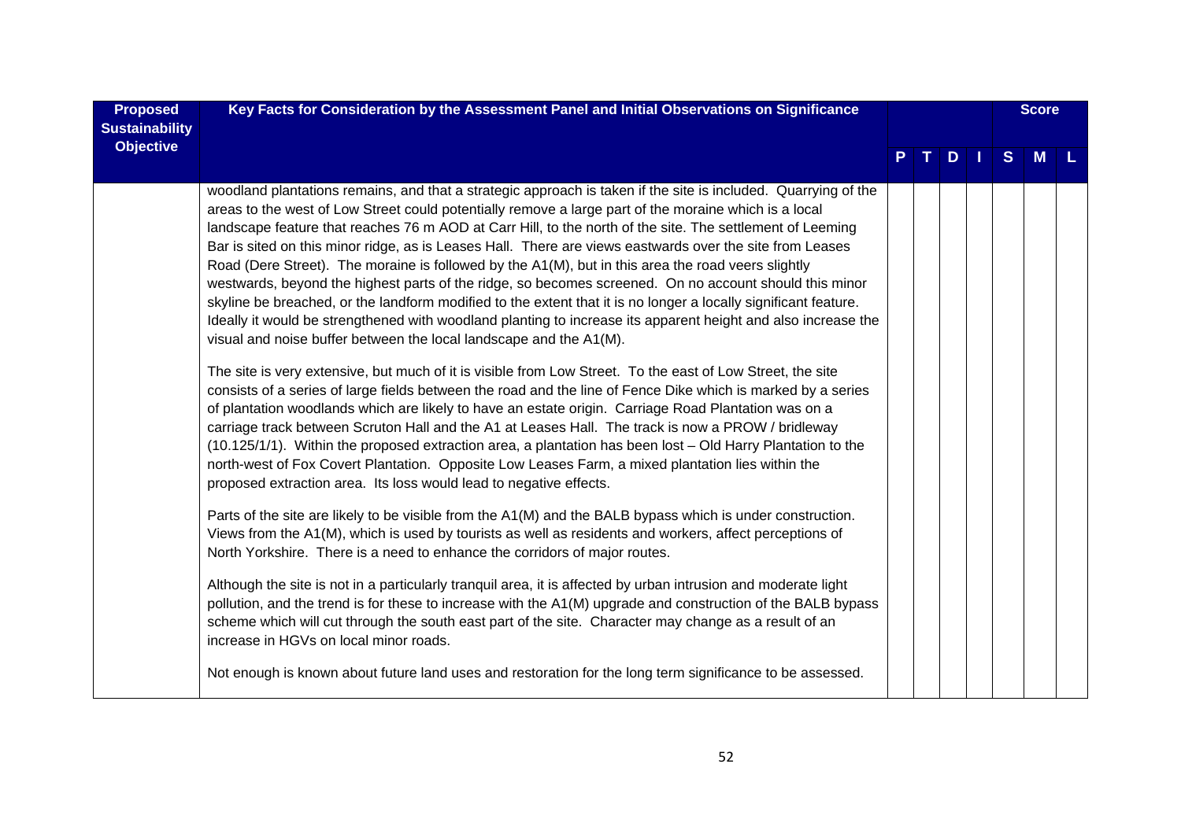| Proposed Sustainability Objective | Key Facts for Consideration by the Assessment Panel and Initial Observations on Significance | P | T | D | I | S | M | L |
|---|---|---|---|---|---|---|---|---|
| | woodland plantations remains, and that a strategic approach is taken if the site is included. Quarrying of the areas to the west of Low Street could potentially remove a large part of the moraine which is a local landscape feature that reaches 76 m AOD at Carr Hill, to the north of the site. The settlement of Leeming Bar is sited on this minor ridge, as is Leases Hall. There are views eastwards over the site from Leases Road (Dere Street). The moraine is followed by the A1(M), but in this area the road veers slightly westwards, beyond the highest parts of the ridge, so becomes screened. On no account should this minor skyline be breached, or the landform modified to the extent that it is no longer a locally significant feature. Ideally it would be strengthened with woodland planting to increase its apparent height and also increase the visual and noise buffer between the local landscape and the A1(M).<br><br>The site is very extensive, but much of it is visible from Low Street. To the east of Low Street, the site consists of a series of large fields between the road and the line of Fence Dike which is marked by a series of plantation woodlands which are likely to have an estate origin. Carriage Road Plantation was on a carriage track between Scruton Hall and the A1 at Leases Hall. The track is now a PROW / bridleway (10.125/1/1). Within the proposed extraction area, a plantation has been lost – Old Harry Plantation to the north-west of Fox Covert Plantation. Opposite Low Leases Farm, a mixed plantation lies within the proposed extraction area. Its loss would lead to negative effects.<br><br>Parts of the site are likely to be visible from the A1(M) and the BALB bypass which is under construction. Views from the A1(M), which is used by tourists as well as residents and workers, affect perceptions of North Yorkshire. There is a need to enhance the corridors of major routes.<br><br>Although the site is not in a particularly tranquil area, it is affected by urban intrusion and moderate light pollution, and the trend is for these to increase with the A1(M) upgrade and construction of the BALB bypass scheme which will cut through the south east part of the site. Character may change as a result of an increase in HGVs on local minor roads.<br><br>Not enough is known about future land uses and restoration for the long term significance to be assessed. | | | | | | | |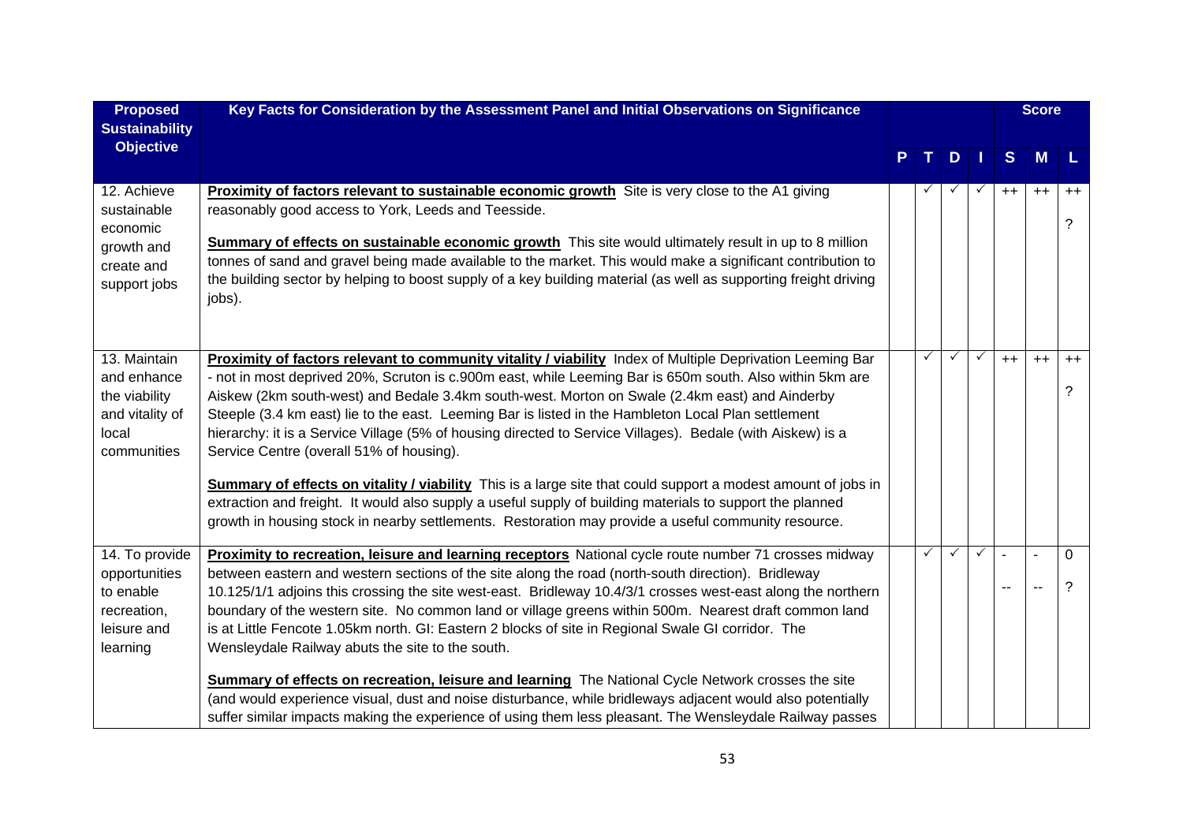| Proposed Sustainability Objective | Key Facts for Consideration by the Assessment Panel and Initial Observations on Significance | P | T | D | I | Score S | M | L |
|---|---|---|---|---|---|---|---|---|
| 12. Achieve sustainable economic growth and create and support jobs | **Proximity of factors relevant to sustainable economic growth** Site is very close to the A1 giving reasonably good access to York, Leeds and Teesside.<br><br>**Summary of effects on sustainable economic growth** This site would ultimately result in up to 8 million tonnes of sand and gravel being made available to the market. This would make a significant contribution to the building sector by helping to boost supply of a key building material (as well as supporting freight driving jobs). | | ✓ | ✓ | ✓ | ++ | ++ | ++<br><br>? |
| 13. Maintain and enhance the viability and vitality of local communities | **Proximity of factors relevant to community vitality / viability** Index of Multiple Deprivation Leeming Bar - not in most deprived 20%, Scruton is c.900m east, while Leeming Bar is 650m south. Also within 5km are Aiskew (2km south-west) and Bedale 3.4km south-west. Morton on Swale (2.4km east) and Ainderby Steeple (3.4 km east) lie to the east. Leeming Bar is listed in the Hambleton Local Plan settlement hierarchy: it is a Service Village (5% of housing directed to Service Villages). Bedale (with Aiskew) is a Service Centre (overall 51% of housing).<br><br>**Summary of effects on vitality / viability** This is a large site that could support a modest amount of jobs in extraction and freight. It would also supply a useful supply of building materials to support the planned growth in housing stock in nearby settlements. Restoration may provide a useful community resource. | | ✓ | ✓ | ✓ | ++ | ++ | ++<br><br>? |
| 14. To provide opportunities to enable recreation, leisure and learning | **Proximity to recreation, leisure and learning receptors** National cycle route number 71 crosses midway between eastern and western sections of the site along the road (north-south direction). Bridleway 10.125/1/1 adjoins this crossing the site west-east. Bridleway 10.4/3/1 crosses west-east along the northern boundary of the western site. No common land or village greens within 500m. Nearest draft common land is at Little Fencote 1.05km north. GI: Eastern 2 blocks of site in Regional Swale GI corridor. The Wensleydale Railway abuts the site to the south.<br><br>**Summary of effects on recreation, leisure and learning** The National Cycle Network crosses the site (and would experience visual, dust and noise disturbance, while bridleways adjacent would also potentially suffer similar impacts making the experience of using them less pleasant. The Wensleydale Railway passes | | ✓ | ✓ | ✓ | -<br><br>-- | -<br><br>-- | 0<br><br>? |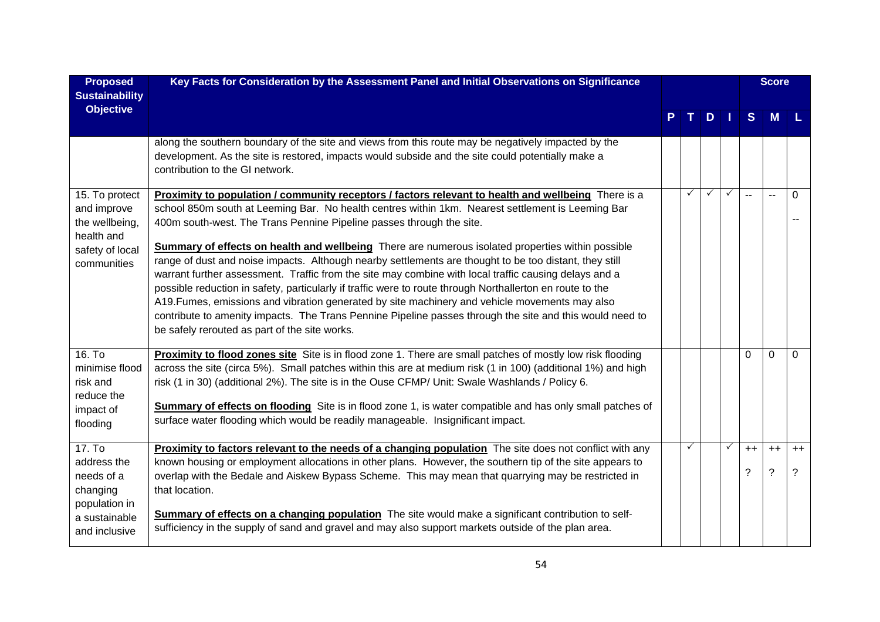| Proposed Sustainability Objective | Key Facts for Consideration by the Assessment Panel and Initial Observations on Significance | P | T | D | I | Score S | Score M | Score L |
|---|---|---|---|---|---|---|---|---|
| | along the southern boundary of the site and views from this route may be negatively impacted by the development. As the site is restored, impacts would subside and the site could potentially make a contribution to the GI network. | | | | | | | |
| 15. To protect and improve the wellbeing, health and safety of local communities | **Proximity to population / community receptors / factors relevant to health and wellbeing** There is a school 850m south at Leeming Bar. No health centres within 1km. Nearest settlement is Leeming Bar 400m south-west. The Trans Pennine Pipeline passes through the site.<br><br>**Summary of effects on health and wellbeing** There are numerous isolated properties within possible range of dust and noise impacts. Although nearby settlements are thought to be too distant, they still warrant further assessment. Traffic from the site may combine with local traffic causing delays and a possible reduction in safety, particularly if traffic were to route through Northallerton en route to the A19.Fumes, emissions and vibration generated by site machinery and vehicle movements may also contribute to amenity impacts. The Trans Pennine Pipeline passes through the site and this would need to be safely rerouted as part of the site works. | | ✓ | ✓ | ✓ | -- | -- | 0<br>-- |
| 16. To minimise flood risk and reduce the impact of flooding | **Proximity to flood zones site** Site is in flood zone 1. There are small patches of mostly low risk flooding across the site (circa 5%). Small patches within this are at medium risk (1 in 100) (additional 1%) and high risk (1 in 30) (additional 2%). The site is in the Ouse CFMP/ Unit: Swale Washlands / Policy 6.<br><br>**Summary of effects on flooding** Site is in flood zone 1, is water compatible and has only small patches of surface water flooding which would be readily manageable. Insignificant impact. | | | | | 0 | 0 | 0 |
| 17. To address the needs of a changing population in a sustainable and inclusive | **Proximity to factors relevant to the needs of a changing population** The site does not conflict with any known housing or employment allocations in other plans. However, the southern tip of the site appears to overlap with the Bedale and Aiskew Bypass Scheme. This may mean that quarrying may be restricted in that location.<br><br>**Summary of effects on a changing population** The site would make a significant contribution to self-sufficiency in the supply of sand and gravel and may also support markets outside of the plan area. | | ✓ | | ✓ | ++<br>? | ++<br>? | ++<br>? |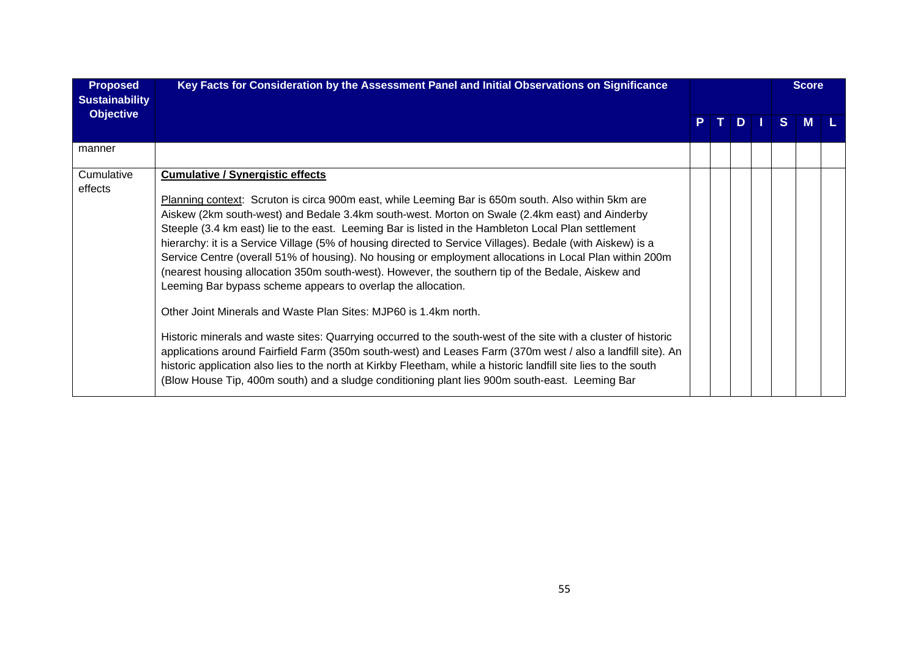| Proposed Sustainability Objective | Key Facts for Consideration by the Assessment Panel and Initial Observations on Significance | P | T | D | I | Score S | M | L |
|---|---|---|---|---|---|---|---|---|
| manner | | | | | | | | |
| Cumulative effects | **Cumulative / Synergistic effects**<br><br>Planning context: Scruton is circa 900m east, while Leeming Bar is 650m south. Also within 5km are Aiskew (2km south-west) and Bedale 3.4km south-west. Morton on Swale (2.4km east) and Ainderby Steeple (3.4 km east) lie to the east. Leeming Bar is listed in the Hambleton Local Plan settlement hierarchy: it is a Service Village (5% of housing directed to Service Villages). Bedale (with Aiskew) is a Service Centre (overall 51% of housing). No housing or employment allocations in Local Plan within 200m (nearest housing allocation 350m south-west). However, the southern tip of the Bedale, Aiskew and Leeming Bar bypass scheme appears to overlap the allocation.<br><br>Other Joint Minerals and Waste Plan Sites: MJP60 is 1.4km north.<br><br>Historic minerals and waste sites: Quarrying occurred to the south-west of the site with a cluster of historic applications around Fairfield Farm (350m south-west) and Leases Farm (370m west / also a landfill site). An historic application also lies to the north at Kirkby Fleetham, while a historic landfill site lies to the south (Blow House Tip, 400m south) and a sludge conditioning plant lies 900m south-east. Leeming Bar | | | | | | | |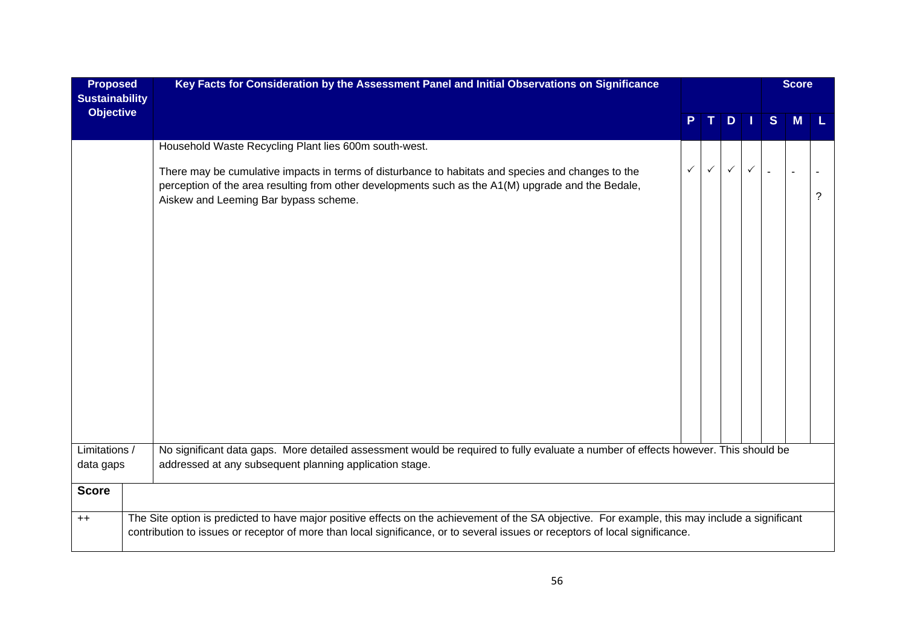| Proposed Sustainability Objective | Key Facts for Consideration by the Assessment Panel and Initial Observations on Significance | P | T | D | I | Score S | M | L |
|---|---|---|---|---|---|---|---|---|
| | Household Waste Recycling Plant lies 600m south-west. | | | | | | | |
| | There may be cumulative impacts in terms of disturbance to habitats and species and changes to the perception of the area resulting from other developments such as the A1(M) upgrade and the Bedale, Aiskew and Leeming Bar bypass scheme. | ✓ | ✓ | ✓ | ✓ | - | - | - ? |
| Limitations / data gaps | No significant data gaps. More detailed assessment would be required to fully evaluate a number of effects however. This should be addressed at any subsequent planning application stage. | | | | | | | |

| Score | |
|---|---|
| ++ | The Site option is predicted to have major positive effects on the achievement of the SA objective. For example, this may include a significant contribution to issues or receptor of more than local significance, or to several issues or receptors of local significance. |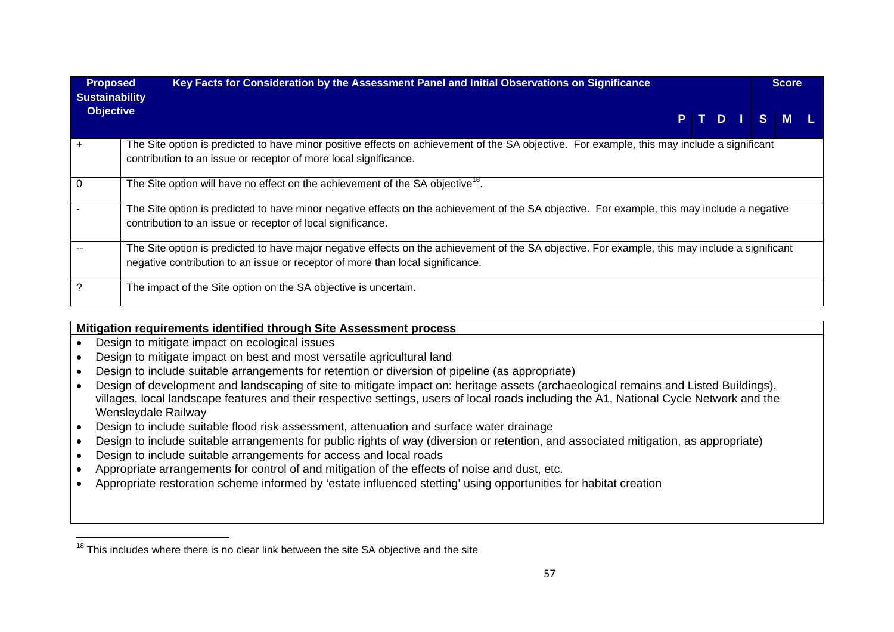| Proposed Sustainability Objective | Key Facts for Consideration by the Assessment Panel and Initial Observations on Significance | P | T | D | I | Score S | M | L |
|---|---|---|---|---|---|---|---|---|
| + | The Site option is predicted to have minor positive effects on achievement of the SA objective. For example, this may include a significant contribution to an issue or receptor of more local significance. | | | | | | | |
| 0 | The Site option will have no effect on the achievement of the SA objective[18]. | | | | | | | |
| - | The Site option is predicted to have minor negative effects on the achievement of the SA objective. For example, this may include a negative contribution to an issue or receptor of local significance. | | | | | | | |
| -- | The Site option is predicted to have major negative effects on the achievement of the SA objective. For example, this may include a significant negative contribution to an issue or receptor of more than local significance. | | | | | | | |
| ? | The impact of the Site option on the SA objective is uncertain. | | | | | | | |

**Mitigation requirements identified through Site Assessment process**

- Design to mitigate impact on ecological issues
- Design to mitigate impact on best and most versatile agricultural land
- Design to include suitable arrangements for retention or diversion of pipeline (as appropriate)
- Design of development and landscaping of site to mitigate impact on: heritage assets (archaeological remains and Listed Buildings), villages, local landscape features and their respective settings, users of local roads including the A1, National Cycle Network and the Wensleydale Railway
- Design to include suitable flood risk assessment, attenuation and surface water drainage
- Design to include suitable arrangements for public rights of way (diversion or retention, and associated mitigation, as appropriate)
- Design to include suitable arrangements for access and local roads
- Appropriate arrangements for control of and mitigation of the effects of noise and dust, etc.
- Appropriate restoration scheme informed by 'estate influenced stetting' using opportunities for habitat creation

[18] This includes where there is no clear link between the site SA objective and the site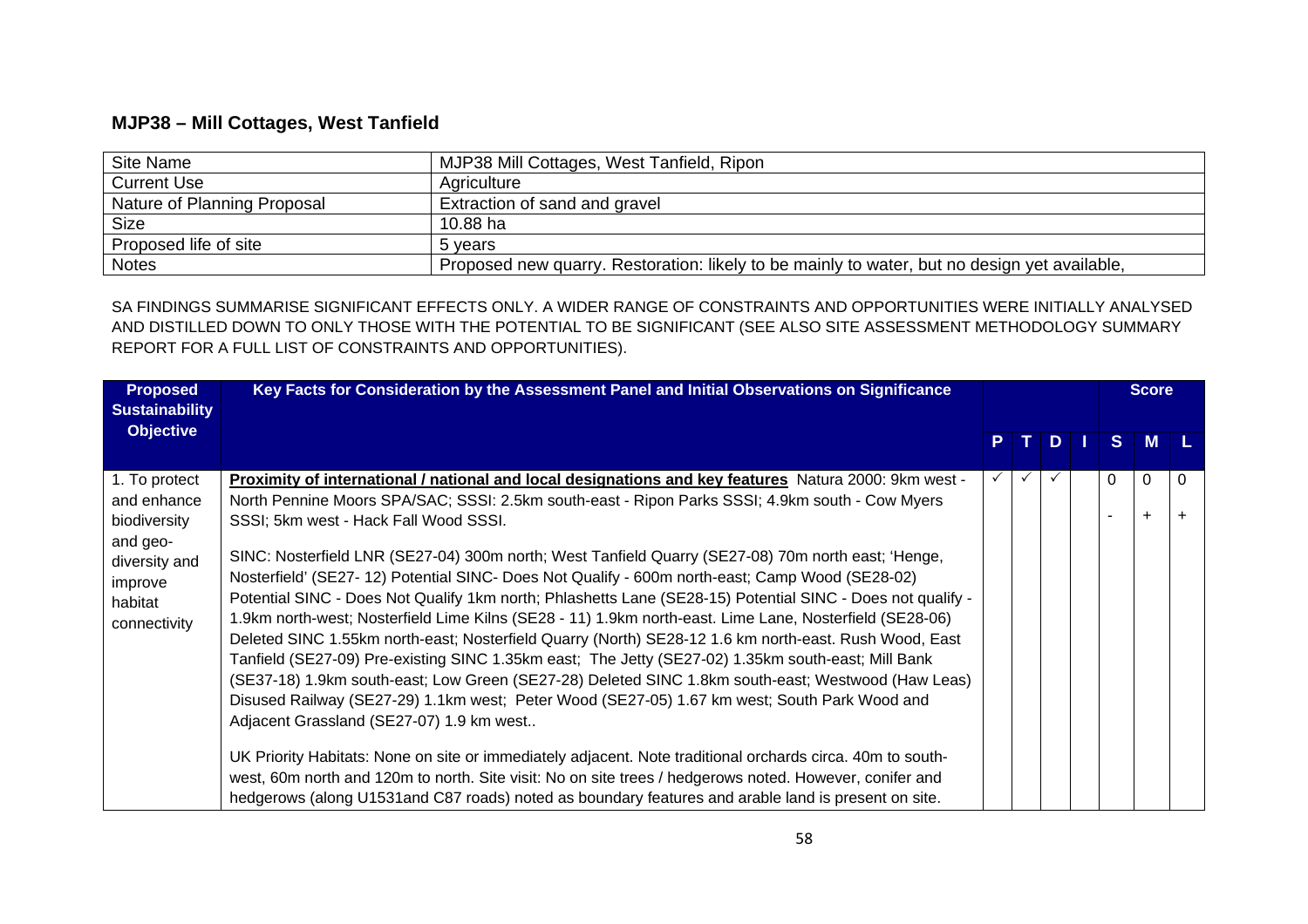## MJP38 – Mill Cottages, West Tanfield

| Site Name | MJP38 Mill Cottages, West Tanfield, Ripon |
|---|---|
| Current Use | Agriculture |
| Nature of Planning Proposal | Extraction of sand and gravel |
| Size | 10.88 ha |
| Proposed life of site | 5 years |
| Notes | Proposed new quarry. Restoration: likely to be mainly to water, but no design yet available, |

SA FINDINGS SUMMARISE SIGNIFICANT EFFECTS ONLY. A WIDER RANGE OF CONSTRAINTS AND OPPORTUNITIES WERE INITIALLY ANALYSED AND DISTILLED DOWN TO ONLY THOSE WITH THE POTENTIAL TO BE SIGNIFICANT (SEE ALSO SITE ASSESSMENT METHODOLOGY SUMMARY REPORT FOR A FULL LIST OF CONSTRAINTS AND OPPORTUNITIES).

| Proposed Sustainability Objective | Key Facts for Consideration by the Assessment Panel and Initial Observations on Significance | | | | | Score | | |
|---|---|---|---|---|---|---|---|---|
| | | P | T | D | I | S | M | L |
| 1. To protect and enhance biodiversity and geo-diversity and improve habitat connectivity | **Proximity of international / national and local designations and key features** Natura 2000: 9km west - North Pennine Moors SPA/SAC; SSSI: 2.5km south-east - Ripon Parks SSSI; 4.9km south - Cow Myers SSSI; 5km west - Hack Fall Wood SSSI.<br><br>SINC: Nosterfield LNR (SE27-04) 300m north; West Tanfield Quarry (SE27-08) 70m north east; 'Henge, Nosterfield' (SE27- 12) Potential SINC- Does Not Qualify - 600m north-east; Camp Wood (SE28-02) Potential SINC - Does Not Qualify 1km north; Phlashetts Lane (SE28-15) Potential SINC - Does not qualify - 1.9km north-west; Nosterfield Lime Kilns (SE28 - 11) 1.9km north-east. Lime Lane, Nosterfield (SE28-06) Deleted SINC 1.55km north-east; Nosterfield Quarry (North) SE28-12 1.6 km north-east. Rush Wood, East Tanfield (SE27-09) Pre-existing SINC 1.35km east; The Jetty (SE27-02) 1.35km south-east; Mill Bank (SE37-18) 1.9km south-east; Low Green (SE27-28) Deleted SINC 1.8km south-east; Westwood (Haw Leas) Disused Railway (SE27-29) 1.1km west; Peter Wood (SE27-05) 1.67 km west; South Park Wood and Adjacent Grassland (SE27-07) 1.9 km west..<br><br>UK Priority Habitats: None on site or immediately adjacent. Note traditional orchards circa. 40m to south-west, 60m north and 120m to north. Site visit: No on site trees / hedgerows noted. However, conifer and hedgerows (along U1531and C87 roads) noted as boundary features and arable land is present on site. | ✓ | ✓ | ✓ | | 0<br><br>- | 0<br><br>+ | 0<br><br>+ |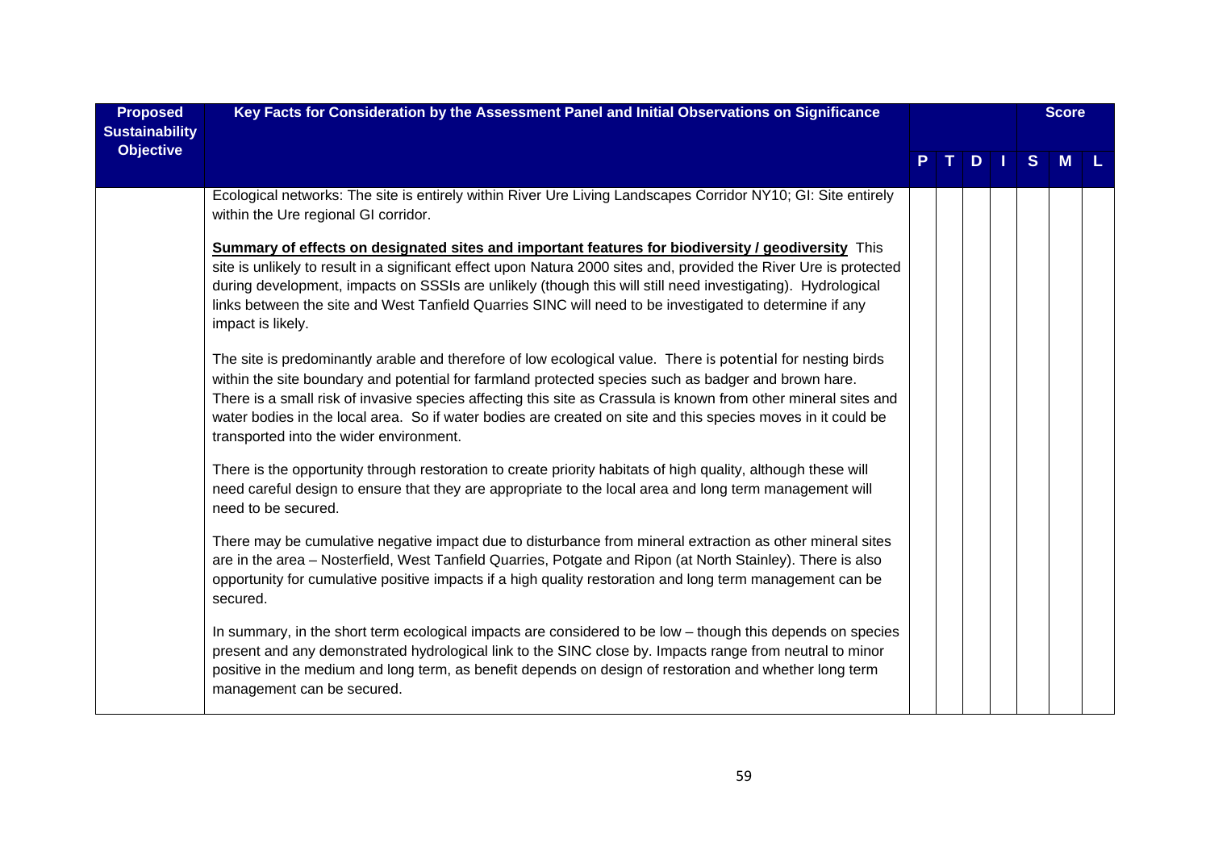| Proposed Sustainability Objective | Key Facts for Consideration by the Assessment Panel and Initial Observations on Significance | P | T | D | I | S | M | L |
|---|---|---|---|---|---|---|---|---|
| | Ecological networks: The site is entirely within River Ure Living Landscapes Corridor NY10; GI: Site entirely within the Ure regional GI corridor.<br><br>**<u>Summary of effects on designated sites and important features for biodiversity / geodiversity</u>** This site is unlikely to result in a significant effect upon Natura 2000 sites and, provided the River Ure is protected during development, impacts on SSSIs are unlikely (though this will still need investigating). Hydrological links between the site and West Tanfield Quarries SINC will need to be investigated to determine if any impact is likely.<br><br>The site is predominantly arable and therefore of low ecological value. There is potential for nesting birds within the site boundary and potential for farmland protected species such as badger and brown hare. There is a small risk of invasive species affecting this site as Crassula is known from other mineral sites and water bodies in the local area. So if water bodies are created on site and this species moves in it could be transported into the wider environment.<br><br>There is the opportunity through restoration to create priority habitats of high quality, although these will need careful design to ensure that they are appropriate to the local area and long term management will need to be secured.<br><br>There may be cumulative negative impact due to disturbance from mineral extraction as other mineral sites are in the area – Nosterfield, West Tanfield Quarries, Potgate and Ripon (at North Stainley). There is also opportunity for cumulative positive impacts if a high quality restoration and long term management can be secured.<br><br>In summary, in the short term ecological impacts are considered to be low – though this depends on species present and any demonstrated hydrological link to the SINC close by. Impacts range from neutral to minor positive in the medium and long term, as benefit depends on design of restoration and whether long term management can be secured. | | | | | | | |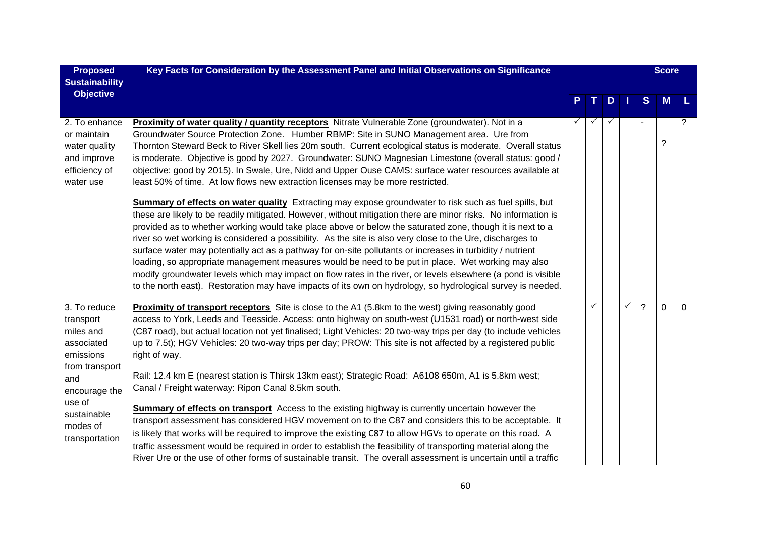| Proposed Sustainability Objective | Key Facts for Consideration by the Assessment Panel and Initial Observations on Significance | P | T | D | I | S | M | L |
|---|---|---|---|---|---|---|---|---|
| | | | | | | Score | | |
| 2. To enhance or maintain water quality and improve efficiency of water use | **Proximity of water quality / quantity receptors** Nitrate Vulnerable Zone (groundwater). Not in a Groundwater Source Protection Zone. Humber RBMP: Site in SUNO Management area. Ure from Thornton Steward Beck to River Skell lies 20m south. Current ecological status is moderate. Overall status is moderate. Objective is good by 2027. Groundwater: SUNO Magnesian Limestone (overall status: good / objective: good by 2015). In Swale, Ure, Nidd and Upper Ouse CAMS: surface water resources available at least 50% of time. At low flows new extraction licenses may be more restricted.<br><br>**Summary of effects on water quality** Extracting may expose groundwater to risk such as fuel spills, but these are likely to be readily mitigated. However, without mitigation there are minor risks. No information is provided as to whether working would take place above or below the saturated zone, though it is next to a river so wet working is considered a possibility. As the site is also very close to the Ure, discharges to surface water may potentially act as a pathway for on-site pollutants or increases in turbidity / nutrient loading, so appropriate management measures would be need to be put in place. Wet working may also modify groundwater levels which may impact on flow rates in the river, or levels elsewhere (a pond is visible to the north east). Restoration may have impacts of its own on hydrology, so hydrological survey is needed. | ✓ | ✓ | ✓ | | - | ? | ? |
| 3. To reduce transport miles and associated emissions from transport and encourage the use of sustainable modes of transportation | **Proximity of transport receptors** Site is close to the A1 (5.8km to the west) giving reasonably good access to York, Leeds and Teesside. Access: onto highway on south-west (U1531 road) or north-west side (C87 road), but actual location not yet finalised; Light Vehicles: 20 two-way trips per day (to include vehicles up to 7.5t); HGV Vehicles: 20 two-way trips per day; PROW: This site is not affected by a registered public right of way.<br><br>Rail: 12.4 km E (nearest station is Thirsk 13km east); Strategic Road: A6108 650m, A1 is 5.8km west; Canal / Freight waterway: Ripon Canal 8.5km south.<br><br>**Summary of effects on transport** Access to the existing highway is currently uncertain however the transport assessment has considered HGV movement on to the C87 and considers this to be acceptable. It is likely that works will be required to improve the existing C87 to allow HGVs to operate on this road. A traffic assessment would be required in order to establish the feasibility of transporting material along the River Ure or the use of other forms of sustainable transit. The overall assessment is uncertain until a traffic | | ✓ | | ✓ | ? | 0 | 0 |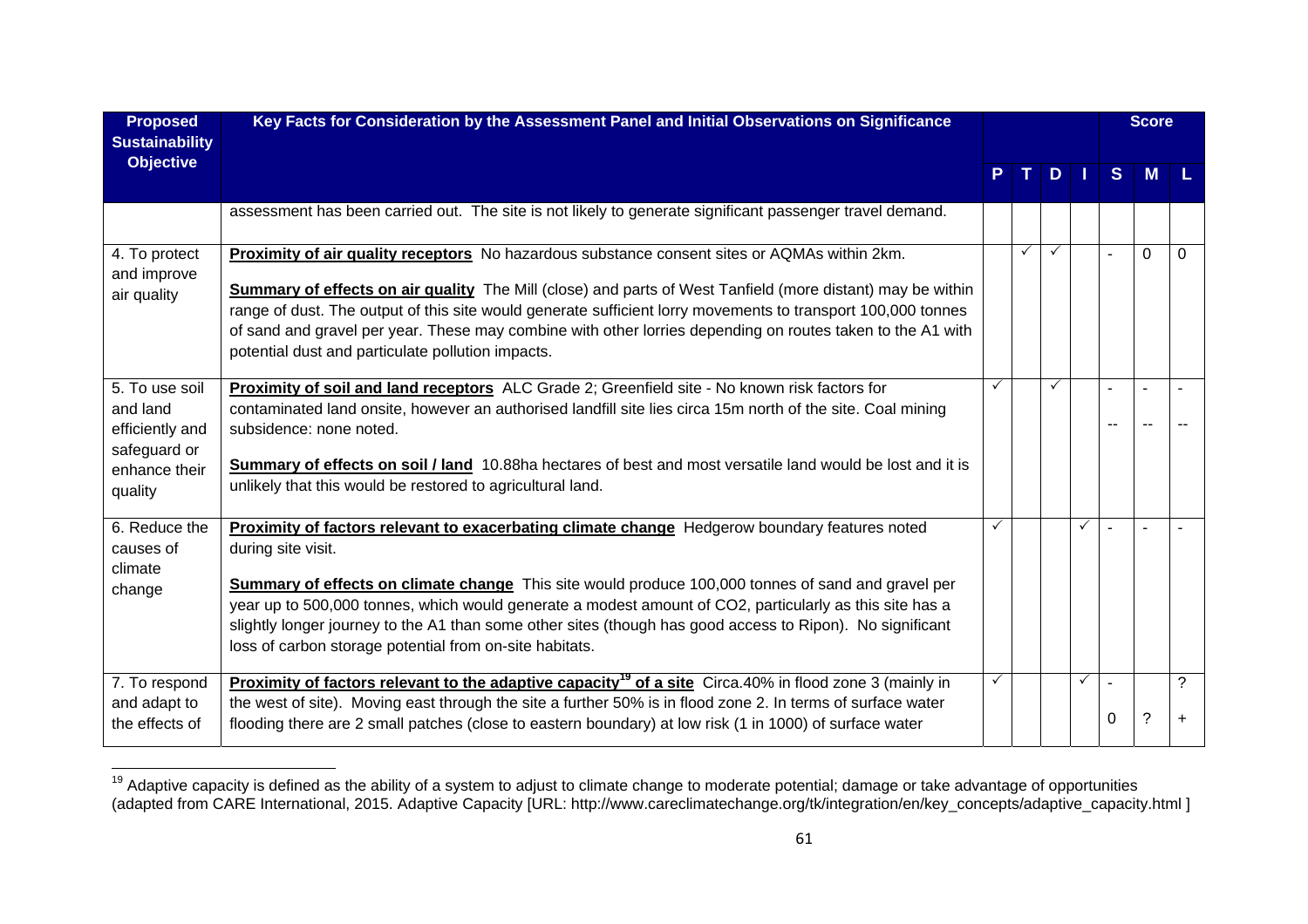| Proposed Sustainability Objective | Key Facts for Consideration by the Assessment Panel and Initial Observations on Significance | P | T | D | I | Score S | M | L |
|---|---|---|---|---|---|---|---|---|
| | assessment has been carried out. The site is not likely to generate significant passenger travel demand. | | | | | | | |
| 4. To protect and improve air quality | **Proximity of air quality receptors** No hazardous substance consent sites or AQMAs within 2km.<br><br>**Summary of effects on air quality** The Mill (close) and parts of West Tanfield (more distant) may be within range of dust. The output of this site would generate sufficient lorry movements to transport 100,000 tonnes of sand and gravel per year. These may combine with other lorries depending on routes taken to the A1 with potential dust and particulate pollution impacts. | | ✓ | ✓ | | - | 0 | 0 |
| 5. To use soil and land efficiently and safeguard or enhance their quality | **Proximity of soil and land receptors** ALC Grade 2; Greenfield site - No known risk factors for contaminated land onsite, however an authorised landfill site lies circa 15m north of the site. Coal mining subsidence: none noted.<br><br>**Summary of effects on soil / land** 10.88ha hectares of best and most versatile land would be lost and it is unlikely that this would be restored to agricultural land. | ✓ | | ✓ | | - -- | - -- | - -- |
| 6. Reduce the causes of climate change | **Proximity of factors relevant to exacerbating climate change** Hedgerow boundary features noted during site visit.<br><br>**Summary of effects on climate change** This site would produce 100,000 tonnes of sand and gravel per year up to 500,000 tonnes, which would generate a modest amount of CO2, particularly as this site has a slightly longer journey to the A1 than some other sites (though has good access to Ripon). No significant loss of carbon storage potential from on-site habitats. | ✓ | | | ✓ | - | - | - |
| 7. To respond and adapt to the effects of | **Proximity of factors relevant to the adaptive capacity[19] of a site** Circa.40% in flood zone 3 (mainly in the west of site). Moving east through the site a further 50% is in flood zone 2. In terms of surface water flooding there are 2 small patches (close to eastern boundary) at low risk (1 in 1000) of surface water | ✓ | | | ✓ | - 0 | ? | ? + |

[19] Adaptive capacity is defined as the ability of a system to adjust to climate change to moderate potential; damage or take advantage of opportunities (adapted from CARE International, 2015. Adaptive Capacity [URL: http://www.careclimatechange.org/tk/integration/en/key_concepts/adaptive_capacity.html ]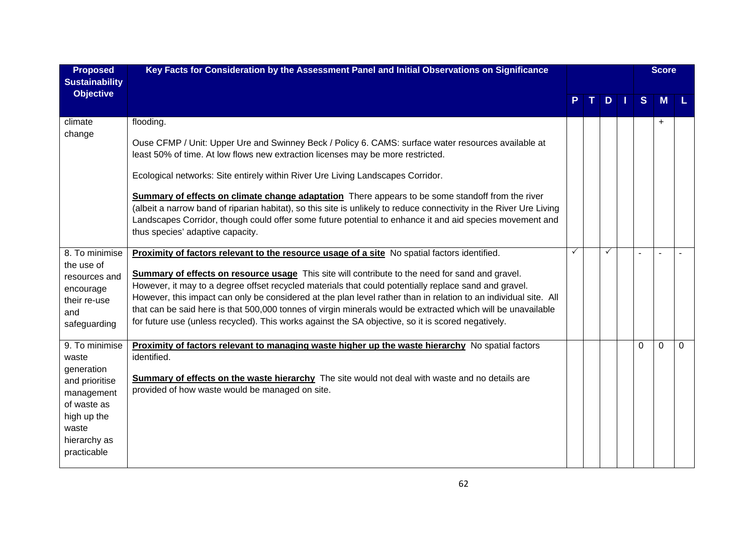| Proposed Sustainability Objective | Key Facts for Consideration by the Assessment Panel and Initial Observations on Significance | P | T | D | I | Score S | Score M | Score L |
|---|---|---|---|---|---|---|---|---|
| climate change | flooding.<br><br>Ouse CFMP / Unit: Upper Ure and Swinney Beck / Policy 6. CAMS: surface water resources available at least 50% of time. At low flows new extraction licenses may be more restricted.<br><br>Ecological networks: Site entirely within River Ure Living Landscapes Corridor.<br><br>**Summary of effects on climate change adaptation** There appears to be some standoff from the river (albeit a narrow band of riparian habitat), so this site is unlikely to reduce connectivity in the River Ure Living Landscapes Corridor, though could offer some future potential to enhance it and aid species movement and thus species' adaptive capacity. | | | | | | + | |
| 8. To minimise the use of resources and encourage their re-use and safeguarding | **Proximity of factors relevant to the resource usage of a site** No spatial factors identified.<br><br>**Summary of effects on resource usage** This site will contribute to the need for sand and gravel. However, it may to a degree offset recycled materials that could potentially replace sand and gravel. However, this impact can only be considered at the plan level rather than in relation to an individual site. All that can be said here is that 500,000 tonnes of virgin minerals would be extracted which will be unavailable for future use (unless recycled). This works against the SA objective, so it is scored negatively. | ✓ | | ✓ | | - | - | - |
| 9. To minimise waste generation and prioritise management of waste as high up the waste hierarchy as practicable | **Proximity of factors relevant to managing waste higher up the waste hierarchy** No spatial factors identified.<br><br>**Summary of effects on the waste hierarchy** The site would not deal with waste and no details are provided of how waste would be managed on site. | | | | | 0 | 0 | 0 |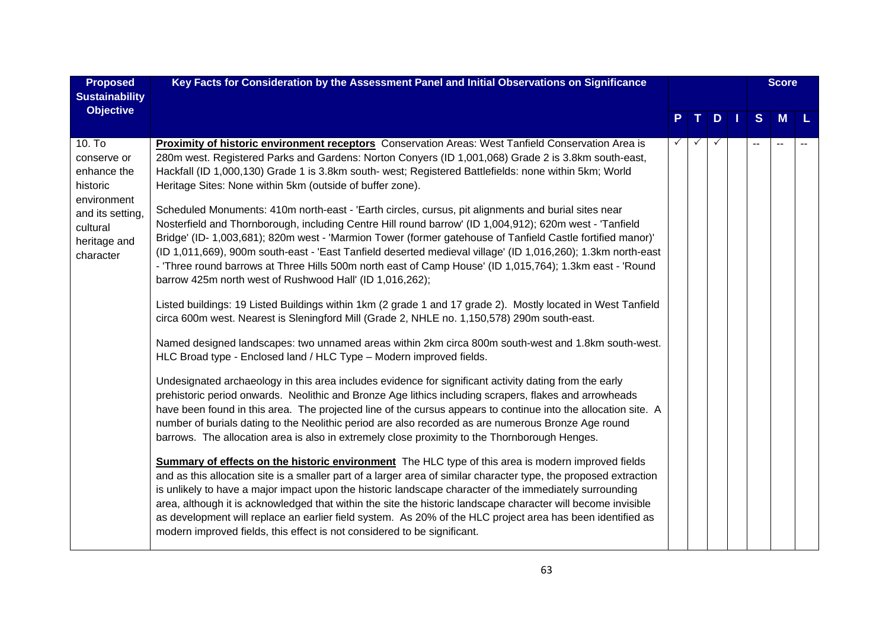| Proposed Sustainability Objective | Key Facts for Consideration by the Assessment Panel and Initial Observations on Significance | P | T | D | I | S | M | L |
|---|---|---|---|---|---|---|---|---|
| | | | | | | **Score** | | |
| 10. To conserve or enhance the historic environment and its setting, cultural heritage and character | **Proximity of historic environment receptors** Conservation Areas: West Tanfield Conservation Area is 280m west. Registered Parks and Gardens: Norton Conyers (ID 1,001,068) Grade 2 is 3.8km south-east, Hackfall (ID 1,000,130) Grade 1 is 3.8km south- west; Registered Battlefields: none within 5km; World Heritage Sites: None within 5km (outside of buffer zone).<br><br>Scheduled Monuments: 410m north-east - 'Earth circles, cursus, pit alignments and burial sites near Nosterfield and Thornborough, including Centre Hill round barrow' (ID 1,004,912); 620m west - 'Tanfield Bridge' (ID- 1,003,681); 820m west - 'Marmion Tower (former gatehouse of Tanfield Castle fortified manor)' (ID 1,011,669), 900m south-east - 'East Tanfield deserted medieval village' (ID 1,016,260); 1.3km north-east - 'Three round barrows at Three Hills 500m north east of Camp House' (ID 1,015,764); 1.3km east - 'Round barrow 425m north west of Rushwood Hall' (ID 1,016,262);<br><br>Listed buildings: 19 Listed Buildings within 1km (2 grade 1 and 17 grade 2). Mostly located in West Tanfield circa 600m west. Nearest is Sleningford Mill (Grade 2, NHLE no. 1,150,578) 290m south-east.<br><br>Named designed landscapes: two unnamed areas within 2km circa 800m south-west and 1.8km south-west. HLC Broad type - Enclosed land / HLC Type – Modern improved fields.<br><br>Undesignated archaeology in this area includes evidence for significant activity dating from the early prehistoric period onwards. Neolithic and Bronze Age lithics including scrapers, flakes and arrowheads have been found in this area. The projected line of the cursus appears to continue into the allocation site. A number of burials dating to the Neolithic period are also recorded as are numerous Bronze Age round barrows. The allocation area is also in extremely close proximity to the Thornborough Henges.<br><br>**Summary of effects on the historic environment** The HLC type of this area is modern improved fields and as this allocation site is a smaller part of a larger area of similar character type, the proposed extraction is unlikely to have a major impact upon the historic landscape character of the immediately surrounding area, although it is acknowledged that within the site the historic landscape character will become invisible as development will replace an earlier field system. As 20% of the HLC project area has been identified as modern improved fields, this effect is not considered to be significant. | ✓ | ✓ | ✓ | | -- | -- | -- |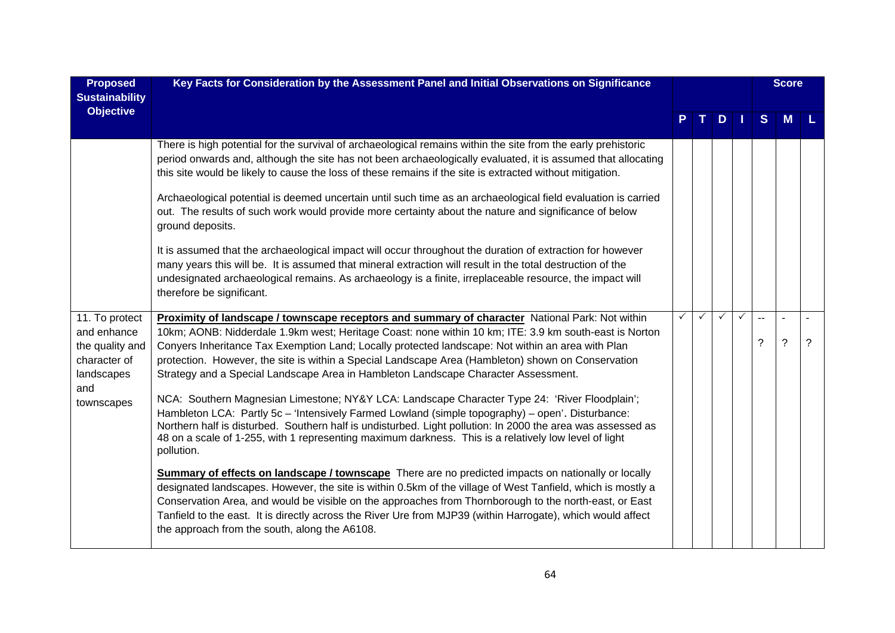| Proposed Sustainability Objective | Key Facts for Consideration by the Assessment Panel and Initial Observations on Significance | P | T | D | I | Score S | M | L |
|---|---|---|---|---|---|---|---|---|
| | There is high potential for the survival of archaeological remains within the site from the early prehistoric period onwards and, although the site has not been archaeologically evaluated, it is assumed that allocating this site would be likely to cause the loss of these remains if the site is extracted without mitigation.<br><br>Archaeological potential is deemed uncertain until such time as an archaeological field evaluation is carried out. The results of such work would provide more certainty about the nature and significance of below ground deposits.<br><br>It is assumed that the archaeological impact will occur throughout the duration of extraction for however many years this will be. It is assumed that mineral extraction will result in the total destruction of the undesignated archaeological remains. As archaeology is a finite, irreplaceable resource, the impact will therefore be significant. | | | | | | | |
| 11. To protect and enhance the quality and character of landscapes and townscapes | **Proximity of landscape / townscape receptors and summary of character** National Park: Not within 10km; AONB: Nidderdale 1.9km west; Heritage Coast: none within 10 km; ITE: 3.9 km south-east is Norton Conyers Inheritance Tax Exemption Land; Locally protected landscape: Not within an area with Plan protection. However, the site is within a Special Landscape Area (Hambleton) shown on Conservation Strategy and a Special Landscape Area in Hambleton Landscape Character Assessment.<br><br>NCA: Southern Magnesian Limestone; NY&Y LCA: Landscape Character Type 24: 'River Floodplain'; Hambleton LCA: Partly 5c – 'Intensively Farmed Lowland (simple topography) – open'. Disturbance: Northern half is disturbed. Southern half is undisturbed. Light pollution: In 2000 the area was assessed as 48 on a scale of 1-255, with 1 representing maximum darkness. This is a relatively low level of light pollution.<br><br>**Summary of effects on landscape / townscape** There are no predicted impacts on nationally or locally designated landscapes. However, the site is within 0.5km of the village of West Tanfield, which is mostly a Conservation Area, and would be visible on the approaches from Thornborough to the north-east, or East Tanfield to the east. It is directly across the River Ure from MJP39 (within Harrogate), which would affect the approach from the south, along the A6108. | ✓ | ✓ | ✓ | ✓ | --<br>? | -<br>? | -<br>? |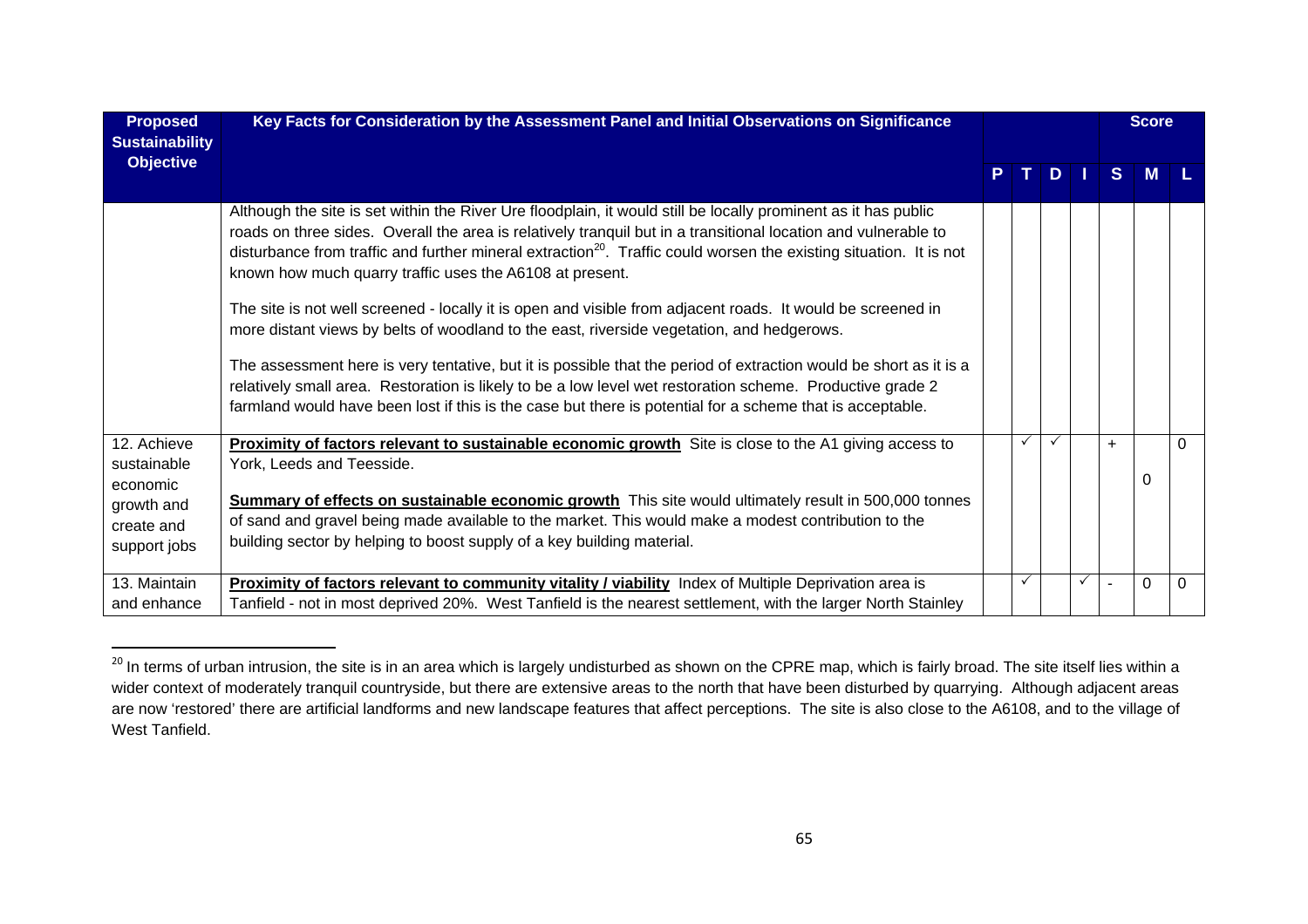| Proposed Sustainability Objective | Key Facts for Consideration by the Assessment Panel and Initial Observations on Significance | P | T | D | I | Score S | M | L |
|---|---|---|---|---|---|---|---|---|
| | Although the site is set within the River Ure floodplain, it would still be locally prominent as it has public roads on three sides. Overall the area is relatively tranquil but in a transitional location and vulnerable to disturbance from traffic and further mineral extraction[20]. Traffic could worsen the existing situation. It is not known how much quarry traffic uses the A6108 at present.<br><br>The site is not well screened - locally it is open and visible from adjacent roads. It would be screened in more distant views by belts of woodland to the east, riverside vegetation, and hedgerows.<br><br>The assessment here is very tentative, but it is possible that the period of extraction would be short as it is a relatively small area. Restoration is likely to be a low level wet restoration scheme. Productive grade 2 farmland would have been lost if this is the case but there is potential for a scheme that is acceptable. | | | | | | | |
| 12. Achieve sustainable economic growth and create and support jobs | **Proximity of factors relevant to sustainable economic growth** Site is close to the A1 giving access to York, Leeds and Teesside.<br><br>**Summary of effects on sustainable economic growth** This site would ultimately result in 500,000 tonnes of sand and gravel being made available to the market. This would make a modest contribution to the building sector by helping to boost supply of a key building material. | | ✓ | ✓ | | + | 0 | 0 |
| 13. Maintain and enhance | **Proximity of factors relevant to community vitality / viability** Index of Multiple Deprivation area is Tanfield - not in most deprived 20%. West Tanfield is the nearest settlement, with the larger North Stainley | | ✓ | | ✓ | - | 0 | 0 |

[20] In terms of urban intrusion, the site is in an area which is largely undisturbed as shown on the CPRE map, which is fairly broad. The site itself lies within a wider context of moderately tranquil countryside, but there are extensive areas to the north that have been disturbed by quarrying. Although adjacent areas are now 'restored' there are artificial landforms and new landscape features that affect perceptions. The site is also close to the A6108, and to the village of West Tanfield.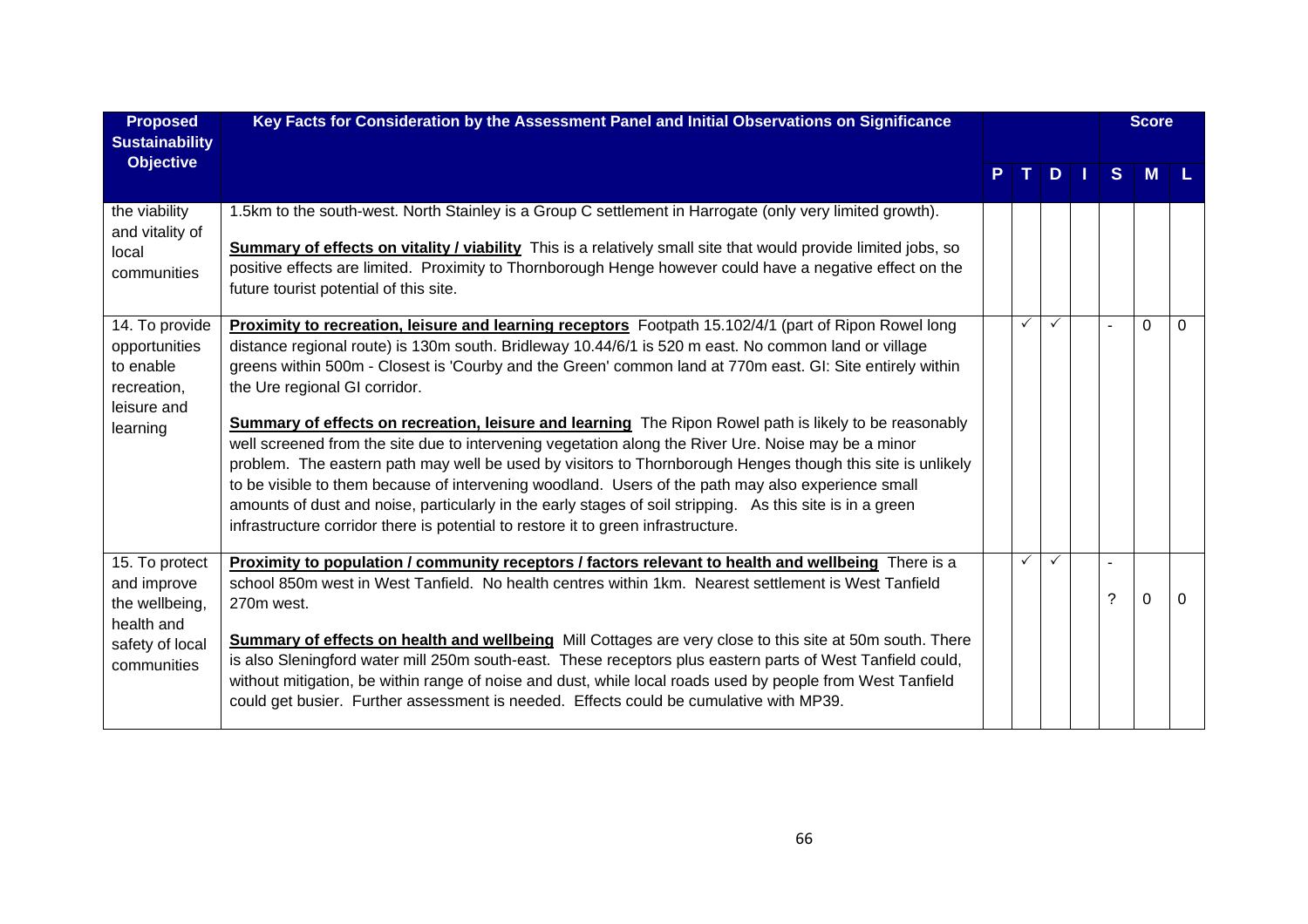| Proposed Sustainability Objective | Key Facts for Consideration by the Assessment Panel and Initial Observations on Significance | P | T | D | I | S | M | L |
|---|---|---|---|---|---|---|---|---|
| the viability and vitality of local communities | 1.5km to the south-west. North Stainley is a Group C settlement in Harrogate (only very limited growth).<br><br>**Summary of effects on vitality / viability** This is a relatively small site that would provide limited jobs, so positive effects are limited. Proximity to Thornborough Henge however could have a negative effect on the future tourist potential of this site. | | | | | | | |
| 14. To provide opportunities to enable recreation, leisure and learning | **Proximity to recreation, leisure and learning receptors** Footpath 15.102/4/1 (part of Ripon Rowel long distance regional route) is 130m south. Bridleway 10.44/6/1 is 520 m east. No common land or village greens within 500m - Closest is 'Courby and the Green' common land at 770m east. GI: Site entirely within the Ure regional GI corridor.<br><br>**Summary of effects on recreation, leisure and learning** The Ripon Rowel path is likely to be reasonably well screened from the site due to intervening vegetation along the River Ure. Noise may be a minor problem. The eastern path may well be used by visitors to Thornborough Henges though this site is unlikely to be visible to them because of intervening woodland. Users of the path may also experience small amounts of dust and noise, particularly in the early stages of soil stripping. As this site is in a green infrastructure corridor there is potential to restore it to green infrastructure. | | ✓ | ✓ | | - | 0 | 0 |
| 15. To protect and improve the wellbeing, health and safety of local communities | **Proximity to population / community receptors / factors relevant to health and wellbeing** There is a school 850m west in West Tanfield. No health centres within 1km. Nearest settlement is West Tanfield 270m west.<br><br>**Summary of effects on health and wellbeing** Mill Cottages are very close to this site at 50m south. There is also Sleningford water mill 250m south-east. These receptors plus eastern parts of West Tanfield could, without mitigation, be within range of noise and dust, while local roads used by people from West Tanfield could get busier. Further assessment is needed. Effects could be cumulative with MP39. | | ✓ | ✓ | | -<br>? | 0 | 0 |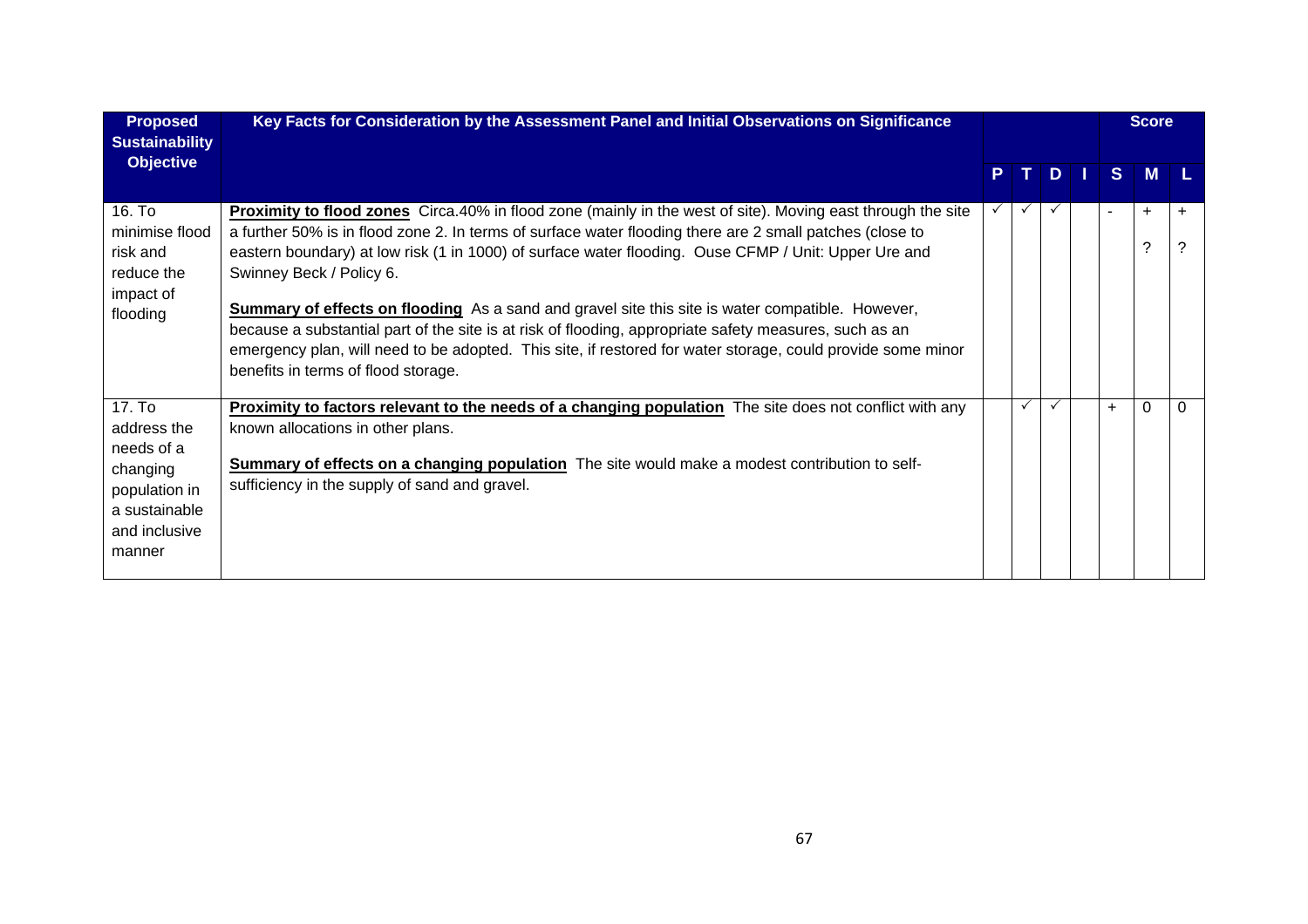| Proposed Sustainability Objective | Key Facts for Consideration by the Assessment Panel and Initial Observations on Significance | | | | | Score | | |
|---|---|---|---|---|---|---|---|---|
| | | P | T | D | I | S | M | L |
| 16. To minimise flood risk and reduce the impact of flooding | **Proximity to flood zones** Circa.40% in flood zone (mainly in the west of site). Moving east through the site a further 50% is in flood zone 2. In terms of surface water flooding there are 2 small patches (close to eastern boundary) at low risk (1 in 1000) of surface water flooding. Ouse CFMP / Unit: Upper Ure and Swinney Beck / Policy 6.<br><br>**Summary of effects on flooding** As a sand and gravel site this site is water compatible. However, because a substantial part of the site is at risk of flooding, appropriate safety measures, such as an emergency plan, will need to be adopted. This site, if restored for water storage, could provide some minor benefits in terms of flood storage. | ✓ | ✓ | ✓ | | - | + ? | + ? |
| 17. To address the needs of a changing population in a sustainable and inclusive manner | **Proximity to factors relevant to the needs of a changing population** The site does not conflict with any known allocations in other plans.<br><br>**Summary of effects on a changing population** The site would make a modest contribution to self-sufficiency in the supply of sand and gravel. | | ✓ | ✓ | | + | 0 | 0 |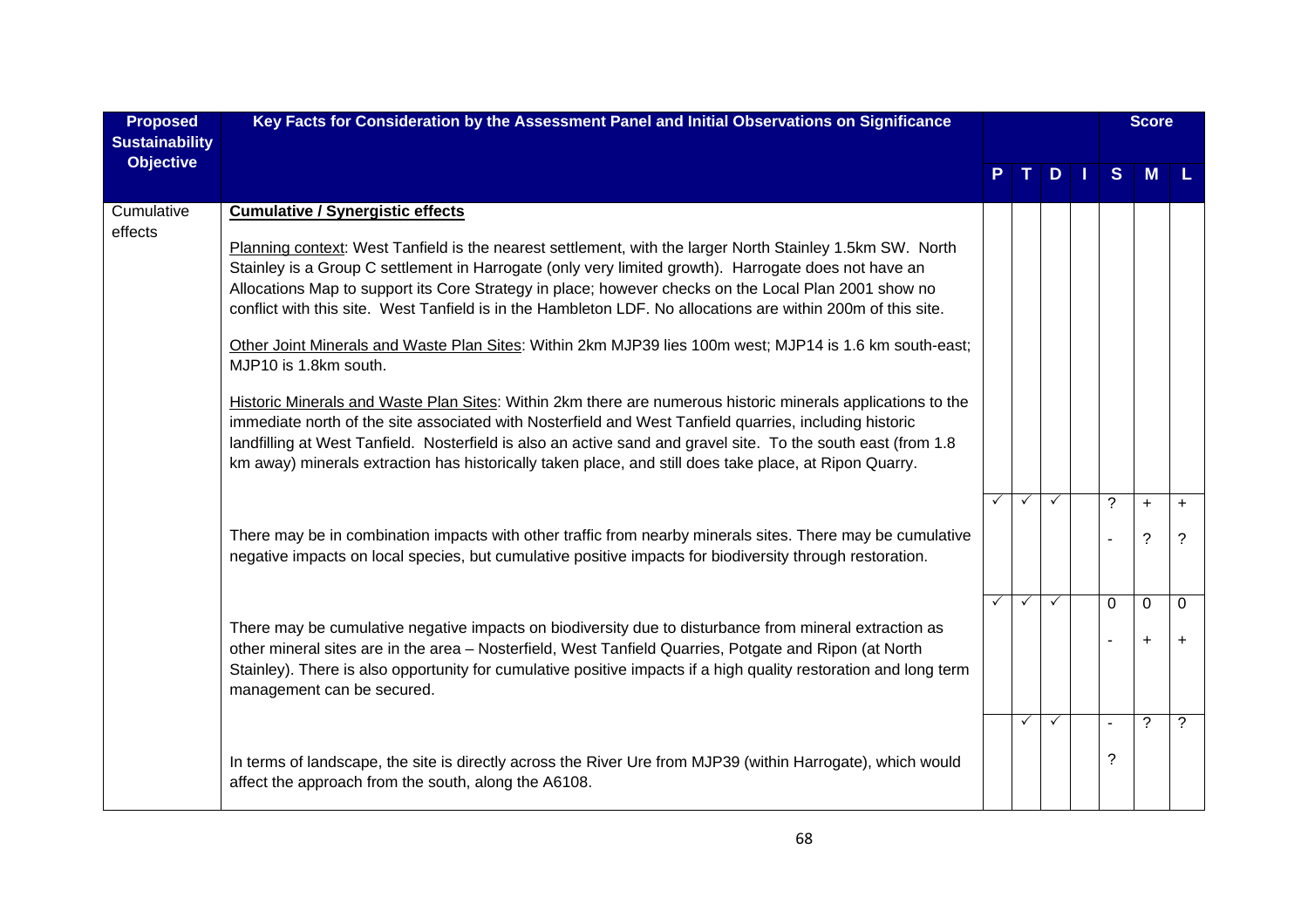| Proposed Sustainability Objective | Key Facts for Consideration by the Assessment Panel and Initial Observations on Significance | P | T | D | I | Score S | M | L |
|---|---|---|---|---|---|---|---|---|
| Cumulative effects | **Cumulative / Synergistic effects**<br><br>Planning context: West Tanfield is the nearest settlement, with the larger North Stainley 1.5km SW. North Stainley is a Group C settlement in Harrogate (only very limited growth). Harrogate does not have an Allocations Map to support its Core Strategy in place; however checks on the Local Plan 2001 show no conflict with this site. West Tanfield is in the Hambleton LDF. No allocations are within 200m of this site.<br><br>Other Joint Minerals and Waste Plan Sites: Within 2km MJP39 lies 100m west; MJP14 is 1.6 km south-east; MJP10 is 1.8km south.<br><br>Historic Minerals and Waste Plan Sites: Within 2km there are numerous historic minerals applications to the immediate north of the site associated with Nosterfield and West Tanfield quarries, including historic landfilling at West Tanfield. Nosterfield is also an active sand and gravel site. To the south east (from 1.8 km away) minerals extraction has historically taken place, and still does take place, at Ripon Quarry. | | | | | | | |
| | There may be in combination impacts with other traffic from nearby minerals sites. There may be cumulative negative impacts on local species, but cumulative positive impacts for biodiversity through restoration. | ✓ | ✓ | ✓ | | ?<br>- | +<br>? | +<br>? |
| | There may be cumulative negative impacts on biodiversity due to disturbance from mineral extraction as other mineral sites are in the area – Nosterfield, West Tanfield Quarries, Potgate and Ripon (at North Stainley). There is also opportunity for cumulative positive impacts if a high quality restoration and long term management can be secured. | ✓ | ✓ | ✓ | | 0<br>- | 0<br>+ | 0<br>+ |
| | In terms of landscape, the site is directly across the River Ure from MJP39 (within Harrogate), which would affect the approach from the south, along the A6108. | | ✓ | ✓ | | -<br>? | ? | ? |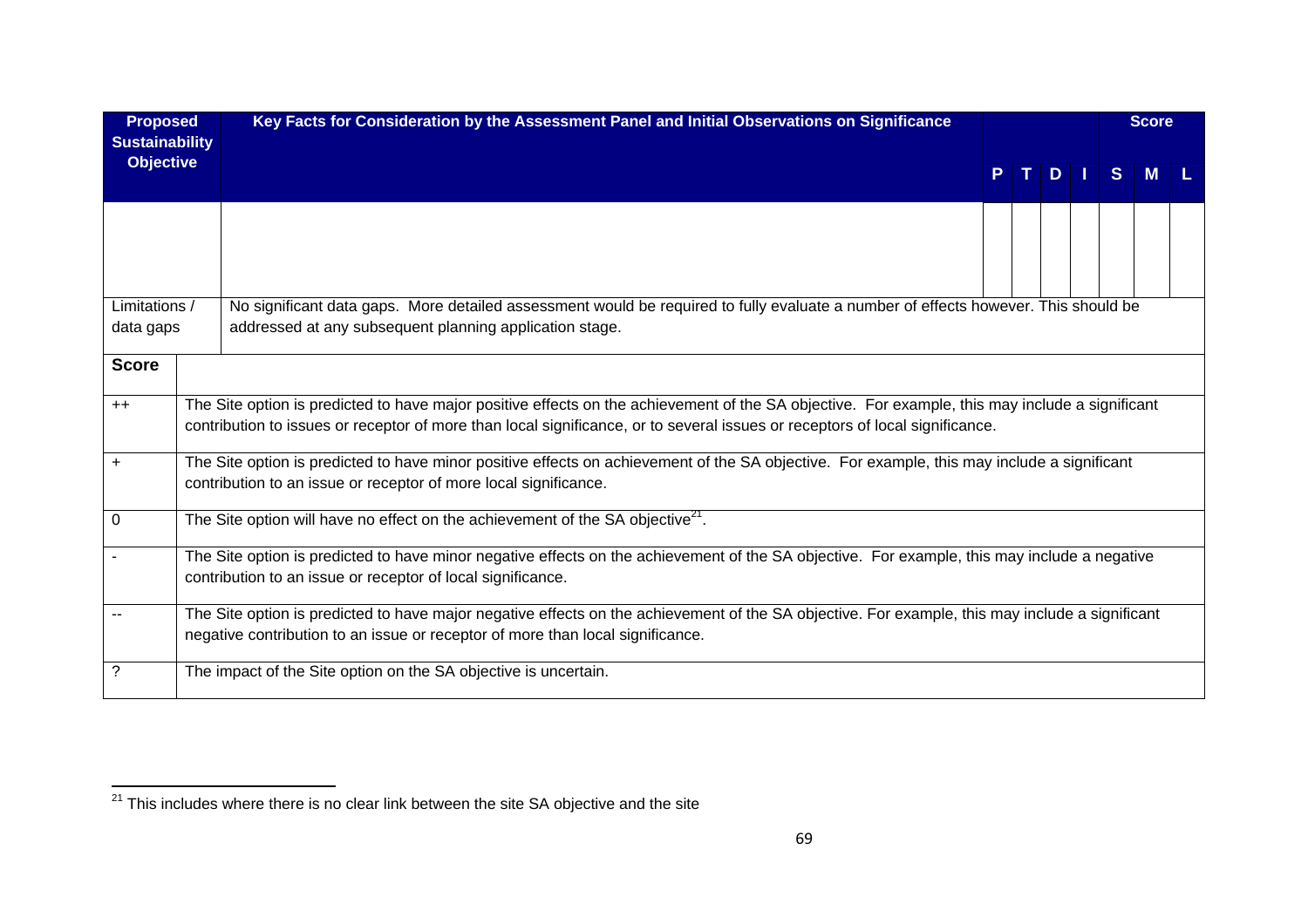| Proposed Sustainability Objective | Key Facts for Consideration by the Assessment Panel and Initial Observations on Significance | P | T | D | I | Score S | M | L |
|---|---|---|---|---|---|---|---|---|
| | | | | | | | | |
| Limitations / data gaps | No significant data gaps. More detailed assessment would be required to fully evaluate a number of effects however. This should be addressed at any subsequent planning application stage. | | | | | | | |

| Score | |
|---|---|
| ++ | The Site option is predicted to have major positive effects on the achievement of the SA objective. For example, this may include a significant contribution to issues or receptor of more than local significance, or to several issues or receptors of local significance. |
| + | The Site option is predicted to have minor positive effects on achievement of the SA objective. For example, this may include a significant contribution to an issue or receptor of more local significance. |
| 0 | The Site option will have no effect on the achievement of the SA objective[21]. |
| - | The Site option is predicted to have minor negative effects on the achievement of the SA objective. For example, this may include a negative contribution to an issue or receptor of local significance. |
| -- | The Site option is predicted to have major negative effects on the achievement of the SA objective. For example, this may include a significant negative contribution to an issue or receptor of more than local significance. |
| ? | The impact of the Site option on the SA objective is uncertain. |

[21] This includes where there is no clear link between the site SA objective and the site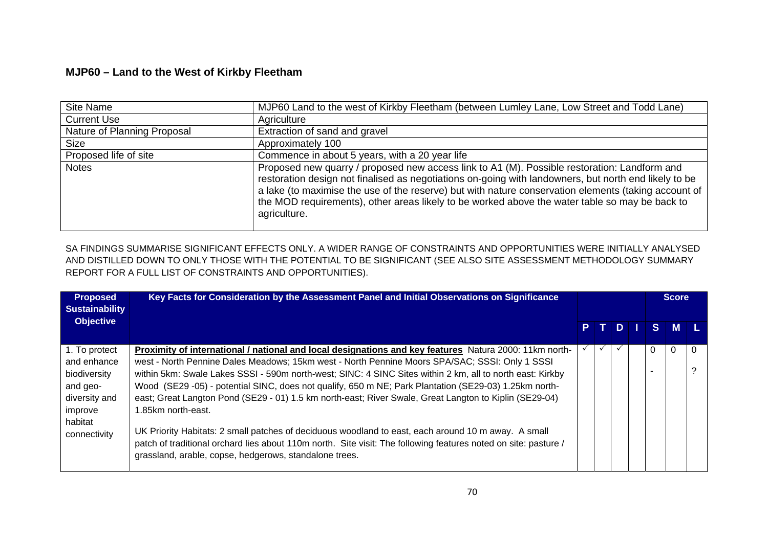## MJP60 – Land to the West of Kirkby Fleetham

| Site Name | MJP60 Land to the west of Kirkby Fleetham (between Lumley Lane, Low Street and Todd Lane) |
|---|---|
| Current Use | Agriculture |
| Nature of Planning Proposal | Extraction of sand and gravel |
| Size | Approximately 100 |
| Proposed life of site | Commence in about 5 years, with a 20 year life |
| Notes | Proposed new quarry / proposed new access link to A1 (M). Possible restoration: Landform and restoration design not finalised as negotiations on-going with landowners, but north end likely to be a lake (to maximise the use of the reserve) but with nature conservation elements (taking account of the MOD requirements), other areas likely to be worked above the water table so may be back to agriculture. |

SA FINDINGS SUMMARISE SIGNIFICANT EFFECTS ONLY. A WIDER RANGE OF CONSTRAINTS AND OPPORTUNITIES WERE INITIALLY ANALYSED AND DISTILLED DOWN TO ONLY THOSE WITH THE POTENTIAL TO BE SIGNIFICANT (SEE ALSO SITE ASSESSMENT METHODOLOGY SUMMARY REPORT FOR A FULL LIST OF CONSTRAINTS AND OPPORTUNITIES).

| Proposed Sustainability Objective | Key Facts for Consideration by the Assessment Panel and Initial Observations on Significance | | | | | Score | | |
|---|---|---|---|---|---|---|---|---|
| | | P | T | D | I | S | M | L |
| 1. To protect and enhance biodiversity and geo-diversity and improve habitat connectivity | **Proximity of international / national and local designations and key features** Natura 2000: 11km north-west - North Pennine Dales Meadows; 15km west - North Pennine Moors SPA/SAC; SSSI: Only 1 SSSI within 5km: Swale Lakes SSSI - 590m north-west; SINC: 4 SINC Sites within 2 km, all to north east: Kirkby Wood (SE29 -05) - potential SINC, does not qualify, 650 m NE; Park Plantation (SE29-03) 1.25km north-east; Great Langton Pond (SE29 - 01) 1.5 km north-east; River Swale, Great Langton to Kiplin (SE29-04) 1.85km north-east.<br><br>UK Priority Habitats: 2 small patches of deciduous woodland to east, each around 10 m away. A small patch of traditional orchard lies about 110m north. Site visit: The following features noted on site: pasture / grassland, arable, copse, hedgerows, standalone trees. | ✓ | ✓ | ✓ | | 0<br>- | 0 | 0<br>? |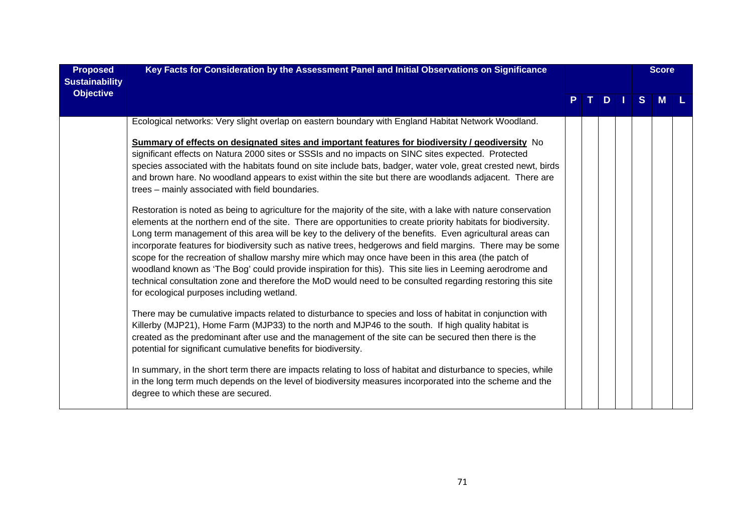| Proposed Sustainability Objective | Key Facts for Consideration by the Assessment Panel and Initial Observations on Significance | | | | | Score | | |
|---|---|---|---|---|---|---|---|---|
| | | P | T | D | I | S | M | L |
| | Ecological networks: Very slight overlap on eastern boundary with England Habitat Network Woodland.<br><br>**Summary of effects on designated sites and important features for biodiversity / geodiversity** No significant effects on Natura 2000 sites or SSSIs and no impacts on SINC sites expected. Protected species associated with the habitats found on site include bats, badger, water vole, great crested newt, birds and brown hare. No woodland appears to exist within the site but there are woodlands adjacent. There are trees – mainly associated with field boundaries.<br><br>Restoration is noted as being to agriculture for the majority of the site, with a lake with nature conservation elements at the northern end of the site. There are opportunities to create priority habitats for biodiversity. Long term management of this area will be key to the delivery of the benefits. Even agricultural areas can incorporate features for biodiversity such as native trees, hedgerows and field margins. There may be some scope for the recreation of shallow marshy mire which may once have been in this area (the patch of woodland known as 'The Bog' could provide inspiration for this). This site lies in Leeming aerodrome and technical consultation zone and therefore the MoD would need to be consulted regarding restoring this site for ecological purposes including wetland.<br><br>There may be cumulative impacts related to disturbance to species and loss of habitat in conjunction with Killerby (MJP21), Home Farm (MJP33) to the north and MJP46 to the south. If high quality habitat is created as the predominant after use and the management of the site can be secured then there is the potential for significant cumulative benefits for biodiversity.<br><br>In summary, in the short term there are impacts relating to loss of habitat and disturbance to species, while in the long term much depends on the level of biodiversity measures incorporated into the scheme and the degree to which these are secured. | | | | | | | |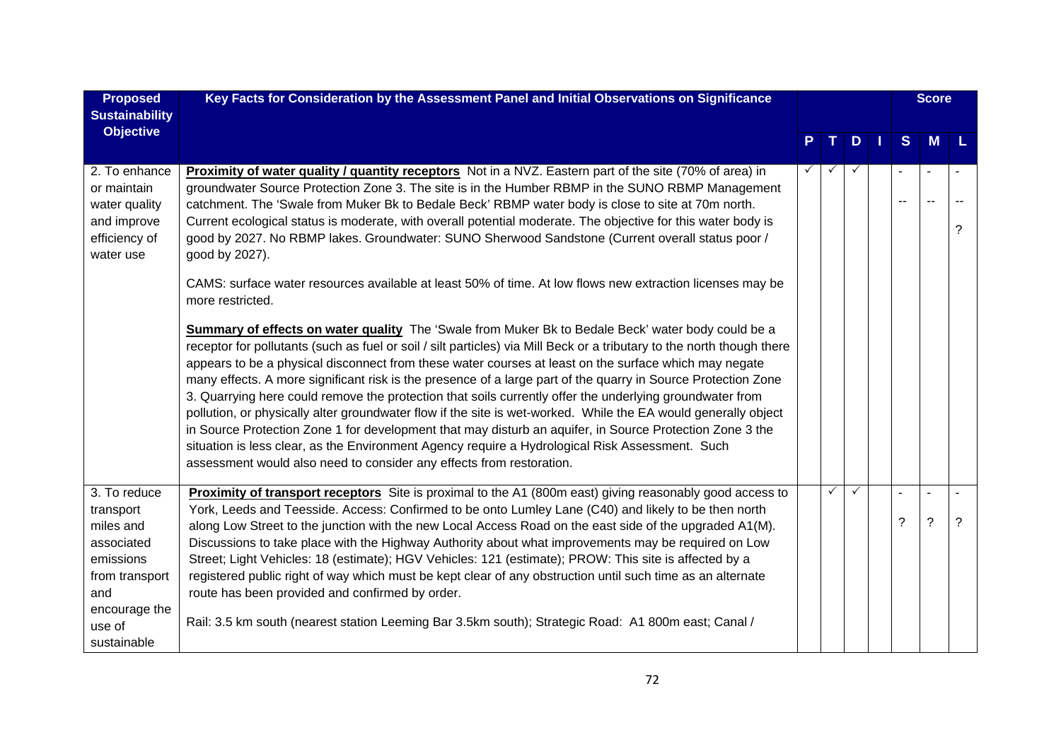| Proposed Sustainability Objective | Key Facts for Consideration by the Assessment Panel and Initial Observations on Significance | P | T | D | I | Score S | Score M | Score L |
|---|---|---|---|---|---|---|---|---|
| 2. To enhance or maintain water quality and improve efficiency of water use | **Proximity of water quality / quantity receptors** Not in a NVZ. Eastern part of the site (70% of area) in groundwater Source Protection Zone 3. The site is in the Humber RBMP in the SUNO RBMP Management catchment. The 'Swale from Muker Bk to Bedale Beck' RBMP water body is close to site at 70m north. Current ecological status is moderate, with overall potential moderate. The objective for this water body is good by 2027. No RBMP lakes. Groundwater: SUNO Sherwood Sandstone (Current overall status poor / good by 2027).<br><br>CAMS: surface water resources available at least 50% of time. At low flows new extraction licenses may be more restricted.<br><br>**Summary of effects on water quality** The 'Swale from Muker Bk to Bedale Beck' water body could be a receptor for pollutants (such as fuel or soil / silt particles) via Mill Beck or a tributary to the north though there appears to be a physical disconnect from these water courses at least on the surface which may negate many effects. A more significant risk is the presence of a large part of the quarry in Source Protection Zone 3. Quarrying here could remove the protection that soils currently offer the underlying groundwater from pollution, or physically alter groundwater flow if the site is wet-worked. While the EA would generally object in Source Protection Zone 1 for development that may disturb an aquifer, in Source Protection Zone 3 the situation is less clear, as the Environment Agency require a Hydrological Risk Assessment. Such assessment would also need to consider any effects from restoration. | ✓ | ✓ | ✓ | | -<br>-- | -<br>-- | -<br>--<br>? |
| 3. To reduce transport miles and associated emissions from transport and encourage the use of sustainable | **Proximity of transport receptors** Site is proximal to the A1 (800m east) giving reasonably good access to York, Leeds and Teesside. Access: Confirmed to be onto Lumley Lane (C40) and likely to be then north along Low Street to the junction with the new Local Access Road on the east side of the upgraded A1(M). Discussions to take place with the Highway Authority about what improvements may be required on Low Street; Light Vehicles: 18 (estimate); HGV Vehicles: 121 (estimate); PROW: This site is affected by a registered public right of way which must be kept clear of any obstruction until such time as an alternate route has been provided and confirmed by order.<br><br>Rail: 3.5 km south (nearest station Leeming Bar 3.5km south); Strategic Road: A1 800m east; Canal / | | ✓ | ✓ | | -<br>? | -<br>? | -<br>? |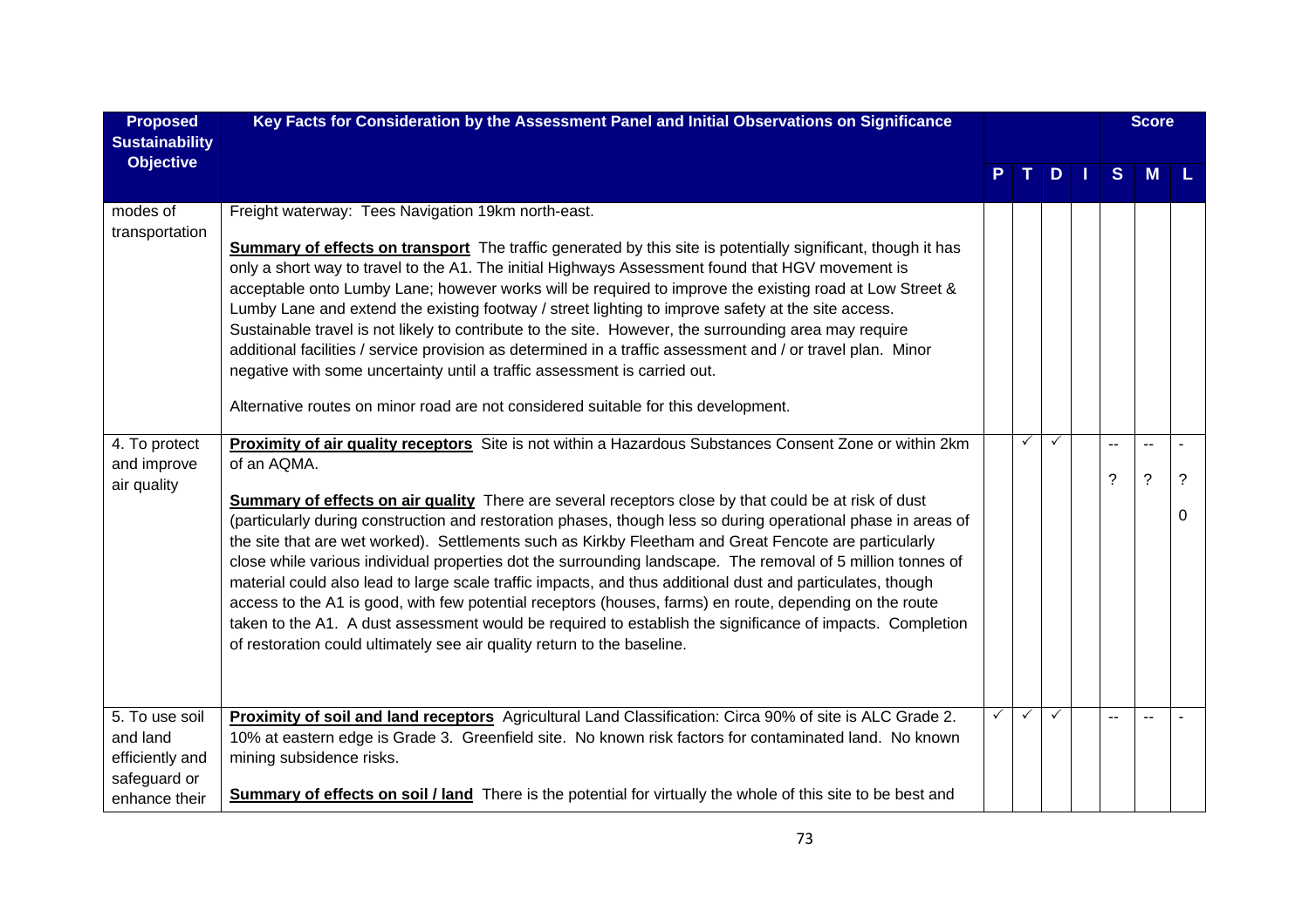| Proposed Sustainability Objective | Key Facts for Consideration by the Assessment Panel and Initial Observations on Significance | P | T | D | I | Score S | Score M | Score L |
|---|---|---|---|---|---|---|---|---|
| modes of transportation | Freight waterway: Tees Navigation 19km north-east.<br><br>**Summary of effects on transport** The traffic generated by this site is potentially significant, though it has only a short way to travel to the A1. The initial Highways Assessment found that HGV movement is acceptable onto Lumby Lane; however works will be required to improve the existing road at Low Street & Lumby Lane and extend the existing footway / street lighting to improve safety at the site access. Sustainable travel is not likely to contribute to the site. However, the surrounding area may require additional facilities / service provision as determined in a traffic assessment and / or travel plan. Minor negative with some uncertainty until a traffic assessment is carried out.<br><br>Alternative routes on minor road are not considered suitable for this development. | | | | | | | |
| 4. To protect and improve air quality | **Proximity of air quality receptors** Site is not within a Hazardous Substances Consent Zone or within 2km of an AQMA.<br><br>**Summary of effects on air quality** There are several receptors close by that could be at risk of dust (particularly during construction and restoration phases, though less so during operational phase in areas of the site that are wet worked). Settlements such as Kirkby Fleetham and Great Fencote are particularly close while various individual properties dot the surrounding landscape. The removal of 5 million tonnes of material could also lead to large scale traffic impacts, and thus additional dust and particulates, though access to the A1 is good, with few potential receptors (houses, farms) en route, depending on the route taken to the A1. A dust assessment would be required to establish the significance of impacts. Completion of restoration could ultimately see air quality return to the baseline. | | ✓ | ✓ | | --<br>? | --<br>? | -<br>?<br>0 |
| 5. To use soil and land efficiently and safeguard or enhance their | **Proximity of soil and land receptors** Agricultural Land Classification: Circa 90% of site is ALC Grade 2. 10% at eastern edge is Grade 3. Greenfield site. No known risk factors for contaminated land. No known mining subsidence risks.<br><br>**Summary of effects on soil / land** There is the potential for virtually the whole of this site to be best and | ✓ | ✓ | ✓ | | -- | -- | - |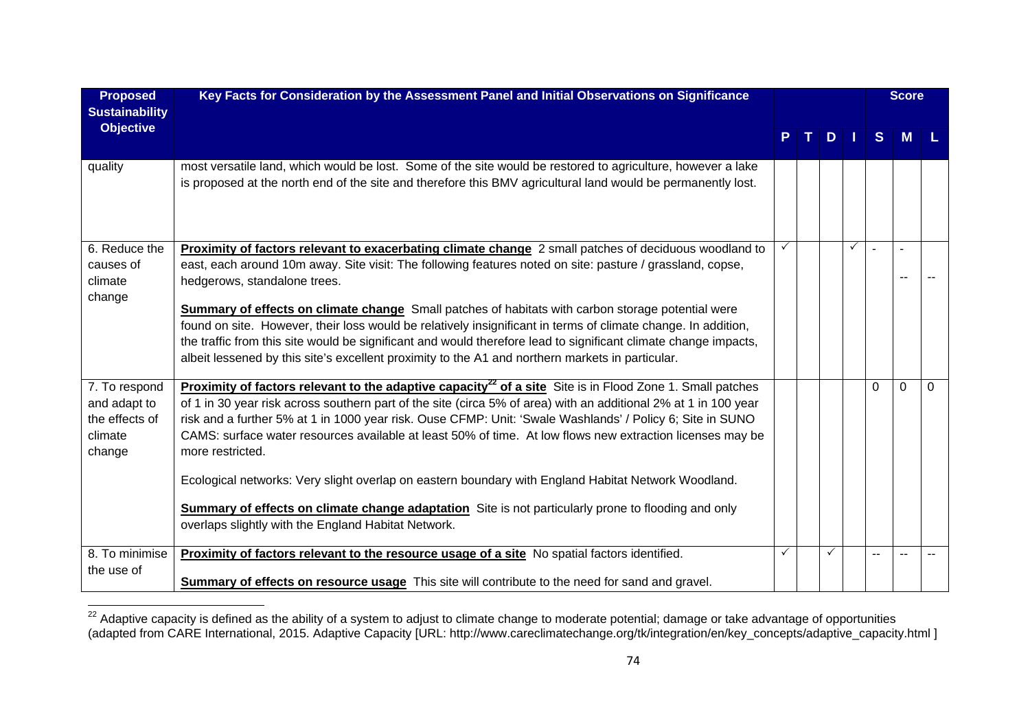| Proposed Sustainability Objective | Key Facts for Consideration by the Assessment Panel and Initial Observations on Significance | P | T | D | I | S | M | L |
|---|---|---|---|---|---|---|---|---|
| | | | | | | **Score** | | |
| quality | most versatile land, which would be lost. Some of the site would be restored to agriculture, however a lake is proposed at the north end of the site and therefore this BMV agricultural land would be permanently lost. | | | | | | | |
| 6. Reduce the causes of climate change | **Proximity of factors relevant to exacerbating climate change** 2 small patches of deciduous woodland to east, each around 10m away. Site visit: The following features noted on site: pasture / grassland, copse, hedgerows, standalone trees.<br><br>**Summary of effects on climate change** Small patches of habitats with carbon storage potential were found on site. However, their loss would be relatively insignificant in terms of climate change. In addition, the traffic from this site would be significant and would therefore lead to significant climate change impacts, albeit lessened by this site's excellent proximity to the A1 and northern markets in particular. | ✓ | | | ✓ | - | -<br>-- | -- |
| 7. To respond and adapt to the effects of climate change | **Proximity of factors relevant to the adaptive capacity[22] of a site** Site is in Flood Zone 1. Small patches of 1 in 30 year risk across southern part of the site (circa 5% of area) with an additional 2% at 1 in 100 year risk and a further 5% at 1 in 1000 year risk. Ouse CFMP: Unit: 'Swale Washlands' / Policy 6; Site in SUNO CAMS: surface water resources available at least 50% of time. At low flows new extraction licenses may be more restricted.<br><br>Ecological networks: Very slight overlap on eastern boundary with England Habitat Network Woodland.<br><br>**Summary of effects on climate change adaptation** Site is not particularly prone to flooding and only overlaps slightly with the England Habitat Network. | | | | | 0 | 0 | 0 |
| 8. To minimise the use of | **Proximity of factors relevant to the resource usage of a site** No spatial factors identified.<br><br>**Summary of effects on resource usage** This site will contribute to the need for sand and gravel. | ✓ | | ✓ | | -- | -- | -- |

[22] Adaptive capacity is defined as the ability of a system to adjust to climate change to moderate potential; damage or take advantage of opportunities (adapted from CARE International, 2015. Adaptive Capacity [URL: http://www.careclimatechange.org/tk/integration/en/key_concepts/adaptive_capacity.html ]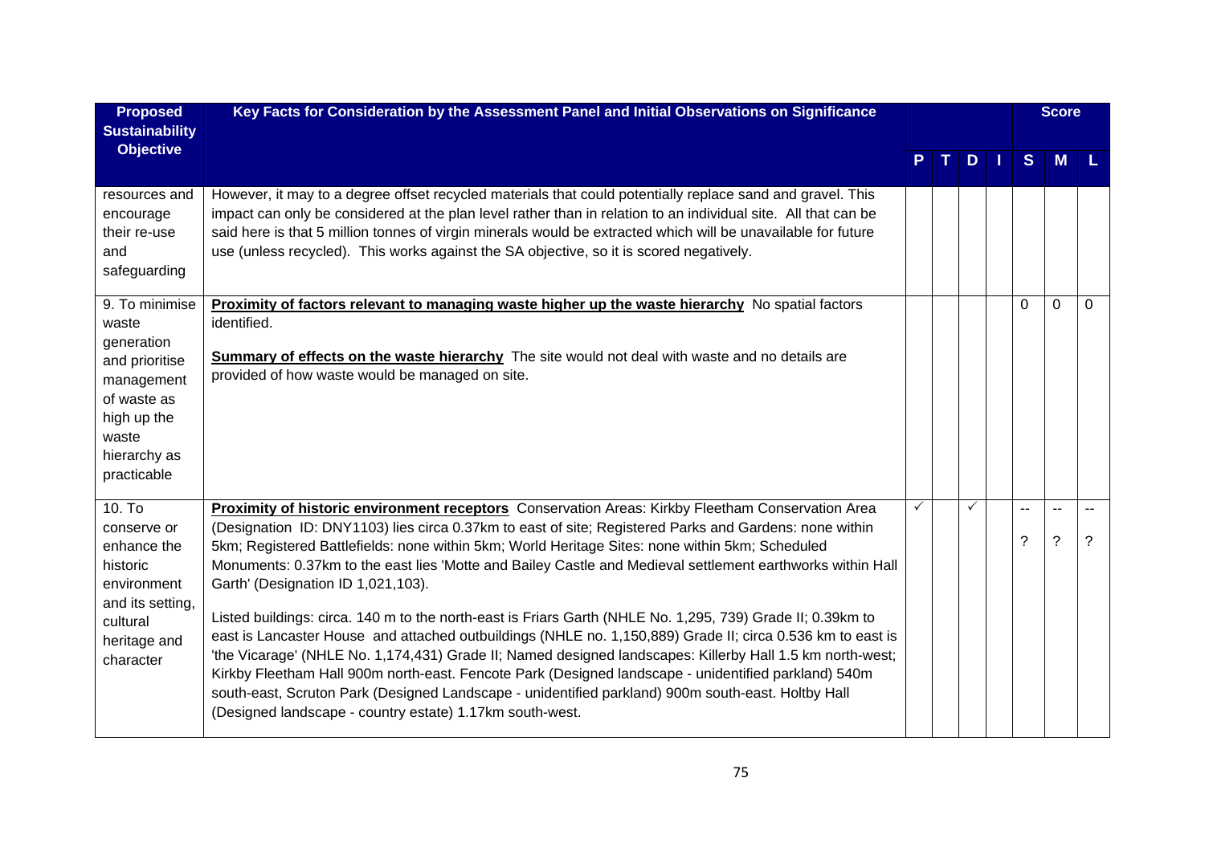| Proposed Sustainability Objective | Key Facts for Consideration by the Assessment Panel and Initial Observations on Significance | P | T | D | I | Score S | Score M | Score L |
|---|---|---|---|---|---|---|---|---|
| resources and encourage their re-use and safeguarding | However, it may to a degree offset recycled materials that could potentially replace sand and gravel. This impact can only be considered at the plan level rather than in relation to an individual site. All that can be said here is that 5 million tonnes of virgin minerals would be extracted which will be unavailable for future use (unless recycled). This works against the SA objective, so it is scored negatively. | | | | | | | |
| 9. To minimise waste generation and prioritise management of waste as high up the waste hierarchy as practicable | **Proximity of factors relevant to managing waste higher up the waste hierarchy** No spatial factors identified.<br><br>**Summary of effects on the waste hierarchy** The site would not deal with waste and no details are provided of how waste would be managed on site. | | | | | 0 | 0 | 0 |
| 10. To conserve or enhance the historic environment and its setting, cultural heritage and character | **Proximity of historic environment receptors** Conservation Areas: Kirkby Fleetham Conservation Area (Designation ID: DNY1103) lies circa 0.37km to east of site; Registered Parks and Gardens: none within 5km; Registered Battlefields: none within 5km; World Heritage Sites: none within 5km; Scheduled Monuments: 0.37km to the east lies 'Motte and Bailey Castle and Medieval settlement earthworks within Hall Garth' (Designation ID 1,021,103).<br><br>Listed buildings: circa. 140 m to the north-east is Friars Garth (NHLE No. 1,295, 739) Grade II; 0.39km to east is Lancaster House and attached outbuildings (NHLE no. 1,150,889) Grade II; circa 0.536 km to east is 'the Vicarage' (NHLE No. 1,174,431) Grade II; Named designed landscapes: Killerby Hall 1.5 km north-west; Kirkby Fleetham Hall 900m north-east. Fencote Park (Designed landscape - unidentified parkland) 540m south-east, Scruton Park (Designed Landscape - unidentified parkland) 900m south-east. Holtby Hall (Designed landscape - country estate) 1.17km south-west. | ✓ | | ✓ | | --<br>? | --<br>? | --<br>? |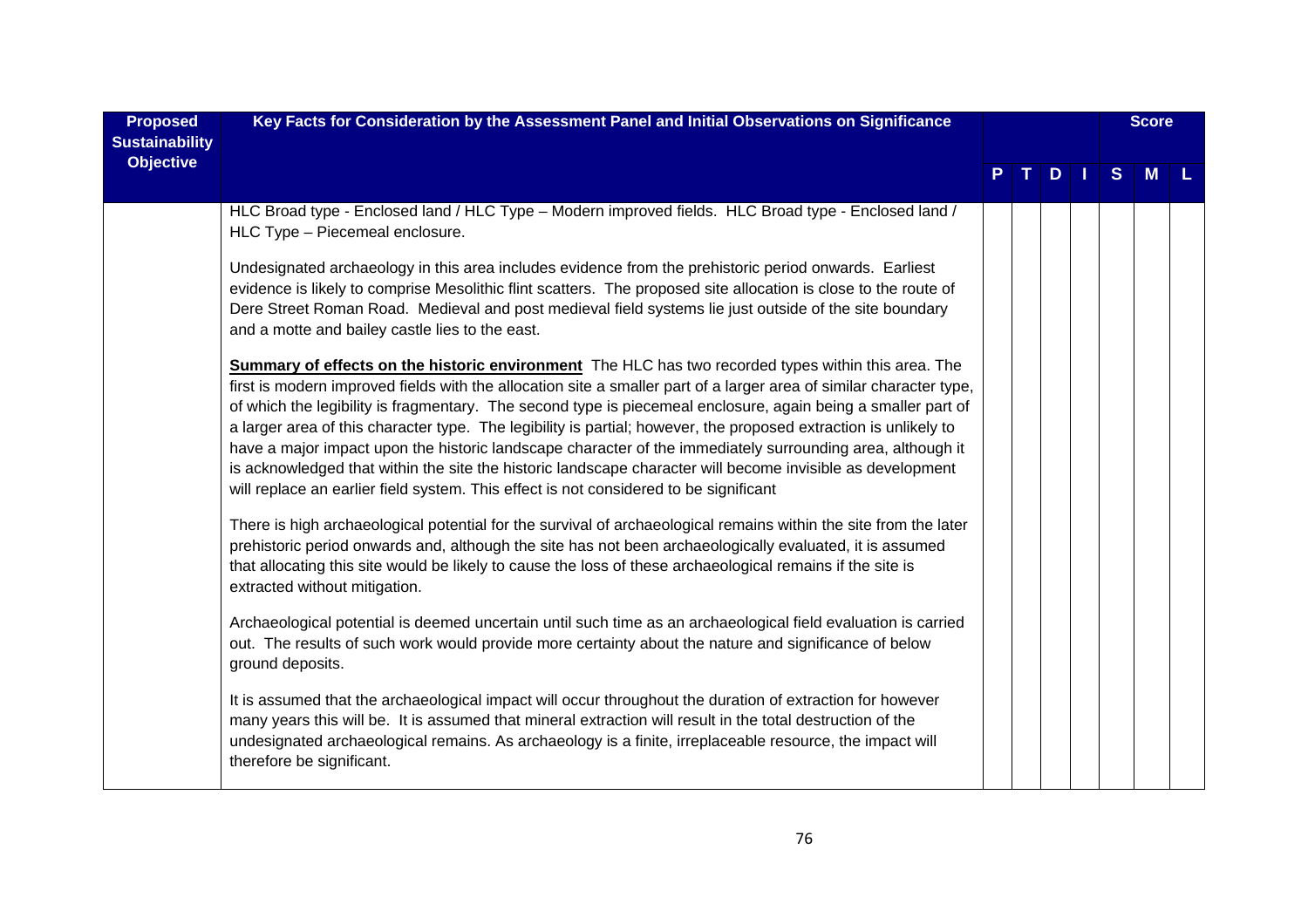| Proposed Sustainability Objective | Key Facts for Consideration by the Assessment Panel and Initial Observations on Significance | P | T | D | I | S | M | L |
|---|---|---|---|---|---|---|---|---|
| | HLC Broad type - Enclosed land / HLC Type – Modern improved fields. HLC Broad type - Enclosed land / HLC Type – Piecemeal enclosure.<br><br>Undesignated archaeology in this area includes evidence from the prehistoric period onwards. Earliest evidence is likely to comprise Mesolithic flint scatters. The proposed site allocation is close to the route of Dere Street Roman Road. Medieval and post medieval field systems lie just outside of the site boundary and a motte and bailey castle lies to the east.<br><br>**Summary of effects on the historic environment** The HLC has two recorded types within this area. The first is modern improved fields with the allocation site a smaller part of a larger area of similar character type, of which the legibility is fragmentary. The second type is piecemeal enclosure, again being a smaller part of a larger area of this character type. The legibility is partial; however, the proposed extraction is unlikely to have a major impact upon the historic landscape character of the immediately surrounding area, although it is acknowledged that within the site the historic landscape character will become invisible as development will replace an earlier field system. This effect is not considered to be significant<br><br>There is high archaeological potential for the survival of archaeological remains within the site from the later prehistoric period onwards and, although the site has not been archaeologically evaluated, it is assumed that allocating this site would be likely to cause the loss of these archaeological remains if the site is extracted without mitigation.<br><br>Archaeological potential is deemed uncertain until such time as an archaeological field evaluation is carried out. The results of such work would provide more certainty about the nature and significance of below ground deposits.<br><br>It is assumed that the archaeological impact will occur throughout the duration of extraction for however many years this will be. It is assumed that mineral extraction will result in the total destruction of the undesignated archaeological remains. As archaeology is a finite, irreplaceable resource, the impact will therefore be significant. | | | | | | | |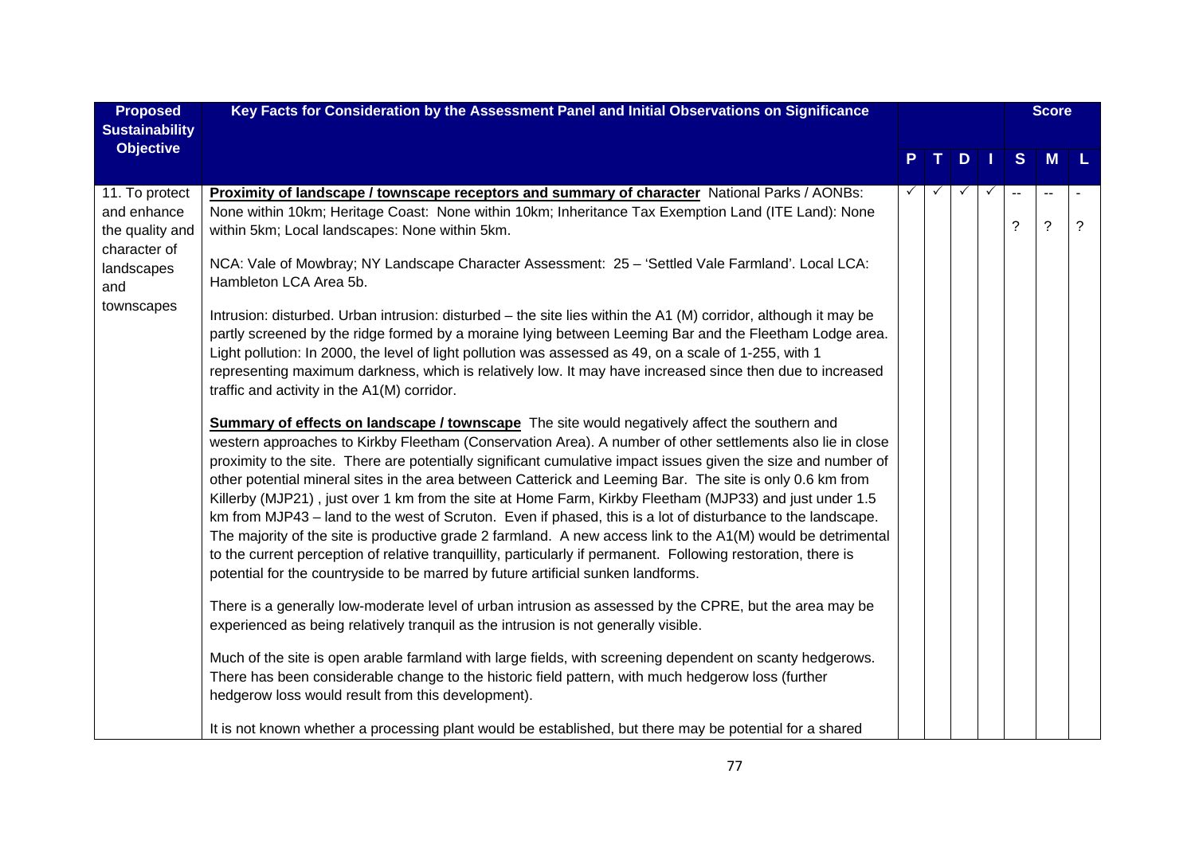| Proposed Sustainability Objective | Key Facts for Consideration by the Assessment Panel and Initial Observations on Significance | | | | | Score | | |
|---|---|---|---|---|---|---|---|---|
| | | P | T | D | I | S | M | L |
| 11. To protect and enhance the quality and character of landscapes and townscapes | **Proximity of landscape / townscape receptors and summary of character** National Parks / AONBs: None within 10km; Heritage Coast: None within 10km; Inheritance Tax Exemption Land (ITE Land): None within 5km; Local landscapes: None within 5km.<br><br>NCA: Vale of Mowbray; NY Landscape Character Assessment: 25 – 'Settled Vale Farmland'. Local LCA: Hambleton LCA Area 5b.<br><br>Intrusion: disturbed. Urban intrusion: disturbed – the site lies within the A1 (M) corridor, although it may be partly screened by the ridge formed by a moraine lying between Leeming Bar and the Fleetham Lodge area. Light pollution: In 2000, the level of light pollution was assessed as 49, on a scale of 1-255, with 1 representing maximum darkness, which is relatively low. It may have increased since then due to increased traffic and activity in the A1(M) corridor.<br><br>**Summary of effects on landscape / townscape** The site would negatively affect the southern and western approaches to Kirkby Fleetham (Conservation Area). A number of other settlements also lie in close proximity to the site. There are potentially significant cumulative impact issues given the size and number of other potential mineral sites in the area between Catterick and Leeming Bar. The site is only 0.6 km from Killerby (MJP21) , just over 1 km from the site at Home Farm, Kirkby Fleetham (MJP33) and just under 1.5 km from MJP43 – land to the west of Scruton. Even if phased, this is a lot of disturbance to the landscape. The majority of the site is productive grade 2 farmland. A new access link to the A1(M) would be detrimental to the current perception of relative tranquillity, particularly if permanent. Following restoration, there is potential for the countryside to be marred by future artificial sunken landforms.<br><br>There is a generally low-moderate level of urban intrusion as assessed by the CPRE, but the area may be experienced as being relatively tranquil as the intrusion is not generally visible.<br><br>Much of the site is open arable farmland with large fields, with screening dependent on scanty hedgerows. There has been considerable change to the historic field pattern, with much hedgerow loss (further hedgerow loss would result from this development).<br><br>It is not known whether a processing plant would be established, but there may be potential for a shared | ✓ | ✓ | ✓ | ✓ | --<br><br>? | --<br><br>? | -<br><br>? |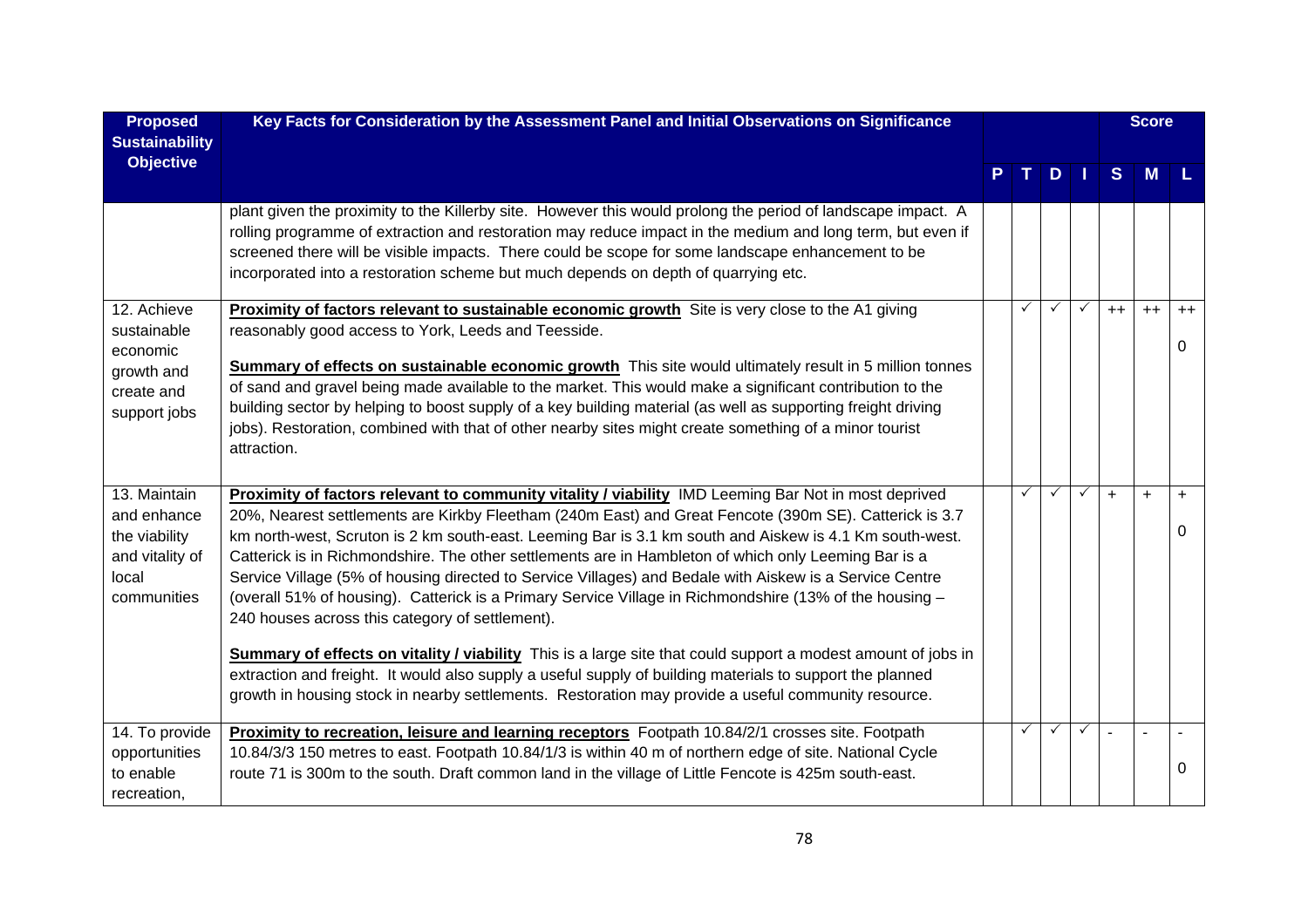| Proposed Sustainability Objective | Key Facts for Consideration by the Assessment Panel and Initial Observations on Significance | P | T | D | I | S | M | L |
|---|---|---|---|---|---|---|---|---|
| | plant given the proximity to the Killerby site. However this would prolong the period of landscape impact. A rolling programme of extraction and restoration may reduce impact in the medium and long term, but even if screened there will be visible impacts. There could be scope for some landscape enhancement to be incorporated into a restoration scheme but much depends on depth of quarrying etc. | | | | | | | |
| 12. Achieve sustainable economic growth and create and support jobs | **Proximity of factors relevant to sustainable economic growth** Site is very close to the A1 giving reasonably good access to York, Leeds and Teesside.<br><br>**Summary of effects on sustainable economic growth** This site would ultimately result in 5 million tonnes of sand and gravel being made available to the market. This would make a significant contribution to the building sector by helping to boost supply of a key building material (as well as supporting freight driving jobs). Restoration, combined with that of other nearby sites might create something of a minor tourist attraction. | | ✓ | ✓ | ✓ | ++ | ++ | ++<br><br>0 |
| 13. Maintain and enhance the viability and vitality of local communities | **Proximity of factors relevant to community vitality / viability** IMD Leeming Bar Not in most deprived 20%, Nearest settlements are Kirkby Fleetham (240m East) and Great Fencote (390m SE). Catterick is 3.7 km north-west, Scruton is 2 km south-east. Leeming Bar is 3.1 km south and Aiskew is 4.1 Km south-west. Catterick is in Richmondshire. The other settlements are in Hambleton of which only Leeming Bar is a Service Village (5% of housing directed to Service Villages) and Bedale with Aiskew is a Service Centre (overall 51% of housing). Catterick is a Primary Service Village in Richmondshire (13% of the housing – 240 houses across this category of settlement).<br><br>**Summary of effects on vitality / viability** This is a large site that could support a modest amount of jobs in extraction and freight. It would also supply a useful supply of building materials to support the planned growth in housing stock in nearby settlements. Restoration may provide a useful community resource. | | ✓ | ✓ | ✓ | + | + | +<br><br>0 |
| 14. To provide opportunities to enable recreation, | **Proximity to recreation, leisure and learning receptors** Footpath 10.84/2/1 crosses site. Footpath 10.84/3/3 150 metres to east. Footpath 10.84/1/3 is within 40 m of northern edge of site. National Cycle route 71 is 300m to the south. Draft common land in the village of Little Fencote is 425m south-east. | | ✓ | ✓ | ✓ | - | - | -<br><br>0 |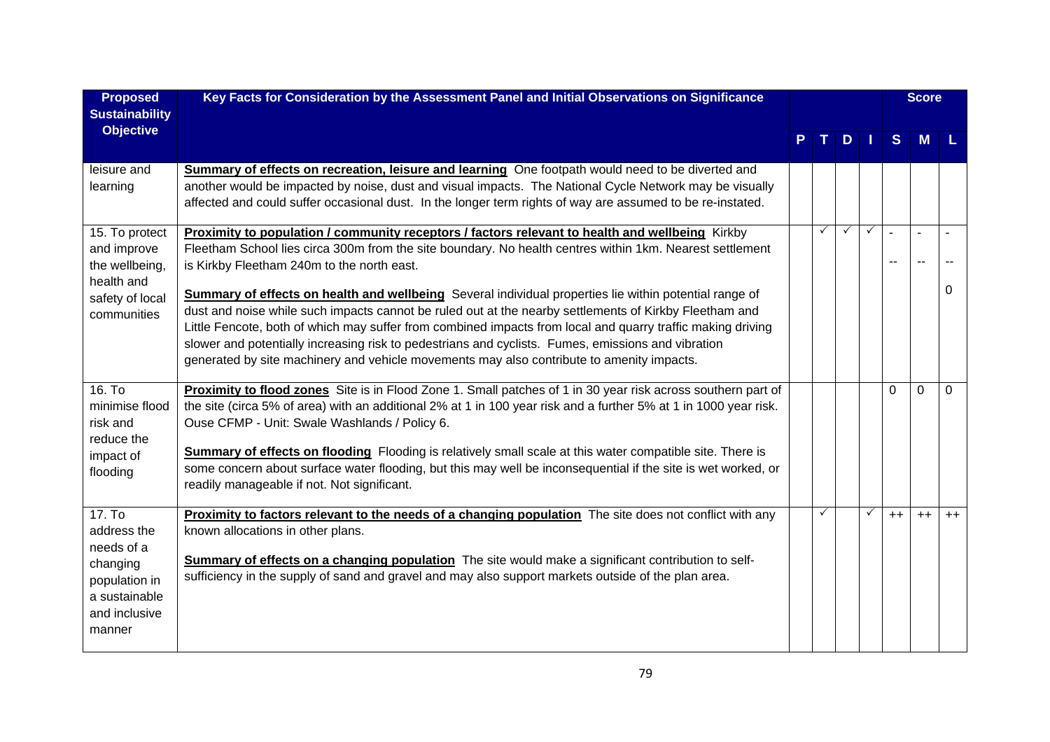| Proposed Sustainability Objective | Key Facts for Consideration by the Assessment Panel and Initial Observations on Significance | P | T | D | I | Score S | Score M | Score L |
|---|---|---|---|---|---|---|---|---|
| leisure and learning | **Summary of effects on recreation, leisure and learning** One footpath would need to be diverted and another would be impacted by noise, dust and visual impacts. The National Cycle Network may be visually affected and could suffer occasional dust. In the longer term rights of way are assumed to be re-instated. | | | | | | | |
| 15. To protect and improve the wellbeing, health and safety of local communities | **Proximity to population / community receptors / factors relevant to health and wellbeing** Kirkby Fleetham School lies circa 300m from the site boundary. No health centres within 1km. Nearest settlement is Kirkby Fleetham 240m to the north east.<br><br>**Summary of effects on health and wellbeing** Several individual properties lie within potential range of dust and noise while such impacts cannot be ruled out at the nearby settlements of Kirkby Fleetham and Little Fencote, both of which may suffer from combined impacts from local and quarry traffic making driving slower and potentially increasing risk to pedestrians and cyclists. Fumes, emissions and vibration generated by site machinery and vehicle movements may also contribute to amenity impacts. | | ✓ | ✓ | ✓ | - <br>-- | - <br>-- | - <br>-- <br>0 |
| 16. To minimise flood risk and reduce the impact of flooding | **Proximity to flood zones** Site is in Flood Zone 1. Small patches of 1 in 30 year risk across southern part of the site (circa 5% of area) with an additional 2% at 1 in 100 year risk and a further 5% at 1 in 1000 year risk. Ouse CFMP - Unit: Swale Washlands / Policy 6.<br><br>**Summary of effects on flooding** Flooding is relatively small scale at this water compatible site. There is some concern about surface water flooding, but this may well be inconsequential if the site is wet worked, or readily manageable if not. Not significant. | | | | | 0 | 0 | 0 |
| 17. To address the needs of a changing population in a sustainable and inclusive manner | **Proximity to factors relevant to the needs of a changing population** The site does not conflict with any known allocations in other plans.<br><br>**Summary of effects on a changing population** The site would make a significant contribution to self-sufficiency in the supply of sand and gravel and may also support markets outside of the plan area. | | ✓ | | ✓ | ++ | ++ | ++ |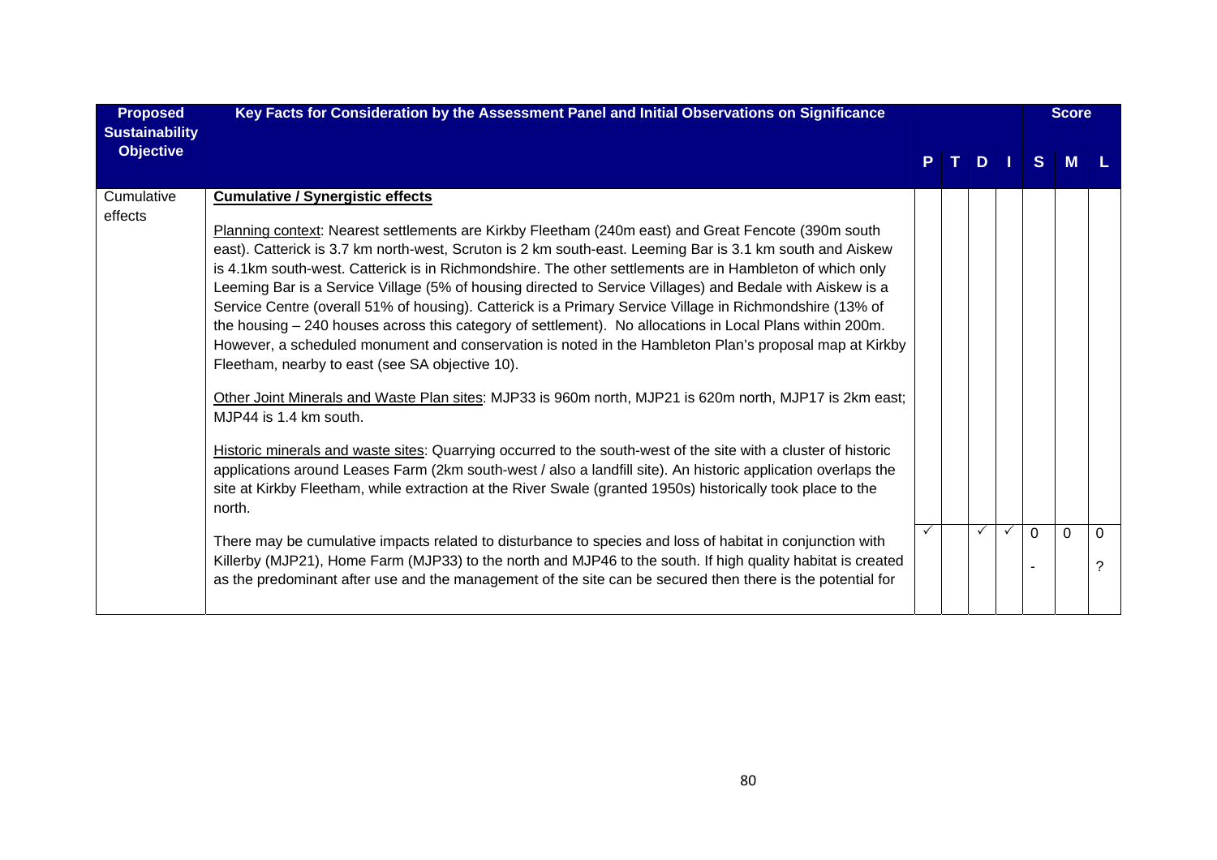| Proposed Sustainability Objective | Key Facts for Consideration by the Assessment Panel and Initial Observations on Significance | | | | | Score | | |
|---|---|---|---|---|---|---|---|---|
| | | P | T | D | I | S | M | L |
| Cumulative effects | **Cumulative / Synergistic effects**<br><br>Planning context: Nearest settlements are Kirkby Fleetham (240m east) and Great Fencote (390m south east). Catterick is 3.7 km north-west, Scruton is 2 km south-east. Leeming Bar is 3.1 km south and Aiskew is 4.1km south-west. Catterick is in Richmondshire. The other settlements are in Hambleton of which only Leeming Bar is a Service Village (5% of housing directed to Service Villages) and Bedale with Aiskew is a Service Centre (overall 51% of housing). Catterick is a Primary Service Village in Richmondshire (13% of the housing – 240 houses across this category of settlement). No allocations in Local Plans within 200m. However, a scheduled monument and conservation is noted in the Hambleton Plan's proposal map at Kirkby Fleetham, nearby to east (see SA objective 10).<br><br>Other Joint Minerals and Waste Plan sites: MJP33 is 960m north, MJP21 is 620m north, MJP17 is 2km east; MJP44 is 1.4 km south.<br><br>Historic minerals and waste sites: Quarrying occurred to the south-west of the site with a cluster of historic applications around Leases Farm (2km south-west / also a landfill site). An historic application overlaps the site at Kirkby Fleetham, while extraction at the River Swale (granted 1950s) historically took place to the north.<br><br>There may be cumulative impacts related to disturbance to species and loss of habitat in conjunction with Killerby (MJP21), Home Farm (MJP33) to the north and MJP46 to the south. If high quality habitat is created as the predominant after use and the management of the site can be secured then there is the potential for | ✓ | | ✓ | ✓ | 0<br>- | 0 | 0<br>? |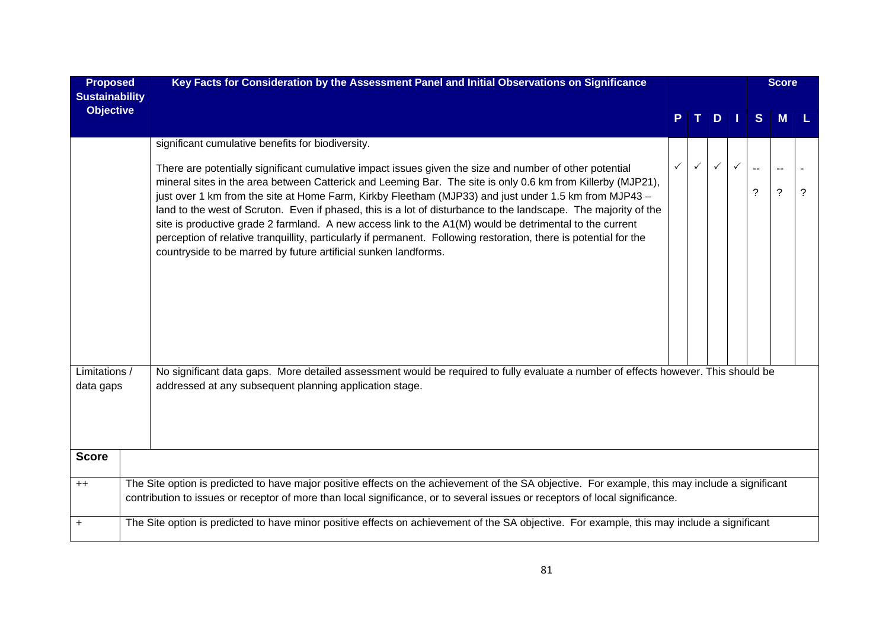| Proposed Sustainability Objective | Key Facts for Consideration by the Assessment Panel and Initial Observations on Significance | P | T | D | I | S | M | L |
|---|---|---|---|---|---|---|---|---|
| | significant cumulative benefits for biodiversity.<br><br>There are potentially significant cumulative impact issues given the size and number of other potential mineral sites in the area between Catterick and Leeming Bar. The site is only 0.6 km from Killerby (MJP21), just over 1 km from the site at Home Farm, Kirkby Fleetham (MJP33) and just under 1.5 km from MJP43 – land to the west of Scruton. Even if phased, this is a lot of disturbance to the landscape. The majority of the site is productive grade 2 farmland. A new access link to the A1(M) would be detrimental to the current perception of relative tranquillity, particularly if permanent. Following restoration, there is potential for the countryside to be marred by future artificial sunken landforms. | ✓ | ✓ | ✓ | ✓ | --<br>? | --<br>? | -<br>? |
| Limitations / data gaps | No significant data gaps. More detailed assessment would be required to fully evaluate a number of effects however. This should be addressed at any subsequent planning application stage. | | | | | | | |

| Score | |
|---|---|
| ++ | The Site option is predicted to have major positive effects on the achievement of the SA objective. For example, this may include a significant contribution to issues or receptor of more than local significance, or to several issues or receptors of local significance. |
| + | The Site option is predicted to have minor positive effects on achievement of the SA objective. For example, this may include a significant |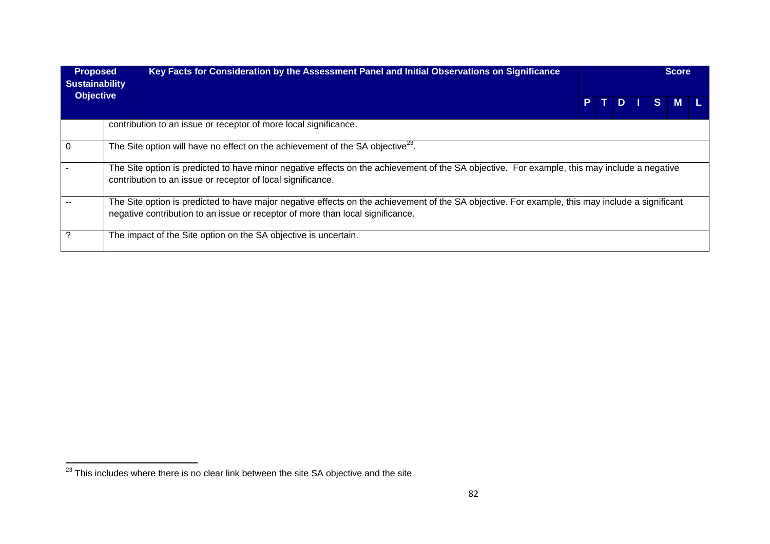| Proposed Sustainability Objective | Key Facts for Consideration by the Assessment Panel and Initial Observations on Significance | P | T | D | I | Score S | Score M | Score L |
|---|---|---|---|---|---|---|---|---|
| | contribution to an issue or receptor of more local significance. | | | | | | | |
| 0 | The Site option will have no effect on the achievement of the SA objective[23]. | | | | | | | |
| - | The Site option is predicted to have minor negative effects on the achievement of the SA objective. For example, this may include a negative contribution to an issue or receptor of local significance. | | | | | | | |
| -- | The Site option is predicted to have major negative effects on the achievement of the SA objective. For example, this may include a significant negative contribution to an issue or receptor of more than local significance. | | | | | | | |
| ? | The impact of the Site option on the SA objective is uncertain. | | | | | | | |

[23] This includes where there is no clear link between the site SA objective and the site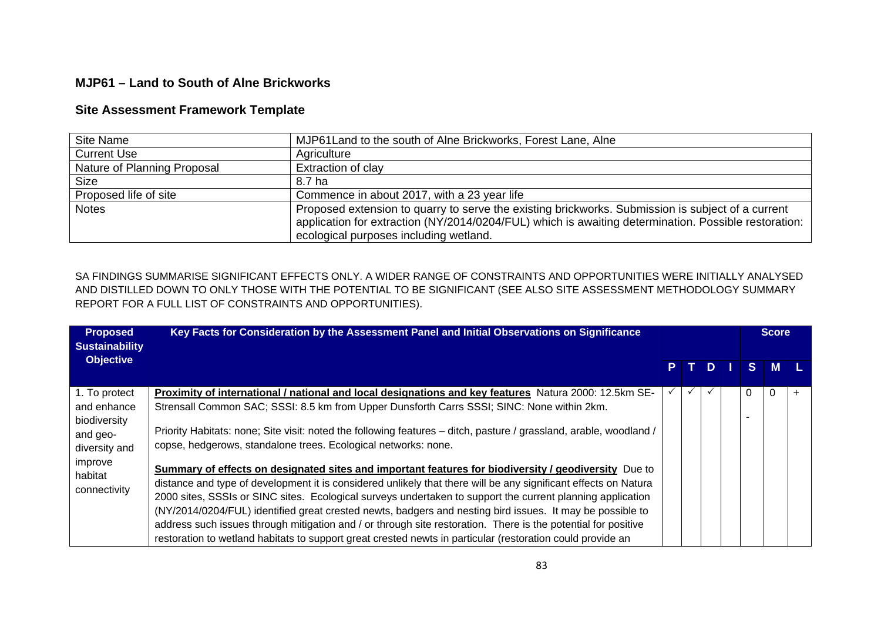## MJP61 – Land to South of Alne Brickworks

## Site Assessment Framework Template

| Site Name | MJP61Land to the south of Alne Brickworks, Forest Lane, Alne |
|---|---|
| Current Use | Agriculture |
| Nature of Planning Proposal | Extraction of clay |
| Size | 8.7 ha |
| Proposed life of site | Commence in about 2017, with a 23 year life |
| Notes | Proposed extension to quarry to serve the existing brickworks. Submission is subject of a current application for extraction (NY/2014/0204/FUL) which is awaiting determination. Possible restoration: ecological purposes including wetland. |

SA FINDINGS SUMMARISE SIGNIFICANT EFFECTS ONLY. A WIDER RANGE OF CONSTRAINTS AND OPPORTUNITIES WERE INITIALLY ANALYSED AND DISTILLED DOWN TO ONLY THOSE WITH THE POTENTIAL TO BE SIGNIFICANT (SEE ALSO SITE ASSESSMENT METHODOLOGY SUMMARY REPORT FOR A FULL LIST OF CONSTRAINTS AND OPPORTUNITIES).

| Proposed Sustainability Objective | Key Facts for Consideration by the Assessment Panel and Initial Observations on Significance | P | T | D | I | Score S | Score M | Score L |
|---|---|---|---|---|---|---|---|---|
| 1. To protect and enhance biodiversity and geo-diversity and improve habitat connectivity | **Proximity of international / national and local designations and key features** Natura 2000: 12.5km SE- Strensall Common SAC; SSSI: 8.5 km from Upper Dunsforth Carrs SSSI; SINC: None within 2km.<br><br>Priority Habitats: none; Site visit: noted the following features – ditch, pasture / grassland, arable, woodland / copse, hedgerows, standalone trees. Ecological networks: none.<br><br>**Summary of effects on designated sites and important features for biodiversity / geodiversity** Due to distance and type of development it is considered unlikely that there will be any significant effects on Natura 2000 sites, SSSIs or SINC sites. Ecological surveys undertaken to support the current planning application (NY/2014/0204/FUL) identified great crested newts, badgers and nesting bird issues. It may be possible to address such issues through mitigation and / or through site restoration. There is the potential for positive restoration to wetland habitats to support great crested newts in particular (restoration could provide an | ✓ | ✓ | ✓ | | 0<br>- | 0 | + |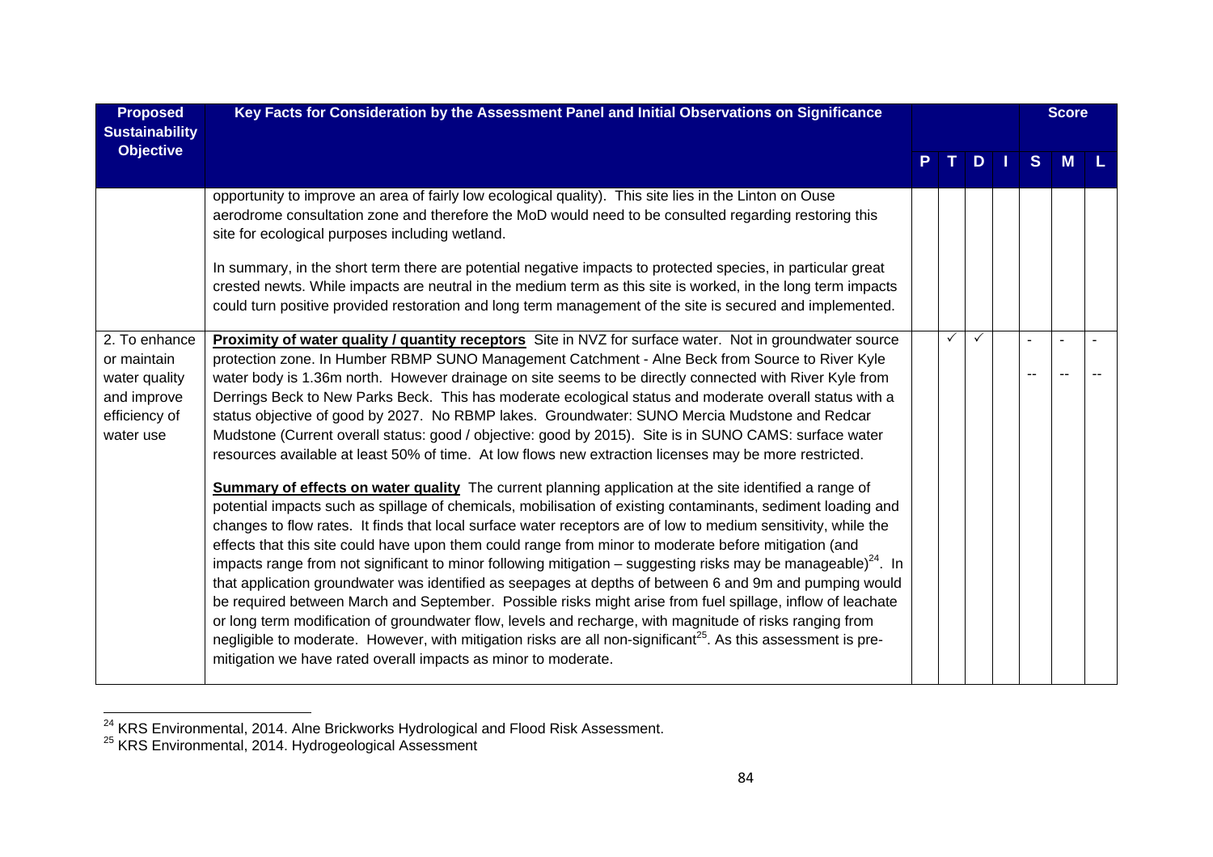| Proposed Sustainability Objective | Key Facts for Consideration by the Assessment Panel and Initial Observations on Significance | P | T | D | I | S | M | L |
|---|---|---|---|---|---|---|---|---|
| | | | | | | | **Score** | |
| | opportunity to improve an area of fairly low ecological quality). This site lies in the Linton on Ouse aerodrome consultation zone and therefore the MoD would need to be consulted regarding restoring this site for ecological purposes including wetland.<br><br>In summary, in the short term there are potential negative impacts to protected species, in particular great crested newts. While impacts are neutral in the medium term as this site is worked, in the long term impacts could turn positive provided restoration and long term management of the site is secured and implemented. | | | | | | | |
| 2. To enhance or maintain water quality and improve efficiency of water use | **Proximity of water quality / quantity receptors** Site in NVZ for surface water. Not in groundwater source protection zone. In Humber RBMP SUNO Management Catchment - Alne Beck from Source to River Kyle water body is 1.36m north. However drainage on site seems to be directly connected with River Kyle from Derrings Beck to New Parks Beck. This has moderate ecological status and moderate overall status with a status objective of good by 2027. No RBMP lakes. Groundwater: SUNO Mercia Mudstone and Redcar Mudstone (Current overall status: good / objective: good by 2015). Site is in SUNO CAMS: surface water resources available at least 50% of time. At low flows new extraction licenses may be more restricted.<br><br>**Summary of effects on water quality** The current planning application at the site identified a range of potential impacts such as spillage of chemicals, mobilisation of existing contaminants, sediment loading and changes to flow rates. It finds that local surface water receptors are of low to medium sensitivity, while the effects that this site could have upon them could range from minor to moderate before mitigation (and impacts range from not significant to minor following mitigation – suggesting risks may be manageable)[24]. In that application groundwater was identified as seepages at depths of between 6 and 9m and pumping would be required between March and September. Possible risks might arise from fuel spillage, inflow of leachate or long term modification of groundwater flow, levels and recharge, with magnitude of risks ranging from negligible to moderate. However, with mitigation risks are all non-significant[25]. As this assessment is pre-mitigation we have rated overall impacts as minor to moderate. | | ✓ | ✓ | | -<br>-- | -<br>-- | -<br>-- |

[24] KRS Environmental, 2014. Alne Brickworks Hydrological and Flood Risk Assessment.
[25] KRS Environmental, 2014. Hydrogeological Assessment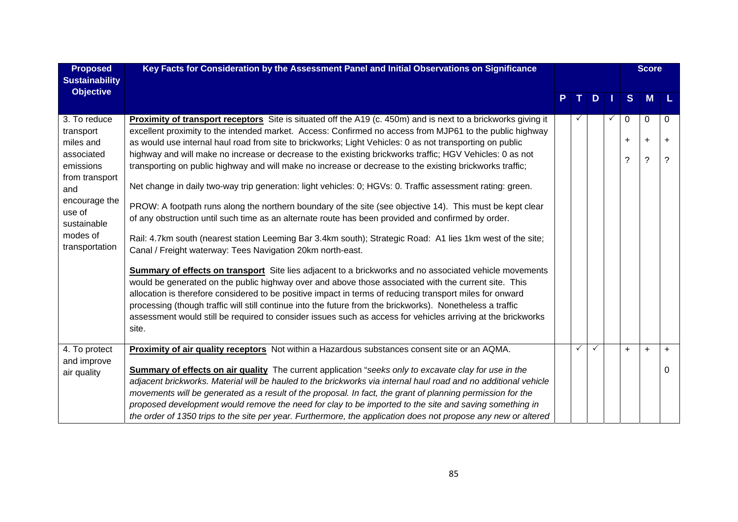| Proposed Sustainability Objective | Key Facts for Consideration by the Assessment Panel and Initial Observations on Significance | P | T | D | I | Score S | Score M | Score L |
|---|---|---|---|---|---|---|---|---|
| 3. To reduce transport miles and associated emissions from transport and encourage the use of sustainable modes of transportation | **Proximity of transport receptors** Site is situated off the A19 (c. 450m) and is next to a brickworks giving it excellent proximity to the intended market. Access: Confirmed no access from MJP61 to the public highway as would use internal haul road from site to brickworks; Light Vehicles: 0 as not transporting on public highway and will make no increase or decrease to the existing brickworks traffic; HGV Vehicles: 0 as not transporting on public highway and will make no increase or decrease to the existing brickworks traffic;<br><br>Net change in daily two-way trip generation: light vehicles: 0; HGVs: 0. Traffic assessment rating: green.<br><br>PROW: A footpath runs along the northern boundary of the site (see objective 14). This must be kept clear of any obstruction until such time as an alternate route has been provided and confirmed by order.<br><br>Rail: 4.7km south (nearest station Leeming Bar 3.4km south); Strategic Road: A1 lies 1km west of the site; Canal / Freight waterway: Tees Navigation 20km north-east.<br><br>**Summary of effects on transport** Site lies adjacent to a brickworks and no associated vehicle movements would be generated on the public highway over and above those associated with the current site. This allocation is therefore considered to be positive impact in terms of reducing transport miles for onward processing (though traffic will still continue into the future from the brickworks). Nonetheless a traffic assessment would still be required to consider issues such as access for vehicles arriving at the brickworks site. | | ✓ | | ✓ | 0<br>+<br>? | 0<br>+<br>? | 0<br>+<br>? |
| 4. To protect and improve air quality | **Proximity of air quality receptors** Not within a Hazardous substances consent site or an AQMA.<br><br>**Summary of effects on air quality** The current application "*seeks only to excavate clay for use in the adjacent brickworks. Material will be hauled to the brickworks via internal haul road and no additional vehicle movements will be generated as a result of the proposal. In fact, the grant of planning permission for the proposed development would remove the need for clay to be imported to the site and saving something in the order of 1350 trips to the site per year. Furthermore, the application does not propose any new or altered* | | ✓ | ✓ | | + | + | +<br>0 |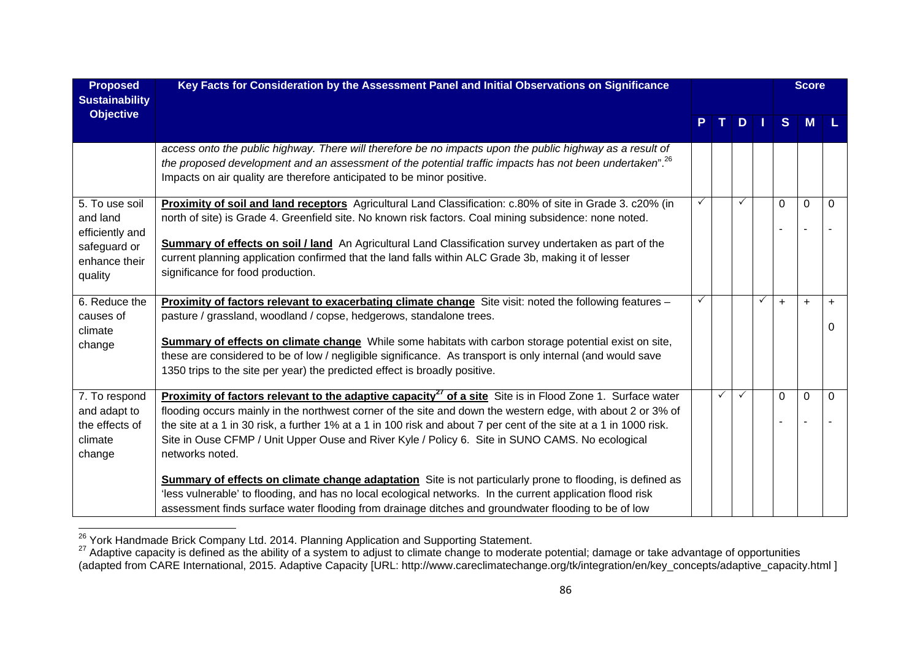| Proposed Sustainability Objective | Key Facts for Consideration by the Assessment Panel and Initial Observations on Significance | P | T | D | I | S | M | L |
|---|---|---|---|---|---|---|---|---|
| | *access onto the public highway. There will therefore be no impacts upon the public highway as a result of the proposed development and an assessment of the potential traffic impacts has not been undertaken*".[26] Impacts on air quality are therefore anticipated to be minor positive. | | | | | | | |
| 5. To use soil and land efficiently and safeguard or enhance their quality | **Proximity of soil and land receptors** Agricultural Land Classification: c.80% of site in Grade 3. c20% (in north of site) is Grade 4. Greenfield site. No known risk factors. Coal mining subsidence: none noted.<br><br>**Summary of effects on soil / land** An Agricultural Land Classification survey undertaken as part of the current planning application confirmed that the land falls within ALC Grade 3b, making it of lesser significance for food production. | ✓ | | ✓ | | 0<br>- | 0<br>- | 0<br>- |
| 6. Reduce the causes of climate change | **Proximity of factors relevant to exacerbating climate change** Site visit: noted the following features – pasture / grassland, woodland / copse, hedgerows, standalone trees.<br><br>**Summary of effects on climate change** While some habitats with carbon storage potential exist on site, these are considered to be of low / negligible significance. As transport is only internal (and would save 1350 trips to the site per year) the predicted effect is broadly positive. | ✓ | | | ✓ | + | + | +<br>0 |
| 7. To respond and adapt to the effects of climate change | **Proximity of factors relevant to the adaptive capacity[27] of a site** Site is in Flood Zone 1. Surface water flooding occurs mainly in the northwest corner of the site and down the western edge, with about 2 or 3% of the site at a 1 in 30 risk, a further 1% at a 1 in 100 risk and about 7 per cent of the site at a 1 in 1000 risk. Site in Ouse CFMP / Unit Upper Ouse and River Kyle / Policy 6. Site in SUNO CAMS. No ecological networks noted.<br><br>**Summary of effects on climate change adaptation** Site is not particularly prone to flooding, is defined as 'less vulnerable' to flooding, and has no local ecological networks. In the current application flood risk assessment finds surface water flooding from drainage ditches and groundwater flooding to be of low | | ✓ | ✓ | | 0<br>- | 0<br>- | 0<br>- |

[26] York Handmade Brick Company Ltd. 2014. Planning Application and Supporting Statement.

[27] Adaptive capacity is defined as the ability of a system to adjust to climate change to moderate potential; damage or take advantage of opportunities (adapted from CARE International, 2015. Adaptive Capacity [URL: http://www.careclimatechange.org/tk/integration/en/key_concepts/adaptive_capacity.html ]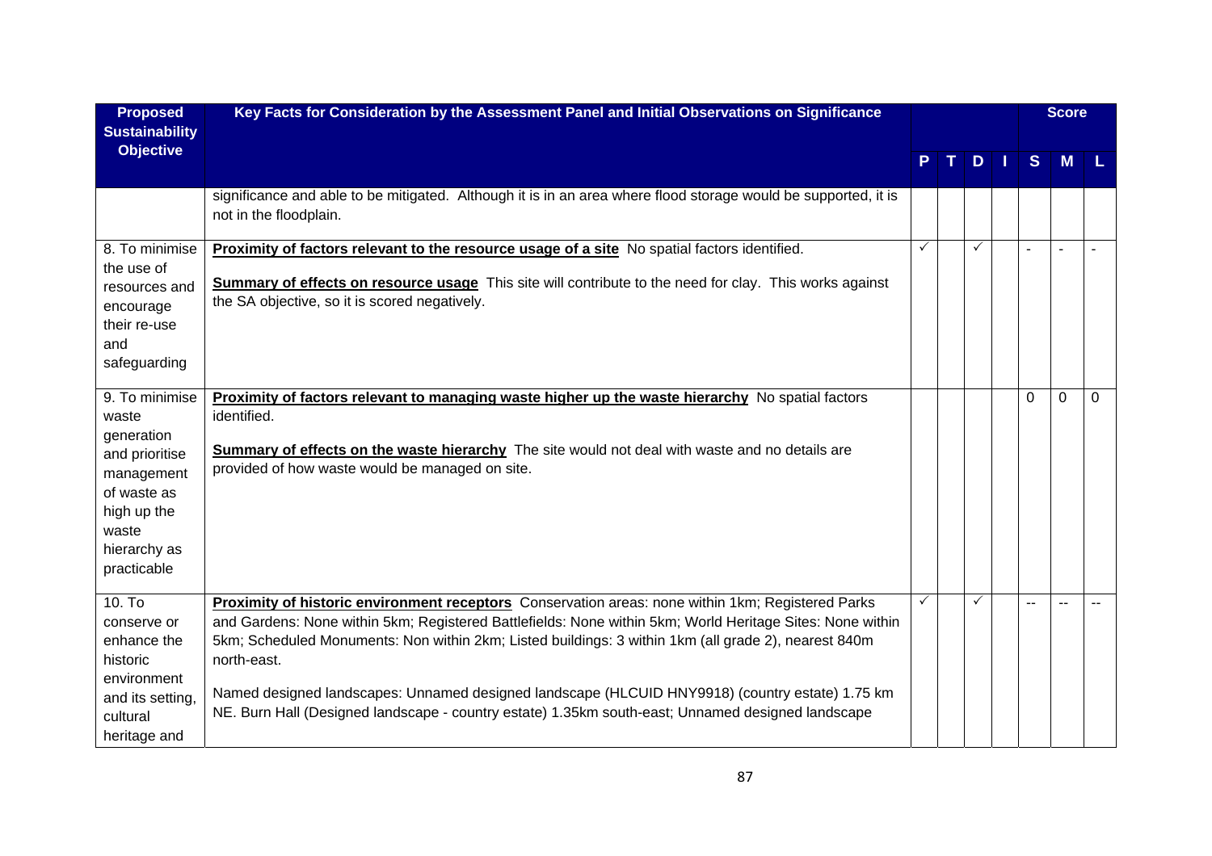| Proposed Sustainability Objective | Key Facts for Consideration by the Assessment Panel and Initial Observations on Significance | P | T | D | I | S | M | L |
|---|---|---|---|---|---|---|---|---|
| | significance and able to be mitigated. Although it is in an area where flood storage would be supported, it is not in the floodplain. | | | | | | | |
| 8. To minimise the use of resources and encourage their re-use and safeguarding | **Proximity of factors relevant to the resource usage of a site** No spatial factors identified.<br><br>**Summary of effects on resource usage** This site will contribute to the need for clay. This works against the SA objective, so it is scored negatively. | ✓ | | ✓ | | - | - | - |
| 9. To minimise waste generation and prioritise management of waste as high up the waste hierarchy as practicable | **Proximity of factors relevant to managing waste higher up the waste hierarchy** No spatial factors identified.<br><br>**Summary of effects on the waste hierarchy** The site would not deal with waste and no details are provided of how waste would be managed on site. | | | | | 0 | 0 | 0 |
| 10. To conserve or enhance the historic environment and its setting, cultural heritage and | **Proximity of historic environment receptors** Conservation areas: none within 1km; Registered Parks and Gardens: None within 5km; Registered Battlefields: None within 5km; World Heritage Sites: None within 5km; Scheduled Monuments: Non within 2km; Listed buildings: 3 within 1km (all grade 2), nearest 840m north-east.<br><br>Named designed landscapes: Unnamed designed landscape (HLCUID HNY9918) (country estate) 1.75 km NE. Burn Hall (Designed landscape - country estate) 1.35km south-east; Unnamed designed landscape | ✓ | | ✓ | | -- | -- | -- |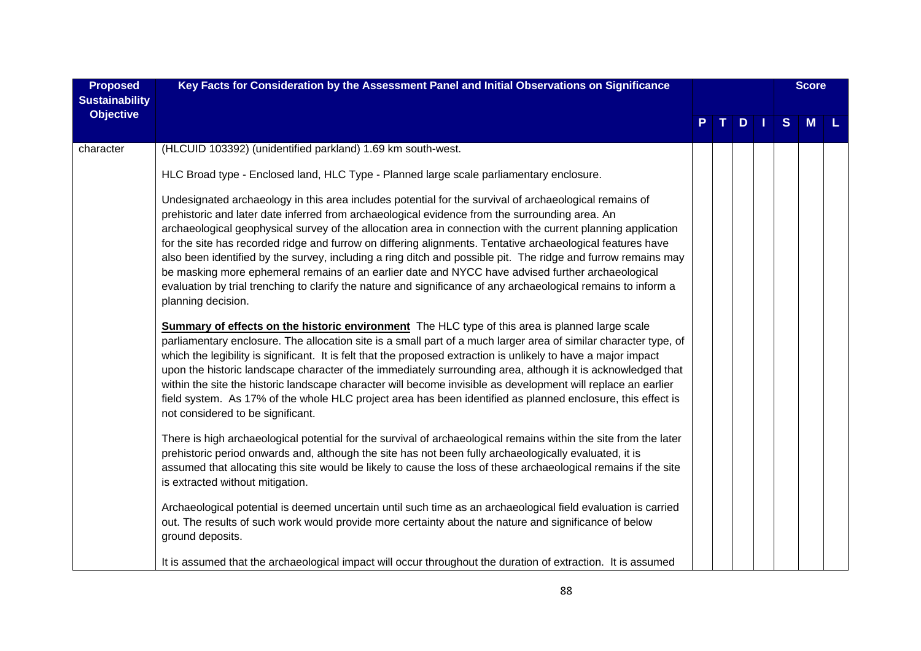| Proposed Sustainability Objective | Key Facts for Consideration by the Assessment Panel and Initial Observations on Significance | P | T | D | I | S | M | L |
|---|---|---|---|---|---|---|---|---|
| | | | | | | Score | | |
| character | (HLCUID 103392) (unidentified parkland) 1.69 km south-west.<br><br>HLC Broad type - Enclosed land, HLC Type - Planned large scale parliamentary enclosure.<br><br>Undesignated archaeology in this area includes potential for the survival of archaeological remains of prehistoric and later date inferred from archaeological evidence from the surrounding area. An archaeological geophysical survey of the allocation area in connection with the current planning application for the site has recorded ridge and furrow on differing alignments. Tentative archaeological features have also been identified by the survey, including a ring ditch and possible pit. The ridge and furrow remains may be masking more ephemeral remains of an earlier date and NYCC have advised further archaeological evaluation by trial trenching to clarify the nature and significance of any archaeological remains to inform a planning decision.<br><br>**Summary of effects on the historic environment** The HLC type of this area is planned large scale parliamentary enclosure. The allocation site is a small part of a much larger area of similar character type, of which the legibility is significant. It is felt that the proposed extraction is unlikely to have a major impact upon the historic landscape character of the immediately surrounding area, although it is acknowledged that within the site the historic landscape character will become invisible as development will replace an earlier field system. As 17% of the whole HLC project area has been identified as planned enclosure, this effect is not considered to be significant.<br><br>There is high archaeological potential for the survival of archaeological remains within the site from the later prehistoric period onwards and, although the site has not been fully archaeologically evaluated, it is assumed that allocating this site would be likely to cause the loss of these archaeological remains if the site is extracted without mitigation.<br><br>Archaeological potential is deemed uncertain until such time as an archaeological field evaluation is carried out. The results of such work would provide more certainty about the nature and significance of below ground deposits.<br><br>It is assumed that the archaeological impact will occur throughout the duration of extraction. It is assumed | | | | | | | |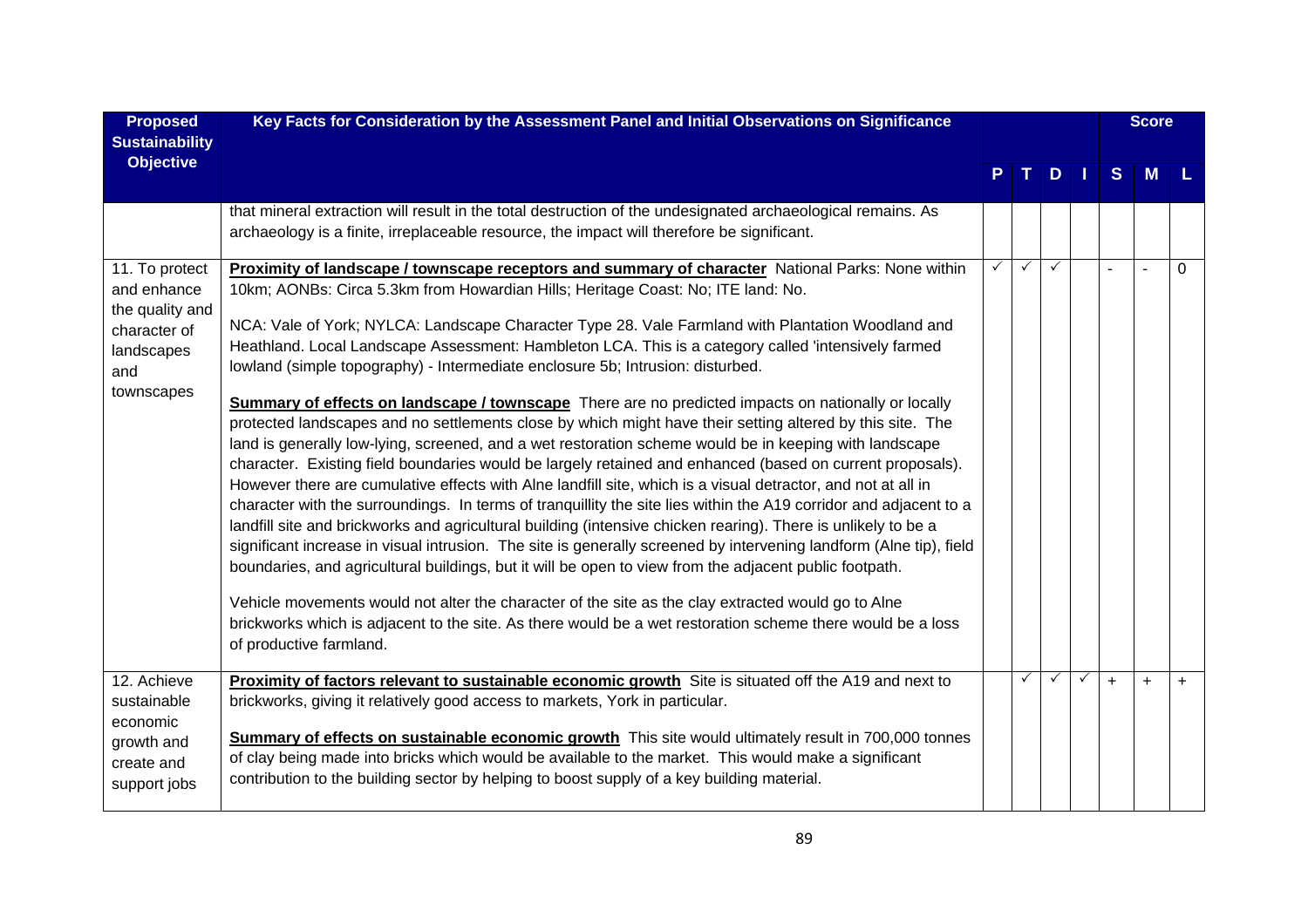| Proposed Sustainability Objective | Key Facts for Consideration by the Assessment Panel and Initial Observations on Significance | P | T | D | I | S | M | L |
|---|---|---|---|---|---|---|---|---|
| | that mineral extraction will result in the total destruction of the undesignated archaeological remains. As archaeology is a finite, irreplaceable resource, the impact will therefore be significant. | | | | | | | |
| 11. To protect and enhance the quality and character of landscapes and townscapes | **Proximity of landscape / townscape receptors and summary of character** National Parks: None within 10km; AONBs: Circa 5.3km from Howardian Hills; Heritage Coast: No; ITE land: No.<br><br>NCA: Vale of York; NYLCA: Landscape Character Type 28. Vale Farmland with Plantation Woodland and Heathland. Local Landscape Assessment: Hambleton LCA. This is a category called 'intensively farmed lowland (simple topography) - Intermediate enclosure 5b; Intrusion: disturbed.<br><br>**Summary of effects on landscape / townscape** There are no predicted impacts on nationally or locally protected landscapes and no settlements close by which might have their setting altered by this site. The land is generally low-lying, screened, and a wet restoration scheme would be in keeping with landscape character. Existing field boundaries would be largely retained and enhanced (based on current proposals). However there are cumulative effects with Alne landfill site, which is a visual detractor, and not at all in character with the surroundings. In terms of tranquillity the site lies within the A19 corridor and adjacent to a landfill site and brickworks and agricultural building (intensive chicken rearing). There is unlikely to be a significant increase in visual intrusion. The site is generally screened by intervening landform (Alne tip), field boundaries, and agricultural buildings, but it will be open to view from the adjacent public footpath.<br><br>Vehicle movements would not alter the character of the site as the clay extracted would go to Alne brickworks which is adjacent to the site. As there would be a wet restoration scheme there would be a loss of productive farmland. | ✓ | ✓ | ✓ | | - | - | 0 |
| 12. Achieve sustainable economic growth and create and support jobs | **Proximity of factors relevant to sustainable economic growth** Site is situated off the A19 and next to brickworks, giving it relatively good access to markets, York in particular.<br><br>**Summary of effects on sustainable economic growth** This site would ultimately result in 700,000 tonnes of clay being made into bricks which would be available to the market. This would make a significant contribution to the building sector by helping to boost supply of a key building material. | | ✓ | ✓ | ✓ | + | + | + |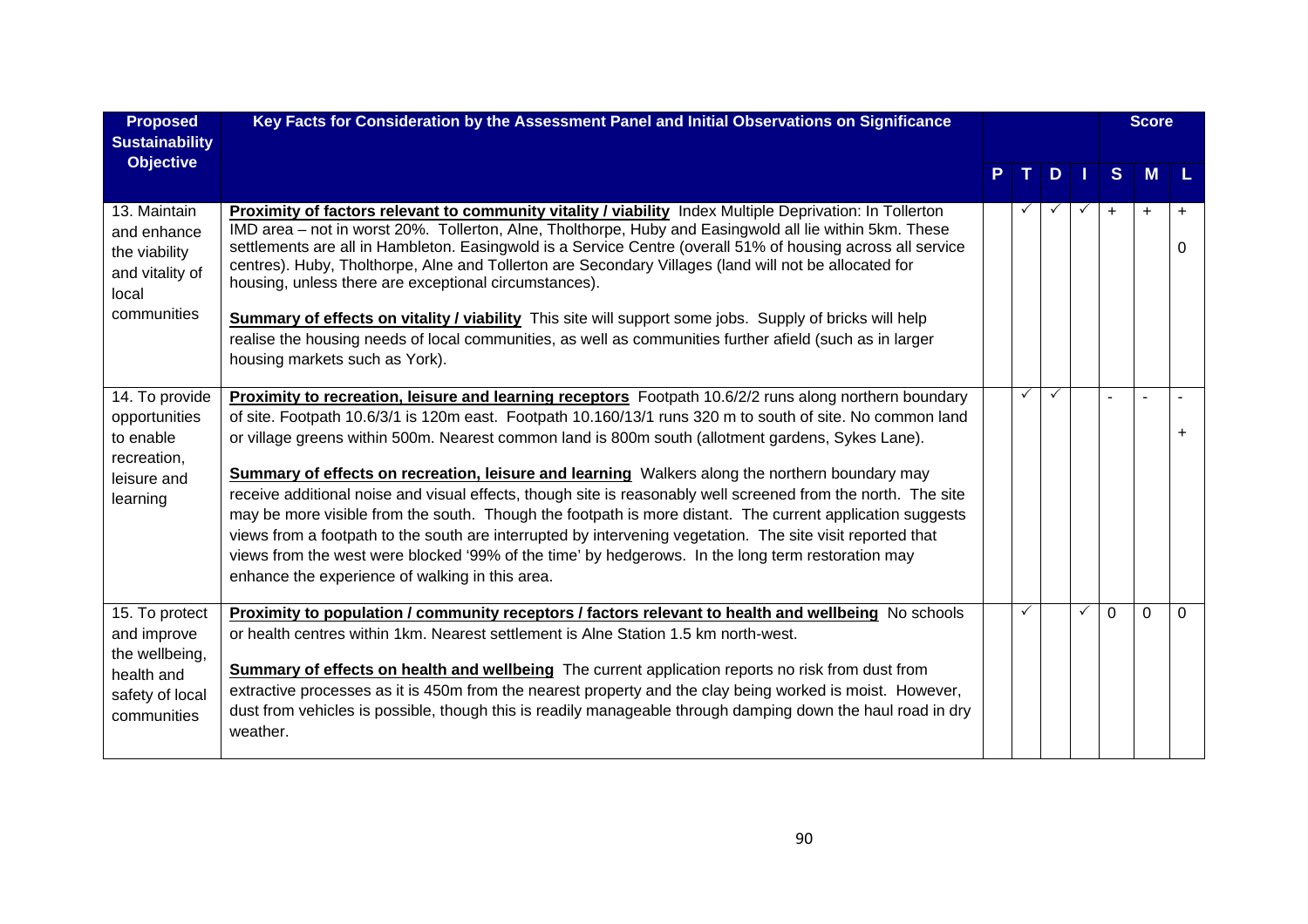| Proposed Sustainability Objective | Key Facts for Consideration by the Assessment Panel and Initial Observations on Significance | P | T | D | I | S | M | L |
|---|---|---|---|---|---|---|---|---|
| 13. Maintain and enhance the viability and vitality of local communities | **Proximity of factors relevant to community vitality / viability** Index Multiple Deprivation: In Tollerton IMD area – not in worst 20%. Tollerton, Alne, Tholthorpe, Huby and Easingwold all lie within 5km. These settlements are all in Hambleton. Easingwold is a Service Centre (overall 51% of housing across all service centres). Huby, Tholthorpe, Alne and Tollerton are Secondary Villages (land will not be allocated for housing, unless there are exceptional circumstances).<br><br>**Summary of effects on vitality / viability** This site will support some jobs. Supply of bricks will help realise the housing needs of local communities, as well as communities further afield (such as in larger housing markets such as York). | | ✓ | ✓ | ✓ | + | + | +<br>0 |
| 14. To provide opportunities to enable recreation, leisure and learning | **Proximity to recreation, leisure and learning receptors** Footpath 10.6/2/2 runs along northern boundary of site. Footpath 10.6/3/1 is 120m east. Footpath 10.160/13/1 runs 320 m to south of site. No common land or village greens within 500m. Nearest common land is 800m south (allotment gardens, Sykes Lane).<br><br>**Summary of effects on recreation, leisure and learning** Walkers along the northern boundary may receive additional noise and visual effects, though site is reasonably well screened from the north. The site may be more visible from the south. Though the footpath is more distant. The current application suggests views from a footpath to the south are interrupted by intervening vegetation. The site visit reported that views from the west were blocked '99% of the time' by hedgerows. In the long term restoration may enhance the experience of walking in this area. | | ✓ | ✓ | | - | - | -<br>+ |
| 15. To protect and improve the wellbeing, health and safety of local communities | **Proximity to population / community receptors / factors relevant to health and wellbeing** No schools or health centres within 1km. Nearest settlement is Alne Station 1.5 km north-west.<br><br>**Summary of effects on health and wellbeing** The current application reports no risk from dust from extractive processes as it is 450m from the nearest property and the clay being worked is moist. However, dust from vehicles is possible, though this is readily manageable through damping down the haul road in dry weather. | | ✓ | | ✓ | 0 | 0 | 0 |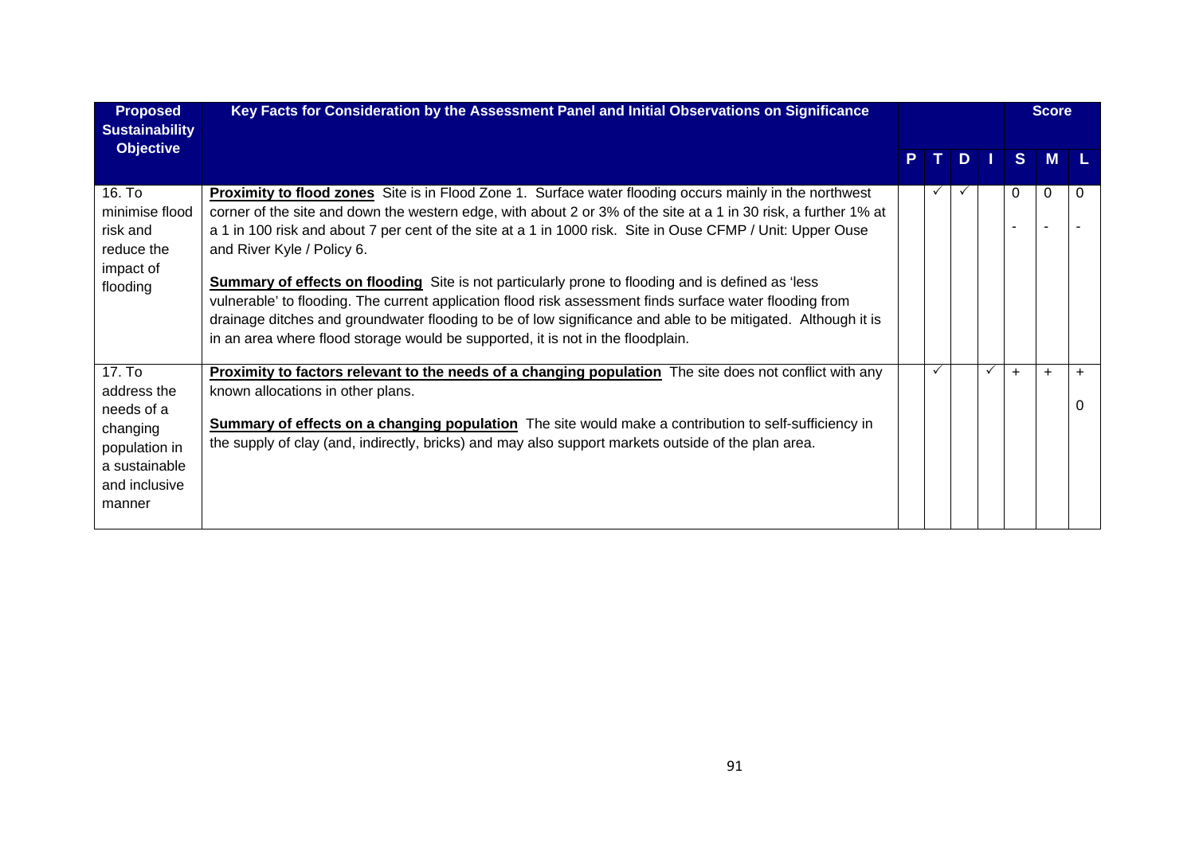| Proposed Sustainability Objective | Key Facts for Consideration by the Assessment Panel and Initial Observations on Significance | | | | | Score | | |
|---|---|---|---|---|---|---|---|---|
| | | P | T | D | I | S | M | L |
| 16. To minimise flood risk and reduce the impact of flooding | **Proximity to flood zones** Site is in Flood Zone 1. Surface water flooding occurs mainly in the northwest corner of the site and down the western edge, with about 2 or 3% of the site at a 1 in 30 risk, a further 1% at a 1 in 100 risk and about 7 per cent of the site at a 1 in 1000 risk. Site in Ouse CFMP / Unit: Upper Ouse and River Kyle / Policy 6.<br><br>**Summary of effects on flooding** Site is not particularly prone to flooding and is defined as 'less vulnerable' to flooding. The current application flood risk assessment finds surface water flooding from drainage ditches and groundwater flooding to be of low significance and able to be mitigated. Although it is in an area where flood storage would be supported, it is not in the floodplain. | | ✓ | ✓ | | 0<br>- | 0<br>- | 0<br>- |
| 17. To address the needs of a changing population in a sustainable and inclusive manner | **Proximity to factors relevant to the needs of a changing population** The site does not conflict with any known allocations in other plans.<br><br>**Summary of effects on a changing population** The site would make a contribution to self-sufficiency in the supply of clay (and, indirectly, bricks) and may also support markets outside of the plan area. | | ✓ | | ✓ | + | + | +<br>0 |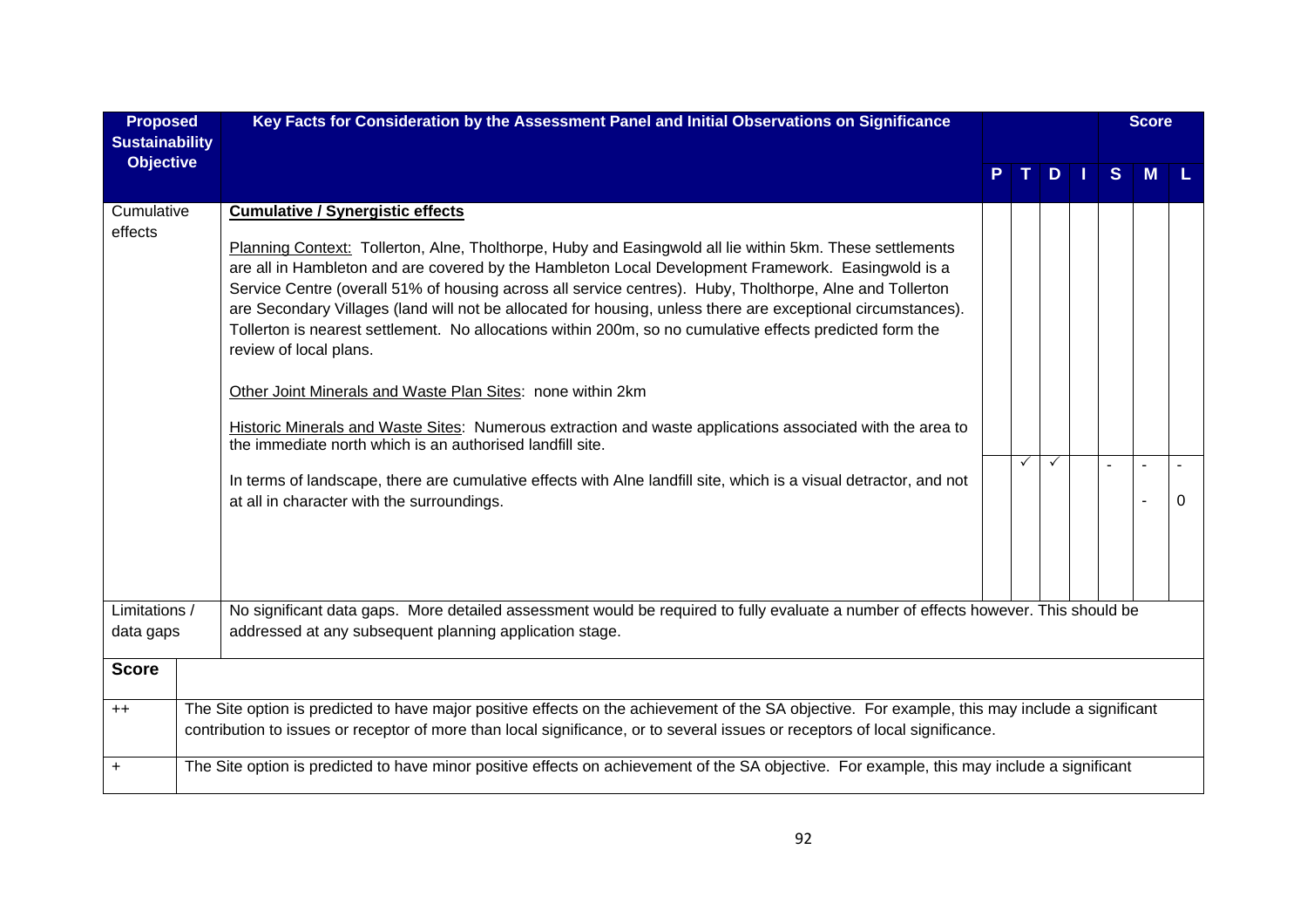| Proposed Sustainability Objective | Key Facts for Consideration by the Assessment Panel and Initial Observations on Significance | P | T | D | I | S | M | L |
|---|---|---|---|---|---|---|---|---|
| | | | | | | Score | | |
| Cumulative effects | **Cumulative / Synergistic effects**<br><br>Planning Context: Tollerton, Alne, Tholthorpe, Huby and Easingwold all lie within 5km. These settlements are all in Hambleton and are covered by the Hambleton Local Development Framework. Easingwold is a Service Centre (overall 51% of housing across all service centres). Huby, Tholthorpe, Alne and Tollerton are Secondary Villages (land will not be allocated for housing, unless there are exceptional circumstances). Tollerton is nearest settlement. No allocations within 200m, so no cumulative effects predicted form the review of local plans.<br><br>Other Joint Minerals and Waste Plan Sites: none within 2km<br><br>Historic Minerals and Waste Sites: Numerous extraction and waste applications associated with the area to the immediate north which is an authorised landfill site.<br><br>In terms of landscape, there are cumulative effects with Alne landfill site, which is a visual detractor, and not at all in character with the surroundings. | | ✓ | ✓ | | - | -<br>- | -<br>0 |
| Limitations / data gaps | No significant data gaps. More detailed assessment would be required to fully evaluate a number of effects however. This should be addressed at any subsequent planning application stage. | | | | | | | |

| **Score** | |
|---|---|
| ++ | The Site option is predicted to have major positive effects on the achievement of the SA objective. For example, this may include a significant contribution to issues or receptor of more than local significance, or to several issues or receptors of local significance. |
| + | The Site option is predicted to have minor positive effects on achievement of the SA objective. For example, this may include a significant |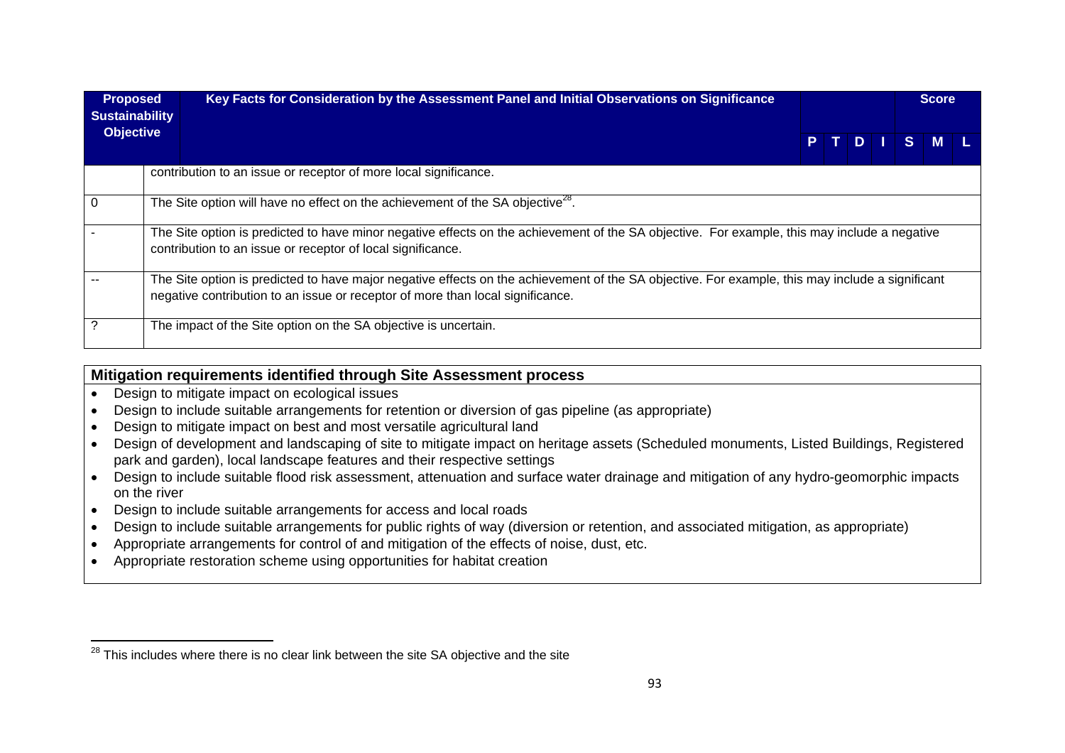| Proposed Sustainability Objective | Key Facts for Consideration by the Assessment Panel and Initial Observations on Significance | P | T | D | I | S | M | L |
|---|---|---|---|---|---|---|---|---|
| | contribution to an issue or receptor of more local significance. | | | | | | | |
| 0 | The Site option will have no effect on the achievement of the SA objective[28]. | | | | | | | |
| - | The Site option is predicted to have minor negative effects on the achievement of the SA objective. For example, this may include a negative contribution to an issue or receptor of local significance. | | | | | | | |
| -- | The Site option is predicted to have major negative effects on the achievement of the SA objective. For example, this may include a significant negative contribution to an issue or receptor of more than local significance. | | | | | | | |
| ? | The impact of the Site option on the SA objective is uncertain. | | | | | | | |

| Mitigation requirements identified through Site Assessment process |
|---|
| • Design to mitigate impact on ecological issues<br>• Design to include suitable arrangements for retention or diversion of gas pipeline (as appropriate)<br>• Design to mitigate impact on best and most versatile agricultural land<br>• Design of development and landscaping of site to mitigate impact on heritage assets (Scheduled monuments, Listed Buildings, Registered park and garden), local landscape features and their respective settings<br>• Design to include suitable flood risk assessment, attenuation and surface water drainage and mitigation of any hydro-geomorphic impacts on the river<br>• Design to include suitable arrangements for access and local roads<br>• Design to include suitable arrangements for public rights of way (diversion or retention, and associated mitigation, as appropriate)<br>• Appropriate arrangements for control of and mitigation of the effects of noise, dust, etc.<br>• Appropriate restoration scheme using opportunities for habitat creation |

[28] This includes where there is no clear link between the site SA objective and the site